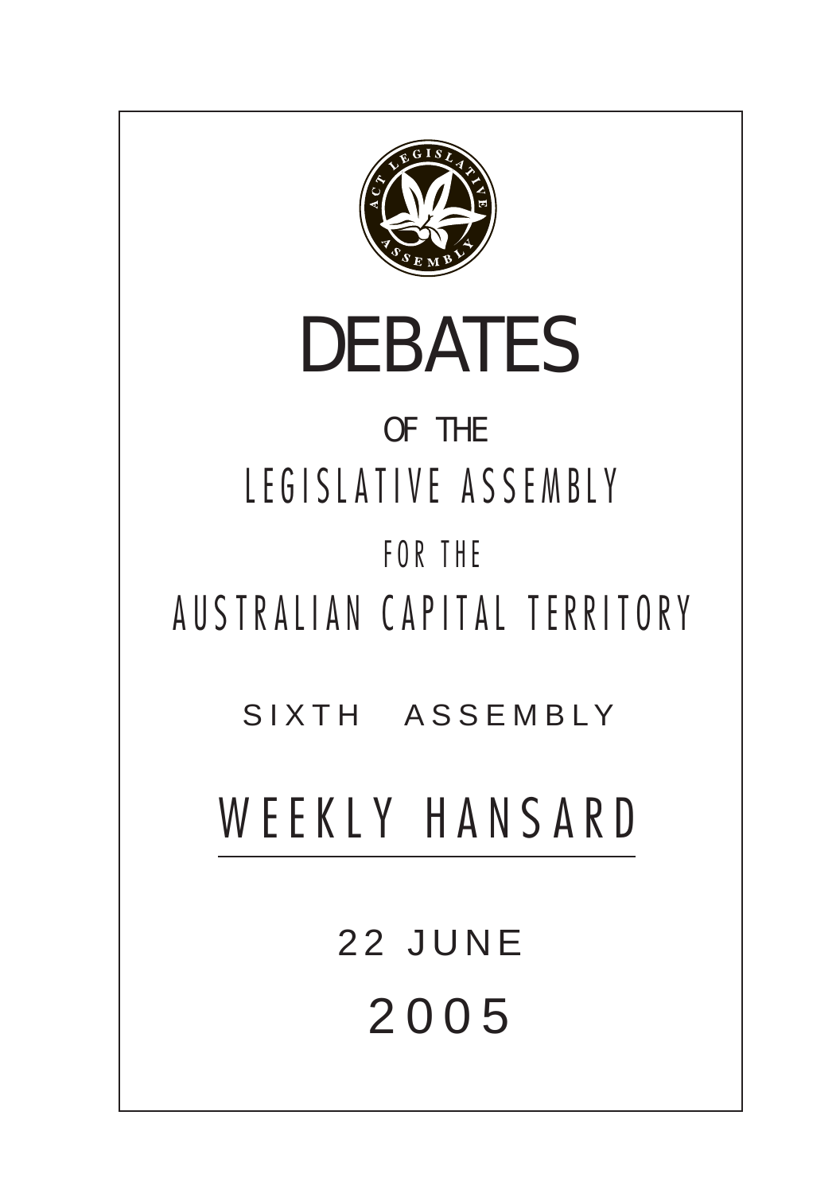# DEBATES

OF THE

LEGISLATIVE ASSEMBLY

FOR THE

AUSTRALIAN CAPITAL TERRITORY

SIXTH ASSEMBLY

## WEEKLY HANSARD

22 JUNE

2005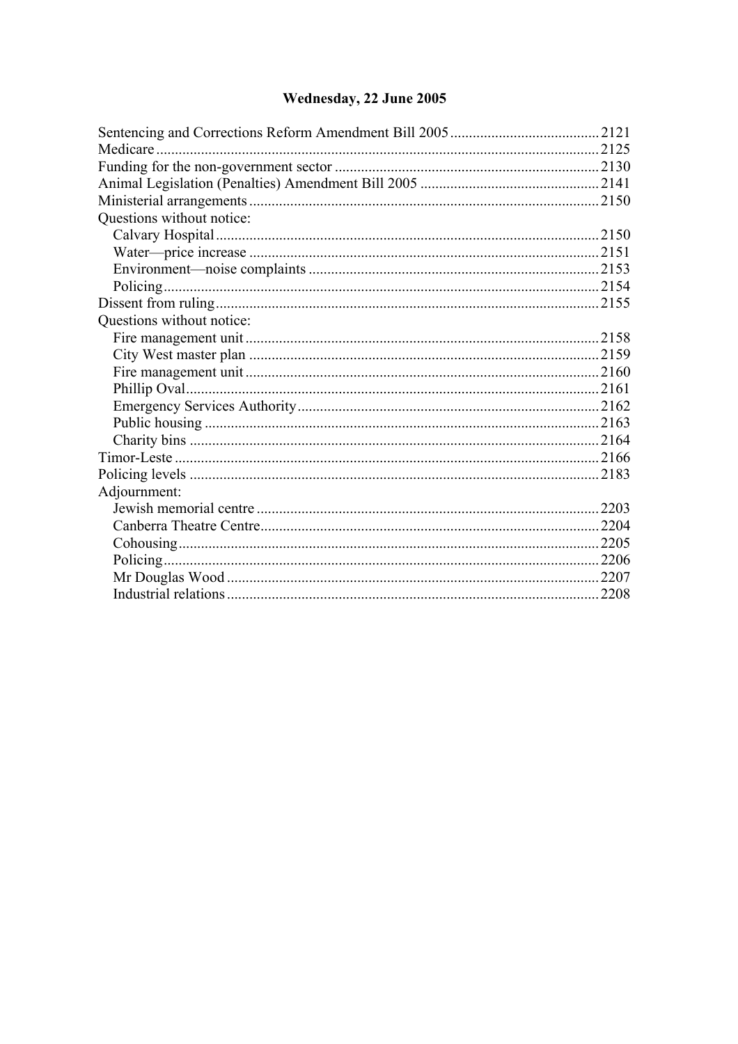# Wednesday, 22 June 2005

| | |
|---|---|
| Sentencing and Corrections Reform Amendment Bill 2005 | 2121 |
| Medicare | 2125 |
| Funding for the non-government sector | 2130 |
| Animal Legislation (Penalties) Amendment Bill 2005 | 2141 |
| Ministerial arrangements | 2150 |
| Questions without notice: | |
| Calvary Hospital | 2150 |
| Water—price increase | 2151 |
| Environment—noise complaints | 2153 |
| Policing | 2154 |
| Dissent from ruling | 2155 |
| Questions without notice: | |
| Fire management unit | 2158 |
| City West master plan | 2159 |
| Fire management unit | 2160 |
| Phillip Oval | 2161 |
| Emergency Services Authority | 2162 |
| Public housing | 2163 |
| Charity bins | 2164 |
| Timor-Leste | 2166 |
| Policing levels | 2183 |
| Adjournment: | |
| Jewish memorial centre | 2203 |
| Canberra Theatre Centre | 2204 |
| Cohousing | 2205 |
| Policing | 2206 |
| Mr Douglas Wood | 2207 |
| Industrial relations | 2208 |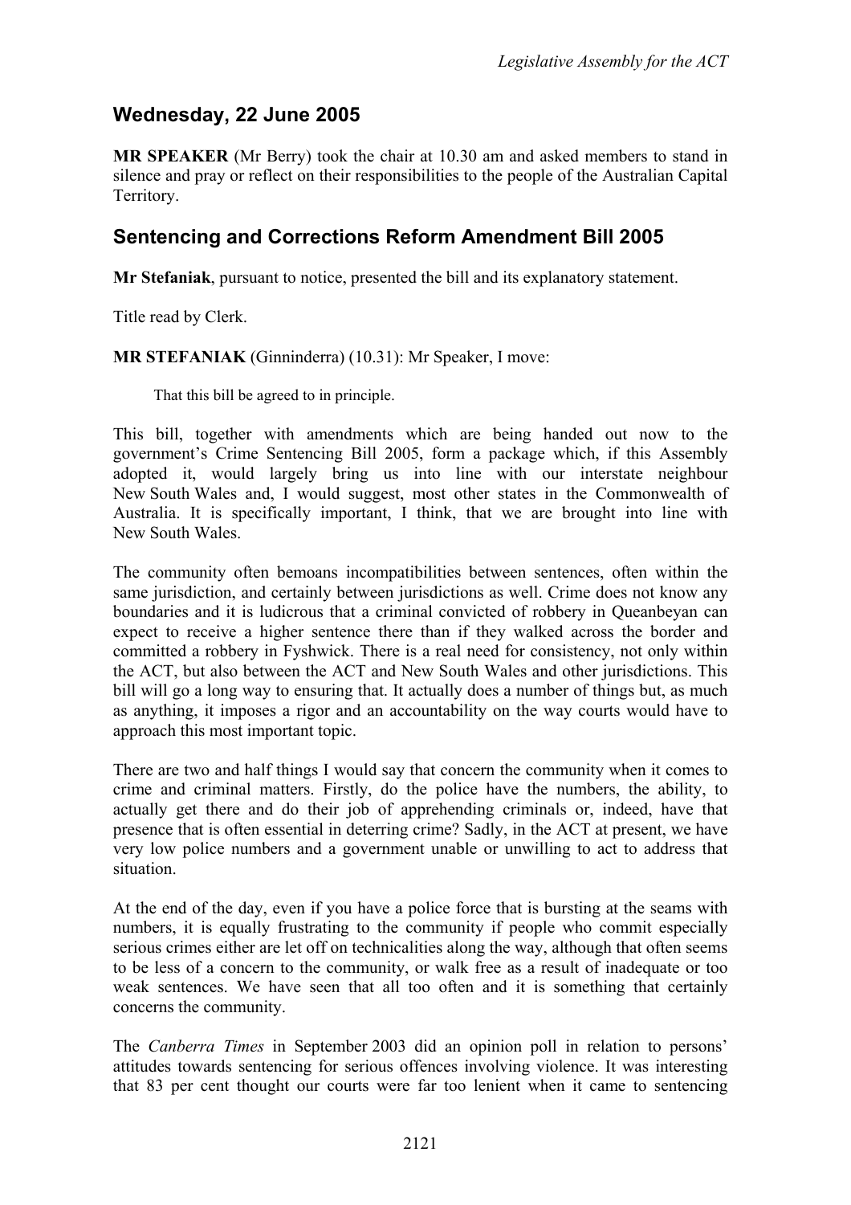## Wednesday, 22 June 2005

**MR SPEAKER** (Mr Berry) took the chair at 10.30 am and asked members to stand in silence and pray or reflect on their responsibilities to the people of the Australian Capital Territory.

## Sentencing and Corrections Reform Amendment Bill 2005

**Mr Stefaniak**, pursuant to notice, presented the bill and its explanatory statement.

Title read by Clerk.

**MR STEFANIAK** (Ginninderra) (10.31): Mr Speaker, I move:

> That this bill be agreed to in principle.

This bill, together with amendments which are being handed out now to the government's Crime Sentencing Bill 2005, form a package which, if this Assembly adopted it, would largely bring us into line with our interstate neighbour New South Wales and, I would suggest, most other states in the Commonwealth of Australia. It is specifically important, I think, that we are brought into line with New South Wales.

The community often bemoans incompatibilities between sentences, often within the same jurisdiction, and certainly between jurisdictions as well. Crime does not know any boundaries and it is ludicrous that a criminal convicted of robbery in Queanbeyan can expect to receive a higher sentence there than if they walked across the border and committed a robbery in Fyshwick. There is a real need for consistency, not only within the ACT, but also between the ACT and New South Wales and other jurisdictions. This bill will go a long way to ensuring that. It actually does a number of things but, as much as anything, it imposes a rigor and an accountability on the way courts would have to approach this most important topic.

There are two and half things I would say that concern the community when it comes to crime and criminal matters. Firstly, do the police have the numbers, the ability, to actually get there and do their job of apprehending criminals or, indeed, have that presence that is often essential in deterring crime? Sadly, in the ACT at present, we have very low police numbers and a government unable or unwilling to act to address that situation.

At the end of the day, even if you have a police force that is bursting at the seams with numbers, it is equally frustrating to the community if people who commit especially serious crimes either are let off on technicalities along the way, although that often seems to be less of a concern to the community, or walk free as a result of inadequate or too weak sentences. We have seen that all too often and it is something that certainly concerns the community.

The *Canberra Times* in September 2003 did an opinion poll in relation to persons' attitudes towards sentencing for serious offences involving violence. It was interesting that 83 per cent thought our courts were far too lenient when it came to sentencing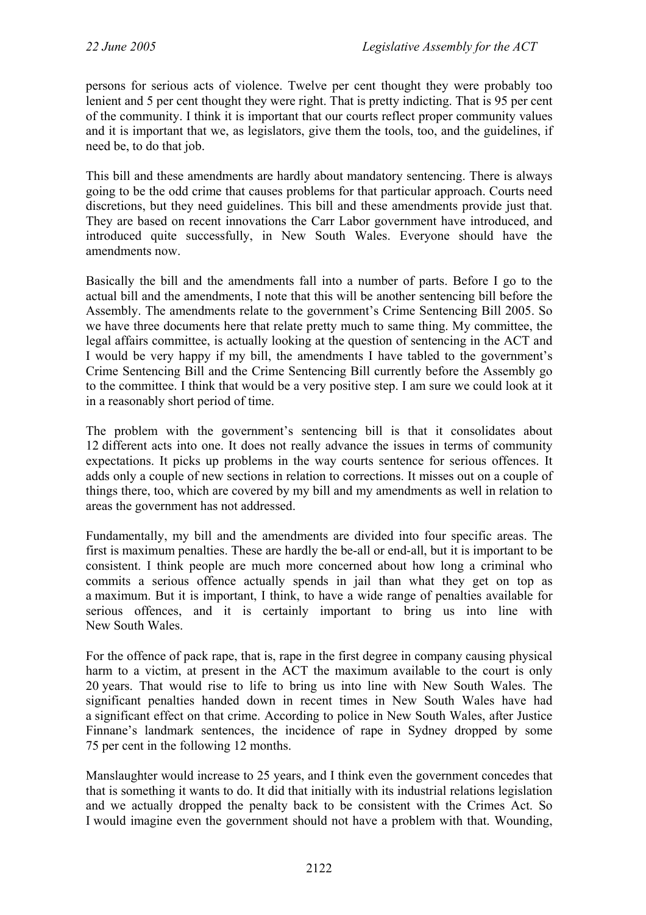persons for serious acts of violence. Twelve per cent thought they were probably too lenient and 5 per cent thought they were right. That is pretty indicting. That is 95 per cent of the community. I think it is important that our courts reflect proper community values and it is important that we, as legislators, give them the tools, too, and the guidelines, if need be, to do that job.

This bill and these amendments are hardly about mandatory sentencing. There is always going to be the odd crime that causes problems for that particular approach. Courts need discretions, but they need guidelines. This bill and these amendments provide just that. They are based on recent innovations the Carr Labor government have introduced, and introduced quite successfully, in New South Wales. Everyone should have the amendments now.

Basically the bill and the amendments fall into a number of parts. Before I go to the actual bill and the amendments, I note that this will be another sentencing bill before the Assembly. The amendments relate to the government's Crime Sentencing Bill 2005. So we have three documents here that relate pretty much to same thing. My committee, the legal affairs committee, is actually looking at the question of sentencing in the ACT and I would be very happy if my bill, the amendments I have tabled to the government's Crime Sentencing Bill and the Crime Sentencing Bill currently before the Assembly go to the committee. I think that would be a very positive step. I am sure we could look at it in a reasonably short period of time.

The problem with the government's sentencing bill is that it consolidates about 12 different acts into one. It does not really advance the issues in terms of community expectations. It picks up problems in the way courts sentence for serious offences. It adds only a couple of new sections in relation to corrections. It misses out on a couple of things there, too, which are covered by my bill and my amendments as well in relation to areas the government has not addressed.

Fundamentally, my bill and the amendments are divided into four specific areas. The first is maximum penalties. These are hardly the be-all or end-all, but it is important to be consistent. I think people are much more concerned about how long a criminal who commits a serious offence actually spends in jail than what they get on top as a maximum. But it is important, I think, to have a wide range of penalties available for serious offences, and it is certainly important to bring us into line with New South Wales.

For the offence of pack rape, that is, rape in the first degree in company causing physical harm to a victim, at present in the ACT the maximum available to the court is only 20 years. That would rise to life to bring us into line with New South Wales. The significant penalties handed down in recent times in New South Wales have had a significant effect on that crime. According to police in New South Wales, after Justice Finnane's landmark sentences, the incidence of rape in Sydney dropped by some 75 per cent in the following 12 months.

Manslaughter would increase to 25 years, and I think even the government concedes that that is something it wants to do. It did that initially with its industrial relations legislation and we actually dropped the penalty back to be consistent with the Crimes Act. So I would imagine even the government should not have a problem with that. Wounding,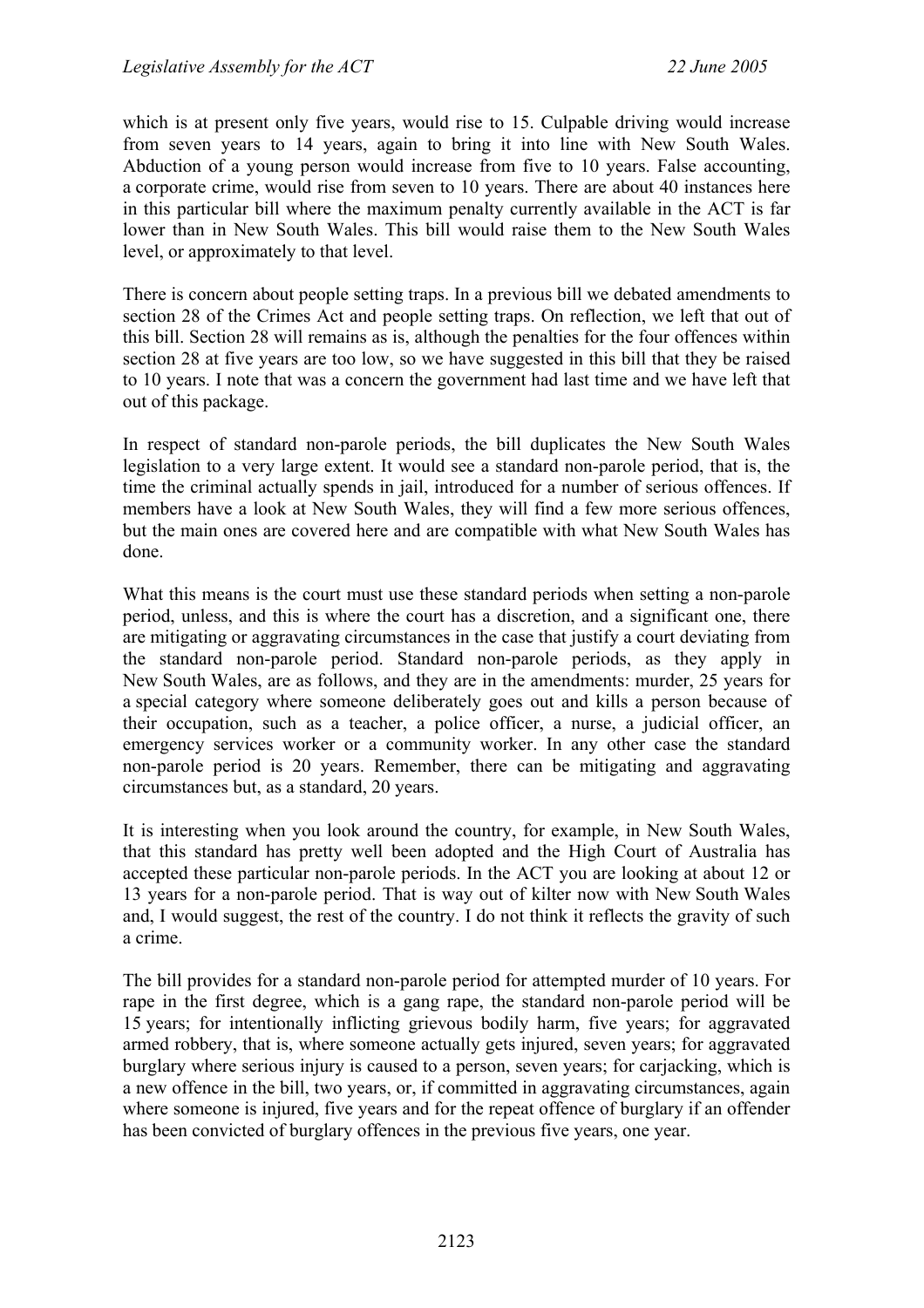which is at present only five years, would rise to 15. Culpable driving would increase from seven years to 14 years, again to bring it into line with New South Wales. Abduction of a young person would increase from five to 10 years. False accounting, a corporate crime, would rise from seven to 10 years. There are about 40 instances here in this particular bill where the maximum penalty currently available in the ACT is far lower than in New South Wales. This bill would raise them to the New South Wales level, or approximately to that level.

There is concern about people setting traps. In a previous bill we debated amendments to section 28 of the Crimes Act and people setting traps. On reflection, we left that out of this bill. Section 28 will remains as is, although the penalties for the four offences within section 28 at five years are too low, so we have suggested in this bill that they be raised to 10 years. I note that was a concern the government had last time and we have left that out of this package.

In respect of standard non-parole periods, the bill duplicates the New South Wales legislation to a very large extent. It would see a standard non-parole period, that is, the time the criminal actually spends in jail, introduced for a number of serious offences. If members have a look at New South Wales, they will find a few more serious offences, but the main ones are covered here and are compatible with what New South Wales has done.

What this means is the court must use these standard periods when setting a non-parole period, unless, and this is where the court has a discretion, and a significant one, there are mitigating or aggravating circumstances in the case that justify a court deviating from the standard non-parole period. Standard non-parole periods, as they apply in New South Wales, are as follows, and they are in the amendments: murder, 25 years for a special category where someone deliberately goes out and kills a person because of their occupation, such as a teacher, a police officer, a nurse, a judicial officer, an emergency services worker or a community worker. In any other case the standard non-parole period is 20 years. Remember, there can be mitigating and aggravating circumstances but, as a standard, 20 years.

It is interesting when you look around the country, for example, in New South Wales, that this standard has pretty well been adopted and the High Court of Australia has accepted these particular non-parole periods. In the ACT you are looking at about 12 or 13 years for a non-parole period. That is way out of kilter now with New South Wales and, I would suggest, the rest of the country. I do not think it reflects the gravity of such a crime.

The bill provides for a standard non-parole period for attempted murder of 10 years. For rape in the first degree, which is a gang rape, the standard non-parole period will be 15 years; for intentionally inflicting grievous bodily harm, five years; for aggravated armed robbery, that is, where someone actually gets injured, seven years; for aggravated burglary where serious injury is caused to a person, seven years; for carjacking, which is a new offence in the bill, two years, or, if committed in aggravating circumstances, again where someone is injured, five years and for the repeat offence of burglary if an offender has been convicted of burglary offences in the previous five years, one year.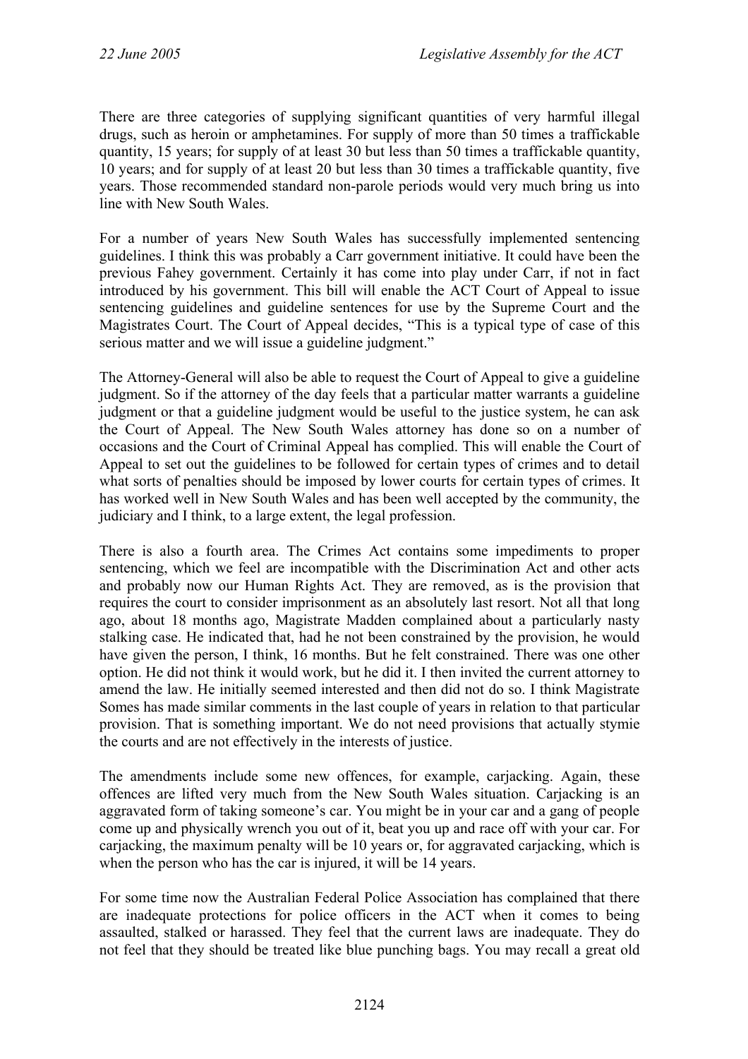There are three categories of supplying significant quantities of very harmful illegal drugs, such as heroin or amphetamines. For supply of more than 50 times a traffickable quantity, 15 years; for supply of at least 30 but less than 50 times a traffickable quantity, 10 years; and for supply of at least 20 but less than 30 times a traffickable quantity, five years. Those recommended standard non-parole periods would very much bring us into line with New South Wales.

For a number of years New South Wales has successfully implemented sentencing guidelines. I think this was probably a Carr government initiative. It could have been the previous Fahey government. Certainly it has come into play under Carr, if not in fact introduced by his government. This bill will enable the ACT Court of Appeal to issue sentencing guidelines and guideline sentences for use by the Supreme Court and the Magistrates Court. The Court of Appeal decides, "This is a typical type of case of this serious matter and we will issue a guideline judgment."

The Attorney-General will also be able to request the Court of Appeal to give a guideline judgment. So if the attorney of the day feels that a particular matter warrants a guideline judgment or that a guideline judgment would be useful to the justice system, he can ask the Court of Appeal. The New South Wales attorney has done so on a number of occasions and the Court of Criminal Appeal has complied. This will enable the Court of Appeal to set out the guidelines to be followed for certain types of crimes and to detail what sorts of penalties should be imposed by lower courts for certain types of crimes. It has worked well in New South Wales and has been well accepted by the community, the judiciary and I think, to a large extent, the legal profession.

There is also a fourth area. The Crimes Act contains some impediments to proper sentencing, which we feel are incompatible with the Discrimination Act and other acts and probably now our Human Rights Act. They are removed, as is the provision that requires the court to consider imprisonment as an absolutely last resort. Not all that long ago, about 18 months ago, Magistrate Madden complained about a particularly nasty stalking case. He indicated that, had he not been constrained by the provision, he would have given the person, I think, 16 months. But he felt constrained. There was one other option. He did not think it would work, but he did it. I then invited the current attorney to amend the law. He initially seemed interested and then did not do so. I think Magistrate Somes has made similar comments in the last couple of years in relation to that particular provision. That is something important. We do not need provisions that actually stymie the courts and are not effectively in the interests of justice.

The amendments include some new offences, for example, carjacking. Again, these offences are lifted very much from the New South Wales situation. Carjacking is an aggravated form of taking someone's car. You might be in your car and a gang of people come up and physically wrench you out of it, beat you up and race off with your car. For carjacking, the maximum penalty will be 10 years or, for aggravated carjacking, which is when the person who has the car is injured, it will be 14 years.

For some time now the Australian Federal Police Association has complained that there are inadequate protections for police officers in the ACT when it comes to being assaulted, stalked or harassed. They feel that the current laws are inadequate. They do not feel that they should be treated like blue punching bags. You may recall a great old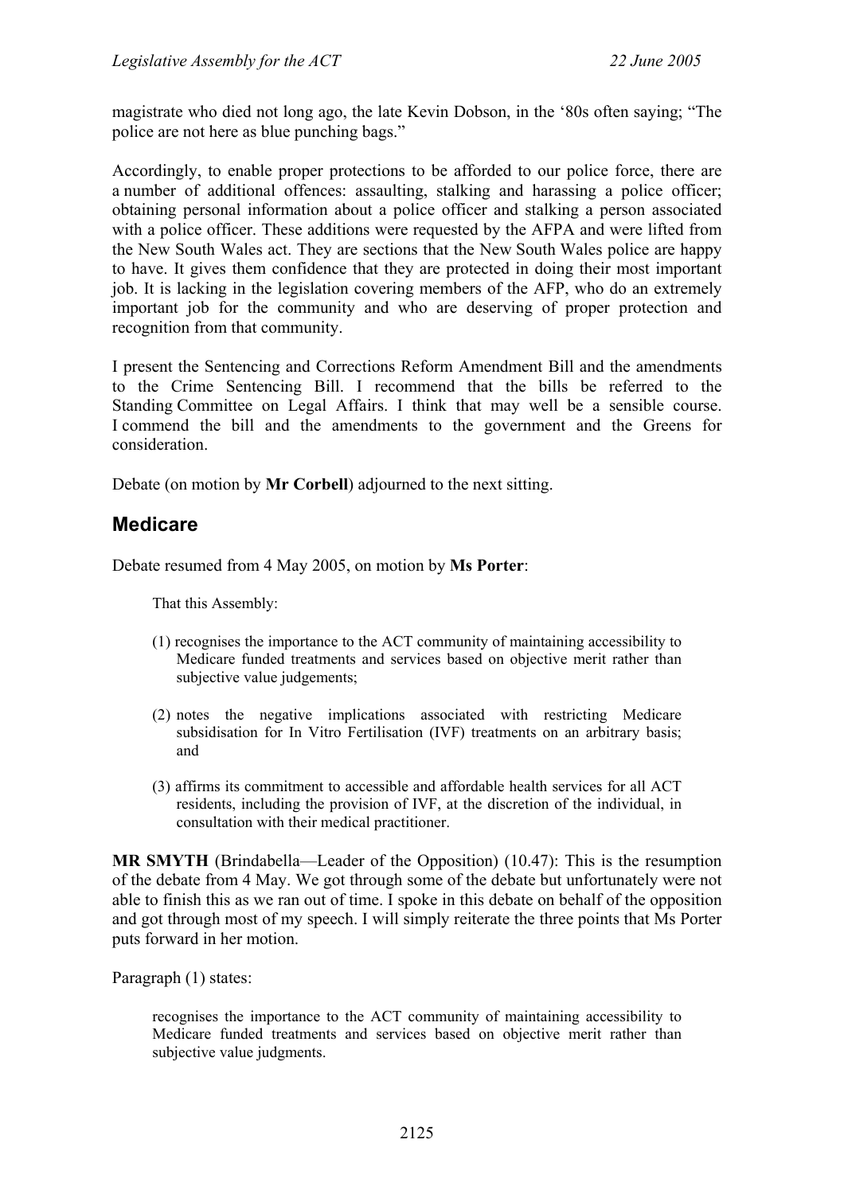magistrate who died not long ago, the late Kevin Dobson, in the '80s often saying; "The police are not here as blue punching bags."

Accordingly, to enable proper protections to be afforded to our police force, there are a number of additional offences: assaulting, stalking and harassing a police officer; obtaining personal information about a police officer and stalking a person associated with a police officer. These additions were requested by the AFPA and were lifted from the New South Wales act. They are sections that the New South Wales police are happy to have. It gives them confidence that they are protected in doing their most important job. It is lacking in the legislation covering members of the AFP, who do an extremely important job for the community and who are deserving of proper protection and recognition from that community.

I present the Sentencing and Corrections Reform Amendment Bill and the amendments to the Crime Sentencing Bill. I recommend that the bills be referred to the Standing Committee on Legal Affairs. I think that may well be a sensible course. I commend the bill and the amendments to the government and the Greens for consideration.

Debate (on motion by **Mr Corbell**) adjourned to the next sitting.

## Medicare

Debate resumed from 4 May 2005, on motion by **Ms Porter**:

> That this Assembly:
>
> (1) recognises the importance to the ACT community of maintaining accessibility to Medicare funded treatments and services based on objective merit rather than subjective value judgements;
>
> (2) notes the negative implications associated with restricting Medicare subsidisation for In Vitro Fertilisation (IVF) treatments on an arbitrary basis; and
>
> (3) affirms its commitment to accessible and affordable health services for all ACT residents, including the provision of IVF, at the discretion of the individual, in consultation with their medical practitioner.

**MR SMYTH** (Brindabella—Leader of the Opposition) (10.47): This is the resumption of the debate from 4 May. We got through some of the debate but unfortunately were not able to finish this as we ran out of time. I spoke in this debate on behalf of the opposition and got through most of my speech. I will simply reiterate the three points that Ms Porter puts forward in her motion.

Paragraph (1) states:

> recognises the importance to the ACT community of maintaining accessibility to Medicare funded treatments and services based on objective merit rather than subjective value judgments.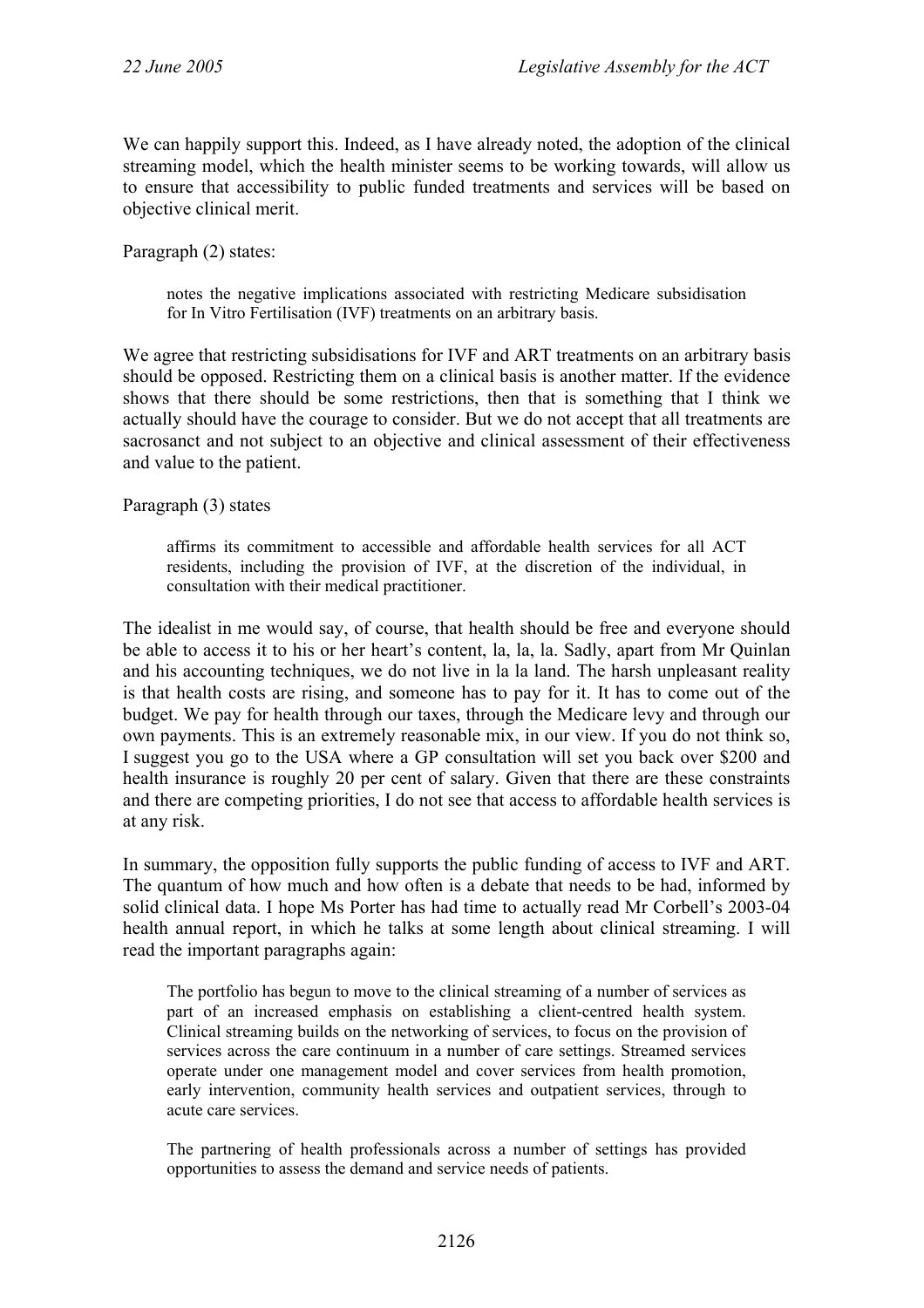We can happily support this. Indeed, as I have already noted, the adoption of the clinical streaming model, which the health minister seems to be working towards, will allow us to ensure that accessibility to public funded treatments and services will be based on objective clinical merit.

Paragraph (2) states:

> notes the negative implications associated with restricting Medicare subsidisation for In Vitro Fertilisation (IVF) treatments on an arbitrary basis.

We agree that restricting subsidisations for IVF and ART treatments on an arbitrary basis should be opposed. Restricting them on a clinical basis is another matter. If the evidence shows that there should be some restrictions, then that is something that I think we actually should have the courage to consider. But we do not accept that all treatments are sacrosanct and not subject to an objective and clinical assessment of their effectiveness and value to the patient.

Paragraph (3) states

> affirms its commitment to accessible and affordable health services for all ACT residents, including the provision of IVF, at the discretion of the individual, in consultation with their medical practitioner.

The idealist in me would say, of course, that health should be free and everyone should be able to access it to his or her heart's content, la, la, la. Sadly, apart from Mr Quinlan and his accounting techniques, we do not live in la la land. The harsh unpleasant reality is that health costs are rising, and someone has to pay for it. It has to come out of the budget. We pay for health through our taxes, through the Medicare levy and through our own payments. This is an extremely reasonable mix, in our view. If you do not think so, I suggest you go to the USA where a GP consultation will set you back over $200 and health insurance is roughly 20 per cent of salary. Given that there are these constraints and there are competing priorities, I do not see that access to affordable health services is at any risk.

In summary, the opposition fully supports the public funding of access to IVF and ART. The quantum of how much and how often is a debate that needs to be had, informed by solid clinical data. I hope Ms Porter has had time to actually read Mr Corbell's 2003-04 health annual report, in which he talks at some length about clinical streaming. I will read the important paragraphs again:

> The portfolio has begun to move to the clinical streaming of a number of services as part of an increased emphasis on establishing a client-centred health system. Clinical streaming builds on the networking of services, to focus on the provision of services across the care continuum in a number of care settings. Streamed services operate under one management model and cover services from health promotion, early intervention, community health services and outpatient services, through to acute care services.
>
> The partnering of health professionals across a number of settings has provided opportunities to assess the demand and service needs of patients.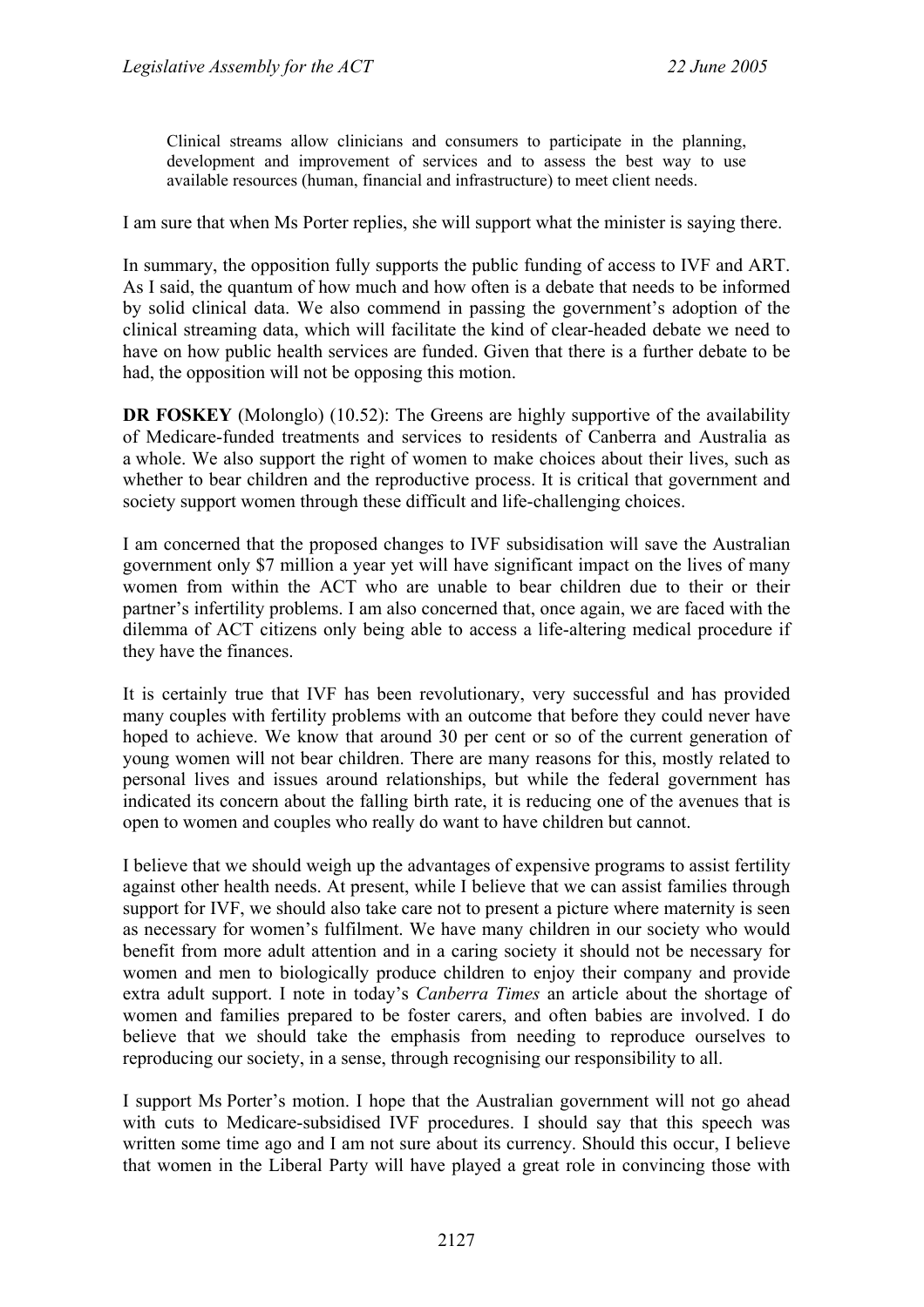> Clinical streams allow clinicians and consumers to participate in the planning, development and improvement of services and to assess the best way to use available resources (human, financial and infrastructure) to meet client needs.

I am sure that when Ms Porter replies, she will support what the minister is saying there.

In summary, the opposition fully supports the public funding of access to IVF and ART. As I said, the quantum of how much and how often is a debate that needs to be informed by solid clinical data. We also commend in passing the government's adoption of the clinical streaming data, which will facilitate the kind of clear-headed debate we need to have on how public health services are funded. Given that there is a further debate to be had, the opposition will not be opposing this motion.

**DR FOSKEY** (Molonglo) (10.52): The Greens are highly supportive of the availability of Medicare-funded treatments and services to residents of Canberra and Australia as a whole. We also support the right of women to make choices about their lives, such as whether to bear children and the reproductive process. It is critical that government and society support women through these difficult and life-challenging choices.

I am concerned that the proposed changes to IVF subsidisation will save the Australian government only $7 million a year yet will have significant impact on the lives of many women from within the ACT who are unable to bear children due to their or their partner's infertility problems. I am also concerned that, once again, we are faced with the dilemma of ACT citizens only being able to access a life-altering medical procedure if they have the finances.

It is certainly true that IVF has been revolutionary, very successful and has provided many couples with fertility problems with an outcome that before they could never have hoped to achieve. We know that around 30 per cent or so of the current generation of young women will not bear children. There are many reasons for this, mostly related to personal lives and issues around relationships, but while the federal government has indicated its concern about the falling birth rate, it is reducing one of the avenues that is open to women and couples who really do want to have children but cannot.

I believe that we should weigh up the advantages of expensive programs to assist fertility against other health needs. At present, while I believe that we can assist families through support for IVF, we should also take care not to present a picture where maternity is seen as necessary for women's fulfilment. We have many children in our society who would benefit from more adult attention and in a caring society it should not be necessary for women and men to biologically produce children to enjoy their company and provide extra adult support. I note in today's *Canberra Times* an article about the shortage of women and families prepared to be foster carers, and often babies are involved. I do believe that we should take the emphasis from needing to reproduce ourselves to reproducing our society, in a sense, through recognising our responsibility to all.

I support Ms Porter's motion. I hope that the Australian government will not go ahead with cuts to Medicare-subsidised IVF procedures. I should say that this speech was written some time ago and I am not sure about its currency. Should this occur, I believe that women in the Liberal Party will have played a great role in convincing those with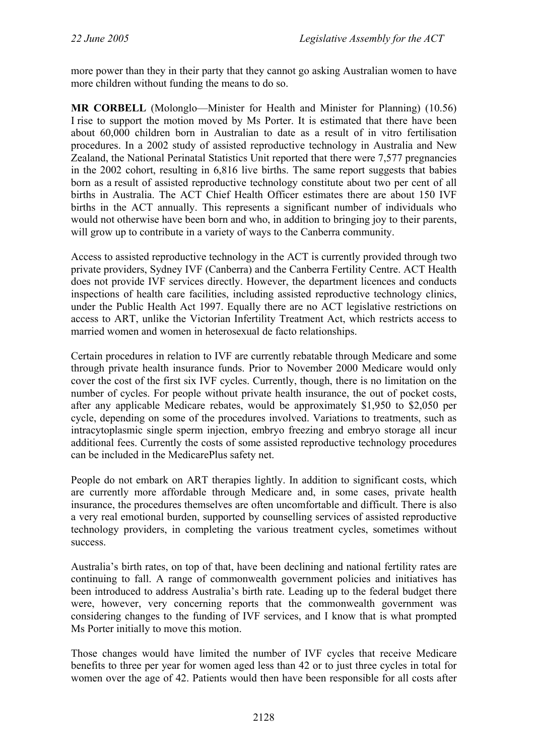more power than they in their party that they cannot go asking Australian women to have more children without funding the means to do so.

**MR CORBELL** (Molonglo—Minister for Health and Minister for Planning) (10.56) I rise to support the motion moved by Ms Porter. It is estimated that there have been about 60,000 children born in Australian to date as a result of in vitro fertilisation procedures. In a 2002 study of assisted reproductive technology in Australia and New Zealand, the National Perinatal Statistics Unit reported that there were 7,577 pregnancies in the 2002 cohort, resulting in 6,816 live births. The same report suggests that babies born as a result of assisted reproductive technology constitute about two per cent of all births in Australia. The ACT Chief Health Officer estimates there are about 150 IVF births in the ACT annually. This represents a significant number of individuals who would not otherwise have been born and who, in addition to bringing joy to their parents, will grow up to contribute in a variety of ways to the Canberra community.

Access to assisted reproductive technology in the ACT is currently provided through two private providers, Sydney IVF (Canberra) and the Canberra Fertility Centre. ACT Health does not provide IVF services directly. However, the department licences and conducts inspections of health care facilities, including assisted reproductive technology clinics, under the Public Health Act 1997. Equally there are no ACT legislative restrictions on access to ART, unlike the Victorian Infertility Treatment Act, which restricts access to married women and women in heterosexual de facto relationships.

Certain procedures in relation to IVF are currently rebatable through Medicare and some through private health insurance funds. Prior to November 2000 Medicare would only cover the cost of the first six IVF cycles. Currently, though, there is no limitation on the number of cycles. For people without private health insurance, the out of pocket costs, after any applicable Medicare rebates, would be approximately $1,950 to $2,050 per cycle, depending on some of the procedures involved. Variations to treatments, such as intracytoplasmic single sperm injection, embryo freezing and embryo storage all incur additional fees. Currently the costs of some assisted reproductive technology procedures can be included in the MedicarePlus safety net.

People do not embark on ART therapies lightly. In addition to significant costs, which are currently more affordable through Medicare and, in some cases, private health insurance, the procedures themselves are often uncomfortable and difficult. There is also a very real emotional burden, supported by counselling services of assisted reproductive technology providers, in completing the various treatment cycles, sometimes without success.

Australia's birth rates, on top of that, have been declining and national fertility rates are continuing to fall. A range of commonwealth government policies and initiatives has been introduced to address Australia's birth rate. Leading up to the federal budget there were, however, very concerning reports that the commonwealth government was considering changes to the funding of IVF services, and I know that is what prompted Ms Porter initially to move this motion.

Those changes would have limited the number of IVF cycles that receive Medicare benefits to three per year for women aged less than 42 or to just three cycles in total for women over the age of 42. Patients would then have been responsible for all costs after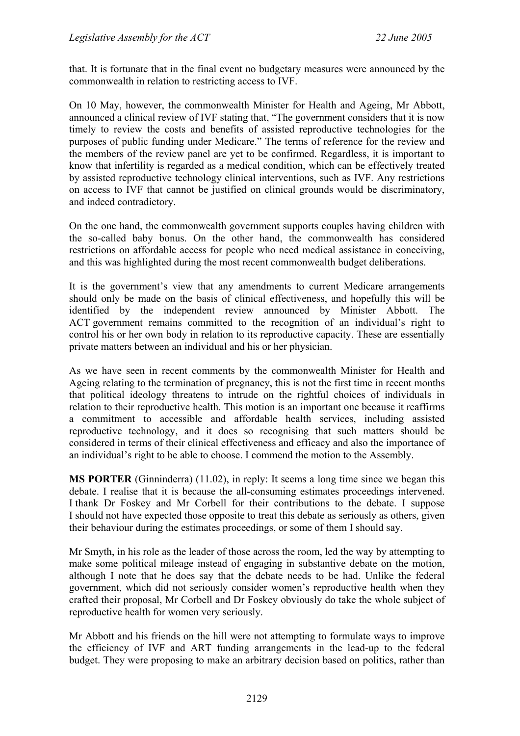that. It is fortunate that in the final event no budgetary measures were announced by the commonwealth in relation to restricting access to IVF.

On 10 May, however, the commonwealth Minister for Health and Ageing, Mr Abbott, announced a clinical review of IVF stating that, "The government considers that it is now timely to review the costs and benefits of assisted reproductive technologies for the purposes of public funding under Medicare." The terms of reference for the review and the members of the review panel are yet to be confirmed. Regardless, it is important to know that infertility is regarded as a medical condition, which can be effectively treated by assisted reproductive technology clinical interventions, such as IVF. Any restrictions on access to IVF that cannot be justified on clinical grounds would be discriminatory, and indeed contradictory.

On the one hand, the commonwealth government supports couples having children with the so-called baby bonus. On the other hand, the commonwealth has considered restrictions on affordable access for people who need medical assistance in conceiving, and this was highlighted during the most recent commonwealth budget deliberations.

It is the government's view that any amendments to current Medicare arrangements should only be made on the basis of clinical effectiveness, and hopefully this will be identified by the independent review announced by Minister Abbott. The ACT government remains committed to the recognition of an individual's right to control his or her own body in relation to its reproductive capacity. These are essentially private matters between an individual and his or her physician.

As we have seen in recent comments by the commonwealth Minister for Health and Ageing relating to the termination of pregnancy, this is not the first time in recent months that political ideology threatens to intrude on the rightful choices of individuals in relation to their reproductive health. This motion is an important one because it reaffirms a commitment to accessible and affordable health services, including assisted reproductive technology, and it does so recognising that such matters should be considered in terms of their clinical effectiveness and efficacy and also the importance of an individual's right to be able to choose. I commend the motion to the Assembly.

**MS PORTER** (Ginninderra) (11.02), in reply: It seems a long time since we began this debate. I realise that it is because the all-consuming estimates proceedings intervened. I thank Dr Foskey and Mr Corbell for their contributions to the debate. I suppose I should not have expected those opposite to treat this debate as seriously as others, given their behaviour during the estimates proceedings, or some of them I should say.

Mr Smyth, in his role as the leader of those across the room, led the way by attempting to make some political mileage instead of engaging in substantive debate on the motion, although I note that he does say that the debate needs to be had. Unlike the federal government, which did not seriously consider women's reproductive health when they crafted their proposal, Mr Corbell and Dr Foskey obviously do take the whole subject of reproductive health for women very seriously.

Mr Abbott and his friends on the hill were not attempting to formulate ways to improve the efficiency of IVF and ART funding arrangements in the lead-up to the federal budget. They were proposing to make an arbitrary decision based on politics, rather than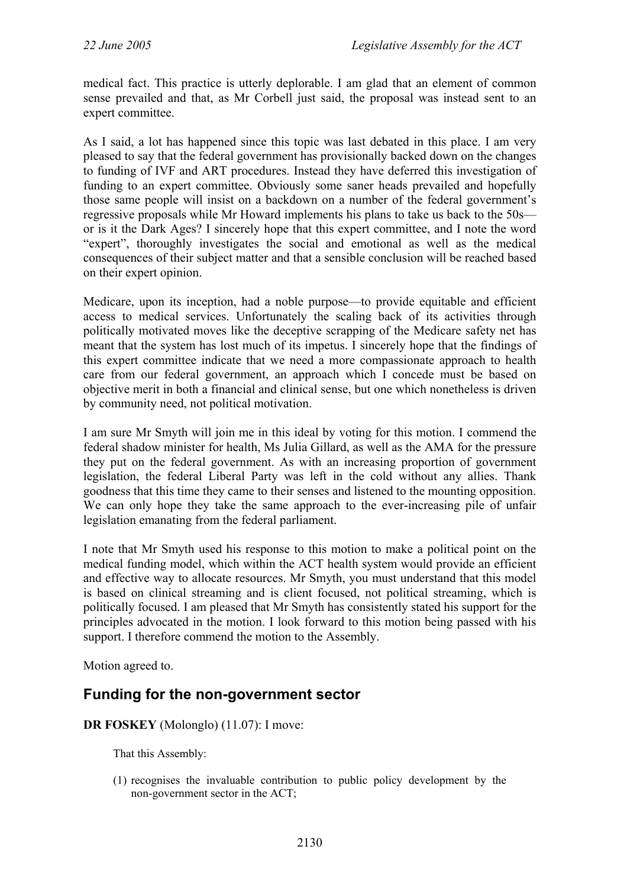medical fact. This practice is utterly deplorable. I am glad that an element of common sense prevailed and that, as Mr Corbell just said, the proposal was instead sent to an expert committee.

As I said, a lot has happened since this topic was last debated in this place. I am very pleased to say that the federal government has provisionally backed down on the changes to funding of IVF and ART procedures. Instead they have deferred this investigation of funding to an expert committee. Obviously some saner heads prevailed and hopefully those same people will insist on a backdown on a number of the federal government's regressive proposals while Mr Howard implements his plans to take us back to the 50s—or is it the Dark Ages? I sincerely hope that this expert committee, and I note the word "expert", thoroughly investigates the social and emotional as well as the medical consequences of their subject matter and that a sensible conclusion will be reached based on their expert opinion.

Medicare, upon its inception, had a noble purpose—to provide equitable and efficient access to medical services. Unfortunately the scaling back of its activities through politically motivated moves like the deceptive scrapping of the Medicare safety net has meant that the system has lost much of its impetus. I sincerely hope that the findings of this expert committee indicate that we need a more compassionate approach to health care from our federal government, an approach which I concede must be based on objective merit in both a financial and clinical sense, but one which nonetheless is driven by community need, not political motivation.

I am sure Mr Smyth will join me in this ideal by voting for this motion. I commend the federal shadow minister for health, Ms Julia Gillard, as well as the AMA for the pressure they put on the federal government. As with an increasing proportion of government legislation, the federal Liberal Party was left in the cold without any allies. Thank goodness that this time they came to their senses and listened to the mounting opposition. We can only hope they take the same approach to the ever-increasing pile of unfair legislation emanating from the federal parliament.

I note that Mr Smyth used his response to this motion to make a political point on the medical funding model, which within the ACT health system would provide an efficient and effective way to allocate resources. Mr Smyth, you must understand that this model is based on clinical streaming and is client focused, not political streaming, which is politically focused. I am pleased that Mr Smyth has consistently stated his support for the principles advocated in the motion. I look forward to this motion being passed with his support. I therefore commend the motion to the Assembly.

Motion agreed to.

## Funding for the non-government sector

**DR FOSKEY** (Molonglo) (11.07): I move:

That this Assembly:

(1) recognises the invaluable contribution to public policy development by the non-government sector in the ACT;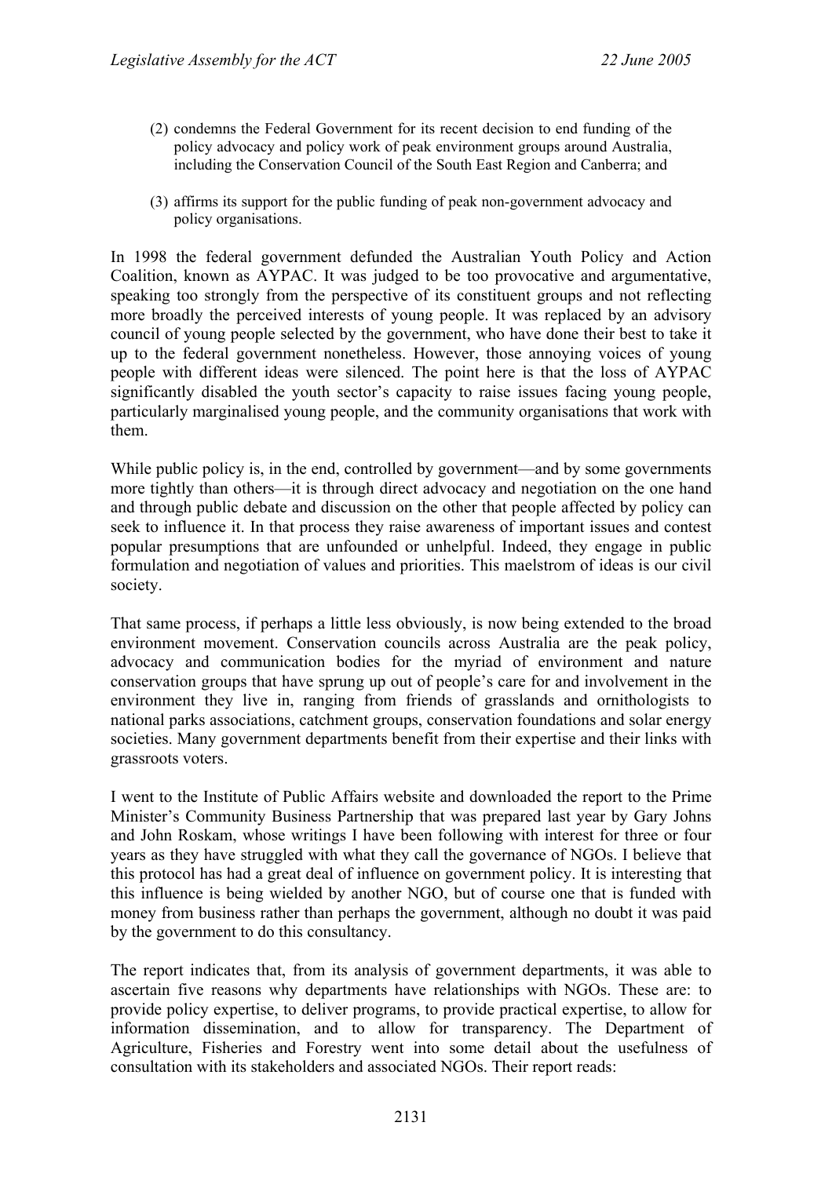(2) condemns the Federal Government for its recent decision to end funding of the policy advocacy and policy work of peak environment groups around Australia, including the Conservation Council of the South East Region and Canberra; and

(3) affirms its support for the public funding of peak non-government advocacy and policy organisations.

In 1998 the federal government defunded the Australian Youth Policy and Action Coalition, known as AYPAC. It was judged to be too provocative and argumentative, speaking too strongly from the perspective of its constituent groups and not reflecting more broadly the perceived interests of young people. It was replaced by an advisory council of young people selected by the government, who have done their best to take it up to the federal government nonetheless. However, those annoying voices of young people with different ideas were silenced. The point here is that the loss of AYPAC significantly disabled the youth sector's capacity to raise issues facing young people, particularly marginalised young people, and the community organisations that work with them.

While public policy is, in the end, controlled by government—and by some governments more tightly than others—it is through direct advocacy and negotiation on the one hand and through public debate and discussion on the other that people affected by policy can seek to influence it. In that process they raise awareness of important issues and contest popular presumptions that are unfounded or unhelpful. Indeed, they engage in public formulation and negotiation of values and priorities. This maelstrom of ideas is our civil society.

That same process, if perhaps a little less obviously, is now being extended to the broad environment movement. Conservation councils across Australia are the peak policy, advocacy and communication bodies for the myriad of environment and nature conservation groups that have sprung up out of people's care for and involvement in the environment they live in, ranging from friends of grasslands and ornithologists to national parks associations, catchment groups, conservation foundations and solar energy societies. Many government departments benefit from their expertise and their links with grassroots voters.

I went to the Institute of Public Affairs website and downloaded the report to the Prime Minister's Community Business Partnership that was prepared last year by Gary Johns and John Roskam, whose writings I have been following with interest for three or four years as they have struggled with what they call the governance of NGOs. I believe that this protocol has had a great deal of influence on government policy. It is interesting that this influence is being wielded by another NGO, but of course one that is funded with money from business rather than perhaps the government, although no doubt it was paid by the government to do this consultancy.

The report indicates that, from its analysis of government departments, it was able to ascertain five reasons why departments have relationships with NGOs. These are: to provide policy expertise, to deliver programs, to provide practical expertise, to allow for information dissemination, and to allow for transparency. The Department of Agriculture, Fisheries and Forestry went into some detail about the usefulness of consultation with its stakeholders and associated NGOs. Their report reads: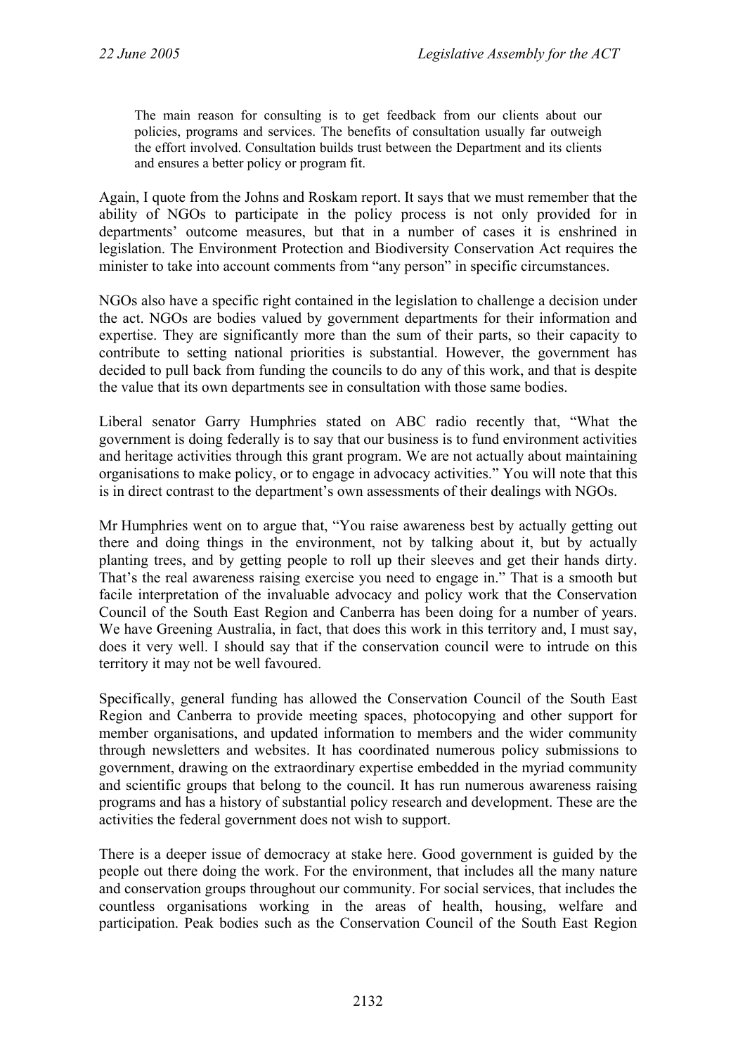> The main reason for consulting is to get feedback from our clients about our policies, programs and services. The benefits of consultation usually far outweigh the effort involved. Consultation builds trust between the Department and its clients and ensures a better policy or program fit.

Again, I quote from the Johns and Roskam report. It says that we must remember that the ability of NGOs to participate in the policy process is not only provided for in departments' outcome measures, but that in a number of cases it is enshrined in legislation. The Environment Protection and Biodiversity Conservation Act requires the minister to take into account comments from "any person" in specific circumstances.

NGOs also have a specific right contained in the legislation to challenge a decision under the act. NGOs are bodies valued by government departments for their information and expertise. They are significantly more than the sum of their parts, so their capacity to contribute to setting national priorities is substantial. However, the government has decided to pull back from funding the councils to do any of this work, and that is despite the value that its own departments see in consultation with those same bodies.

Liberal senator Garry Humphries stated on ABC radio recently that, "What the government is doing federally is to say that our business is to fund environment activities and heritage activities through this grant program. We are not actually about maintaining organisations to make policy, or to engage in advocacy activities." You will note that this is in direct contrast to the department's own assessments of their dealings with NGOs.

Mr Humphries went on to argue that, "You raise awareness best by actually getting out there and doing things in the environment, not by talking about it, but by actually planting trees, and by getting people to roll up their sleeves and get their hands dirty. That's the real awareness raising exercise you need to engage in." That is a smooth but facile interpretation of the invaluable advocacy and policy work that the Conservation Council of the South East Region and Canberra has been doing for a number of years. We have Greening Australia, in fact, that does this work in this territory and, I must say, does it very well. I should say that if the conservation council were to intrude on this territory it may not be well favoured.

Specifically, general funding has allowed the Conservation Council of the South East Region and Canberra to provide meeting spaces, photocopying and other support for member organisations, and updated information to members and the wider community through newsletters and websites. It has coordinated numerous policy submissions to government, drawing on the extraordinary expertise embedded in the myriad community and scientific groups that belong to the council. It has run numerous awareness raising programs and has a history of substantial policy research and development. These are the activities the federal government does not wish to support.

There is a deeper issue of democracy at stake here. Good government is guided by the people out there doing the work. For the environment, that includes all the many nature and conservation groups throughout our community. For social services, that includes the countless organisations working in the areas of health, housing, welfare and participation. Peak bodies such as the Conservation Council of the South East Region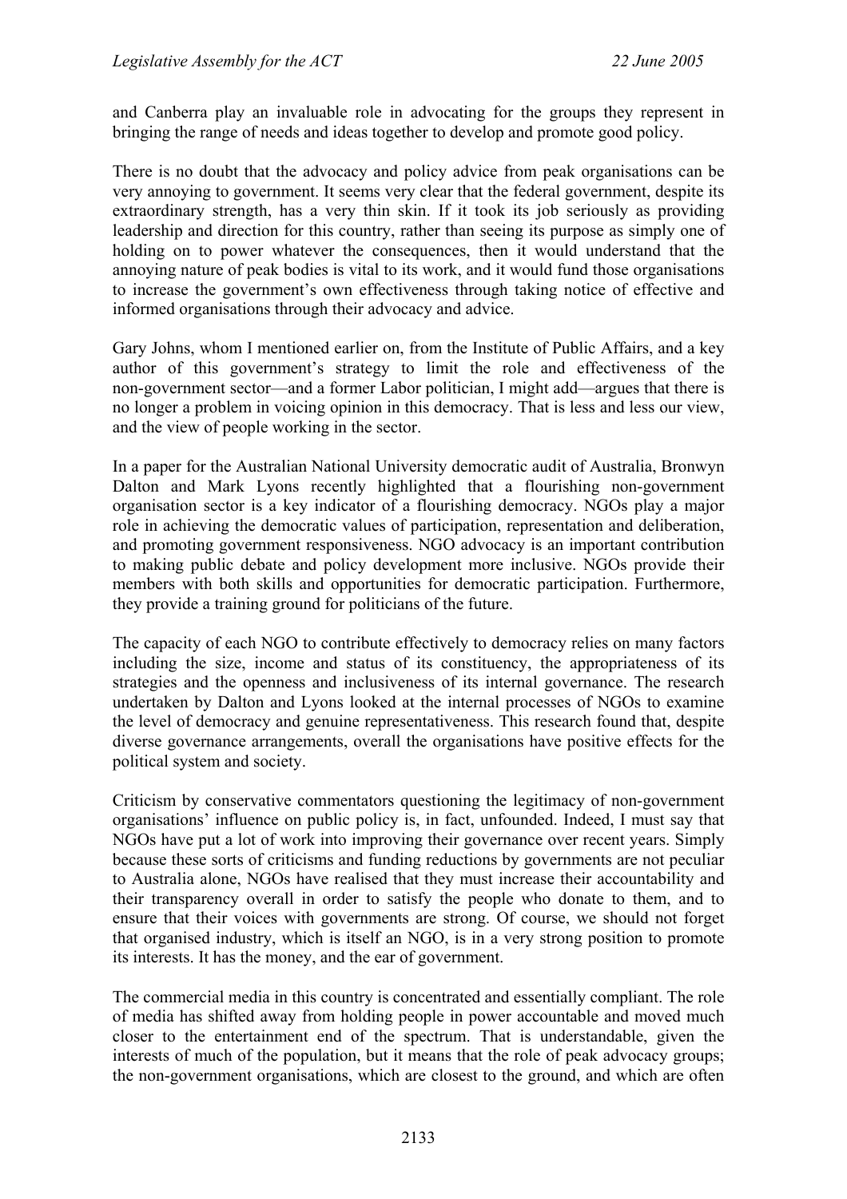and Canberra play an invaluable role in advocating for the groups they represent in bringing the range of needs and ideas together to develop and promote good policy.

There is no doubt that the advocacy and policy advice from peak organisations can be very annoying to government. It seems very clear that the federal government, despite its extraordinary strength, has a very thin skin. If it took its job seriously as providing leadership and direction for this country, rather than seeing its purpose as simply one of holding on to power whatever the consequences, then it would understand that the annoying nature of peak bodies is vital to its work, and it would fund those organisations to increase the government's own effectiveness through taking notice of effective and informed organisations through their advocacy and advice.

Gary Johns, whom I mentioned earlier on, from the Institute of Public Affairs, and a key author of this government's strategy to limit the role and effectiveness of the non-government sector—and a former Labor politician, I might add—argues that there is no longer a problem in voicing opinion in this democracy. That is less and less our view, and the view of people working in the sector.

In a paper for the Australian National University democratic audit of Australia, Bronwyn Dalton and Mark Lyons recently highlighted that a flourishing non-government organisation sector is a key indicator of a flourishing democracy. NGOs play a major role in achieving the democratic values of participation, representation and deliberation, and promoting government responsiveness. NGO advocacy is an important contribution to making public debate and policy development more inclusive. NGOs provide their members with both skills and opportunities for democratic participation. Furthermore, they provide a training ground for politicians of the future.

The capacity of each NGO to contribute effectively to democracy relies on many factors including the size, income and status of its constituency, the appropriateness of its strategies and the openness and inclusiveness of its internal governance. The research undertaken by Dalton and Lyons looked at the internal processes of NGOs to examine the level of democracy and genuine representativeness. This research found that, despite diverse governance arrangements, overall the organisations have positive effects for the political system and society.

Criticism by conservative commentators questioning the legitimacy of non-government organisations' influence on public policy is, in fact, unfounded. Indeed, I must say that NGOs have put a lot of work into improving their governance over recent years. Simply because these sorts of criticisms and funding reductions by governments are not peculiar to Australia alone, NGOs have realised that they must increase their accountability and their transparency overall in order to satisfy the people who donate to them, and to ensure that their voices with governments are strong. Of course, we should not forget that organised industry, which is itself an NGO, is in a very strong position to promote its interests. It has the money, and the ear of government.

The commercial media in this country is concentrated and essentially compliant. The role of media has shifted away from holding people in power accountable and moved much closer to the entertainment end of the spectrum. That is understandable, given the interests of much of the population, but it means that the role of peak advocacy groups; the non-government organisations, which are closest to the ground, and which are often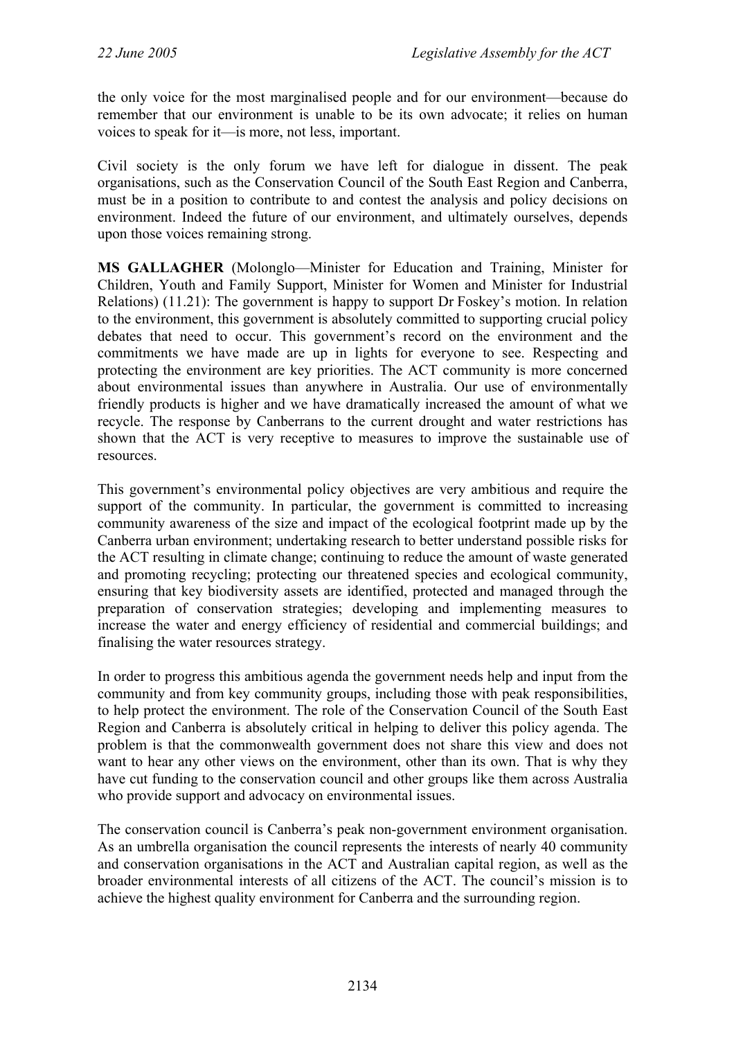the only voice for the most marginalised people and for our environment—because do remember that our environment is unable to be its own advocate; it relies on human voices to speak for it—is more, not less, important.

Civil society is the only forum we have left for dialogue in dissent. The peak organisations, such as the Conservation Council of the South East Region and Canberra, must be in a position to contribute to and contest the analysis and policy decisions on environment. Indeed the future of our environment, and ultimately ourselves, depends upon those voices remaining strong.

**MS GALLAGHER** (Molonglo—Minister for Education and Training, Minister for Children, Youth and Family Support, Minister for Women and Minister for Industrial Relations) (11.21): The government is happy to support Dr Foskey's motion. In relation to the environment, this government is absolutely committed to supporting crucial policy debates that need to occur. This government's record on the environment and the commitments we have made are up in lights for everyone to see. Respecting and protecting the environment are key priorities. The ACT community is more concerned about environmental issues than anywhere in Australia. Our use of environmentally friendly products is higher and we have dramatically increased the amount of what we recycle. The response by Canberrans to the current drought and water restrictions has shown that the ACT is very receptive to measures to improve the sustainable use of resources.

This government's environmental policy objectives are very ambitious and require the support of the community. In particular, the government is committed to increasing community awareness of the size and impact of the ecological footprint made up by the Canberra urban environment; undertaking research to better understand possible risks for the ACT resulting in climate change; continuing to reduce the amount of waste generated and promoting recycling; protecting our threatened species and ecological community, ensuring that key biodiversity assets are identified, protected and managed through the preparation of conservation strategies; developing and implementing measures to increase the water and energy efficiency of residential and commercial buildings; and finalising the water resources strategy.

In order to progress this ambitious agenda the government needs help and input from the community and from key community groups, including those with peak responsibilities, to help protect the environment. The role of the Conservation Council of the South East Region and Canberra is absolutely critical in helping to deliver this policy agenda. The problem is that the commonwealth government does not share this view and does not want to hear any other views on the environment, other than its own. That is why they have cut funding to the conservation council and other groups like them across Australia who provide support and advocacy on environmental issues.

The conservation council is Canberra's peak non-government environment organisation. As an umbrella organisation the council represents the interests of nearly 40 community and conservation organisations in the ACT and Australian capital region, as well as the broader environmental interests of all citizens of the ACT. The council's mission is to achieve the highest quality environment for Canberra and the surrounding region.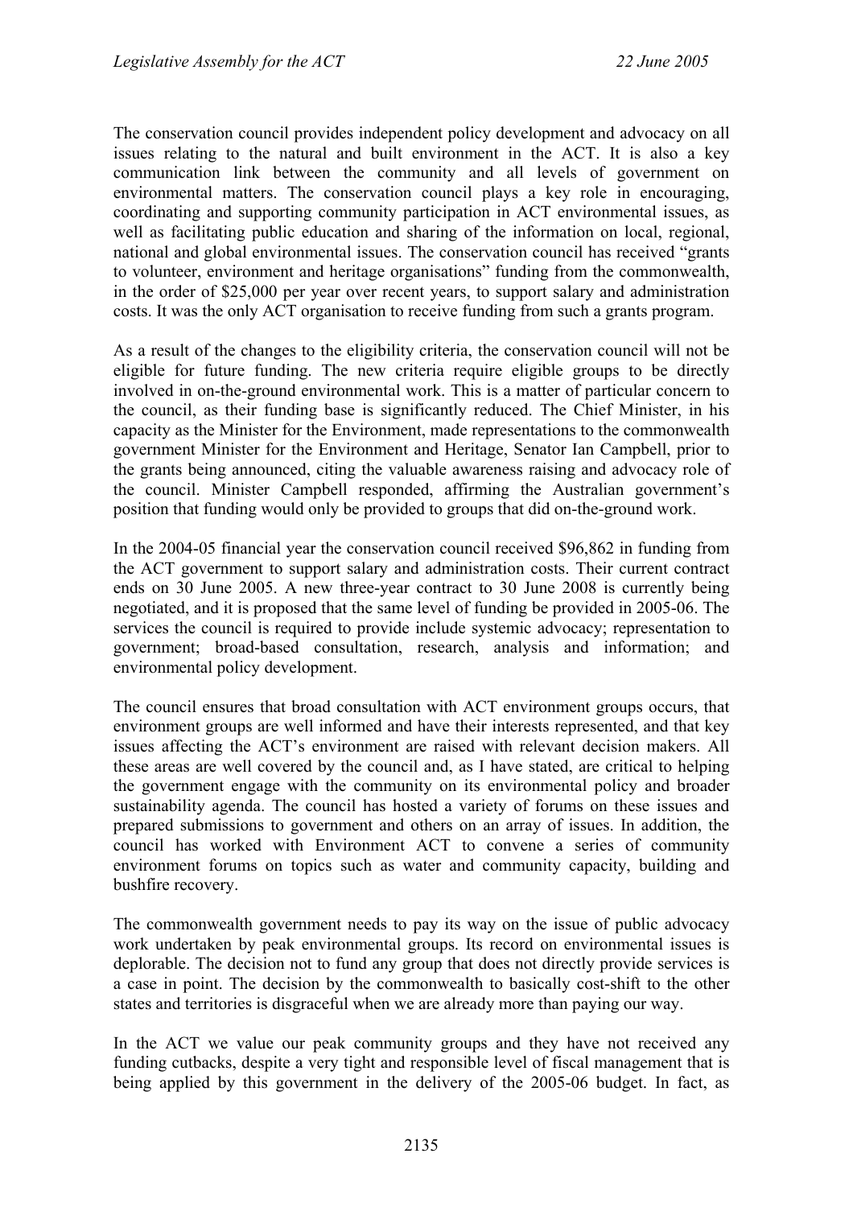The conservation council provides independent policy development and advocacy on all issues relating to the natural and built environment in the ACT. It is also a key communication link between the community and all levels of government on environmental matters. The conservation council plays a key role in encouraging, coordinating and supporting community participation in ACT environmental issues, as well as facilitating public education and sharing of the information on local, regional, national and global environmental issues. The conservation council has received "grants to volunteer, environment and heritage organisations" funding from the commonwealth, in the order of $25,000 per year over recent years, to support salary and administration costs. It was the only ACT organisation to receive funding from such a grants program.

As a result of the changes to the eligibility criteria, the conservation council will not be eligible for future funding. The new criteria require eligible groups to be directly involved in on-the-ground environmental work. This is a matter of particular concern to the council, as their funding base is significantly reduced. The Chief Minister, in his capacity as the Minister for the Environment, made representations to the commonwealth government Minister for the Environment and Heritage, Senator Ian Campbell, prior to the grants being announced, citing the valuable awareness raising and advocacy role of the council. Minister Campbell responded, affirming the Australian government's position that funding would only be provided to groups that did on-the-ground work.

In the 2004-05 financial year the conservation council received $96,862 in funding from the ACT government to support salary and administration costs. Their current contract ends on 30 June 2005. A new three-year contract to 30 June 2008 is currently being negotiated, and it is proposed that the same level of funding be provided in 2005-06. The services the council is required to provide include systemic advocacy; representation to government; broad-based consultation, research, analysis and information; and environmental policy development.

The council ensures that broad consultation with ACT environment groups occurs, that environment groups are well informed and have their interests represented, and that key issues affecting the ACT's environment are raised with relevant decision makers. All these areas are well covered by the council and, as I have stated, are critical to helping the government engage with the community on its environmental policy and broader sustainability agenda. The council has hosted a variety of forums on these issues and prepared submissions to government and others on an array of issues. In addition, the council has worked with Environment ACT to convene a series of community environment forums on topics such as water and community capacity, building and bushfire recovery.

The commonwealth government needs to pay its way on the issue of public advocacy work undertaken by peak environmental groups. Its record on environmental issues is deplorable. The decision not to fund any group that does not directly provide services is a case in point. The decision by the commonwealth to basically cost-shift to the other states and territories is disgraceful when we are already more than paying our way.

In the ACT we value our peak community groups and they have not received any funding cutbacks, despite a very tight and responsible level of fiscal management that is being applied by this government in the delivery of the 2005-06 budget. In fact, as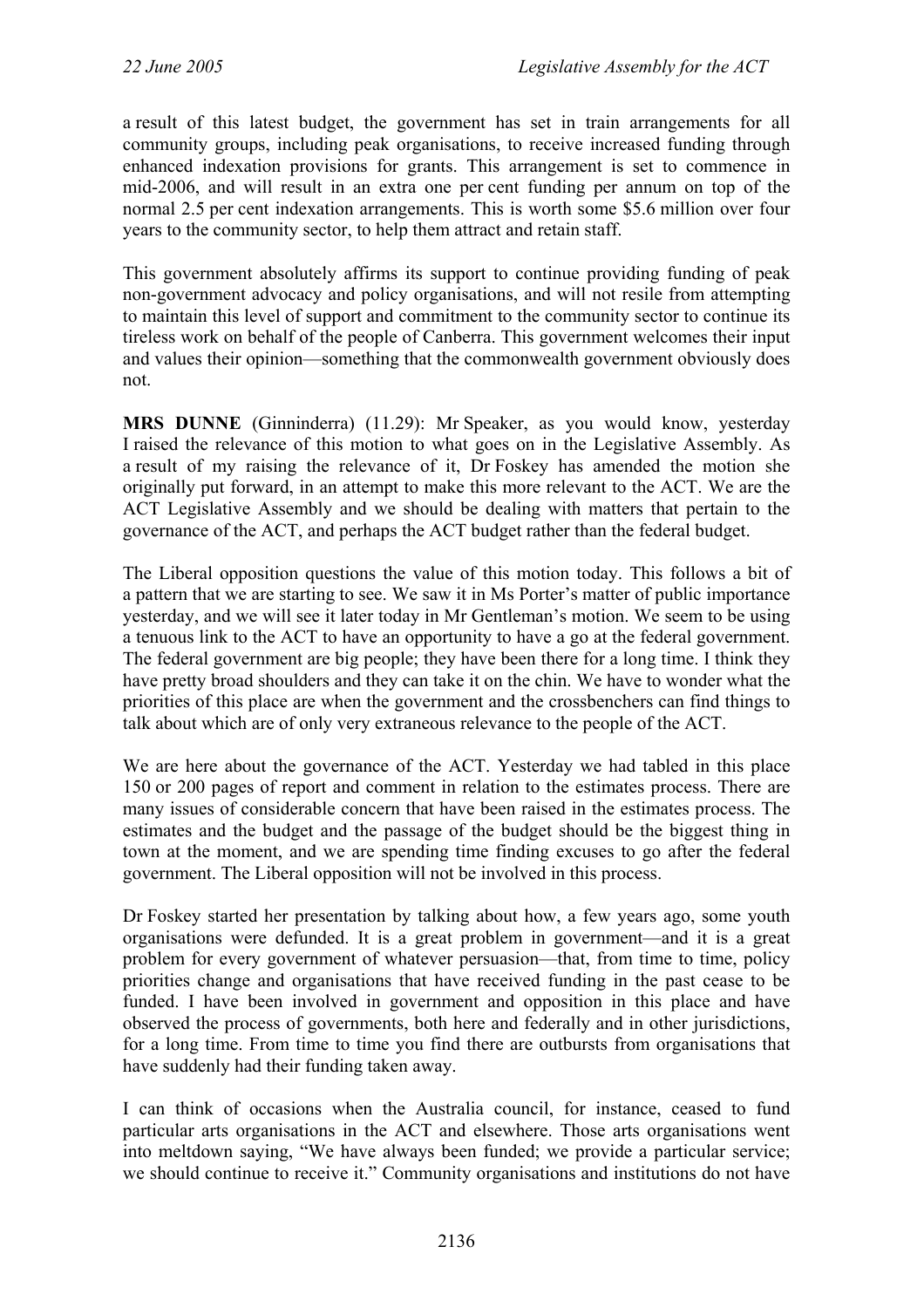a result of this latest budget, the government has set in train arrangements for all community groups, including peak organisations, to receive increased funding through enhanced indexation provisions for grants. This arrangement is set to commence in mid-2006, and will result in an extra one per cent funding per annum on top of the normal 2.5 per cent indexation arrangements. This is worth some $5.6 million over four years to the community sector, to help them attract and retain staff.

This government absolutely affirms its support to continue providing funding of peak non-government advocacy and policy organisations, and will not resile from attempting to maintain this level of support and commitment to the community sector to continue its tireless work on behalf of the people of Canberra. This government welcomes their input and values their opinion—something that the commonwealth government obviously does not.

**MRS DUNNE** (Ginninderra) (11.29): Mr Speaker, as you would know, yesterday I raised the relevance of this motion to what goes on in the Legislative Assembly. As a result of my raising the relevance of it, Dr Foskey has amended the motion she originally put forward, in an attempt to make this more relevant to the ACT. We are the ACT Legislative Assembly and we should be dealing with matters that pertain to the governance of the ACT, and perhaps the ACT budget rather than the federal budget.

The Liberal opposition questions the value of this motion today. This follows a bit of a pattern that we are starting to see. We saw it in Ms Porter's matter of public importance yesterday, and we will see it later today in Mr Gentleman's motion. We seem to be using a tenuous link to the ACT to have an opportunity to have a go at the federal government. The federal government are big people; they have been there for a long time. I think they have pretty broad shoulders and they can take it on the chin. We have to wonder what the priorities of this place are when the government and the crossbenchers can find things to talk about which are of only very extraneous relevance to the people of the ACT.

We are here about the governance of the ACT. Yesterday we had tabled in this place 150 or 200 pages of report and comment in relation to the estimates process. There are many issues of considerable concern that have been raised in the estimates process. The estimates and the budget and the passage of the budget should be the biggest thing in town at the moment, and we are spending time finding excuses to go after the federal government. The Liberal opposition will not be involved in this process.

Dr Foskey started her presentation by talking about how, a few years ago, some youth organisations were defunded. It is a great problem in government—and it is a great problem for every government of whatever persuasion—that, from time to time, policy priorities change and organisations that have received funding in the past cease to be funded. I have been involved in government and opposition in this place and have observed the process of governments, both here and federally and in other jurisdictions, for a long time. From time to time you find there are outbursts from organisations that have suddenly had their funding taken away.

I can think of occasions when the Australia council, for instance, ceased to fund particular arts organisations in the ACT and elsewhere. Those arts organisations went into meltdown saying, "We have always been funded; we provide a particular service; we should continue to receive it." Community organisations and institutions do not have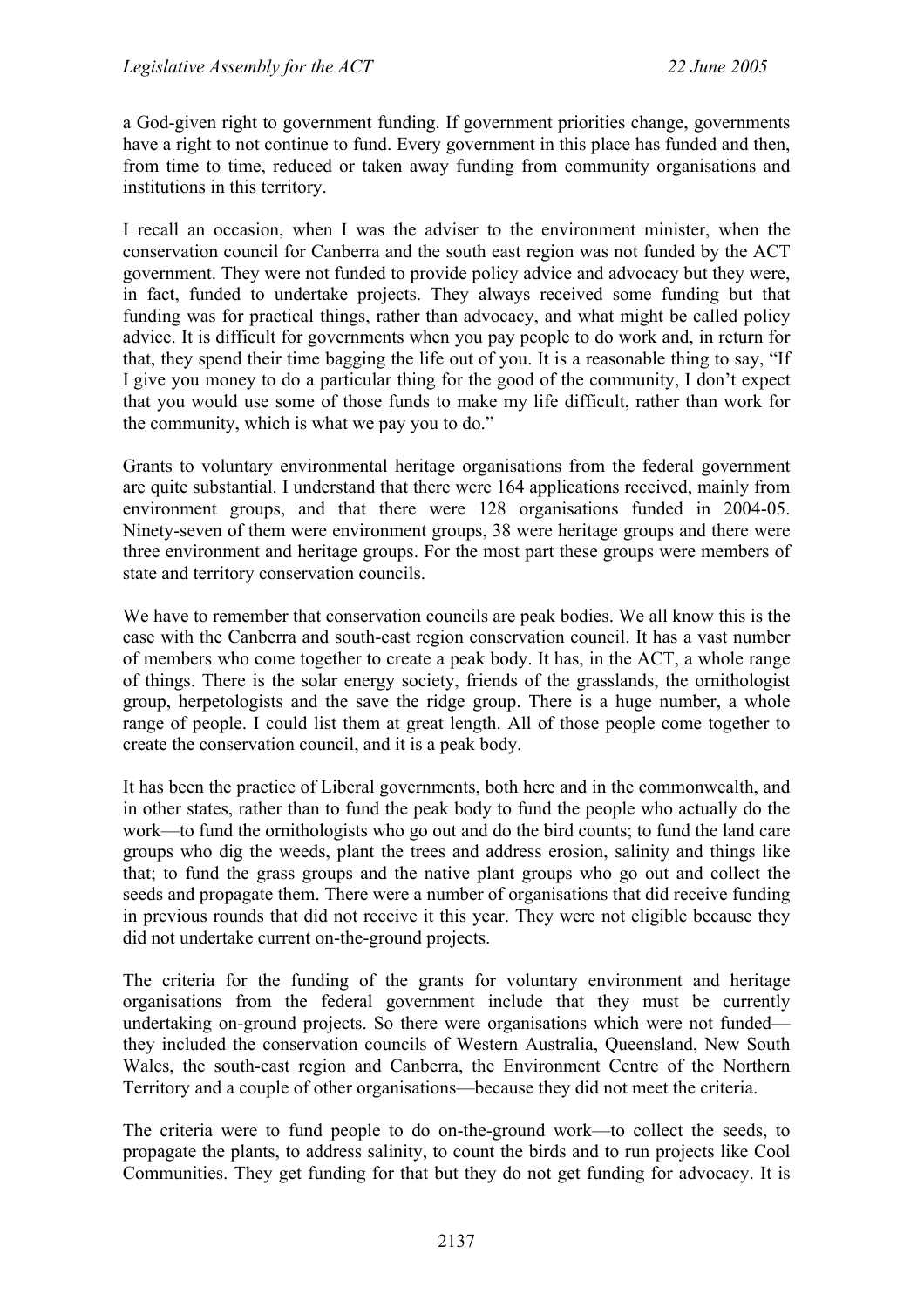a God-given right to government funding. If government priorities change, governments have a right to not continue to fund. Every government in this place has funded and then, from time to time, reduced or taken away funding from community organisations and institutions in this territory.

I recall an occasion, when I was the adviser to the environment minister, when the conservation council for Canberra and the south east region was not funded by the ACT government. They were not funded to provide policy advice and advocacy but they were, in fact, funded to undertake projects. They always received some funding but that funding was for practical things, rather than advocacy, and what might be called policy advice. It is difficult for governments when you pay people to do work and, in return for that, they spend their time bagging the life out of you. It is a reasonable thing to say, "If I give you money to do a particular thing for the good of the community, I don't expect that you would use some of those funds to make my life difficult, rather than work for the community, which is what we pay you to do."

Grants to voluntary environmental heritage organisations from the federal government are quite substantial. I understand that there were 164 applications received, mainly from environment groups, and that there were 128 organisations funded in 2004-05. Ninety-seven of them were environment groups, 38 were heritage groups and there were three environment and heritage groups. For the most part these groups were members of state and territory conservation councils.

We have to remember that conservation councils are peak bodies. We all know this is the case with the Canberra and south-east region conservation council. It has a vast number of members who come together to create a peak body. It has, in the ACT, a whole range of things. There is the solar energy society, friends of the grasslands, the ornithologist group, herpetologists and the save the ridge group. There is a huge number, a whole range of people. I could list them at great length. All of those people come together to create the conservation council, and it is a peak body.

It has been the practice of Liberal governments, both here and in the commonwealth, and in other states, rather than to fund the peak body to fund the people who actually do the work—to fund the ornithologists who go out and do the bird counts; to fund the land care groups who dig the weeds, plant the trees and address erosion, salinity and things like that; to fund the grass groups and the native plant groups who go out and collect the seeds and propagate them. There were a number of organisations that did receive funding in previous rounds that did not receive it this year. They were not eligible because they did not undertake current on-the-ground projects.

The criteria for the funding of the grants for voluntary environment and heritage organisations from the federal government include that they must be currently undertaking on-ground projects. So there were organisations which were not funded—they included the conservation councils of Western Australia, Queensland, New South Wales, the south-east region and Canberra, the Environment Centre of the Northern Territory and a couple of other organisations—because they did not meet the criteria.

The criteria were to fund people to do on-the-ground work—to collect the seeds, to propagate the plants, to address salinity, to count the birds and to run projects like Cool Communities. They get funding for that but they do not get funding for advocacy. It is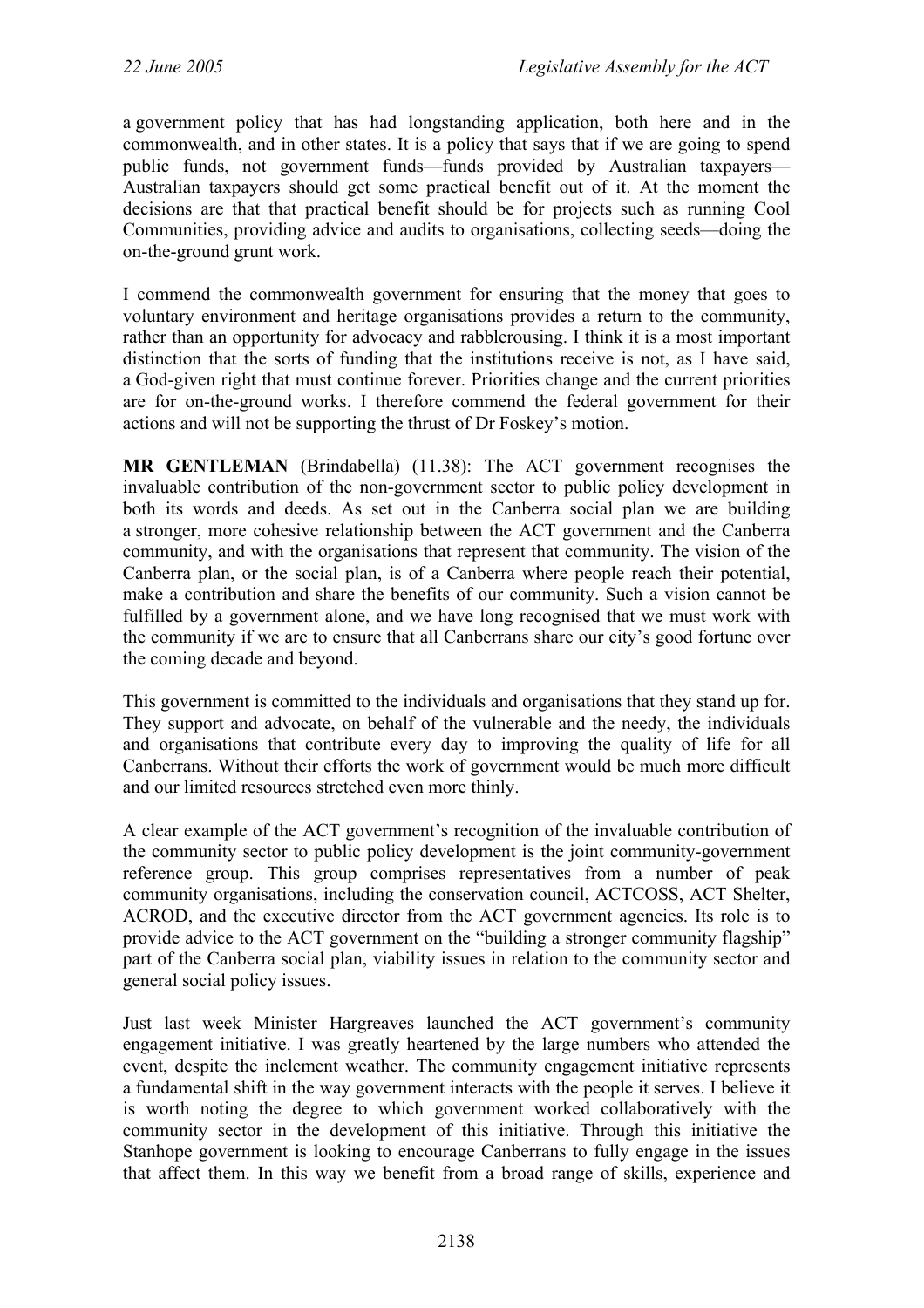a government policy that has had longstanding application, both here and in the commonwealth, and in other states. It is a policy that says that if we are going to spend public funds, not government funds—funds provided by Australian taxpayers—Australian taxpayers should get some practical benefit out of it. At the moment the decisions are that that practical benefit should be for projects such as running Cool Communities, providing advice and audits to organisations, collecting seeds—doing the on-the-ground grunt work.

I commend the commonwealth government for ensuring that the money that goes to voluntary environment and heritage organisations provides a return to the community, rather than an opportunity for advocacy and rabblerousing. I think it is a most important distinction that the sorts of funding that the institutions receive is not, as I have said, a God-given right that must continue forever. Priorities change and the current priorities are for on-the-ground works. I therefore commend the federal government for their actions and will not be supporting the thrust of Dr Foskey's motion.

**MR GENTLEMAN** (Brindabella) (11.38): The ACT government recognises the invaluable contribution of the non-government sector to public policy development in both its words and deeds. As set out in the Canberra social plan we are building a stronger, more cohesive relationship between the ACT government and the Canberra community, and with the organisations that represent that community. The vision of the Canberra plan, or the social plan, is of a Canberra where people reach their potential, make a contribution and share the benefits of our community. Such a vision cannot be fulfilled by a government alone, and we have long recognised that we must work with the community if we are to ensure that all Canberrans share our city's good fortune over the coming decade and beyond.

This government is committed to the individuals and organisations that they stand up for. They support and advocate, on behalf of the vulnerable and the needy, the individuals and organisations that contribute every day to improving the quality of life for all Canberrans. Without their efforts the work of government would be much more difficult and our limited resources stretched even more thinly.

A clear example of the ACT government's recognition of the invaluable contribution of the community sector to public policy development is the joint community-government reference group. This group comprises representatives from a number of peak community organisations, including the conservation council, ACTCOSS, ACT Shelter, ACROD, and the executive director from the ACT government agencies. Its role is to provide advice to the ACT government on the "building a stronger community flagship" part of the Canberra social plan, viability issues in relation to the community sector and general social policy issues.

Just last week Minister Hargreaves launched the ACT government's community engagement initiative. I was greatly heartened by the large numbers who attended the event, despite the inclement weather. The community engagement initiative represents a fundamental shift in the way government interacts with the people it serves. I believe it is worth noting the degree to which government worked collaboratively with the community sector in the development of this initiative. Through this initiative the Stanhope government is looking to encourage Canberrans to fully engage in the issues that affect them. In this way we benefit from a broad range of skills, experience and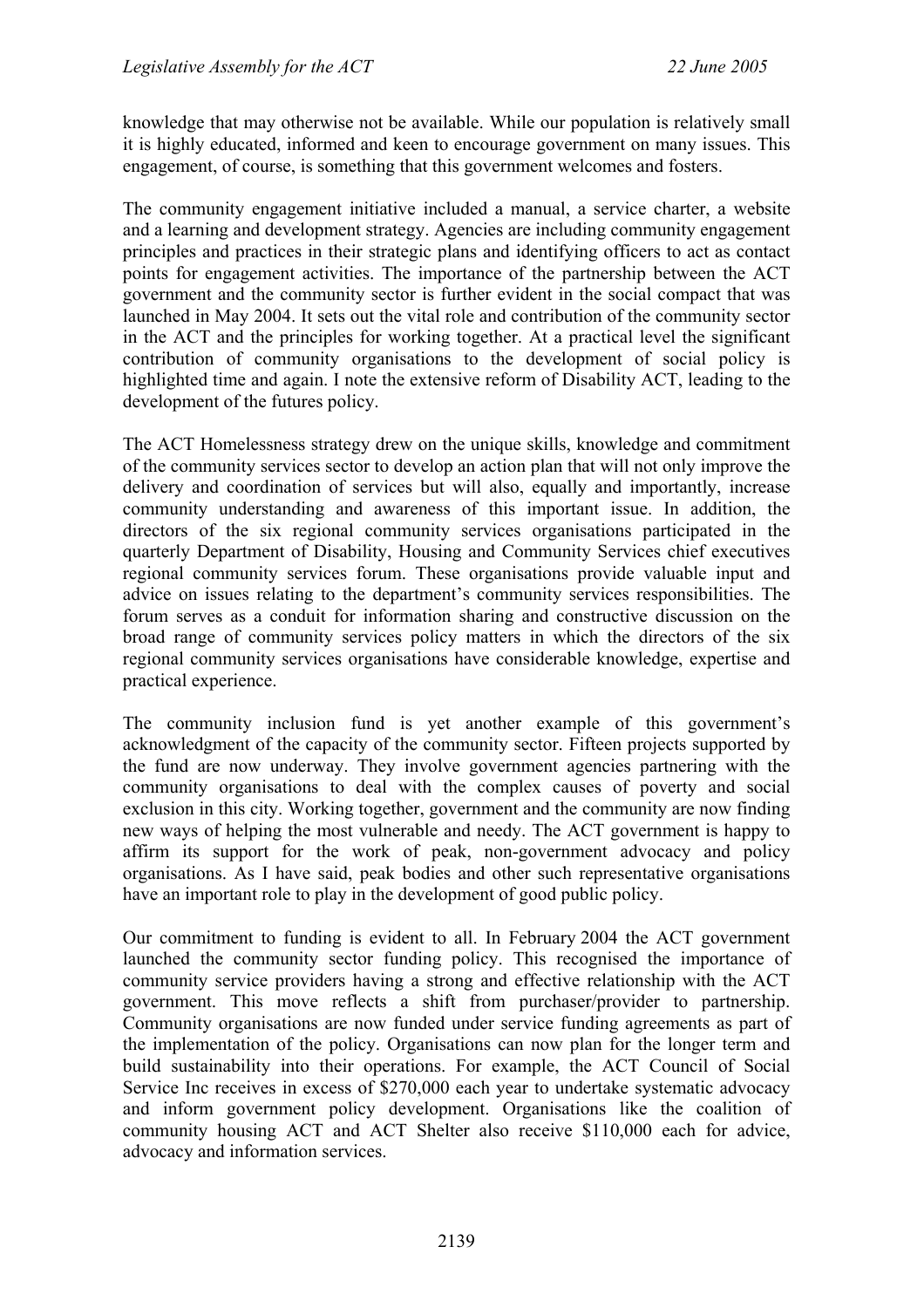knowledge that may otherwise not be available. While our population is relatively small it is highly educated, informed and keen to encourage government on many issues. This engagement, of course, is something that this government welcomes and fosters.

The community engagement initiative included a manual, a service charter, a website and a learning and development strategy. Agencies are including community engagement principles and practices in their strategic plans and identifying officers to act as contact points for engagement activities. The importance of the partnership between the ACT government and the community sector is further evident in the social compact that was launched in May 2004. It sets out the vital role and contribution of the community sector in the ACT and the principles for working together. At a practical level the significant contribution of community organisations to the development of social policy is highlighted time and again. I note the extensive reform of Disability ACT, leading to the development of the futures policy.

The ACT Homelessness strategy drew on the unique skills, knowledge and commitment of the community services sector to develop an action plan that will not only improve the delivery and coordination of services but will also, equally and importantly, increase community understanding and awareness of this important issue. In addition, the directors of the six regional community services organisations participated in the quarterly Department of Disability, Housing and Community Services chief executives regional community services forum. These organisations provide valuable input and advice on issues relating to the department's community services responsibilities. The forum serves as a conduit for information sharing and constructive discussion on the broad range of community services policy matters in which the directors of the six regional community services organisations have considerable knowledge, expertise and practical experience.

The community inclusion fund is yet another example of this government's acknowledgment of the capacity of the community sector. Fifteen projects supported by the fund are now underway. They involve government agencies partnering with the community organisations to deal with the complex causes of poverty and social exclusion in this city. Working together, government and the community are now finding new ways of helping the most vulnerable and needy. The ACT government is happy to affirm its support for the work of peak, non-government advocacy and policy organisations. As I have said, peak bodies and other such representative organisations have an important role to play in the development of good public policy.

Our commitment to funding is evident to all. In February 2004 the ACT government launched the community sector funding policy. This recognised the importance of community service providers having a strong and effective relationship with the ACT government. This move reflects a shift from purchaser/provider to partnership. Community organisations are now funded under service funding agreements as part of the implementation of the policy. Organisations can now plan for the longer term and build sustainability into their operations. For example, the ACT Council of Social Service Inc receives in excess of $270,000 each year to undertake systematic advocacy and inform government policy development. Organisations like the coalition of community housing ACT and ACT Shelter also receive $110,000 each for advice, advocacy and information services.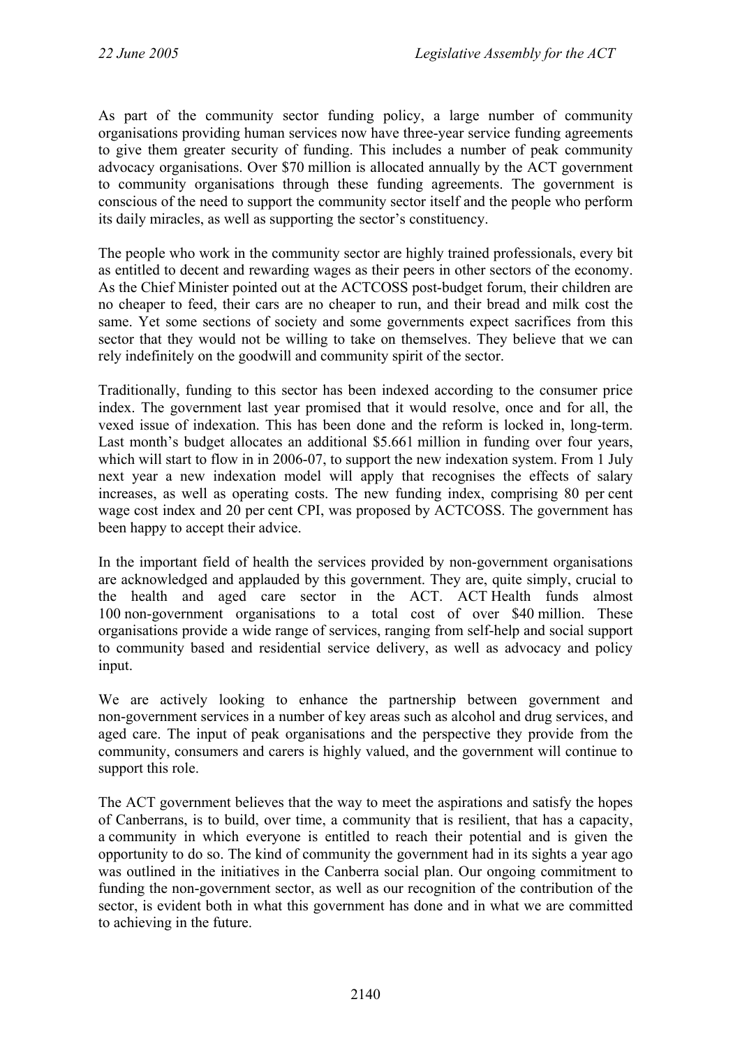As part of the community sector funding policy, a large number of community organisations providing human services now have three-year service funding agreements to give them greater security of funding. This includes a number of peak community advocacy organisations. Over $70 million is allocated annually by the ACT government to community organisations through these funding agreements. The government is conscious of the need to support the community sector itself and the people who perform its daily miracles, as well as supporting the sector's constituency.

The people who work in the community sector are highly trained professionals, every bit as entitled to decent and rewarding wages as their peers in other sectors of the economy. As the Chief Minister pointed out at the ACTCOSS post-budget forum, their children are no cheaper to feed, their cars are no cheaper to run, and their bread and milk cost the same. Yet some sections of society and some governments expect sacrifices from this sector that they would not be willing to take on themselves. They believe that we can rely indefinitely on the goodwill and community spirit of the sector.

Traditionally, funding to this sector has been indexed according to the consumer price index. The government last year promised that it would resolve, once and for all, the vexed issue of indexation. This has been done and the reform is locked in, long-term. Last month's budget allocates an additional $5.661 million in funding over four years, which will start to flow in in 2006-07, to support the new indexation system. From 1 July next year a new indexation model will apply that recognises the effects of salary increases, as well as operating costs. The new funding index, comprising 80 per cent wage cost index and 20 per cent CPI, was proposed by ACTCOSS. The government has been happy to accept their advice.

In the important field of health the services provided by non-government organisations are acknowledged and applauded by this government. They are, quite simply, crucial to the health and aged care sector in the ACT. ACT Health funds almost 100 non-government organisations to a total cost of over $40 million. These organisations provide a wide range of services, ranging from self-help and social support to community based and residential service delivery, as well as advocacy and policy input.

We are actively looking to enhance the partnership between government and non-government services in a number of key areas such as alcohol and drug services, and aged care. The input of peak organisations and the perspective they provide from the community, consumers and carers is highly valued, and the government will continue to support this role.

The ACT government believes that the way to meet the aspirations and satisfy the hopes of Canberrans, is to build, over time, a community that is resilient, that has a capacity, a community in which everyone is entitled to reach their potential and is given the opportunity to do so. The kind of community the government had in its sights a year ago was outlined in the initiatives in the Canberra social plan. Our ongoing commitment to funding the non-government sector, as well as our recognition of the contribution of the sector, is evident both in what this government has done and in what we are committed to achieving in the future.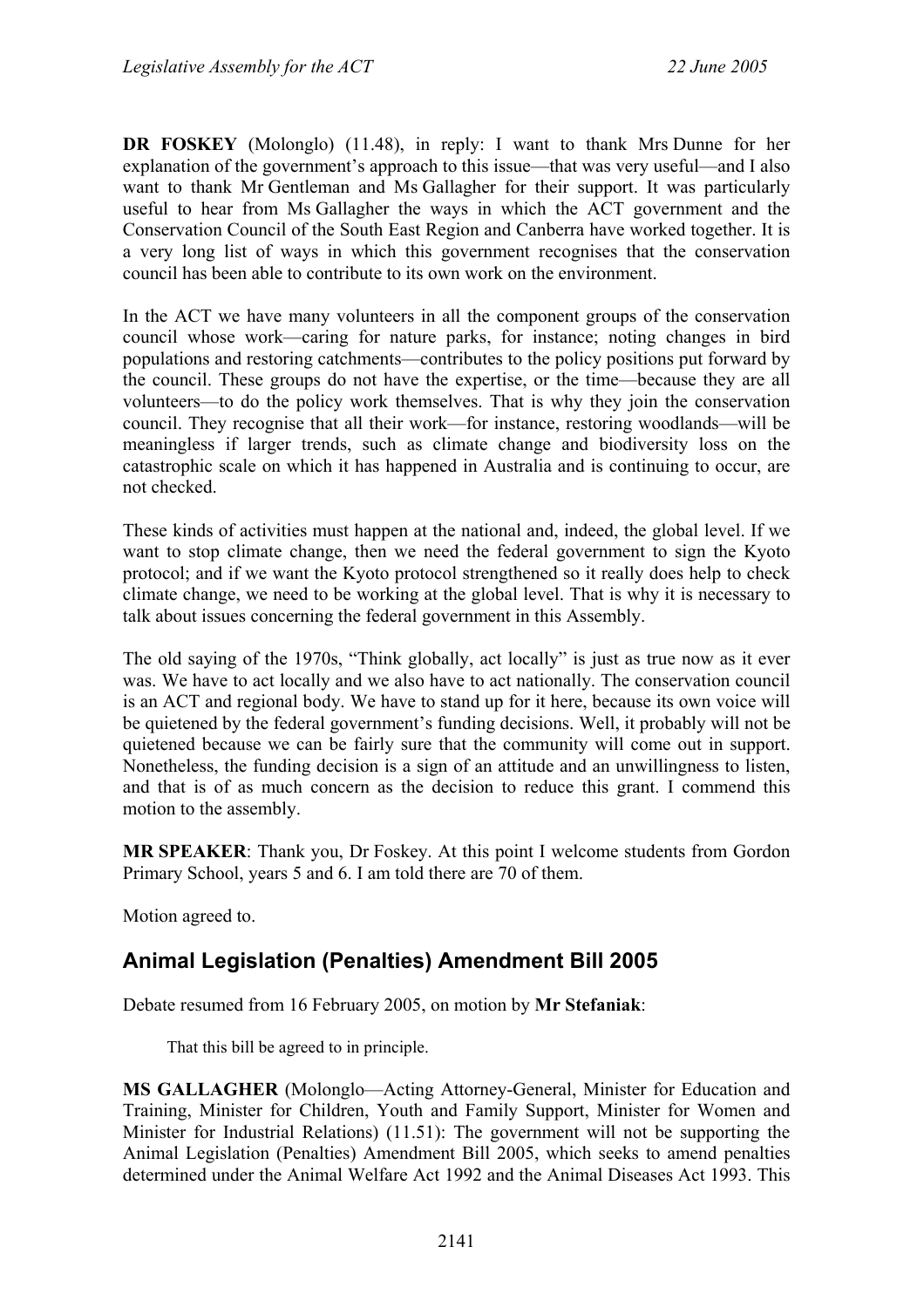**DR FOSKEY** (Molonglo) (11.48), in reply: I want to thank Mrs Dunne for her explanation of the government's approach to this issue—that was very useful—and I also want to thank Mr Gentleman and Ms Gallagher for their support. It was particularly useful to hear from Ms Gallagher the ways in which the ACT government and the Conservation Council of the South East Region and Canberra have worked together. It is a very long list of ways in which this government recognises that the conservation council has been able to contribute to its own work on the environment.

In the ACT we have many volunteers in all the component groups of the conservation council whose work—caring for nature parks, for instance; noting changes in bird populations and restoring catchments—contributes to the policy positions put forward by the council. These groups do not have the expertise, or the time—because they are all volunteers—to do the policy work themselves. That is why they join the conservation council. They recognise that all their work—for instance, restoring woodlands—will be meaningless if larger trends, such as climate change and biodiversity loss on the catastrophic scale on which it has happened in Australia and is continuing to occur, are not checked.

These kinds of activities must happen at the national and, indeed, the global level. If we want to stop climate change, then we need the federal government to sign the Kyoto protocol; and if we want the Kyoto protocol strengthened so it really does help to check climate change, we need to be working at the global level. That is why it is necessary to talk about issues concerning the federal government in this Assembly.

The old saying of the 1970s, "Think globally, act locally" is just as true now as it ever was. We have to act locally and we also have to act nationally. The conservation council is an ACT and regional body. We have to stand up for it here, because its own voice will be quietened by the federal government's funding decisions. Well, it probably will not be quietened because we can be fairly sure that the community will come out in support. Nonetheless, the funding decision is a sign of an attitude and an unwillingness to listen, and that is of as much concern as the decision to reduce this grant. I commend this motion to the assembly.

**MR SPEAKER**: Thank you, Dr Foskey. At this point I welcome students from Gordon Primary School, years 5 and 6. I am told there are 70 of them.

Motion agreed to.

## Animal Legislation (Penalties) Amendment Bill 2005

Debate resumed from 16 February 2005, on motion by **Mr Stefaniak**:

> That this bill be agreed to in principle.

**MS GALLAGHER** (Molonglo—Acting Attorney-General, Minister for Education and Training, Minister for Children, Youth and Family Support, Minister for Women and Minister for Industrial Relations) (11.51): The government will not be supporting the Animal Legislation (Penalties) Amendment Bill 2005, which seeks to amend penalties determined under the Animal Welfare Act 1992 and the Animal Diseases Act 1993. This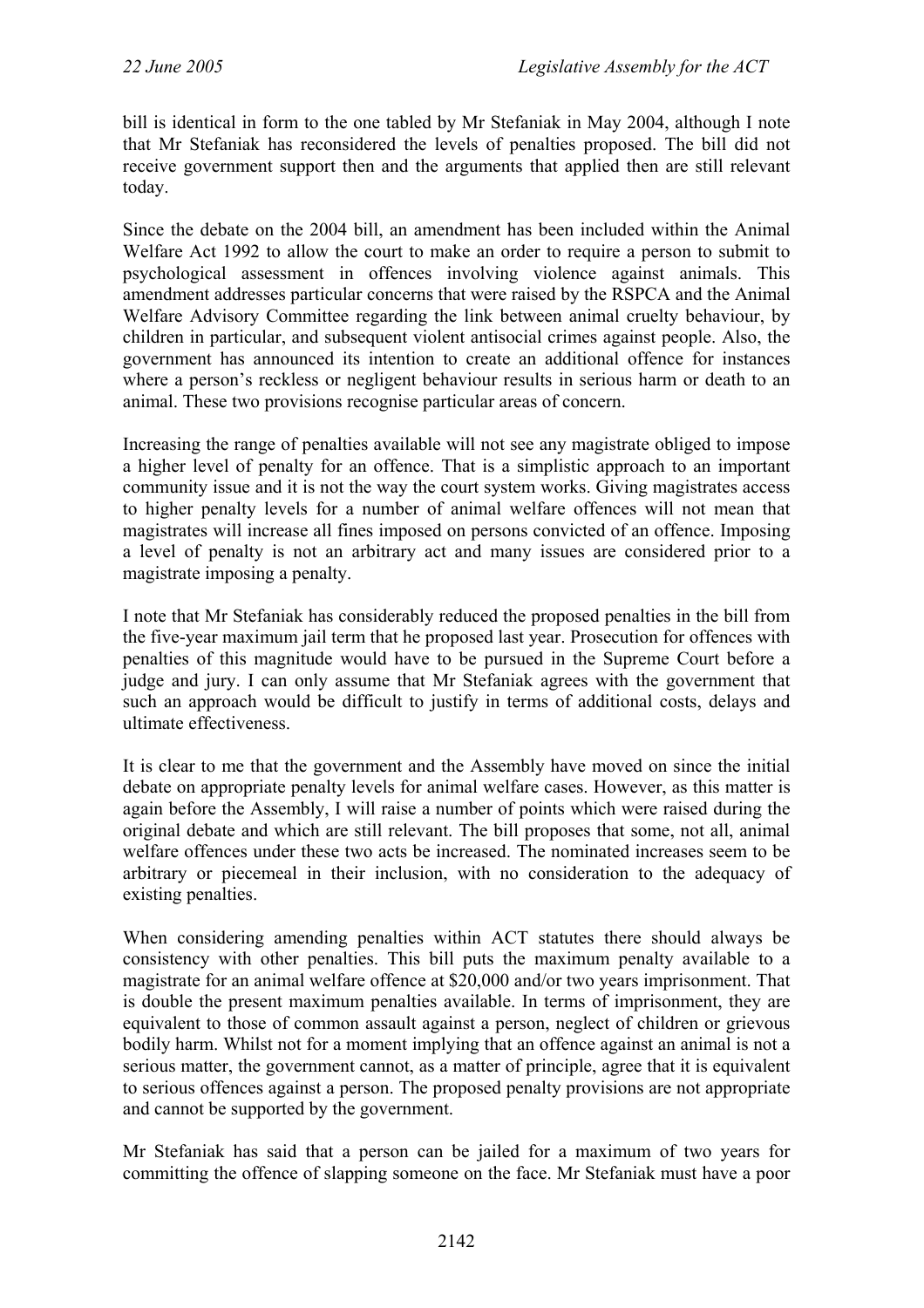bill is identical in form to the one tabled by Mr Stefaniak in May 2004, although I note that Mr Stefaniak has reconsidered the levels of penalties proposed. The bill did not receive government support then and the arguments that applied then are still relevant today.

Since the debate on the 2004 bill, an amendment has been included within the Animal Welfare Act 1992 to allow the court to make an order to require a person to submit to psychological assessment in offences involving violence against animals. This amendment addresses particular concerns that were raised by the RSPCA and the Animal Welfare Advisory Committee regarding the link between animal cruelty behaviour, by children in particular, and subsequent violent antisocial crimes against people. Also, the government has announced its intention to create an additional offence for instances where a person's reckless or negligent behaviour results in serious harm or death to an animal. These two provisions recognise particular areas of concern.

Increasing the range of penalties available will not see any magistrate obliged to impose a higher level of penalty for an offence. That is a simplistic approach to an important community issue and it is not the way the court system works. Giving magistrates access to higher penalty levels for a number of animal welfare offences will not mean that magistrates will increase all fines imposed on persons convicted of an offence. Imposing a level of penalty is not an arbitrary act and many issues are considered prior to a magistrate imposing a penalty.

I note that Mr Stefaniak has considerably reduced the proposed penalties in the bill from the five-year maximum jail term that he proposed last year. Prosecution for offences with penalties of this magnitude would have to be pursued in the Supreme Court before a judge and jury. I can only assume that Mr Stefaniak agrees with the government that such an approach would be difficult to justify in terms of additional costs, delays and ultimate effectiveness.

It is clear to me that the government and the Assembly have moved on since the initial debate on appropriate penalty levels for animal welfare cases. However, as this matter is again before the Assembly, I will raise a number of points which were raised during the original debate and which are still relevant. The bill proposes that some, not all, animal welfare offences under these two acts be increased. The nominated increases seem to be arbitrary or piecemeal in their inclusion, with no consideration to the adequacy of existing penalties.

When considering amending penalties within ACT statutes there should always be consistency with other penalties. This bill puts the maximum penalty available to a magistrate for an animal welfare offence at $20,000 and/or two years imprisonment. That is double the present maximum penalties available. In terms of imprisonment, they are equivalent to those of common assault against a person, neglect of children or grievous bodily harm. Whilst not for a moment implying that an offence against an animal is not a serious matter, the government cannot, as a matter of principle, agree that it is equivalent to serious offences against a person. The proposed penalty provisions are not appropriate and cannot be supported by the government.

Mr Stefaniak has said that a person can be jailed for a maximum of two years for committing the offence of slapping someone on the face. Mr Stefaniak must have a poor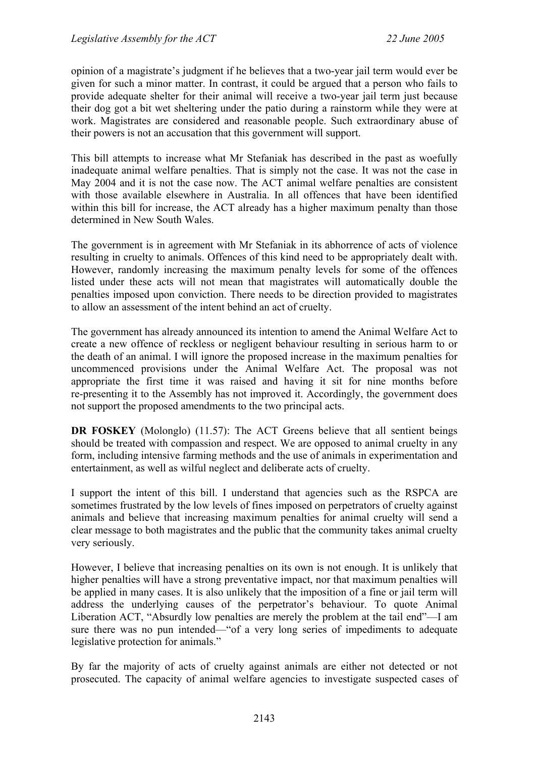opinion of a magistrate's judgment if he believes that a two-year jail term would ever be given for such a minor matter. In contrast, it could be argued that a person who fails to provide adequate shelter for their animal will receive a two-year jail term just because their dog got a bit wet sheltering under the patio during a rainstorm while they were at work. Magistrates are considered and reasonable people. Such extraordinary abuse of their powers is not an accusation that this government will support.

This bill attempts to increase what Mr Stefaniak has described in the past as woefully inadequate animal welfare penalties. That is simply not the case. It was not the case in May 2004 and it is not the case now. The ACT animal welfare penalties are consistent with those available elsewhere in Australia. In all offences that have been identified within this bill for increase, the ACT already has a higher maximum penalty than those determined in New South Wales.

The government is in agreement with Mr Stefaniak in its abhorrence of acts of violence resulting in cruelty to animals. Offences of this kind need to be appropriately dealt with. However, randomly increasing the maximum penalty levels for some of the offences listed under these acts will not mean that magistrates will automatically double the penalties imposed upon conviction. There needs to be direction provided to magistrates to allow an assessment of the intent behind an act of cruelty.

The government has already announced its intention to amend the Animal Welfare Act to create a new offence of reckless or negligent behaviour resulting in serious harm to or the death of an animal. I will ignore the proposed increase in the maximum penalties for uncommenced provisions under the Animal Welfare Act. The proposal was not appropriate the first time it was raised and having it sit for nine months before re-presenting it to the Assembly has not improved it. Accordingly, the government does not support the proposed amendments to the two principal acts.

**DR FOSKEY** (Molonglo) (11.57): The ACT Greens believe that all sentient beings should be treated with compassion and respect. We are opposed to animal cruelty in any form, including intensive farming methods and the use of animals in experimentation and entertainment, as well as wilful neglect and deliberate acts of cruelty.

I support the intent of this bill. I understand that agencies such as the RSPCA are sometimes frustrated by the low levels of fines imposed on perpetrators of cruelty against animals and believe that increasing maximum penalties for animal cruelty will send a clear message to both magistrates and the public that the community takes animal cruelty very seriously.

However, I believe that increasing penalties on its own is not enough. It is unlikely that higher penalties will have a strong preventative impact, nor that maximum penalties will be applied in many cases. It is also unlikely that the imposition of a fine or jail term will address the underlying causes of the perpetrator's behaviour. To quote Animal Liberation ACT, "Absurdly low penalties are merely the problem at the tail end"—I am sure there was no pun intended—"of a very long series of impediments to adequate legislative protection for animals."

By far the majority of acts of cruelty against animals are either not detected or not prosecuted. The capacity of animal welfare agencies to investigate suspected cases of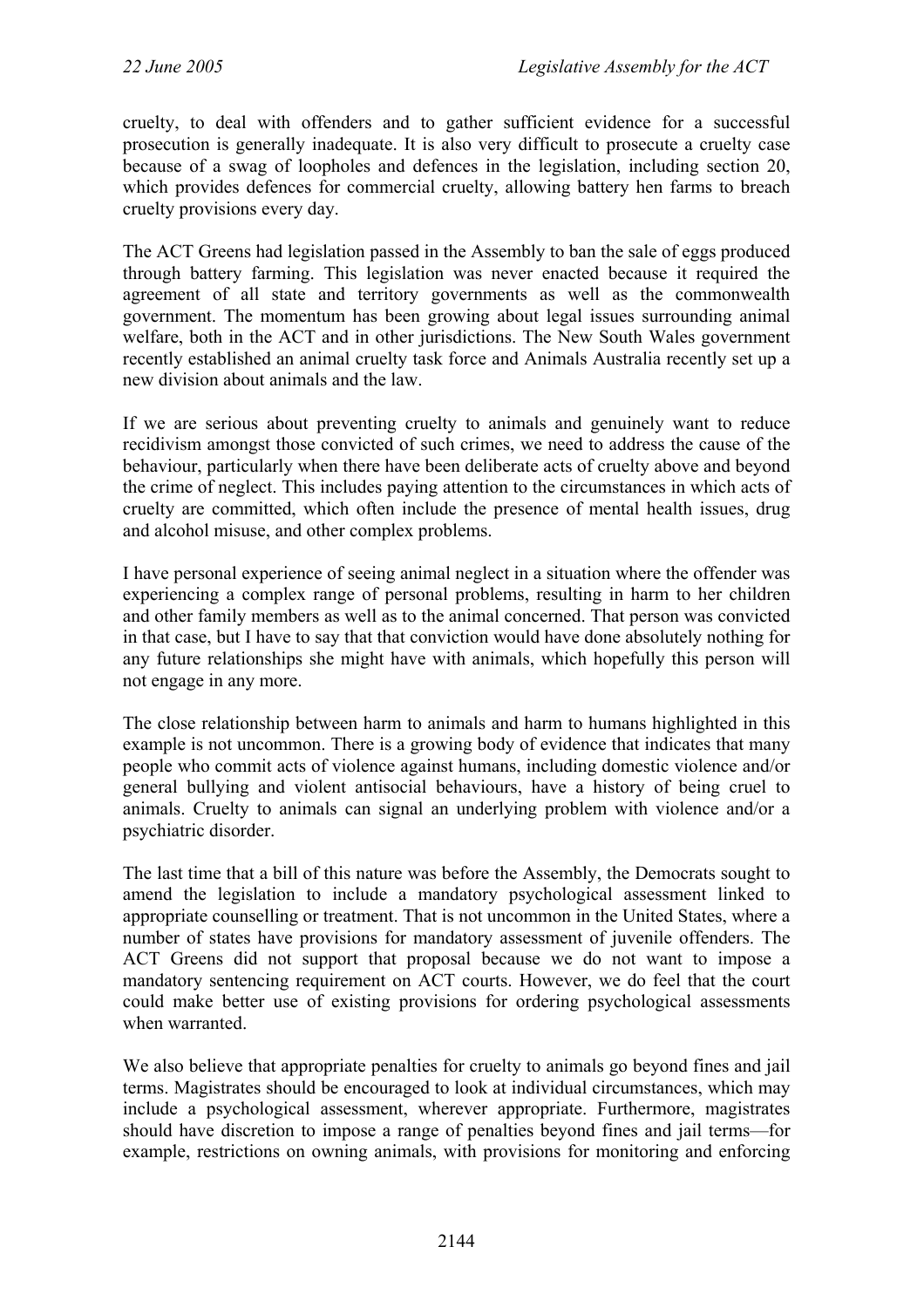cruelty, to deal with offenders and to gather sufficient evidence for a successful prosecution is generally inadequate. It is also very difficult to prosecute a cruelty case because of a swag of loopholes and defences in the legislation, including section 20, which provides defences for commercial cruelty, allowing battery hen farms to breach cruelty provisions every day.

The ACT Greens had legislation passed in the Assembly to ban the sale of eggs produced through battery farming. This legislation was never enacted because it required the agreement of all state and territory governments as well as the commonwealth government. The momentum has been growing about legal issues surrounding animal welfare, both in the ACT and in other jurisdictions. The New South Wales government recently established an animal cruelty task force and Animals Australia recently set up a new division about animals and the law.

If we are serious about preventing cruelty to animals and genuinely want to reduce recidivism amongst those convicted of such crimes, we need to address the cause of the behaviour, particularly when there have been deliberate acts of cruelty above and beyond the crime of neglect. This includes paying attention to the circumstances in which acts of cruelty are committed, which often include the presence of mental health issues, drug and alcohol misuse, and other complex problems.

I have personal experience of seeing animal neglect in a situation where the offender was experiencing a complex range of personal problems, resulting in harm to her children and other family members as well as to the animal concerned. That person was convicted in that case, but I have to say that that conviction would have done absolutely nothing for any future relationships she might have with animals, which hopefully this person will not engage in any more.

The close relationship between harm to animals and harm to humans highlighted in this example is not uncommon. There is a growing body of evidence that indicates that many people who commit acts of violence against humans, including domestic violence and/or general bullying and violent antisocial behaviours, have a history of being cruel to animals. Cruelty to animals can signal an underlying problem with violence and/or a psychiatric disorder.

The last time that a bill of this nature was before the Assembly, the Democrats sought to amend the legislation to include a mandatory psychological assessment linked to appropriate counselling or treatment. That is not uncommon in the United States, where a number of states have provisions for mandatory assessment of juvenile offenders. The ACT Greens did not support that proposal because we do not want to impose a mandatory sentencing requirement on ACT courts. However, we do feel that the court could make better use of existing provisions for ordering psychological assessments when warranted.

We also believe that appropriate penalties for cruelty to animals go beyond fines and jail terms. Magistrates should be encouraged to look at individual circumstances, which may include a psychological assessment, wherever appropriate. Furthermore, magistrates should have discretion to impose a range of penalties beyond fines and jail terms—for example, restrictions on owning animals, with provisions for monitoring and enforcing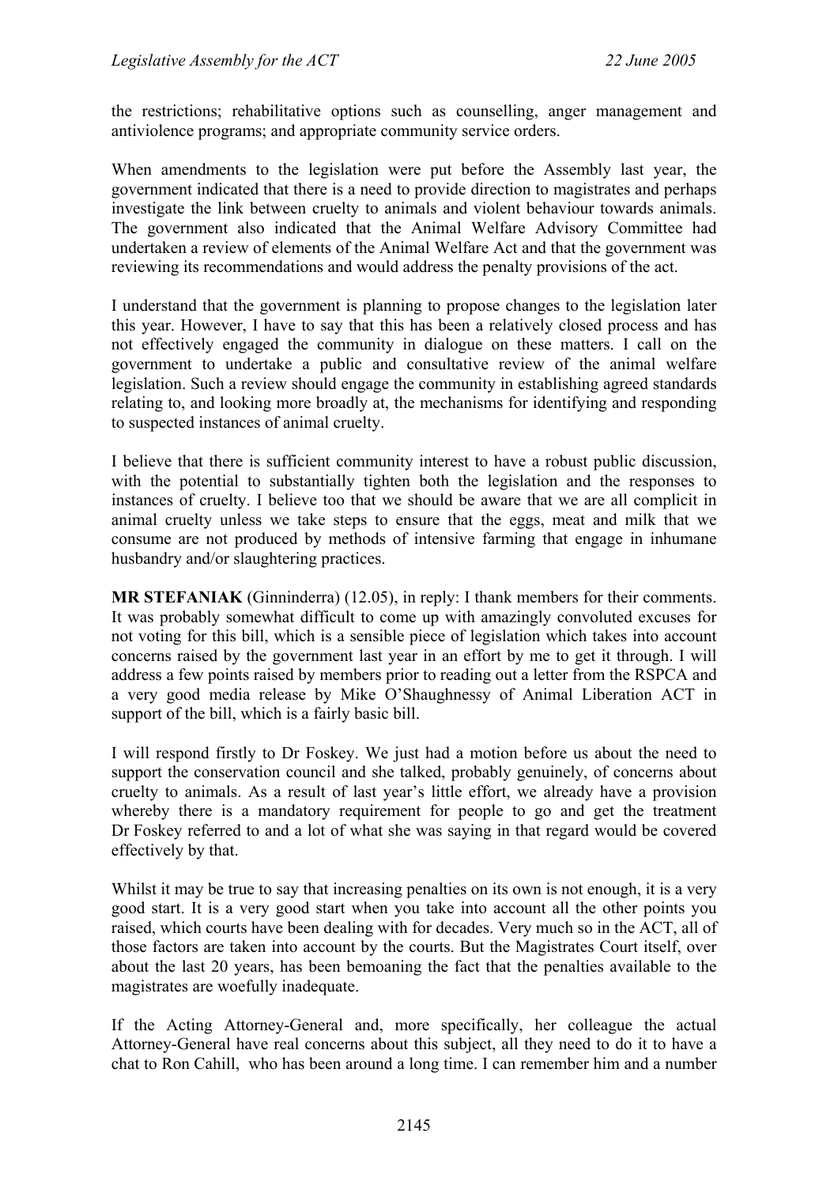the restrictions; rehabilitative options such as counselling, anger management and antiviolence programs; and appropriate community service orders.

When amendments to the legislation were put before the Assembly last year, the government indicated that there is a need to provide direction to magistrates and perhaps investigate the link between cruelty to animals and violent behaviour towards animals. The government also indicated that the Animal Welfare Advisory Committee had undertaken a review of elements of the Animal Welfare Act and that the government was reviewing its recommendations and would address the penalty provisions of the act.

I understand that the government is planning to propose changes to the legislation later this year. However, I have to say that this has been a relatively closed process and has not effectively engaged the community in dialogue on these matters. I call on the government to undertake a public and consultative review of the animal welfare legislation. Such a review should engage the community in establishing agreed standards relating to, and looking more broadly at, the mechanisms for identifying and responding to suspected instances of animal cruelty.

I believe that there is sufficient community interest to have a robust public discussion, with the potential to substantially tighten both the legislation and the responses to instances of cruelty. I believe too that we should be aware that we are all complicit in animal cruelty unless we take steps to ensure that the eggs, meat and milk that we consume are not produced by methods of intensive farming that engage in inhumane husbandry and/or slaughtering practices.

**MR STEFANIAK** (Ginninderra) (12.05), in reply: I thank members for their comments. It was probably somewhat difficult to come up with amazingly convoluted excuses for not voting for this bill, which is a sensible piece of legislation which takes into account concerns raised by the government last year in an effort by me to get it through. I will address a few points raised by members prior to reading out a letter from the RSPCA and a very good media release by Mike O'Shaughnessy of Animal Liberation ACT in support of the bill, which is a fairly basic bill.

I will respond firstly to Dr Foskey. We just had a motion before us about the need to support the conservation council and she talked, probably genuinely, of concerns about cruelty to animals. As a result of last year's little effort, we already have a provision whereby there is a mandatory requirement for people to go and get the treatment Dr Foskey referred to and a lot of what she was saying in that regard would be covered effectively by that.

Whilst it may be true to say that increasing penalties on its own is not enough, it is a very good start. It is a very good start when you take into account all the other points you raised, which courts have been dealing with for decades. Very much so in the ACT, all of those factors are taken into account by the courts. But the Magistrates Court itself, over about the last 20 years, has been bemoaning the fact that the penalties available to the magistrates are woefully inadequate.

If the Acting Attorney-General and, more specifically, her colleague the actual Attorney-General have real concerns about this subject, all they need to do it to have a chat to Ron Cahill, who has been around a long time. I can remember him and a number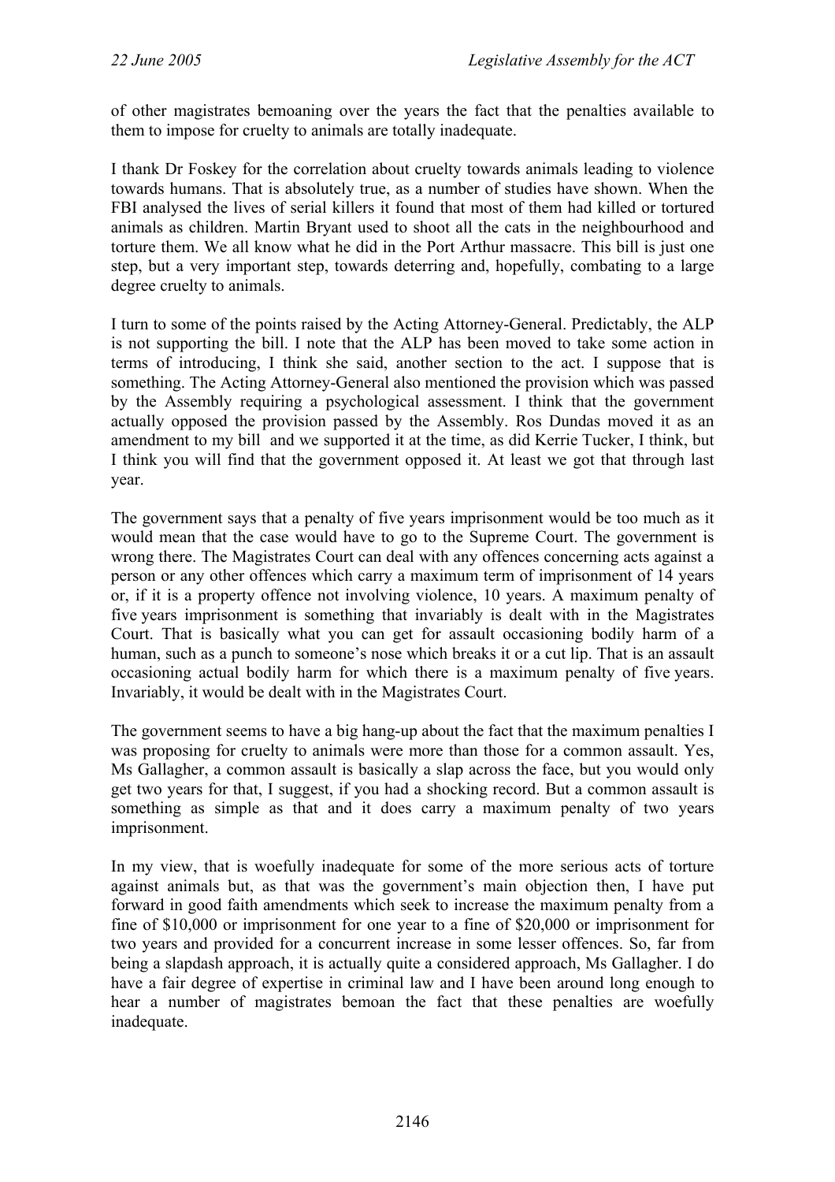of other magistrates bemoaning over the years the fact that the penalties available to them to impose for cruelty to animals are totally inadequate.

I thank Dr Foskey for the correlation about cruelty towards animals leading to violence towards humans. That is absolutely true, as a number of studies have shown. When the FBI analysed the lives of serial killers it found that most of them had killed or tortured animals as children. Martin Bryant used to shoot all the cats in the neighbourhood and torture them. We all know what he did in the Port Arthur massacre. This bill is just one step, but a very important step, towards deterring and, hopefully, combating to a large degree cruelty to animals.

I turn to some of the points raised by the Acting Attorney-General. Predictably, the ALP is not supporting the bill. I note that the ALP has been moved to take some action in terms of introducing, I think she said, another section to the act. I suppose that is something. The Acting Attorney-General also mentioned the provision which was passed by the Assembly requiring a psychological assessment. I think that the government actually opposed the provision passed by the Assembly. Ros Dundas moved it as an amendment to my bill and we supported it at the time, as did Kerrie Tucker, I think, but I think you will find that the government opposed it. At least we got that through last year.

The government says that a penalty of five years imprisonment would be too much as it would mean that the case would have to go to the Supreme Court. The government is wrong there. The Magistrates Court can deal with any offences concerning acts against a person or any other offences which carry a maximum term of imprisonment of 14 years or, if it is a property offence not involving violence, 10 years. A maximum penalty of five years imprisonment is something that invariably is dealt with in the Magistrates Court. That is basically what you can get for assault occasioning bodily harm of a human, such as a punch to someone's nose which breaks it or a cut lip. That is an assault occasioning actual bodily harm for which there is a maximum penalty of five years. Invariably, it would be dealt with in the Magistrates Court.

The government seems to have a big hang-up about the fact that the maximum penalties I was proposing for cruelty to animals were more than those for a common assault. Yes, Ms Gallagher, a common assault is basically a slap across the face, but you would only get two years for that, I suggest, if you had a shocking record. But a common assault is something as simple as that and it does carry a maximum penalty of two years imprisonment.

In my view, that is woefully inadequate for some of the more serious acts of torture against animals but, as that was the government's main objection then, I have put forward in good faith amendments which seek to increase the maximum penalty from a fine of $10,000 or imprisonment for one year to a fine of $20,000 or imprisonment for two years and provided for a concurrent increase in some lesser offences. So, far from being a slapdash approach, it is actually quite a considered approach, Ms Gallagher. I do have a fair degree of expertise in criminal law and I have been around long enough to hear a number of magistrates bemoan the fact that these penalties are woefully inadequate.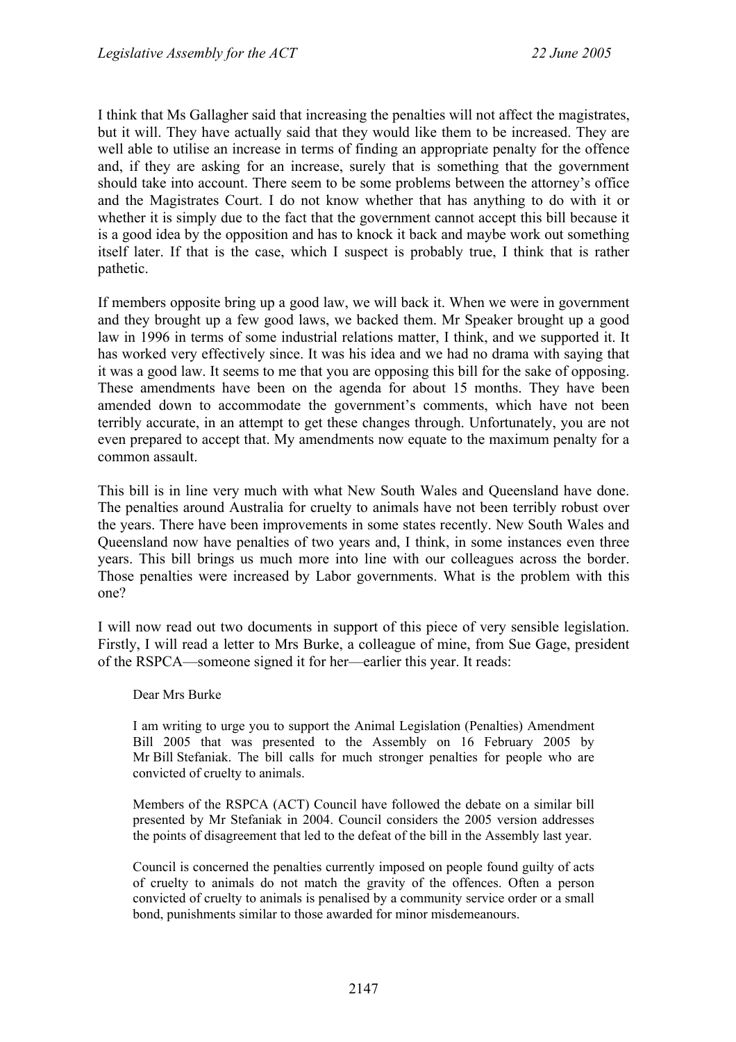I think that Ms Gallagher said that increasing the penalties will not affect the magistrates, but it will. They have actually said that they would like them to be increased. They are well able to utilise an increase in terms of finding an appropriate penalty for the offence and, if they are asking for an increase, surely that is something that the government should take into account. There seem to be some problems between the attorney's office and the Magistrates Court. I do not know whether that has anything to do with it or whether it is simply due to the fact that the government cannot accept this bill because it is a good idea by the opposition and has to knock it back and maybe work out something itself later. If that is the case, which I suspect is probably true, I think that is rather pathetic.

If members opposite bring up a good law, we will back it. When we were in government and they brought up a few good laws, we backed them. Mr Speaker brought up a good law in 1996 in terms of some industrial relations matter, I think, and we supported it. It has worked very effectively since. It was his idea and we had no drama with saying that it was a good law. It seems to me that you are opposing this bill for the sake of opposing. These amendments have been on the agenda for about 15 months. They have been amended down to accommodate the government's comments, which have not been terribly accurate, in an attempt to get these changes through. Unfortunately, you are not even prepared to accept that. My amendments now equate to the maximum penalty for a common assault.

This bill is in line very much with what New South Wales and Queensland have done. The penalties around Australia for cruelty to animals have not been terribly robust over the years. There have been improvements in some states recently. New South Wales and Queensland now have penalties of two years and, I think, in some instances even three years. This bill brings us much more into line with our colleagues across the border. Those penalties were increased by Labor governments. What is the problem with this one?

I will now read out two documents in support of this piece of very sensible legislation. Firstly, I will read a letter to Mrs Burke, a colleague of mine, from Sue Gage, president of the RSPCA—someone signed it for her—earlier this year. It reads:

> Dear Mrs Burke
>
> I am writing to urge you to support the Animal Legislation (Penalties) Amendment Bill 2005 that was presented to the Assembly on 16 February 2005 by Mr Bill Stefaniak. The bill calls for much stronger penalties for people who are convicted of cruelty to animals.
>
> Members of the RSPCA (ACT) Council have followed the debate on a similar bill presented by Mr Stefaniak in 2004. Council considers the 2005 version addresses the points of disagreement that led to the defeat of the bill in the Assembly last year.
>
> Council is concerned the penalties currently imposed on people found guilty of acts of cruelty to animals do not match the gravity of the offences. Often a person convicted of cruelty to animals is penalised by a community service order or a small bond, punishments similar to those awarded for minor misdemeanours.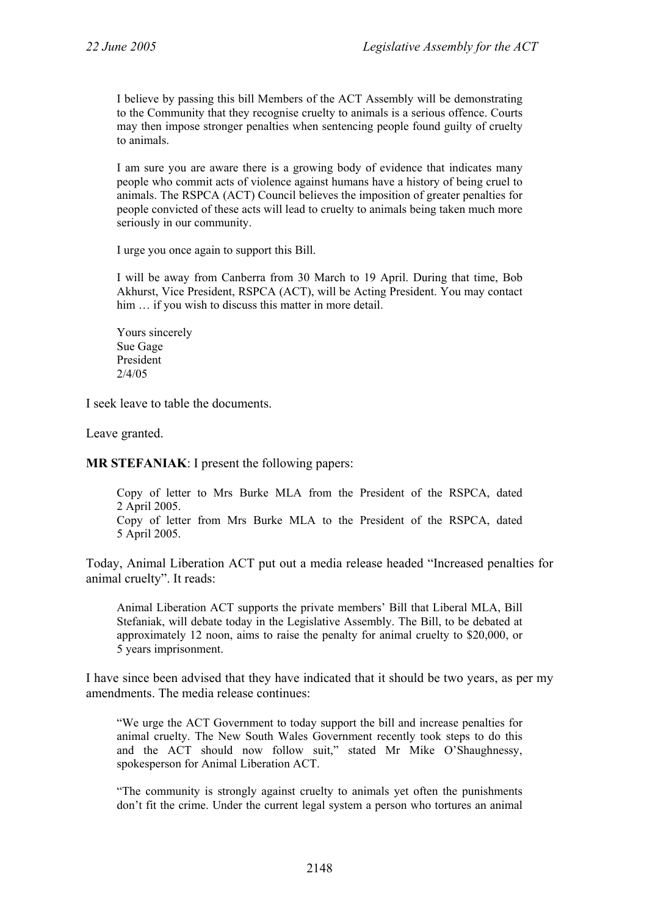> I believe by passing this bill Members of the ACT Assembly will be demonstrating to the Community that they recognise cruelty to animals is a serious offence. Courts may then impose stronger penalties when sentencing people found guilty of cruelty to animals.
>
> I am sure you are aware there is a growing body of evidence that indicates many people who commit acts of violence against humans have a history of being cruel to animals. The RSPCA (ACT) Council believes the imposition of greater penalties for people convicted of these acts will lead to cruelty to animals being taken much more seriously in our community.
>
> I urge you once again to support this Bill.
>
> I will be away from Canberra from 30 March to 19 April. During that time, Bob Akhurst, Vice President, RSPCA (ACT), will be Acting President. You may contact him … if you wish to discuss this matter in more detail.
>
> Yours sincerely
> Sue Gage
> President
> 2/4/05

I seek leave to table the documents.

Leave granted.

**MR STEFANIAK**: I present the following papers:

> Copy of letter to Mrs Burke MLA from the President of the RSPCA, dated 2 April 2005.
> Copy of letter from Mrs Burke MLA to the President of the RSPCA, dated 5 April 2005.

Today, Animal Liberation ACT put out a media release headed "Increased penalties for animal cruelty". It reads:

> Animal Liberation ACT supports the private members' Bill that Liberal MLA, Bill Stefaniak, will debate today in the Legislative Assembly. The Bill, to be debated at approximately 12 noon, aims to raise the penalty for animal cruelty to $20,000, or 5 years imprisonment.

I have since been advised that they have indicated that it should be two years, as per my amendments. The media release continues:

> "We urge the ACT Government to today support the bill and increase penalties for animal cruelty. The New South Wales Government recently took steps to do this and the ACT should now follow suit," stated Mr Mike O'Shaughnessy, spokesperson for Animal Liberation ACT.
>
> "The community is strongly against cruelty to animals yet often the punishments don't fit the crime. Under the current legal system a person who tortures an animal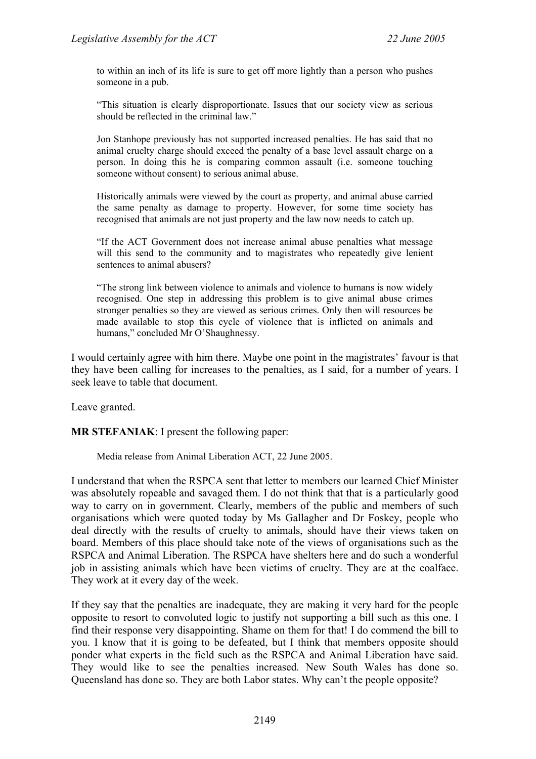> to within an inch of its life is sure to get off more lightly than a person who pushes someone in a pub.
>
> "This situation is clearly disproportionate. Issues that our society view as serious should be reflected in the criminal law."
>
> Jon Stanhope previously has not supported increased penalties. He has said that no animal cruelty charge should exceed the penalty of a base level assault charge on a person. In doing this he is comparing common assault (i.e. someone touching someone without consent) to serious animal abuse.
>
> Historically animals were viewed by the court as property, and animal abuse carried the same penalty as damage to property. However, for some time society has recognised that animals are not just property and the law now needs to catch up.
>
> "If the ACT Government does not increase animal abuse penalties what message will this send to the community and to magistrates who repeatedly give lenient sentences to animal abusers?
>
> "The strong link between violence to animals and violence to humans is now widely recognised. One step in addressing this problem is to give animal abuse crimes stronger penalties so they are viewed as serious crimes. Only then will resources be made available to stop this cycle of violence that is inflicted on animals and humans," concluded Mr O'Shaughnessy.

I would certainly agree with him there. Maybe one point in the magistrates' favour is that they have been calling for increases to the penalties, as I said, for a number of years. I seek leave to table that document.

Leave granted.

**MR STEFANIAK**: I present the following paper:

> Media release from Animal Liberation ACT, 22 June 2005.

I understand that when the RSPCA sent that letter to members our learned Chief Minister was absolutely ropeable and savaged them. I do not think that that is a particularly good way to carry on in government. Clearly, members of the public and members of such organisations which were quoted today by Ms Gallagher and Dr Foskey, people who deal directly with the results of cruelty to animals, should have their views taken on board. Members of this place should take note of the views of organisations such as the RSPCA and Animal Liberation. The RSPCA have shelters here and do such a wonderful job in assisting animals which have been victims of cruelty. They are at the coalface. They work at it every day of the week.

If they say that the penalties are inadequate, they are making it very hard for the people opposite to resort to convoluted logic to justify not supporting a bill such as this one. I find their response very disappointing. Shame on them for that! I do commend the bill to you. I know that it is going to be defeated, but I think that members opposite should ponder what experts in the field such as the RSPCA and Animal Liberation have said. They would like to see the penalties increased. New South Wales has done so. Queensland has done so. They are both Labor states. Why can't the people opposite?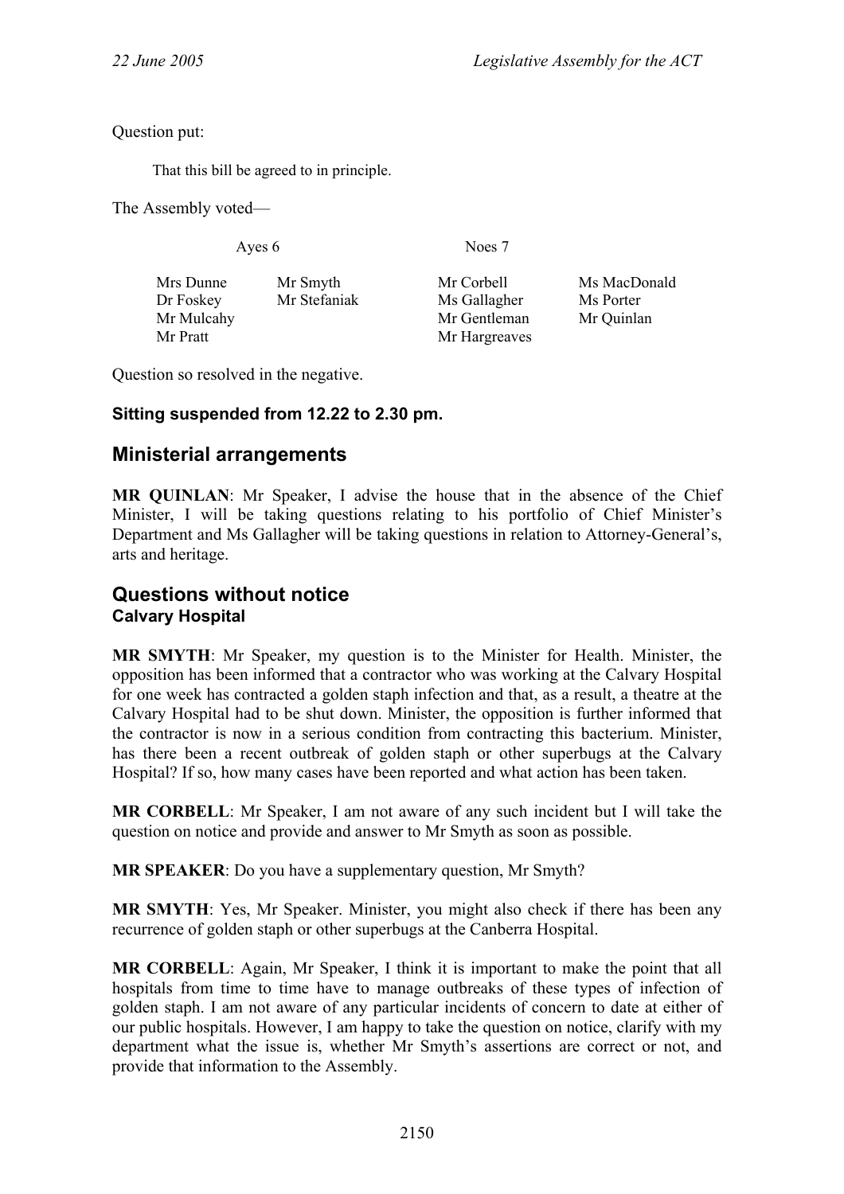Question put:

> That this bill be agreed to in principle.

The Assembly voted—

| Ayes 6 | | Noes 7 | |
|---|---|---|---|
| Mrs Dunne | Mr Smyth | Mr Corbell | Ms MacDonald |
| Dr Foskey | Mr Stefaniak | Ms Gallagher | Ms Porter |
| Mr Mulcahy | | Mr Gentleman | Mr Quinlan |
| Mr Pratt | | Mr Hargreaves | |

Question so resolved in the negative.

**Sitting suspended from 12.22 to 2.30 pm.**

## Ministerial arrangements

**MR QUINLAN**: Mr Speaker, I advise the house that in the absence of the Chief Minister, I will be taking questions relating to his portfolio of Chief Minister's Department and Ms Gallagher will be taking questions in relation to Attorney-General's, arts and heritage.

## Questions without notice

### Calvary Hospital

**MR SMYTH**: Mr Speaker, my question is to the Minister for Health. Minister, the opposition has been informed that a contractor who was working at the Calvary Hospital for one week has contracted a golden staph infection and that, as a result, a theatre at the Calvary Hospital had to be shut down. Minister, the opposition is further informed that the contractor is now in a serious condition from contracting this bacterium. Minister, has there been a recent outbreak of golden staph or other superbugs at the Calvary Hospital? If so, how many cases have been reported and what action has been taken.

**MR CORBELL**: Mr Speaker, I am not aware of any such incident but I will take the question on notice and provide and answer to Mr Smyth as soon as possible.

**MR SPEAKER**: Do you have a supplementary question, Mr Smyth?

**MR SMYTH**: Yes, Mr Speaker. Minister, you might also check if there has been any recurrence of golden staph or other superbugs at the Canberra Hospital.

**MR CORBELL**: Again, Mr Speaker, I think it is important to make the point that all hospitals from time to time have to manage outbreaks of these types of infection of golden staph. I am not aware of any particular incidents of concern to date at either of our public hospitals. However, I am happy to take the question on notice, clarify with my department what the issue is, whether Mr Smyth's assertions are correct or not, and provide that information to the Assembly.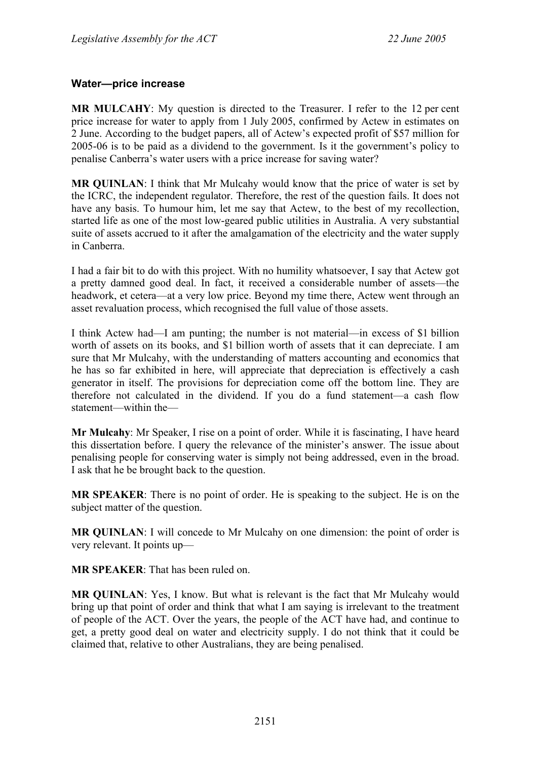### Water—price increase

**MR MULCAHY**: My question is directed to the Treasurer. I refer to the 12 per cent price increase for water to apply from 1 July 2005, confirmed by Actew in estimates on 2 June. According to the budget papers, all of Actew's expected profit of $57 million for 2005-06 is to be paid as a dividend to the government. Is it the government's policy to penalise Canberra's water users with a price increase for saving water?

**MR QUINLAN**: I think that Mr Mulcahy would know that the price of water is set by the ICRC, the independent regulator. Therefore, the rest of the question fails. It does not have any basis. To humour him, let me say that Actew, to the best of my recollection, started life as one of the most low-geared public utilities in Australia. A very substantial suite of assets accrued to it after the amalgamation of the electricity and the water supply in Canberra.

I had a fair bit to do with this project. With no humility whatsoever, I say that Actew got a pretty damned good deal. In fact, it received a considerable number of assets—the headwork, et cetera—at a very low price. Beyond my time there, Actew went through an asset revaluation process, which recognised the full value of those assets.

I think Actew had—I am punting; the number is not material—in excess of $1 billion worth of assets on its books, and $1 billion worth of assets that it can depreciate. I am sure that Mr Mulcahy, with the understanding of matters accounting and economics that he has so far exhibited in here, will appreciate that depreciation is effectively a cash generator in itself. The provisions for depreciation come off the bottom line. They are therefore not calculated in the dividend. If you do a fund statement—a cash flow statement—within the—

**Mr Mulcahy**: Mr Speaker, I rise on a point of order. While it is fascinating, I have heard this dissertation before. I query the relevance of the minister's answer. The issue about penalising people for conserving water is simply not being addressed, even in the broad. I ask that he be brought back to the question.

**MR SPEAKER**: There is no point of order. He is speaking to the subject. He is on the subject matter of the question.

**MR QUINLAN**: I will concede to Mr Mulcahy on one dimension: the point of order is very relevant. It points up—

**MR SPEAKER**: That has been ruled on.

**MR QUINLAN**: Yes, I know. But what is relevant is the fact that Mr Mulcahy would bring up that point of order and think that what I am saying is irrelevant to the treatment of people of the ACT. Over the years, the people of the ACT have had, and continue to get, a pretty good deal on water and electricity supply. I do not think that it could be claimed that, relative to other Australians, they are being penalised.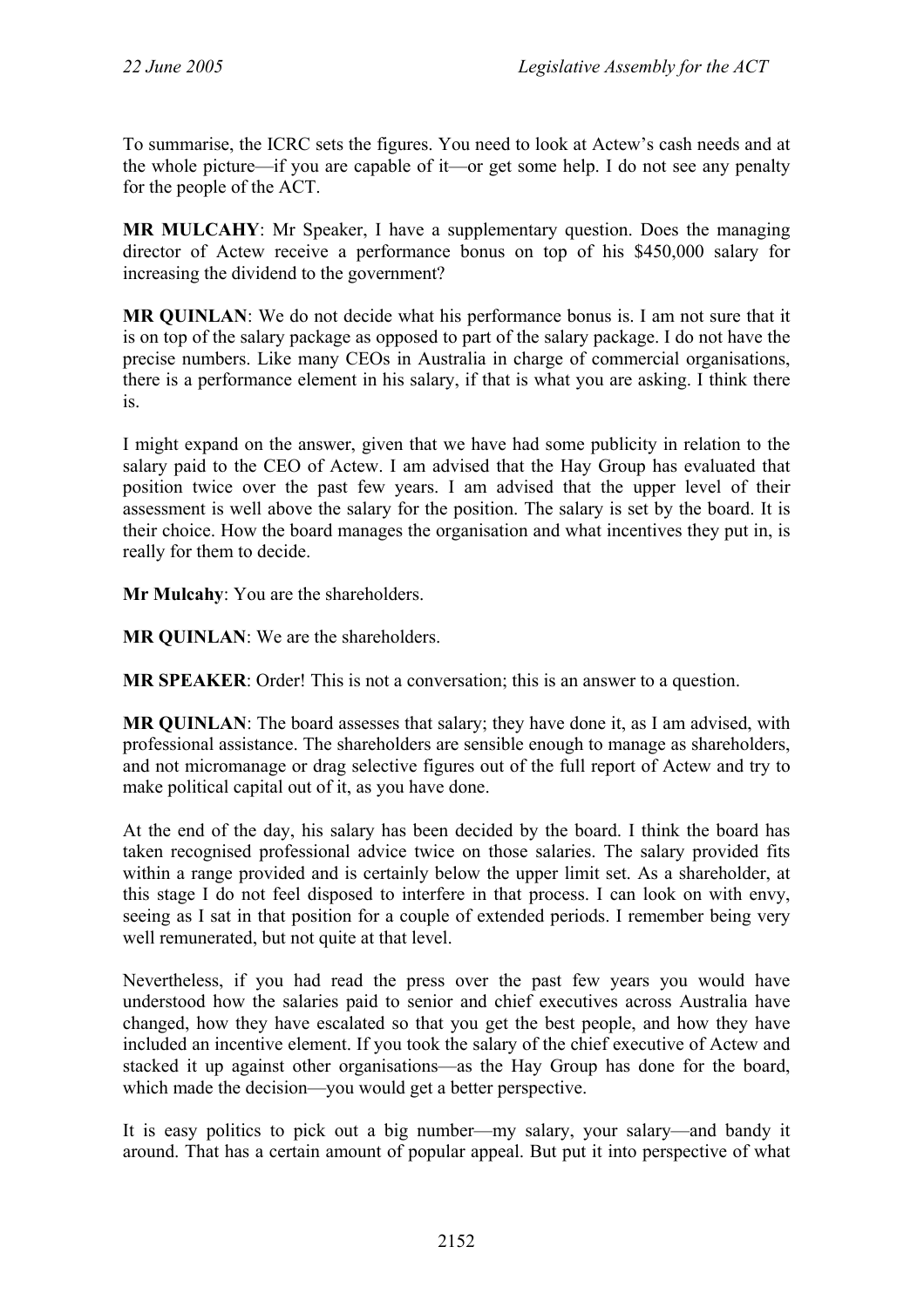To summarise, the ICRC sets the figures. You need to look at Actew's cash needs and at the whole picture—if you are capable of it—or get some help. I do not see any penalty for the people of the ACT.

**MR MULCAHY**: Mr Speaker, I have a supplementary question. Does the managing director of Actew receive a performance bonus on top of his $450,000 salary for increasing the dividend to the government?

**MR QUINLAN**: We do not decide what his performance bonus is. I am not sure that it is on top of the salary package as opposed to part of the salary package. I do not have the precise numbers. Like many CEOs in Australia in charge of commercial organisations, there is a performance element in his salary, if that is what you are asking. I think there is.

I might expand on the answer, given that we have had some publicity in relation to the salary paid to the CEO of Actew. I am advised that the Hay Group has evaluated that position twice over the past few years. I am advised that the upper level of their assessment is well above the salary for the position. The salary is set by the board. It is their choice. How the board manages the organisation and what incentives they put in, is really for them to decide.

**Mr Mulcahy**: You are the shareholders.

**MR QUINLAN**: We are the shareholders.

**MR SPEAKER**: Order! This is not a conversation; this is an answer to a question.

**MR QUINLAN**: The board assesses that salary; they have done it, as I am advised, with professional assistance. The shareholders are sensible enough to manage as shareholders, and not micromanage or drag selective figures out of the full report of Actew and try to make political capital out of it, as you have done.

At the end of the day, his salary has been decided by the board. I think the board has taken recognised professional advice twice on those salaries. The salary provided fits within a range provided and is certainly below the upper limit set. As a shareholder, at this stage I do not feel disposed to interfere in that process. I can look on with envy, seeing as I sat in that position for a couple of extended periods. I remember being very well remunerated, but not quite at that level.

Nevertheless, if you had read the press over the past few years you would have understood how the salaries paid to senior and chief executives across Australia have changed, how they have escalated so that you get the best people, and how they have included an incentive element. If you took the salary of the chief executive of Actew and stacked it up against other organisations—as the Hay Group has done for the board, which made the decision—you would get a better perspective.

It is easy politics to pick out a big number—my salary, your salary—and bandy it around. That has a certain amount of popular appeal. But put it into perspective of what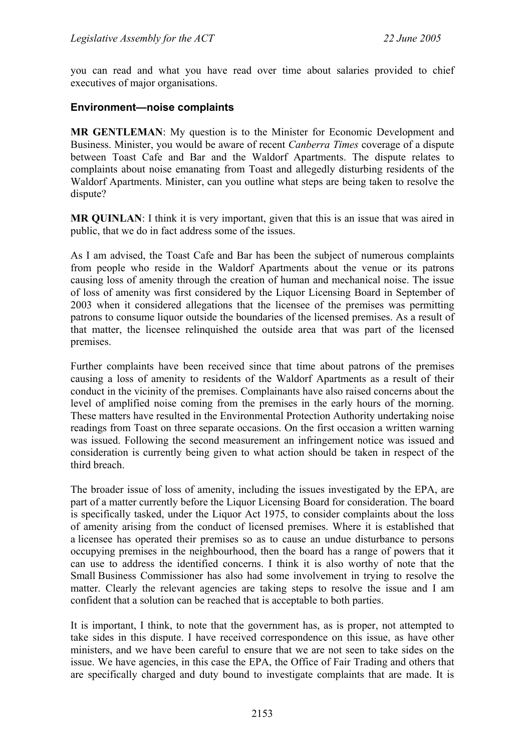you can read and what you have read over time about salaries provided to chief executives of major organisations.

### Environment—noise complaints

**MR GENTLEMAN**: My question is to the Minister for Economic Development and Business. Minister, you would be aware of recent *Canberra Times* coverage of a dispute between Toast Cafe and Bar and the Waldorf Apartments. The dispute relates to complaints about noise emanating from Toast and allegedly disturbing residents of the Waldorf Apartments. Minister, can you outline what steps are being taken to resolve the dispute?

**MR QUINLAN**: I think it is very important, given that this is an issue that was aired in public, that we do in fact address some of the issues.

As I am advised, the Toast Cafe and Bar has been the subject of numerous complaints from people who reside in the Waldorf Apartments about the venue or its patrons causing loss of amenity through the creation of human and mechanical noise. The issue of loss of amenity was first considered by the Liquor Licensing Board in September of 2003 when it considered allegations that the licensee of the premises was permitting patrons to consume liquor outside the boundaries of the licensed premises. As a result of that matter, the licensee relinquished the outside area that was part of the licensed premises.

Further complaints have been received since that time about patrons of the premises causing a loss of amenity to residents of the Waldorf Apartments as a result of their conduct in the vicinity of the premises. Complainants have also raised concerns about the level of amplified noise coming from the premises in the early hours of the morning. These matters have resulted in the Environmental Protection Authority undertaking noise readings from Toast on three separate occasions. On the first occasion a written warning was issued. Following the second measurement an infringement notice was issued and consideration is currently being given to what action should be taken in respect of the third breach.

The broader issue of loss of amenity, including the issues investigated by the EPA, are part of a matter currently before the Liquor Licensing Board for consideration. The board is specifically tasked, under the Liquor Act 1975, to consider complaints about the loss of amenity arising from the conduct of licensed premises. Where it is established that a licensee has operated their premises so as to cause an undue disturbance to persons occupying premises in the neighbourhood, then the board has a range of powers that it can use to address the identified concerns. I think it is also worthy of note that the Small Business Commissioner has also had some involvement in trying to resolve the matter. Clearly the relevant agencies are taking steps to resolve the issue and I am confident that a solution can be reached that is acceptable to both parties.

It is important, I think, to note that the government has, as is proper, not attempted to take sides in this dispute. I have received correspondence on this issue, as have other ministers, and we have been careful to ensure that we are not seen to take sides on the issue. We have agencies, in this case the EPA, the Office of Fair Trading and others that are specifically charged and duty bound to investigate complaints that are made. It is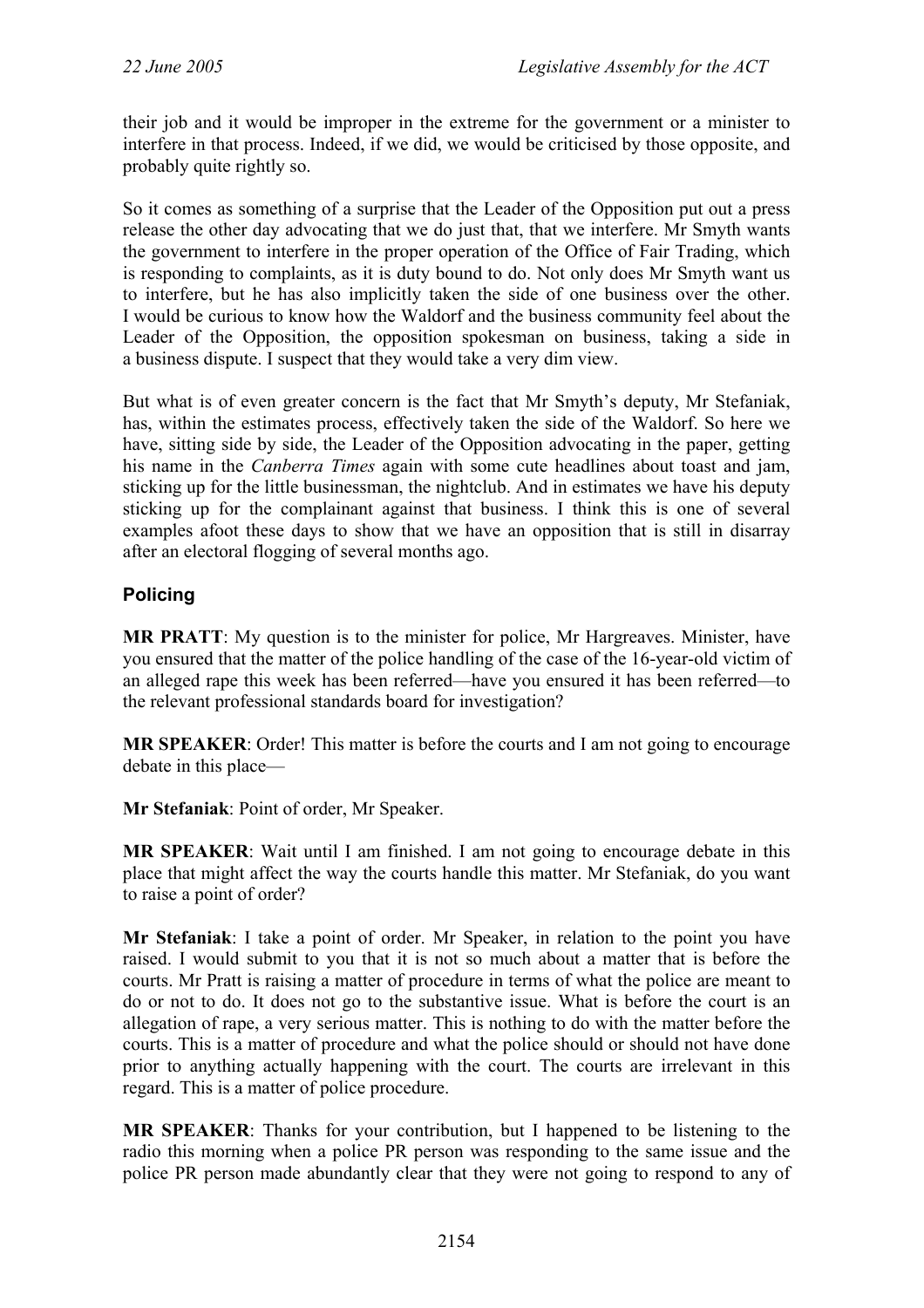their job and it would be improper in the extreme for the government or a minister to interfere in that process. Indeed, if we did, we would be criticised by those opposite, and probably quite rightly so.

So it comes as something of a surprise that the Leader of the Opposition put out a press release the other day advocating that we do just that, that we interfere. Mr Smyth wants the government to interfere in the proper operation of the Office of Fair Trading, which is responding to complaints, as it is duty bound to do. Not only does Mr Smyth want us to interfere, but he has also implicitly taken the side of one business over the other. I would be curious to know how the Waldorf and the business community feel about the Leader of the Opposition, the opposition spokesman on business, taking a side in a business dispute. I suspect that they would take a very dim view.

But what is of even greater concern is the fact that Mr Smyth's deputy, Mr Stefaniak, has, within the estimates process, effectively taken the side of the Waldorf. So here we have, sitting side by side, the Leader of the Opposition advocating in the paper, getting his name in the *Canberra Times* again with some cute headlines about toast and jam, sticking up for the little businessman, the nightclub. And in estimates we have his deputy sticking up for the complainant against that business. I think this is one of several examples afoot these days to show that we have an opposition that is still in disarray after an electoral flogging of several months ago.

### Policing

**MR PRATT**: My question is to the minister for police, Mr Hargreaves. Minister, have you ensured that the matter of the police handling of the case of the 16-year-old victim of an alleged rape this week has been referred—have you ensured it has been referred—to the relevant professional standards board for investigation?

**MR SPEAKER**: Order! This matter is before the courts and I am not going to encourage debate in this place—

**Mr Stefaniak**: Point of order, Mr Speaker.

**MR SPEAKER**: Wait until I am finished. I am not going to encourage debate in this place that might affect the way the courts handle this matter. Mr Stefaniak, do you want to raise a point of order?

**Mr Stefaniak**: I take a point of order. Mr Speaker, in relation to the point you have raised. I would submit to you that it is not so much about a matter that is before the courts. Mr Pratt is raising a matter of procedure in terms of what the police are meant to do or not to do. It does not go to the substantive issue. What is before the court is an allegation of rape, a very serious matter. This is nothing to do with the matter before the courts. This is a matter of procedure and what the police should or should not have done prior to anything actually happening with the court. The courts are irrelevant in this regard. This is a matter of police procedure.

**MR SPEAKER**: Thanks for your contribution, but I happened to be listening to the radio this morning when a police PR person was responding to the same issue and the police PR person made abundantly clear that they were not going to respond to any of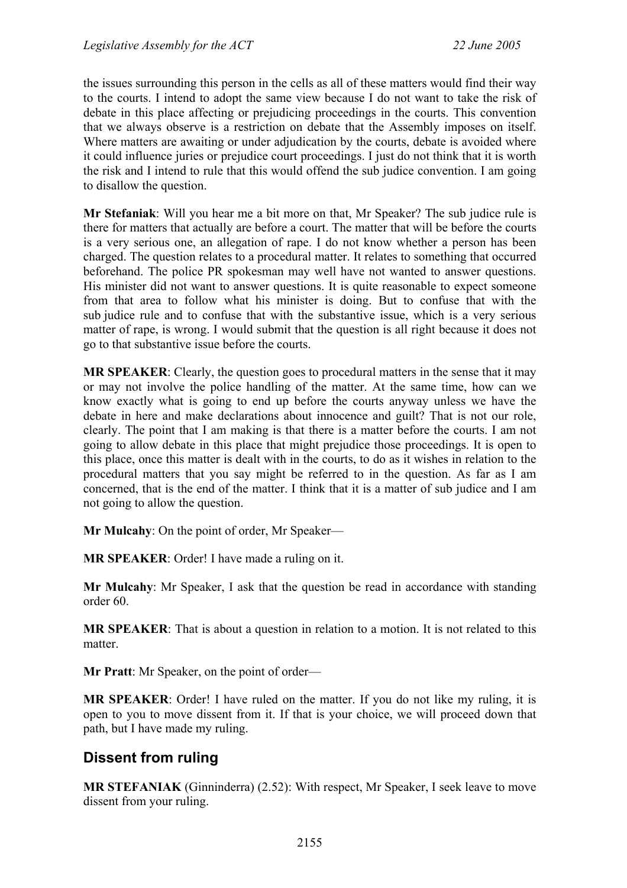the issues surrounding this person in the cells as all of these matters would find their way to the courts. I intend to adopt the same view because I do not want to take the risk of debate in this place affecting or prejudicing proceedings in the courts. This convention that we always observe is a restriction on debate that the Assembly imposes on itself. Where matters are awaiting or under adjudication by the courts, debate is avoided where it could influence juries or prejudice court proceedings. I just do not think that it is worth the risk and I intend to rule that this would offend the sub judice convention. I am going to disallow the question.

**Mr Stefaniak**: Will you hear me a bit more on that, Mr Speaker? The sub judice rule is there for matters that actually are before a court. The matter that will be before the courts is a very serious one, an allegation of rape. I do not know whether a person has been charged. The question relates to a procedural matter. It relates to something that occurred beforehand. The police PR spokesman may well have not wanted to answer questions. His minister did not want to answer questions. It is quite reasonable to expect someone from that area to follow what his minister is doing. But to confuse that with the sub judice rule and to confuse that with the substantive issue, which is a very serious matter of rape, is wrong. I would submit that the question is all right because it does not go to that substantive issue before the courts.

**MR SPEAKER**: Clearly, the question goes to procedural matters in the sense that it may or may not involve the police handling of the matter. At the same time, how can we know exactly what is going to end up before the courts anyway unless we have the debate in here and make declarations about innocence and guilt? That is not our role, clearly. The point that I am making is that there is a matter before the courts. I am not going to allow debate in this place that might prejudice those proceedings. It is open to this place, once this matter is dealt with in the courts, to do as it wishes in relation to the procedural matters that you say might be referred to in the question. As far as I am concerned, that is the end of the matter. I think that it is a matter of sub judice and I am not going to allow the question.

**Mr Mulcahy**: On the point of order, Mr Speaker—

**MR SPEAKER**: Order! I have made a ruling on it.

**Mr Mulcahy**: Mr Speaker, I ask that the question be read in accordance with standing order 60.

**MR SPEAKER**: That is about a question in relation to a motion. It is not related to this matter.

**Mr Pratt**: Mr Speaker, on the point of order—

**MR SPEAKER**: Order! I have ruled on the matter. If you do not like my ruling, it is open to you to move dissent from it. If that is your choice, we will proceed down that path, but I have made my ruling.

## Dissent from ruling

**MR STEFANIAK** (Ginninderra) (2.52): With respect, Mr Speaker, I seek leave to move dissent from your ruling.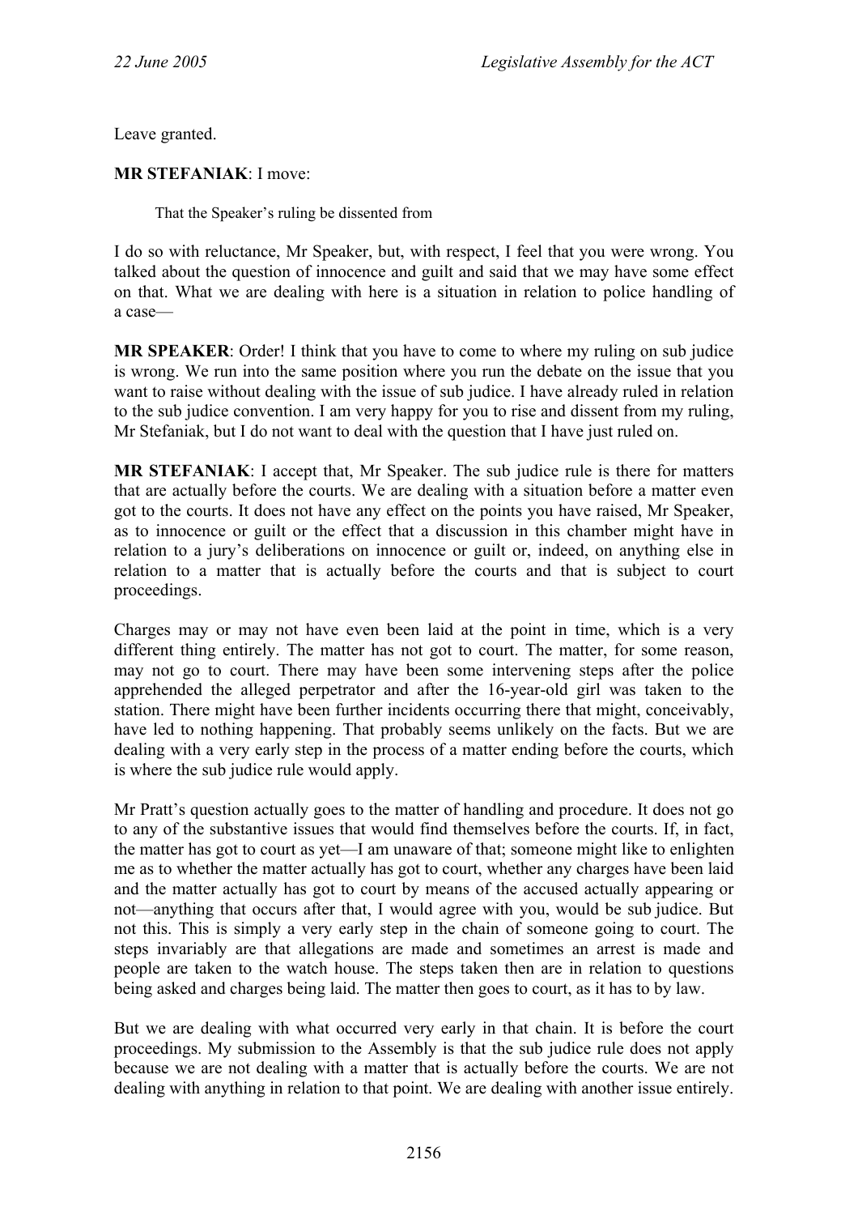Leave granted.

**MR STEFANIAK**: I move:

> That the Speaker's ruling be dissented from

I do so with reluctance, Mr Speaker, but, with respect, I feel that you were wrong. You talked about the question of innocence and guilt and said that we may have some effect on that. What we are dealing with here is a situation in relation to police handling of a case—

**MR SPEAKER**: Order! I think that you have to come to where my ruling on sub judice is wrong. We run into the same position where you run the debate on the issue that you want to raise without dealing with the issue of sub judice. I have already ruled in relation to the sub judice convention. I am very happy for you to rise and dissent from my ruling, Mr Stefaniak, but I do not want to deal with the question that I have just ruled on.

**MR STEFANIAK**: I accept that, Mr Speaker. The sub judice rule is there for matters that are actually before the courts. We are dealing with a situation before a matter even got to the courts. It does not have any effect on the points you have raised, Mr Speaker, as to innocence or guilt or the effect that a discussion in this chamber might have in relation to a jury's deliberations on innocence or guilt or, indeed, on anything else in relation to a matter that is actually before the courts and that is subject to court proceedings.

Charges may or may not have even been laid at the point in time, which is a very different thing entirely. The matter has not got to court. The matter, for some reason, may not go to court. There may have been some intervening steps after the police apprehended the alleged perpetrator and after the 16-year-old girl was taken to the station. There might have been further incidents occurring there that might, conceivably, have led to nothing happening. That probably seems unlikely on the facts. But we are dealing with a very early step in the process of a matter ending before the courts, which is where the sub judice rule would apply.

Mr Pratt's question actually goes to the matter of handling and procedure. It does not go to any of the substantive issues that would find themselves before the courts. If, in fact, the matter has got to court as yet—I am unaware of that; someone might like to enlighten me as to whether the matter actually has got to court, whether any charges have been laid and the matter actually has got to court by means of the accused actually appearing or not—anything that occurs after that, I would agree with you, would be sub judice. But not this. This is simply a very early step in the chain of someone going to court. The steps invariably are that allegations are made and sometimes an arrest is made and people are taken to the watch house. The steps taken then are in relation to questions being asked and charges being laid. The matter then goes to court, as it has to by law.

But we are dealing with what occurred very early in that chain. It is before the court proceedings. My submission to the Assembly is that the sub judice rule does not apply because we are not dealing with a matter that is actually before the courts. We are not dealing with anything in relation to that point. We are dealing with another issue entirely.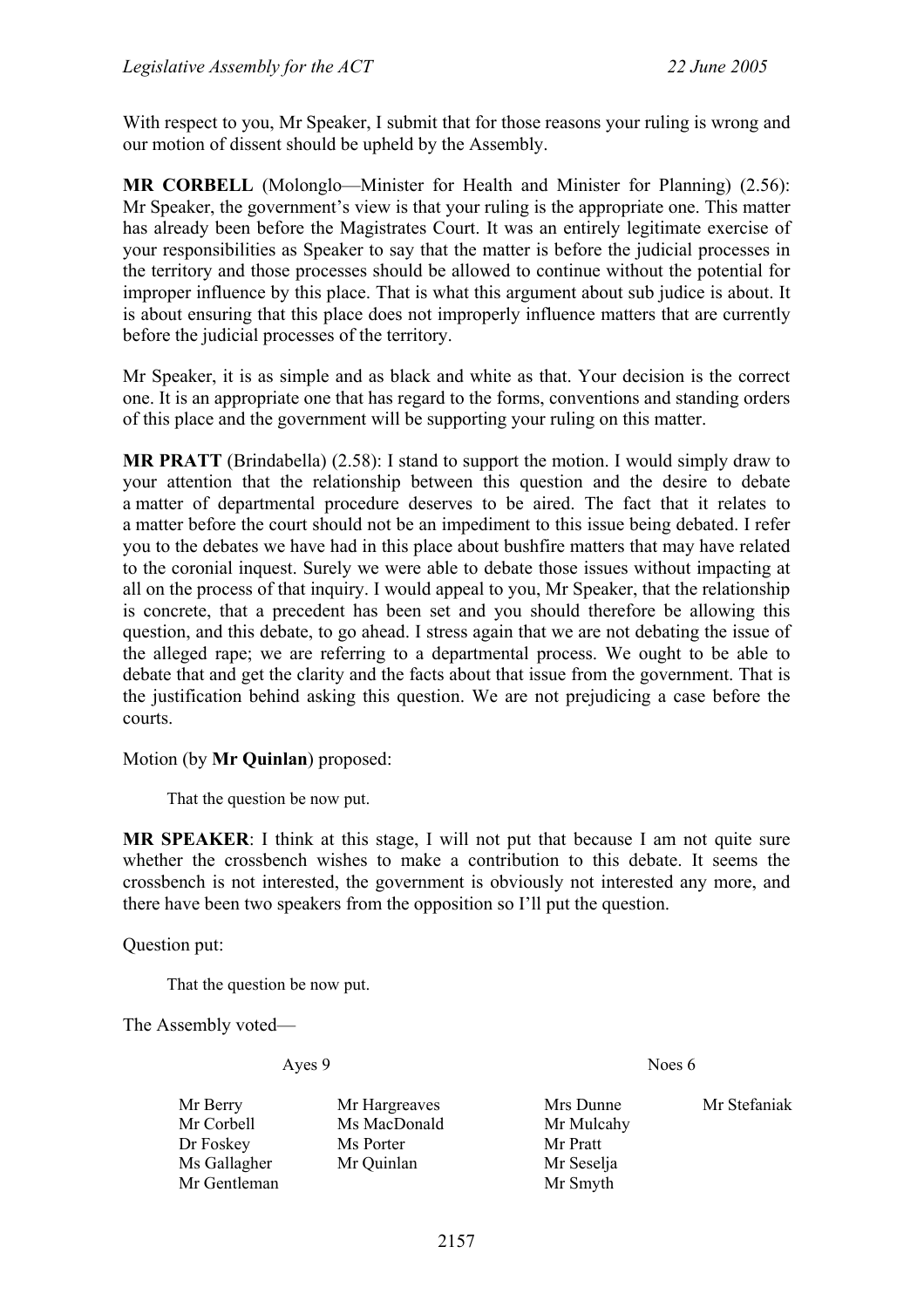With respect to you, Mr Speaker, I submit that for those reasons your ruling is wrong and our motion of dissent should be upheld by the Assembly.

**MR CORBELL** (Molonglo—Minister for Health and Minister for Planning) (2.56): Mr Speaker, the government's view is that your ruling is the appropriate one. This matter has already been before the Magistrates Court. It was an entirely legitimate exercise of your responsibilities as Speaker to say that the matter is before the judicial processes in the territory and those processes should be allowed to continue without the potential for improper influence by this place. That is what this argument about sub judice is about. It is about ensuring that this place does not improperly influence matters that are currently before the judicial processes of the territory.

Mr Speaker, it is as simple and as black and white as that. Your decision is the correct one. It is an appropriate one that has regard to the forms, conventions and standing orders of this place and the government will be supporting your ruling on this matter.

**MR PRATT** (Brindabella) (2.58): I stand to support the motion. I would simply draw to your attention that the relationship between this question and the desire to debate a matter of departmental procedure deserves to be aired. The fact that it relates to a matter before the court should not be an impediment to this issue being debated. I refer you to the debates we have had in this place about bushfire matters that may have related to the coronial inquest. Surely we were able to debate those issues without impacting at all on the process of that inquiry. I would appeal to you, Mr Speaker, that the relationship is concrete, that a precedent has been set and you should therefore be allowing this question, and this debate, to go ahead. I stress again that we are not debating the issue of the alleged rape; we are referring to a departmental process. We ought to be able to debate that and get the clarity and the facts about that issue from the government. That is the justification behind asking this question. We are not prejudicing a case before the courts.

Motion (by **Mr Quinlan**) proposed:

> That the question be now put.

**MR SPEAKER**: I think at this stage, I will not put that because I am not quite sure whether the crossbench wishes to make a contribution to this debate. It seems the crossbench is not interested, the government is obviously not interested any more, and there have been two speakers from the opposition so I'll put the question.

Question put:

> That the question be now put.

The Assembly voted—

| Ayes 9 | | Noes 6 | |
|---|---|---|---|
| Mr Berry | Mr Hargreaves | Mrs Dunne | Mr Stefaniak |
| Mr Corbell | Ms MacDonald | Mr Mulcahy | |
| Dr Foskey | Ms Porter | Mr Pratt | |
| Ms Gallagher | Mr Quinlan | Mr Seselja | |
| Mr Gentleman | | Mr Smyth | |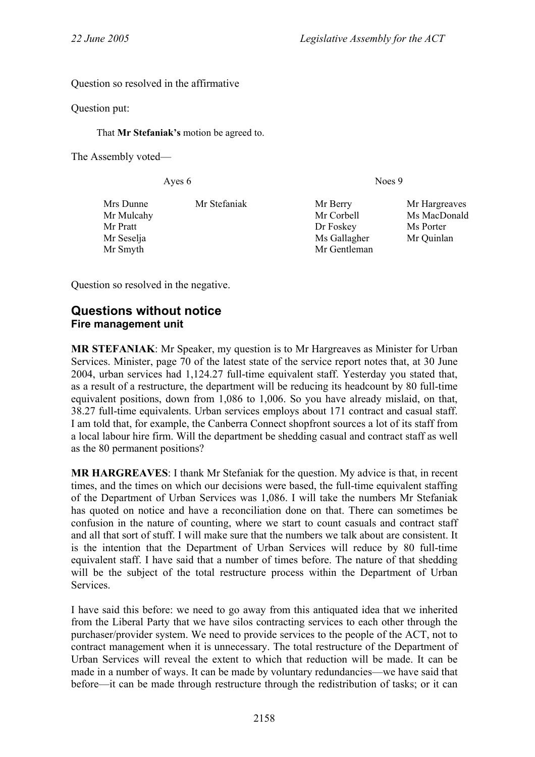Question so resolved in the affirmative

Question put:

> That **Mr Stefaniak's** motion be agreed to.

The Assembly voted—

| Ayes 6 | | Noes 9 | |
|---|---|---|---|
| Mrs Dunne | Mr Stefaniak | Mr Berry | Mr Hargreaves |
| Mr Mulcahy | | Mr Corbell | Ms MacDonald |
| Mr Pratt | | Dr Foskey | Ms Porter |
| Mr Seselja | | Ms Gallagher | Mr Quinlan |
| Mr Smyth | | Mr Gentleman | |

Question so resolved in the negative.

## Questions without notice

### Fire management unit

**MR STEFANIAK**: Mr Speaker, my question is to Mr Hargreaves as Minister for Urban Services. Minister, page 70 of the latest state of the service report notes that, at 30 June 2004, urban services had 1,124.27 full-time equivalent staff. Yesterday you stated that, as a result of a restructure, the department will be reducing its headcount by 80 full-time equivalent positions, down from 1,086 to 1,006. So you have already mislaid, on that, 38.27 full-time equivalents. Urban services employs about 171 contract and casual staff. I am told that, for example, the Canberra Connect shopfront sources a lot of its staff from a local labour hire firm. Will the department be shedding casual and contract staff as well as the 80 permanent positions?

**MR HARGREAVES**: I thank Mr Stefaniak for the question. My advice is that, in recent times, and the times on which our decisions were based, the full-time equivalent staffing of the Department of Urban Services was 1,086. I will take the numbers Mr Stefaniak has quoted on notice and have a reconciliation done on that. There can sometimes be confusion in the nature of counting, where we start to count casuals and contract staff and all that sort of stuff. I will make sure that the numbers we talk about are consistent. It is the intention that the Department of Urban Services will reduce by 80 full-time equivalent staff. I have said that a number of times before. The nature of that shedding will be the subject of the total restructure process within the Department of Urban Services.

I have said this before: we need to go away from this antiquated idea that we inherited from the Liberal Party that we have silos contracting services to each other through the purchaser/provider system. We need to provide services to the people of the ACT, not to contract management when it is unnecessary. The total restructure of the Department of Urban Services will reveal the extent to which that reduction will be made. It can be made in a number of ways. It can be made by voluntary redundancies—we have said that before—it can be made through restructure through the redistribution of tasks; or it can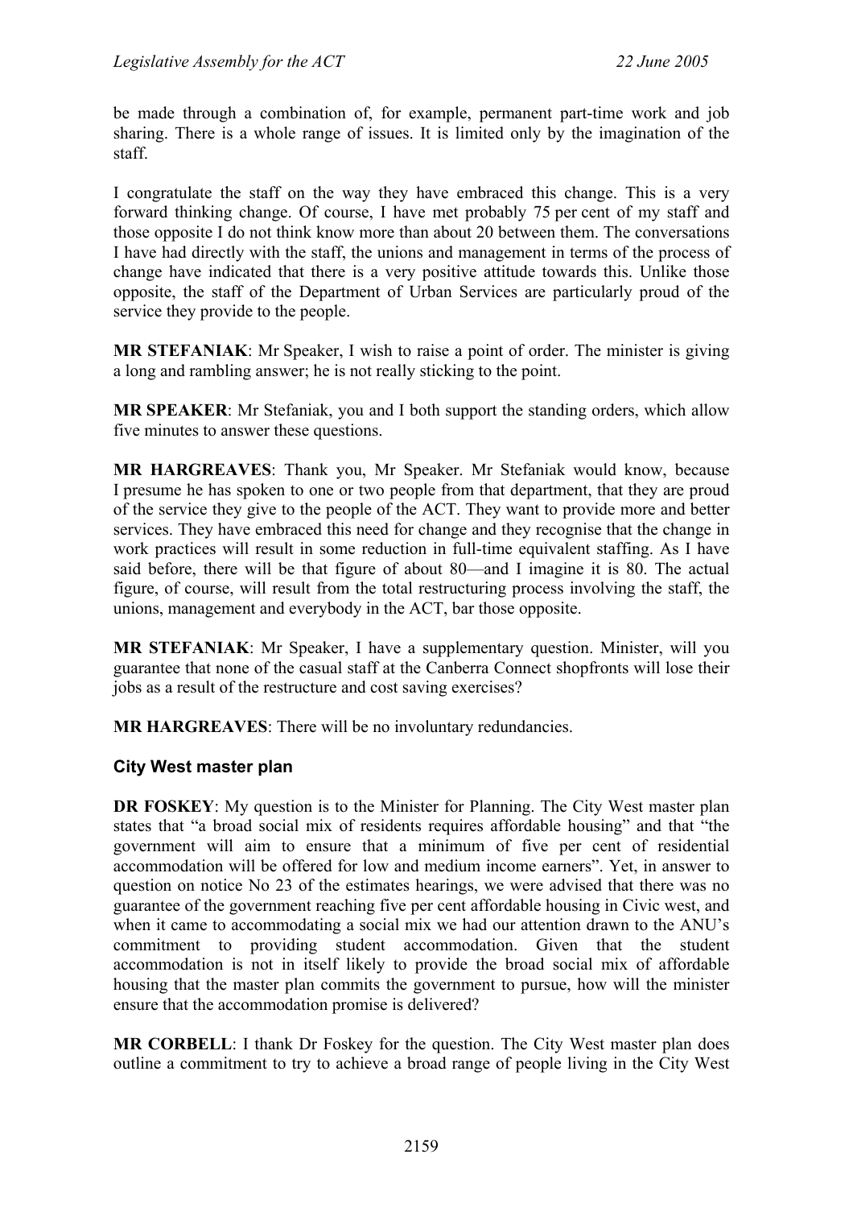be made through a combination of, for example, permanent part-time work and job sharing. There is a whole range of issues. It is limited only by the imagination of the staff.

I congratulate the staff on the way they have embraced this change. This is a very forward thinking change. Of course, I have met probably 75 per cent of my staff and those opposite I do not think know more than about 20 between them. The conversations I have had directly with the staff, the unions and management in terms of the process of change have indicated that there is a very positive attitude towards this. Unlike those opposite, the staff of the Department of Urban Services are particularly proud of the service they provide to the people.

**MR STEFANIAK**: Mr Speaker, I wish to raise a point of order. The minister is giving a long and rambling answer; he is not really sticking to the point.

**MR SPEAKER**: Mr Stefaniak, you and I both support the standing orders, which allow five minutes to answer these questions.

**MR HARGREAVES**: Thank you, Mr Speaker. Mr Stefaniak would know, because I presume he has spoken to one or two people from that department, that they are proud of the service they give to the people of the ACT. They want to provide more and better services. They have embraced this need for change and they recognise that the change in work practices will result in some reduction in full-time equivalent staffing. As I have said before, there will be that figure of about 80—and I imagine it is 80. The actual figure, of course, will result from the total restructuring process involving the staff, the unions, management and everybody in the ACT, bar those opposite.

**MR STEFANIAK**: Mr Speaker, I have a supplementary question. Minister, will you guarantee that none of the casual staff at the Canberra Connect shopfronts will lose their jobs as a result of the restructure and cost saving exercises?

**MR HARGREAVES**: There will be no involuntary redundancies.

### City West master plan

**DR FOSKEY**: My question is to the Minister for Planning. The City West master plan states that "a broad social mix of residents requires affordable housing" and that "the government will aim to ensure that a minimum of five per cent of residential accommodation will be offered for low and medium income earners". Yet, in answer to question on notice No 23 of the estimates hearings, we were advised that there was no guarantee of the government reaching five per cent affordable housing in Civic west, and when it came to accommodating a social mix we had our attention drawn to the ANU's commitment to providing student accommodation. Given that the student accommodation is not in itself likely to provide the broad social mix of affordable housing that the master plan commits the government to pursue, how will the minister ensure that the accommodation promise is delivered?

**MR CORBELL**: I thank Dr Foskey for the question. The City West master plan does outline a commitment to try to achieve a broad range of people living in the City West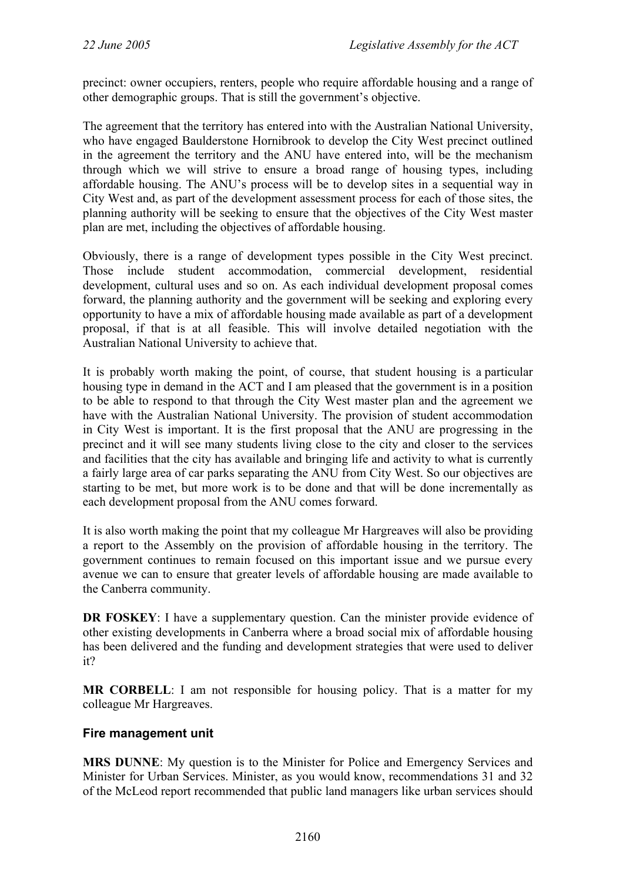precinct: owner occupiers, renters, people who require affordable housing and a range of other demographic groups. That is still the government's objective.

The agreement that the territory has entered into with the Australian National University, who have engaged Baulderstone Hornibrook to develop the City West precinct outlined in the agreement the territory and the ANU have entered into, will be the mechanism through which we will strive to ensure a broad range of housing types, including affordable housing. The ANU's process will be to develop sites in a sequential way in City West and, as part of the development assessment process for each of those sites, the planning authority will be seeking to ensure that the objectives of the City West master plan are met, including the objectives of affordable housing.

Obviously, there is a range of development types possible in the City West precinct. Those include student accommodation, commercial development, residential development, cultural uses and so on. As each individual development proposal comes forward, the planning authority and the government will be seeking and exploring every opportunity to have a mix of affordable housing made available as part of a development proposal, if that is at all feasible. This will involve detailed negotiation with the Australian National University to achieve that.

It is probably worth making the point, of course, that student housing is a particular housing type in demand in the ACT and I am pleased that the government is in a position to be able to respond to that through the City West master plan and the agreement we have with the Australian National University. The provision of student accommodation in City West is important. It is the first proposal that the ANU are progressing in the precinct and it will see many students living close to the city and closer to the services and facilities that the city has available and bringing life and activity to what is currently a fairly large area of car parks separating the ANU from City West. So our objectives are starting to be met, but more work is to be done and that will be done incrementally as each development proposal from the ANU comes forward.

It is also worth making the point that my colleague Mr Hargreaves will also be providing a report to the Assembly on the provision of affordable housing in the territory. The government continues to remain focused on this important issue and we pursue every avenue we can to ensure that greater levels of affordable housing are made available to the Canberra community.

**DR FOSKEY**: I have a supplementary question. Can the minister provide evidence of other existing developments in Canberra where a broad social mix of affordable housing has been delivered and the funding and development strategies that were used to deliver it?

**MR CORBELL**: I am not responsible for housing policy. That is a matter for my colleague Mr Hargreaves.

### Fire management unit

**MRS DUNNE**: My question is to the Minister for Police and Emergency Services and Minister for Urban Services. Minister, as you would know, recommendations 31 and 32 of the McLeod report recommended that public land managers like urban services should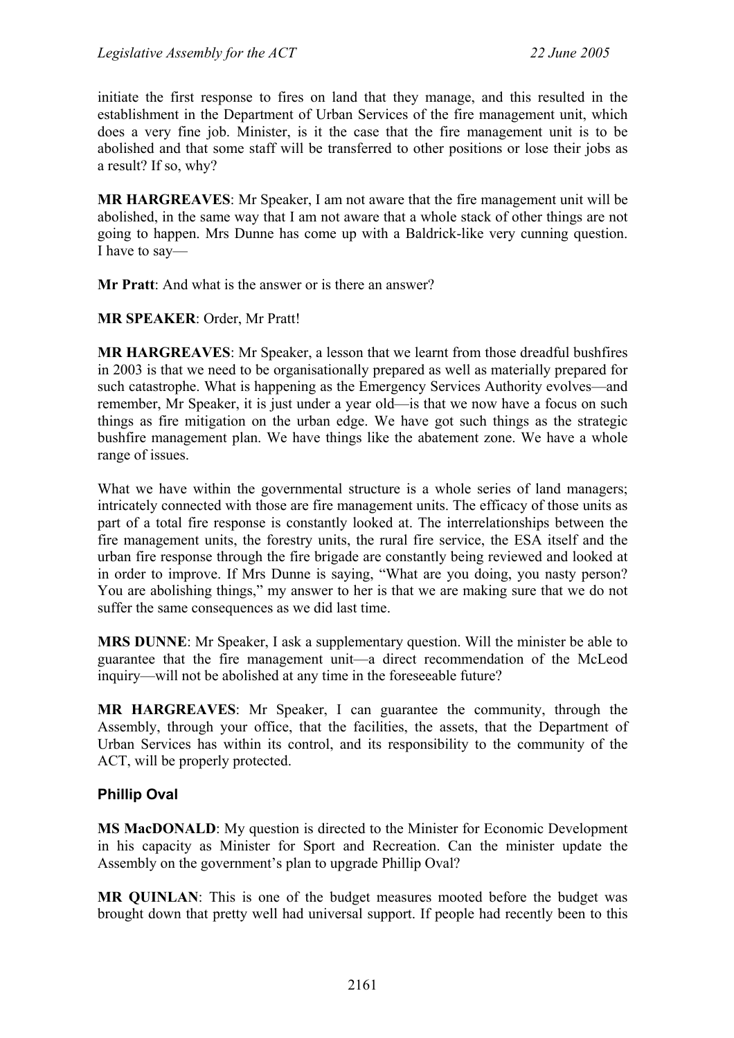initiate the first response to fires on land that they manage, and this resulted in the establishment in the Department of Urban Services of the fire management unit, which does a very fine job. Minister, is it the case that the fire management unit is to be abolished and that some staff will be transferred to other positions or lose their jobs as a result? If so, why?

**MR HARGREAVES**: Mr Speaker, I am not aware that the fire management unit will be abolished, in the same way that I am not aware that a whole stack of other things are not going to happen. Mrs Dunne has come up with a Baldrick-like very cunning question. I have to say—

**Mr Pratt**: And what is the answer or is there an answer?

**MR SPEAKER**: Order, Mr Pratt!

**MR HARGREAVES**: Mr Speaker, a lesson that we learnt from those dreadful bushfires in 2003 is that we need to be organisationally prepared as well as materially prepared for such catastrophe. What is happening as the Emergency Services Authority evolves—and remember, Mr Speaker, it is just under a year old—is that we now have a focus on such things as fire mitigation on the urban edge. We have got such things as the strategic bushfire management plan. We have things like the abatement zone. We have a whole range of issues.

What we have within the governmental structure is a whole series of land managers; intricately connected with those are fire management units. The efficacy of those units as part of a total fire response is constantly looked at. The interrelationships between the fire management units, the forestry units, the rural fire service, the ESA itself and the urban fire response through the fire brigade are constantly being reviewed and looked at in order to improve. If Mrs Dunne is saying, "What are you doing, you nasty person? You are abolishing things," my answer to her is that we are making sure that we do not suffer the same consequences as we did last time.

**MRS DUNNE**: Mr Speaker, I ask a supplementary question. Will the minister be able to guarantee that the fire management unit—a direct recommendation of the McLeod inquiry—will not be abolished at any time in the foreseeable future?

**MR HARGREAVES**: Mr Speaker, I can guarantee the community, through the Assembly, through your office, that the facilities, the assets, that the Department of Urban Services has within its control, and its responsibility to the community of the ACT, will be properly protected.

### Phillip Oval

**MS MacDONALD**: My question is directed to the Minister for Economic Development in his capacity as Minister for Sport and Recreation. Can the minister update the Assembly on the government's plan to upgrade Phillip Oval?

**MR QUINLAN**: This is one of the budget measures mooted before the budget was brought down that pretty well had universal support. If people had recently been to this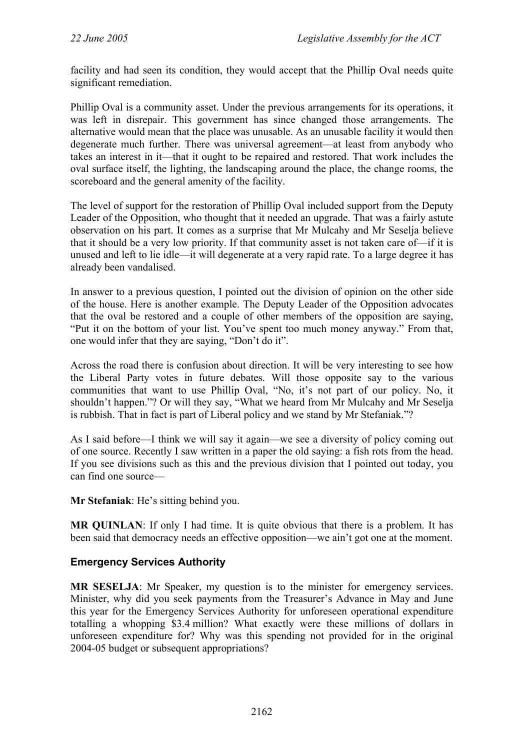facility and had seen its condition, they would accept that the Phillip Oval needs quite significant remediation.

Phillip Oval is a community asset. Under the previous arrangements for its operations, it was left in disrepair. This government has since changed those arrangements. The alternative would mean that the place was unusable. As an unusable facility it would then degenerate much further. There was universal agreement—at least from anybody who takes an interest in it—that it ought to be repaired and restored. That work includes the oval surface itself, the lighting, the landscaping around the place, the change rooms, the scoreboard and the general amenity of the facility.

The level of support for the restoration of Phillip Oval included support from the Deputy Leader of the Opposition, who thought that it needed an upgrade. That was a fairly astute observation on his part. It comes as a surprise that Mr Mulcahy and Mr Seselja believe that it should be a very low priority. If that community asset is not taken care of—if it is unused and left to lie idle—it will degenerate at a very rapid rate. To a large degree it has already been vandalised.

In answer to a previous question, I pointed out the division of opinion on the other side of the house. Here is another example. The Deputy Leader of the Opposition advocates that the oval be restored and a couple of other members of the opposition are saying, "Put it on the bottom of your list. You've spent too much money anyway." From that, one would infer that they are saying, "Don't do it".

Across the road there is confusion about direction. It will be very interesting to see how the Liberal Party votes in future debates. Will those opposite say to the various communities that want to use Phillip Oval, "No, it's not part of our policy. No, it shouldn't happen."? Or will they say, "What we heard from Mr Mulcahy and Mr Seselja is rubbish. That in fact is part of Liberal policy and we stand by Mr Stefaniak."?

As I said before—I think we will say it again—we see a diversity of policy coming out of one source. Recently I saw written in a paper the old saying: a fish rots from the head. If you see divisions such as this and the previous division that I pointed out today, you can find one source—

**Mr Stefaniak**: He's sitting behind you.

**MR QUINLAN**: If only I had time. It is quite obvious that there is a problem. It has been said that democracy needs an effective opposition—we ain't got one at the moment.

## Emergency Services Authority

**MR SESELJA**: Mr Speaker, my question is to the minister for emergency services. Minister, why did you seek payments from the Treasurer's Advance in May and June this year for the Emergency Services Authority for unforeseen operational expenditure totalling a whopping $3.4 million? What exactly were these millions of dollars in unforeseen expenditure for? Why was this spending not provided for in the original 2004-05 budget or subsequent appropriations?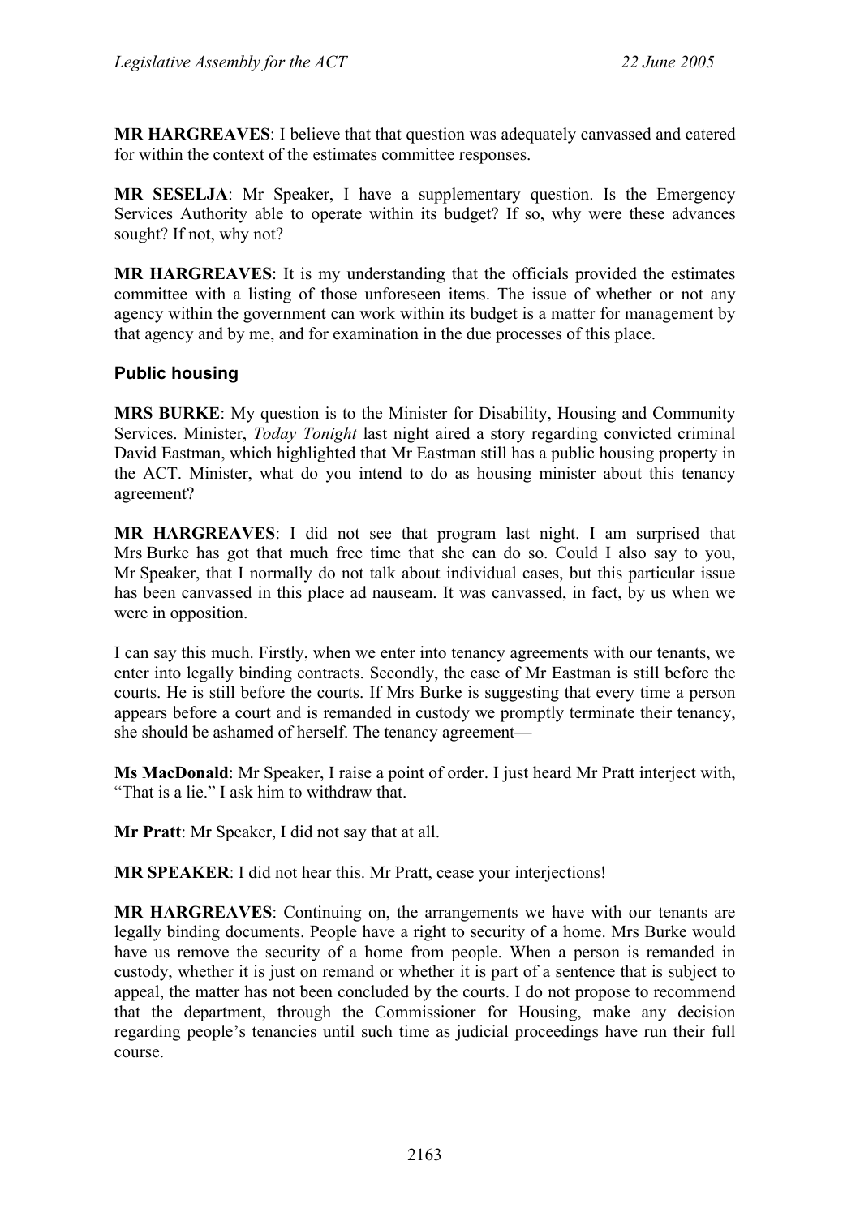**MR HARGREAVES**: I believe that that question was adequately canvassed and catered for within the context of the estimates committee responses.

**MR SESELJA**: Mr Speaker, I have a supplementary question. Is the Emergency Services Authority able to operate within its budget? If so, why were these advances sought? If not, why not?

**MR HARGREAVES**: It is my understanding that the officials provided the estimates committee with a listing of those unforeseen items. The issue of whether or not any agency within the government can work within its budget is a matter for management by that agency and by me, and for examination in the due processes of this place.

### Public housing

**MRS BURKE**: My question is to the Minister for Disability, Housing and Community Services. Minister, *Today Tonight* last night aired a story regarding convicted criminal David Eastman, which highlighted that Mr Eastman still has a public housing property in the ACT. Minister, what do you intend to do as housing minister about this tenancy agreement?

**MR HARGREAVES**: I did not see that program last night. I am surprised that Mrs Burke has got that much free time that she can do so. Could I also say to you, Mr Speaker, that I normally do not talk about individual cases, but this particular issue has been canvassed in this place ad nauseam. It was canvassed, in fact, by us when we were in opposition.

I can say this much. Firstly, when we enter into tenancy agreements with our tenants, we enter into legally binding contracts. Secondly, the case of Mr Eastman is still before the courts. He is still before the courts. If Mrs Burke is suggesting that every time a person appears before a court and is remanded in custody we promptly terminate their tenancy, she should be ashamed of herself. The tenancy agreement—

**Ms MacDonald**: Mr Speaker, I raise a point of order. I just heard Mr Pratt interject with, "That is a lie." I ask him to withdraw that.

**Mr Pratt**: Mr Speaker, I did not say that at all.

**MR SPEAKER**: I did not hear this. Mr Pratt, cease your interjections!

**MR HARGREAVES**: Continuing on, the arrangements we have with our tenants are legally binding documents. People have a right to security of a home. Mrs Burke would have us remove the security of a home from people. When a person is remanded in custody, whether it is just on remand or whether it is part of a sentence that is subject to appeal, the matter has not been concluded by the courts. I do not propose to recommend that the department, through the Commissioner for Housing, make any decision regarding people's tenancies until such time as judicial proceedings have run their full course.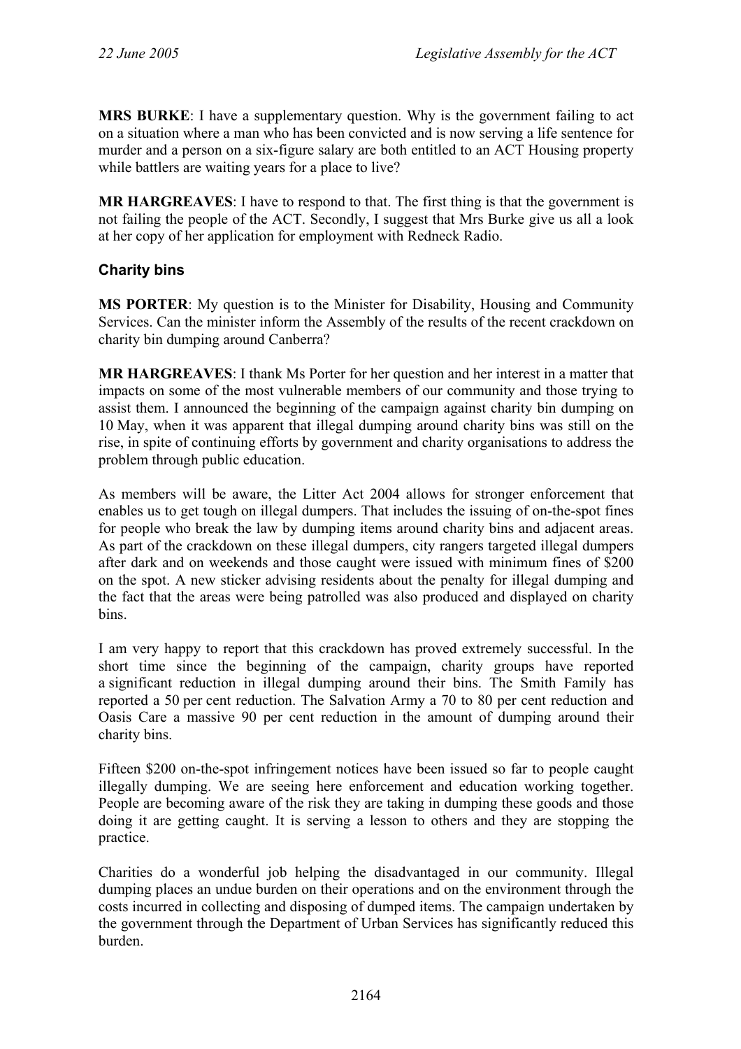**MRS BURKE**: I have a supplementary question. Why is the government failing to act on a situation where a man who has been convicted and is now serving a life sentence for murder and a person on a six-figure salary are both entitled to an ACT Housing property while battlers are waiting years for a place to live?

**MR HARGREAVES**: I have to respond to that. The first thing is that the government is not failing the people of the ACT. Secondly, I suggest that Mrs Burke give us all a look at her copy of her application for employment with Redneck Radio.

### Charity bins

**MS PORTER**: My question is to the Minister for Disability, Housing and Community Services. Can the minister inform the Assembly of the results of the recent crackdown on charity bin dumping around Canberra?

**MR HARGREAVES**: I thank Ms Porter for her question and her interest in a matter that impacts on some of the most vulnerable members of our community and those trying to assist them. I announced the beginning of the campaign against charity bin dumping on 10 May, when it was apparent that illegal dumping around charity bins was still on the rise, in spite of continuing efforts by government and charity organisations to address the problem through public education.

As members will be aware, the Litter Act 2004 allows for stronger enforcement that enables us to get tough on illegal dumpers. That includes the issuing of on-the-spot fines for people who break the law by dumping items around charity bins and adjacent areas. As part of the crackdown on these illegal dumpers, city rangers targeted illegal dumpers after dark and on weekends and those caught were issued with minimum fines of $200 on the spot. A new sticker advising residents about the penalty for illegal dumping and the fact that the areas were being patrolled was also produced and displayed on charity bins.

I am very happy to report that this crackdown has proved extremely successful. In the short time since the beginning of the campaign, charity groups have reported a significant reduction in illegal dumping around their bins. The Smith Family has reported a 50 per cent reduction. The Salvation Army a 70 to 80 per cent reduction and Oasis Care a massive 90 per cent reduction in the amount of dumping around their charity bins.

Fifteen $200 on-the-spot infringement notices have been issued so far to people caught illegally dumping. We are seeing here enforcement and education working together. People are becoming aware of the risk they are taking in dumping these goods and those doing it are getting caught. It is serving a lesson to others and they are stopping the practice.

Charities do a wonderful job helping the disadvantaged in our community. Illegal dumping places an undue burden on their operations and on the environment through the costs incurred in collecting and disposing of dumped items. The campaign undertaken by the government through the Department of Urban Services has significantly reduced this burden.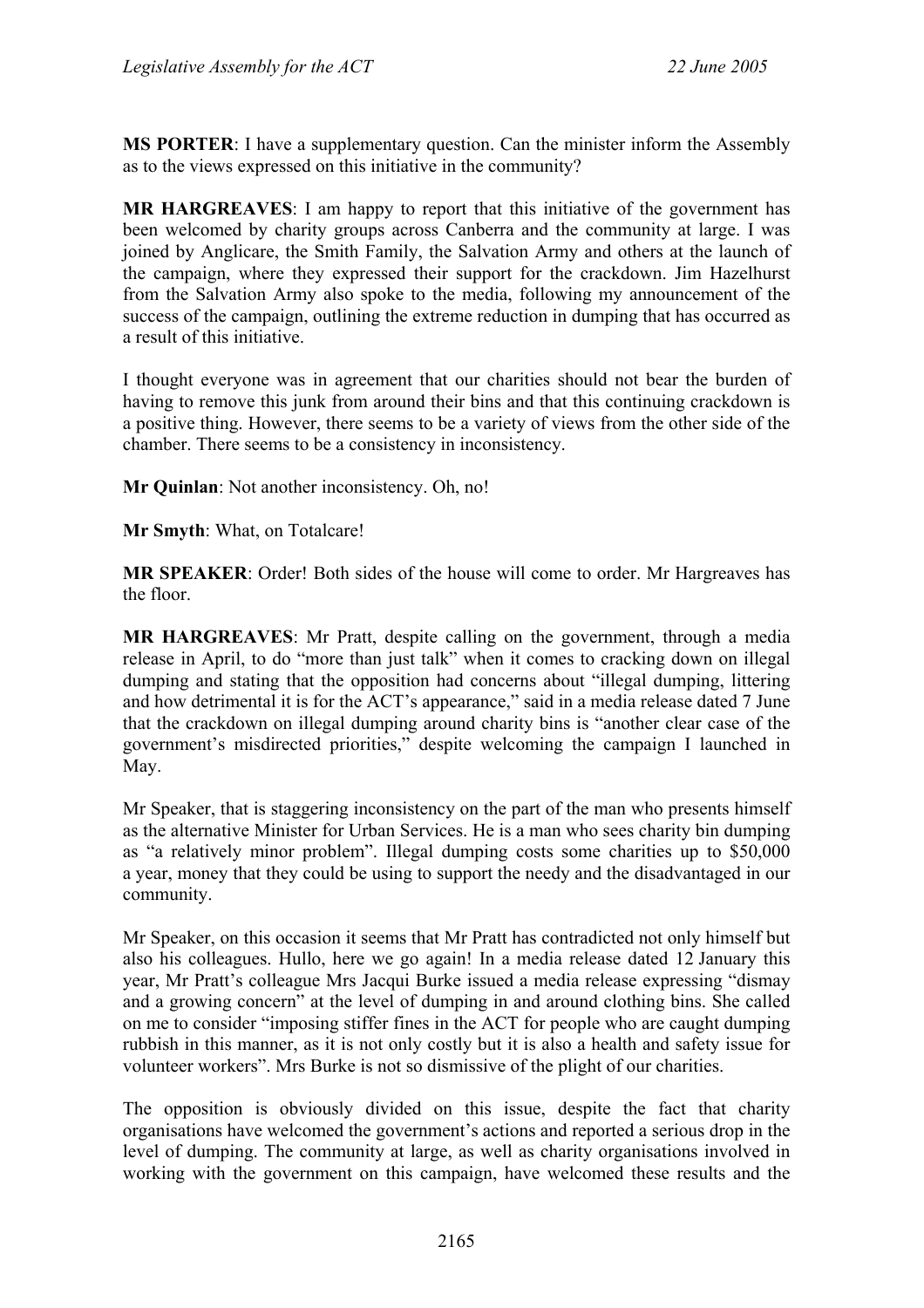**MS PORTER**: I have a supplementary question. Can the minister inform the Assembly as to the views expressed on this initiative in the community?

**MR HARGREAVES**: I am happy to report that this initiative of the government has been welcomed by charity groups across Canberra and the community at large. I was joined by Anglicare, the Smith Family, the Salvation Army and others at the launch of the campaign, where they expressed their support for the crackdown. Jim Hazelhurst from the Salvation Army also spoke to the media, following my announcement of the success of the campaign, outlining the extreme reduction in dumping that has occurred as a result of this initiative.

I thought everyone was in agreement that our charities should not bear the burden of having to remove this junk from around their bins and that this continuing crackdown is a positive thing. However, there seems to be a variety of views from the other side of the chamber. There seems to be a consistency in inconsistency.

**Mr Quinlan**: Not another inconsistency. Oh, no!

**Mr Smyth**: What, on Totalcare!

**MR SPEAKER**: Order! Both sides of the house will come to order. Mr Hargreaves has the floor.

**MR HARGREAVES**: Mr Pratt, despite calling on the government, through a media release in April, to do "more than just talk" when it comes to cracking down on illegal dumping and stating that the opposition had concerns about "illegal dumping, littering and how detrimental it is for the ACT's appearance," said in a media release dated 7 June that the crackdown on illegal dumping around charity bins is "another clear case of the government's misdirected priorities," despite welcoming the campaign I launched in May.

Mr Speaker, that is staggering inconsistency on the part of the man who presents himself as the alternative Minister for Urban Services. He is a man who sees charity bin dumping as "a relatively minor problem". Illegal dumping costs some charities up to $50,000 a year, money that they could be using to support the needy and the disadvantaged in our community.

Mr Speaker, on this occasion it seems that Mr Pratt has contradicted not only himself but also his colleagues. Hullo, here we go again! In a media release dated 12 January this year, Mr Pratt's colleague Mrs Jacqui Burke issued a media release expressing "dismay and a growing concern" at the level of dumping in and around clothing bins. She called on me to consider "imposing stiffer fines in the ACT for people who are caught dumping rubbish in this manner, as it is not only costly but it is also a health and safety issue for volunteer workers". Mrs Burke is not so dismissive of the plight of our charities.

The opposition is obviously divided on this issue, despite the fact that charity organisations have welcomed the government's actions and reported a serious drop in the level of dumping. The community at large, as well as charity organisations involved in working with the government on this campaign, have welcomed these results and the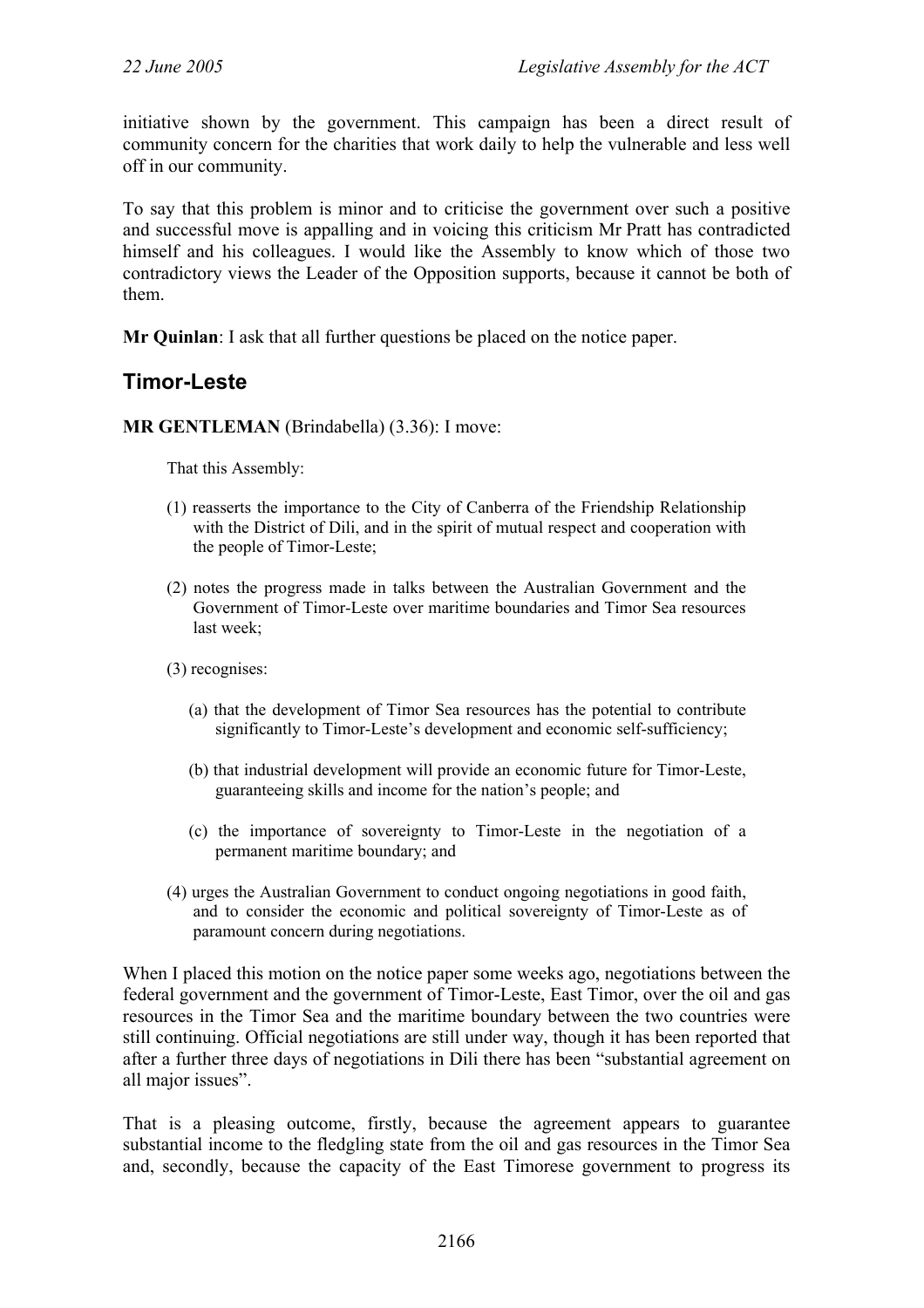initiative shown by the government. This campaign has been a direct result of community concern for the charities that work daily to help the vulnerable and less well off in our community.

To say that this problem is minor and to criticise the government over such a positive and successful move is appalling and in voicing this criticism Mr Pratt has contradicted himself and his colleagues. I would like the Assembly to know which of those two contradictory views the Leader of the Opposition supports, because it cannot be both of them.

**Mr Quinlan**: I ask that all further questions be placed on the notice paper.

## Timor-Leste

**MR GENTLEMAN** (Brindabella) (3.36): I move:

> That this Assembly:
>
> (1) reasserts the importance to the City of Canberra of the Friendship Relationship with the District of Dili, and in the spirit of mutual respect and cooperation with the people of Timor-Leste;
>
> (2) notes the progress made in talks between the Australian Government and the Government of Timor-Leste over maritime boundaries and Timor Sea resources last week;
>
> (3) recognises:
>
> (a) that the development of Timor Sea resources has the potential to contribute significantly to Timor-Leste's development and economic self-sufficiency;
>
> (b) that industrial development will provide an economic future for Timor-Leste, guaranteeing skills and income for the nation's people; and
>
> (c) the importance of sovereignty to Timor-Leste in the negotiation of a permanent maritime boundary; and
>
> (4) urges the Australian Government to conduct ongoing negotiations in good faith, and to consider the economic and political sovereignty of Timor-Leste as of paramount concern during negotiations.

When I placed this motion on the notice paper some weeks ago, negotiations between the federal government and the government of Timor-Leste, East Timor, over the oil and gas resources in the Timor Sea and the maritime boundary between the two countries were still continuing. Official negotiations are still under way, though it has been reported that after a further three days of negotiations in Dili there has been "substantial agreement on all major issues".

That is a pleasing outcome, firstly, because the agreement appears to guarantee substantial income to the fledgling state from the oil and gas resources in the Timor Sea and, secondly, because the capacity of the East Timorese government to progress its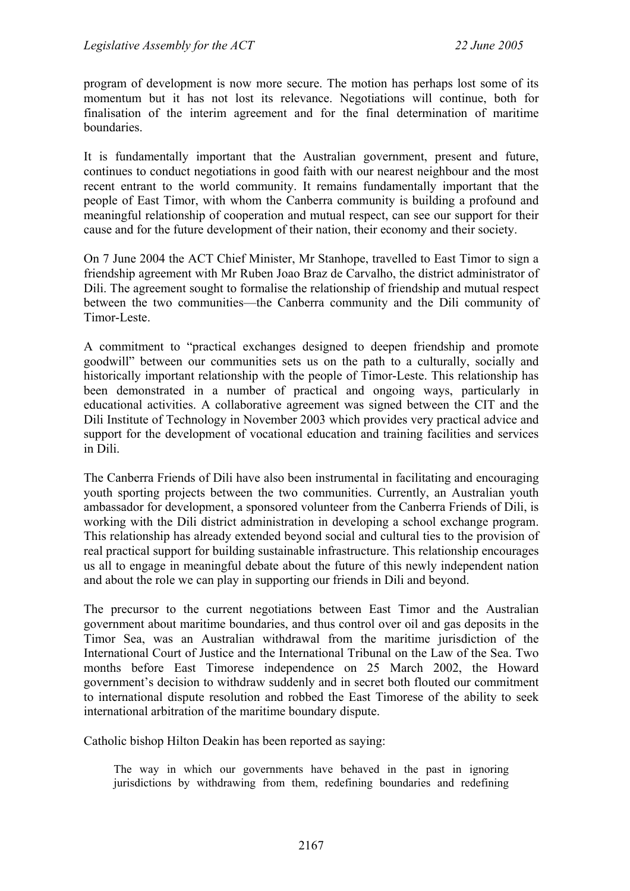program of development is now more secure. The motion has perhaps lost some of its momentum but it has not lost its relevance. Negotiations will continue, both for finalisation of the interim agreement and for the final determination of maritime boundaries.

It is fundamentally important that the Australian government, present and future, continues to conduct negotiations in good faith with our nearest neighbour and the most recent entrant to the world community. It remains fundamentally important that the people of East Timor, with whom the Canberra community is building a profound and meaningful relationship of cooperation and mutual respect, can see our support for their cause and for the future development of their nation, their economy and their society.

On 7 June 2004 the ACT Chief Minister, Mr Stanhope, travelled to East Timor to sign a friendship agreement with Mr Ruben Joao Braz de Carvalho, the district administrator of Dili. The agreement sought to formalise the relationship of friendship and mutual respect between the two communities—the Canberra community and the Dili community of Timor-Leste.

A commitment to "practical exchanges designed to deepen friendship and promote goodwill" between our communities sets us on the path to a culturally, socially and historically important relationship with the people of Timor-Leste. This relationship has been demonstrated in a number of practical and ongoing ways, particularly in educational activities. A collaborative agreement was signed between the CIT and the Dili Institute of Technology in November 2003 which provides very practical advice and support for the development of vocational education and training facilities and services in Dili.

The Canberra Friends of Dili have also been instrumental in facilitating and encouraging youth sporting projects between the two communities. Currently, an Australian youth ambassador for development, a sponsored volunteer from the Canberra Friends of Dili, is working with the Dili district administration in developing a school exchange program. This relationship has already extended beyond social and cultural ties to the provision of real practical support for building sustainable infrastructure. This relationship encourages us all to engage in meaningful debate about the future of this newly independent nation and about the role we can play in supporting our friends in Dili and beyond.

The precursor to the current negotiations between East Timor and the Australian government about maritime boundaries, and thus control over oil and gas deposits in the Timor Sea, was an Australian withdrawal from the maritime jurisdiction of the International Court of Justice and the International Tribunal on the Law of the Sea. Two months before East Timorese independence on 25 March 2002, the Howard government's decision to withdraw suddenly and in secret both flouted our commitment to international dispute resolution and robbed the East Timorese of the ability to seek international arbitration of the maritime boundary dispute.

Catholic bishop Hilton Deakin has been reported as saying:

> The way in which our governments have behaved in the past in ignoring jurisdictions by withdrawing from them, redefining boundaries and redefining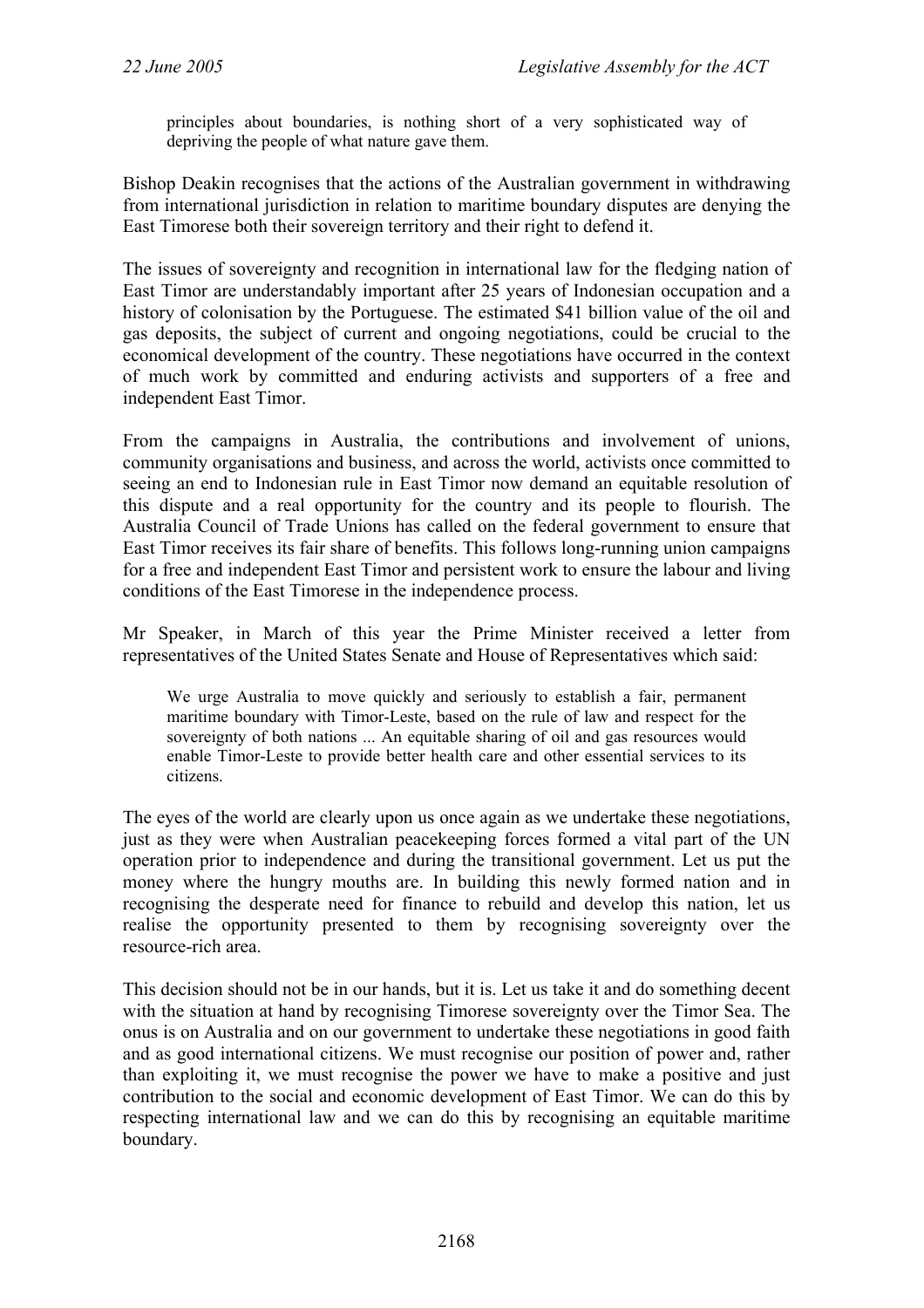> principles about boundaries, is nothing short of a very sophisticated way of depriving the people of what nature gave them.

Bishop Deakin recognises that the actions of the Australian government in withdrawing from international jurisdiction in relation to maritime boundary disputes are denying the East Timorese both their sovereign territory and their right to defend it.

The issues of sovereignty and recognition in international law for the fledging nation of East Timor are understandably important after 25 years of Indonesian occupation and a history of colonisation by the Portuguese. The estimated $41 billion value of the oil and gas deposits, the subject of current and ongoing negotiations, could be crucial to the economical development of the country. These negotiations have occurred in the context of much work by committed and enduring activists and supporters of a free and independent East Timor.

From the campaigns in Australia, the contributions and involvement of unions, community organisations and business, and across the world, activists once committed to seeing an end to Indonesian rule in East Timor now demand an equitable resolution of this dispute and a real opportunity for the country and its people to flourish. The Australia Council of Trade Unions has called on the federal government to ensure that East Timor receives its fair share of benefits. This follows long-running union campaigns for a free and independent East Timor and persistent work to ensure the labour and living conditions of the East Timorese in the independence process.

Mr Speaker, in March of this year the Prime Minister received a letter from representatives of the United States Senate and House of Representatives which said:

> We urge Australia to move quickly and seriously to establish a fair, permanent maritime boundary with Timor-Leste, based on the rule of law and respect for the sovereignty of both nations ... An equitable sharing of oil and gas resources would enable Timor-Leste to provide better health care and other essential services to its citizens.

The eyes of the world are clearly upon us once again as we undertake these negotiations, just as they were when Australian peacekeeping forces formed a vital part of the UN operation prior to independence and during the transitional government. Let us put the money where the hungry mouths are. In building this newly formed nation and in recognising the desperate need for finance to rebuild and develop this nation, let us realise the opportunity presented to them by recognising sovereignty over the resource-rich area.

This decision should not be in our hands, but it is. Let us take it and do something decent with the situation at hand by recognising Timorese sovereignty over the Timor Sea. The onus is on Australia and on our government to undertake these negotiations in good faith and as good international citizens. We must recognise our position of power and, rather than exploiting it, we must recognise the power we have to make a positive and just contribution to the social and economic development of East Timor. We can do this by respecting international law and we can do this by recognising an equitable maritime boundary.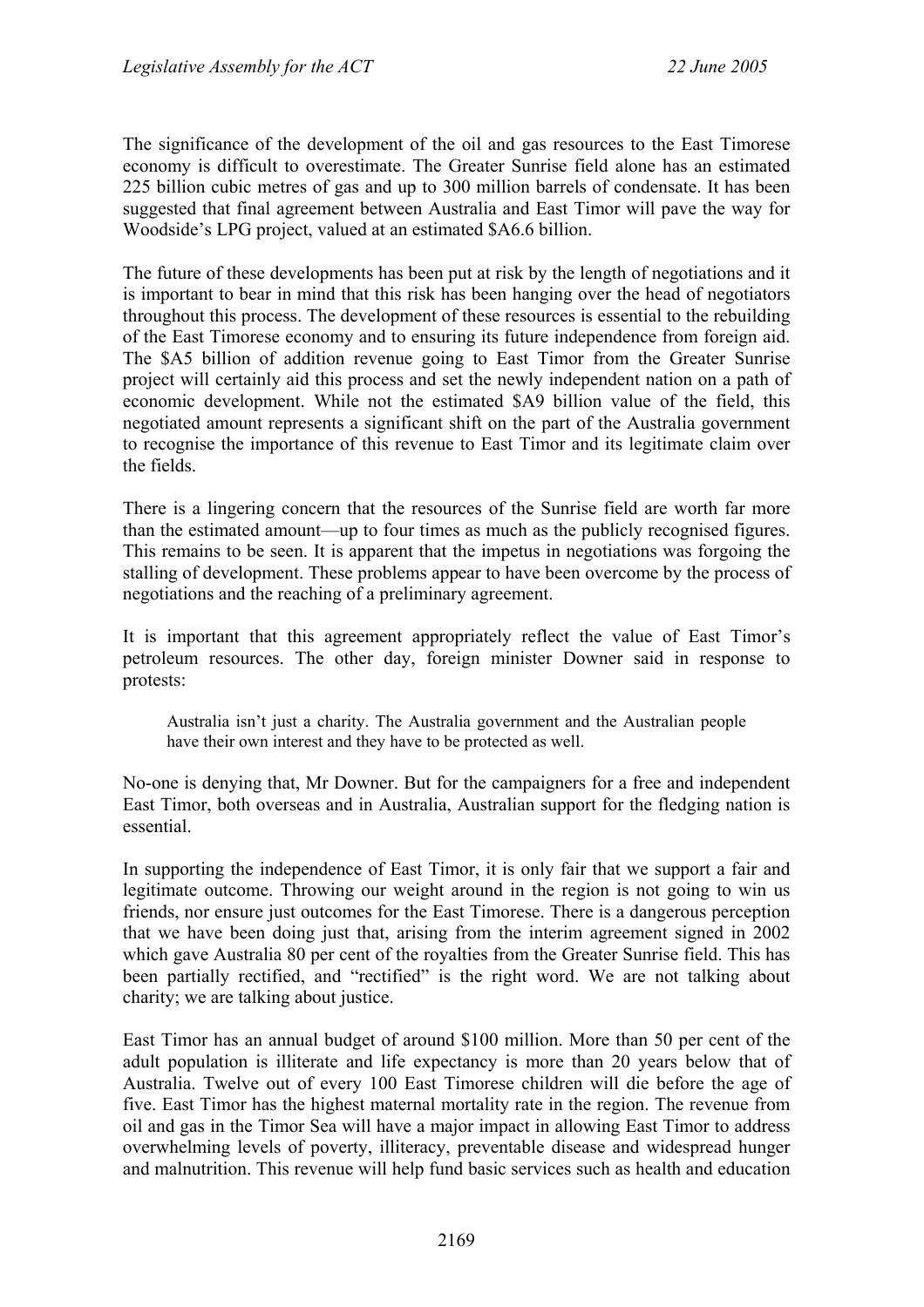The significance of the development of the oil and gas resources to the East Timorese economy is difficult to overestimate. The Greater Sunrise field alone has an estimated 225 billion cubic metres of gas and up to 300 million barrels of condensate. It has been suggested that final agreement between Australia and East Timor will pave the way for Woodside's LPG project, valued at an estimated \$A6.6 billion.

The future of these developments has been put at risk by the length of negotiations and it is important to bear in mind that this risk has been hanging over the head of negotiators throughout this process. The development of these resources is essential to the rebuilding of the East Timorese economy and to ensuring its future independence from foreign aid. The \$A5 billion of addition revenue going to East Timor from the Greater Sunrise project will certainly aid this process and set the newly independent nation on a path of economic development. While not the estimated \$A9 billion value of the field, this negotiated amount represents a significant shift on the part of the Australia government to recognise the importance of this revenue to East Timor and its legitimate claim over the fields.

There is a lingering concern that the resources of the Sunrise field are worth far more than the estimated amount—up to four times as much as the publicly recognised figures. This remains to be seen. It is apparent that the impetus in negotiations was forgoing the stalling of development. These problems appear to have been overcome by the process of negotiations and the reaching of a preliminary agreement.

It is important that this agreement appropriately reflect the value of East Timor's petroleum resources. The other day, foreign minister Downer said in response to protests:

> Australia isn't just a charity. The Australia government and the Australian people have their own interest and they have to be protected as well.

No-one is denying that, Mr Downer. But for the campaigners for a free and independent East Timor, both overseas and in Australia, Australian support for the fledging nation is essential.

In supporting the independence of East Timor, it is only fair that we support a fair and legitimate outcome. Throwing our weight around in the region is not going to win us friends, nor ensure just outcomes for the East Timorese. There is a dangerous perception that we have been doing just that, arising from the interim agreement signed in 2002 which gave Australia 80 per cent of the royalties from the Greater Sunrise field. This has been partially rectified, and "rectified" is the right word. We are not talking about charity; we are talking about justice.

East Timor has an annual budget of around \$100 million. More than 50 per cent of the adult population is illiterate and life expectancy is more than 20 years below that of Australia. Twelve out of every 100 East Timorese children will die before the age of five. East Timor has the highest maternal mortality rate in the region. The revenue from oil and gas in the Timor Sea will have a major impact in allowing East Timor to address overwhelming levels of poverty, illiteracy, preventable disease and widespread hunger and malnutrition. This revenue will help fund basic services such as health and education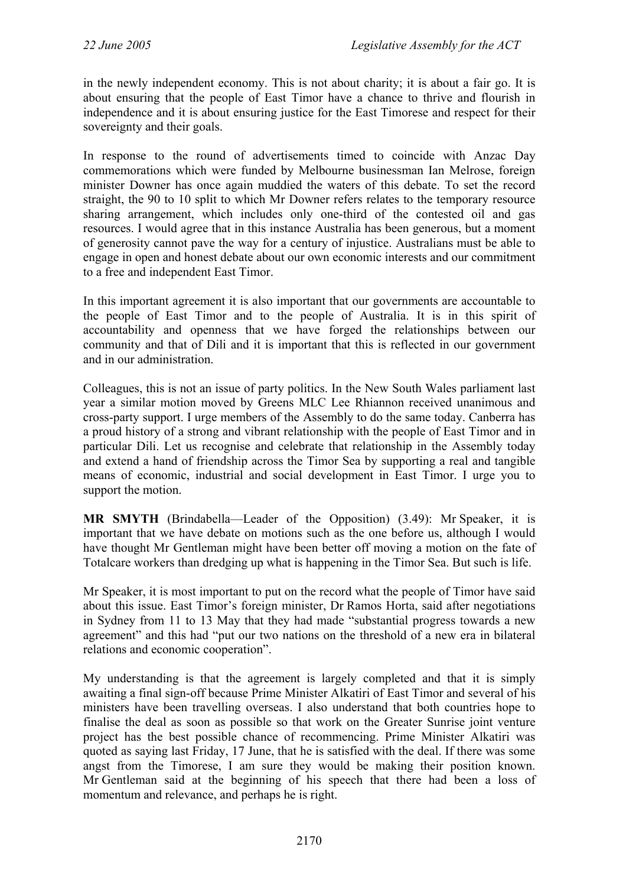in the newly independent economy. This is not about charity; it is about a fair go. It is about ensuring that the people of East Timor have a chance to thrive and flourish in independence and it is about ensuring justice for the East Timorese and respect for their sovereignty and their goals.

In response to the round of advertisements timed to coincide with Anzac Day commemorations which were funded by Melbourne businessman Ian Melrose, foreign minister Downer has once again muddied the waters of this debate. To set the record straight, the 90 to 10 split to which Mr Downer refers relates to the temporary resource sharing arrangement, which includes only one-third of the contested oil and gas resources. I would agree that in this instance Australia has been generous, but a moment of generosity cannot pave the way for a century of injustice. Australians must be able to engage in open and honest debate about our own economic interests and our commitment to a free and independent East Timor.

In this important agreement it is also important that our governments are accountable to the people of East Timor and to the people of Australia. It is in this spirit of accountability and openness that we have forged the relationships between our community and that of Dili and it is important that this is reflected in our government and in our administration.

Colleagues, this is not an issue of party politics. In the New South Wales parliament last year a similar motion moved by Greens MLC Lee Rhiannon received unanimous and cross-party support. I urge members of the Assembly to do the same today. Canberra has a proud history of a strong and vibrant relationship with the people of East Timor and in particular Dili. Let us recognise and celebrate that relationship in the Assembly today and extend a hand of friendship across the Timor Sea by supporting a real and tangible means of economic, industrial and social development in East Timor. I urge you to support the motion.

**MR SMYTH** (Brindabella—Leader of the Opposition) (3.49): Mr Speaker, it is important that we have debate on motions such as the one before us, although I would have thought Mr Gentleman might have been better off moving a motion on the fate of Totalcare workers than dredging up what is happening in the Timor Sea. But such is life.

Mr Speaker, it is most important to put on the record what the people of Timor have said about this issue. East Timor's foreign minister, Dr Ramos Horta, said after negotiations in Sydney from 11 to 13 May that they had made "substantial progress towards a new agreement" and this had "put our two nations on the threshold of a new era in bilateral relations and economic cooperation".

My understanding is that the agreement is largely completed and that it is simply awaiting a final sign-off because Prime Minister Alkatiri of East Timor and several of his ministers have been travelling overseas. I also understand that both countries hope to finalise the deal as soon as possible so that work on the Greater Sunrise joint venture project has the best possible chance of recommencing. Prime Minister Alkatiri was quoted as saying last Friday, 17 June, that he is satisfied with the deal. If there was some angst from the Timorese, I am sure they would be making their position known. Mr Gentleman said at the beginning of his speech that there had been a loss of momentum and relevance, and perhaps he is right.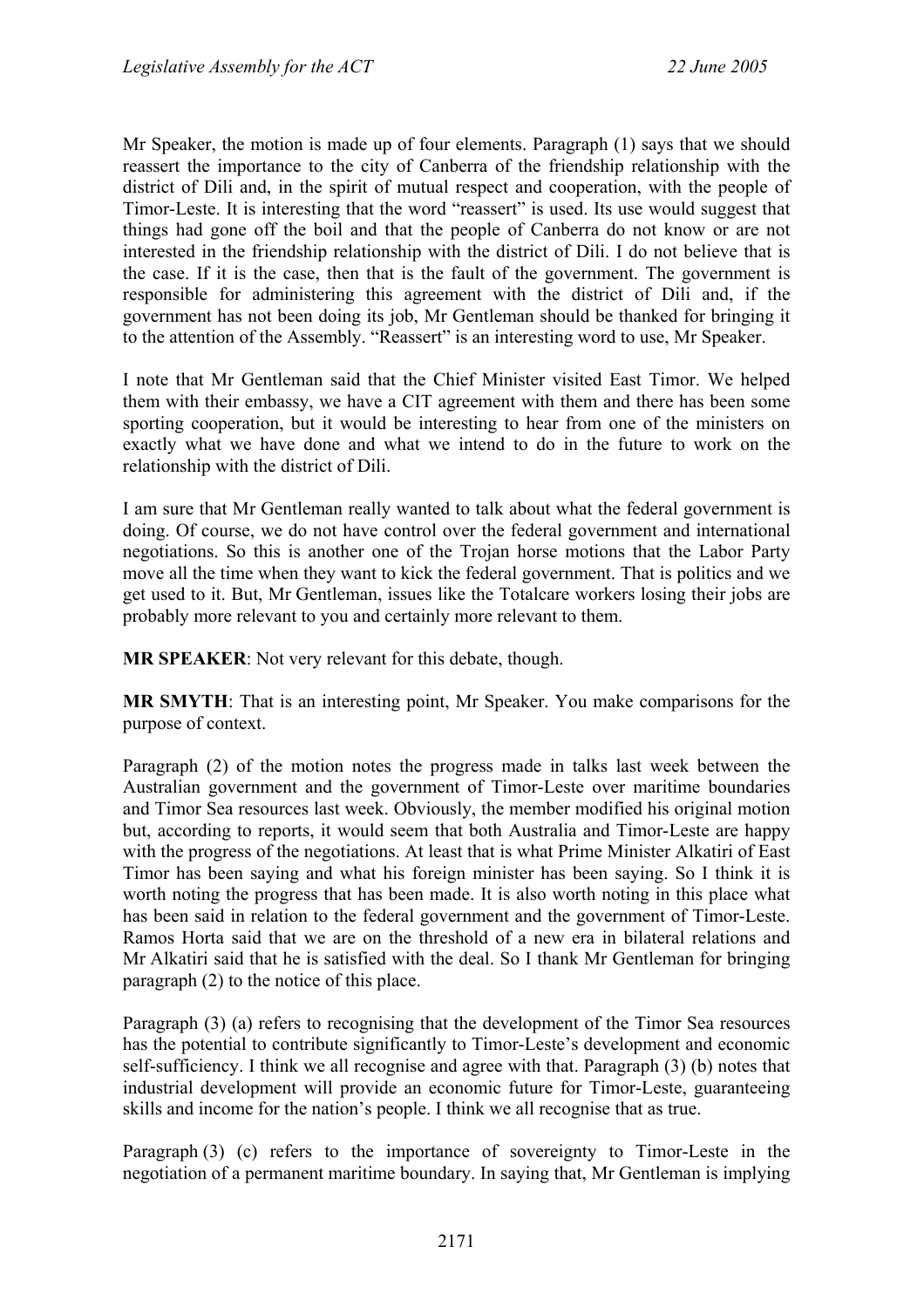Mr Speaker, the motion is made up of four elements. Paragraph (1) says that we should reassert the importance to the city of Canberra of the friendship relationship with the district of Dili and, in the spirit of mutual respect and cooperation, with the people of Timor-Leste. It is interesting that the word "reassert" is used. Its use would suggest that things had gone off the boil and that the people of Canberra do not know or are not interested in the friendship relationship with the district of Dili. I do not believe that is the case. If it is the case, then that is the fault of the government. The government is responsible for administering this agreement with the district of Dili and, if the government has not been doing its job, Mr Gentleman should be thanked for bringing it to the attention of the Assembly. "Reassert" is an interesting word to use, Mr Speaker.

I note that Mr Gentleman said that the Chief Minister visited East Timor. We helped them with their embassy, we have a CIT agreement with them and there has been some sporting cooperation, but it would be interesting to hear from one of the ministers on exactly what we have done and what we intend to do in the future to work on the relationship with the district of Dili.

I am sure that Mr Gentleman really wanted to talk about what the federal government is doing. Of course, we do not have control over the federal government and international negotiations. So this is another one of the Trojan horse motions that the Labor Party move all the time when they want to kick the federal government. That is politics and we get used to it. But, Mr Gentleman, issues like the Totalcare workers losing their jobs are probably more relevant to you and certainly more relevant to them.

**MR SPEAKER**: Not very relevant for this debate, though.

**MR SMYTH**: That is an interesting point, Mr Speaker. You make comparisons for the purpose of context.

Paragraph (2) of the motion notes the progress made in talks last week between the Australian government and the government of Timor-Leste over maritime boundaries and Timor Sea resources last week. Obviously, the member modified his original motion but, according to reports, it would seem that both Australia and Timor-Leste are happy with the progress of the negotiations. At least that is what Prime Minister Alkatiri of East Timor has been saying and what his foreign minister has been saying. So I think it is worth noting the progress that has been made. It is also worth noting in this place what has been said in relation to the federal government and the government of Timor-Leste. Ramos Horta said that we are on the threshold of a new era in bilateral relations and Mr Alkatiri said that he is satisfied with the deal. So I thank Mr Gentleman for bringing paragraph (2) to the notice of this place.

Paragraph (3) (a) refers to recognising that the development of the Timor Sea resources has the potential to contribute significantly to Timor-Leste's development and economic self-sufficiency. I think we all recognise and agree with that. Paragraph (3) (b) notes that industrial development will provide an economic future for Timor-Leste, guaranteeing skills and income for the nation's people. I think we all recognise that as true.

Paragraph (3) (c) refers to the importance of sovereignty to Timor-Leste in the negotiation of a permanent maritime boundary. In saying that, Mr Gentleman is implying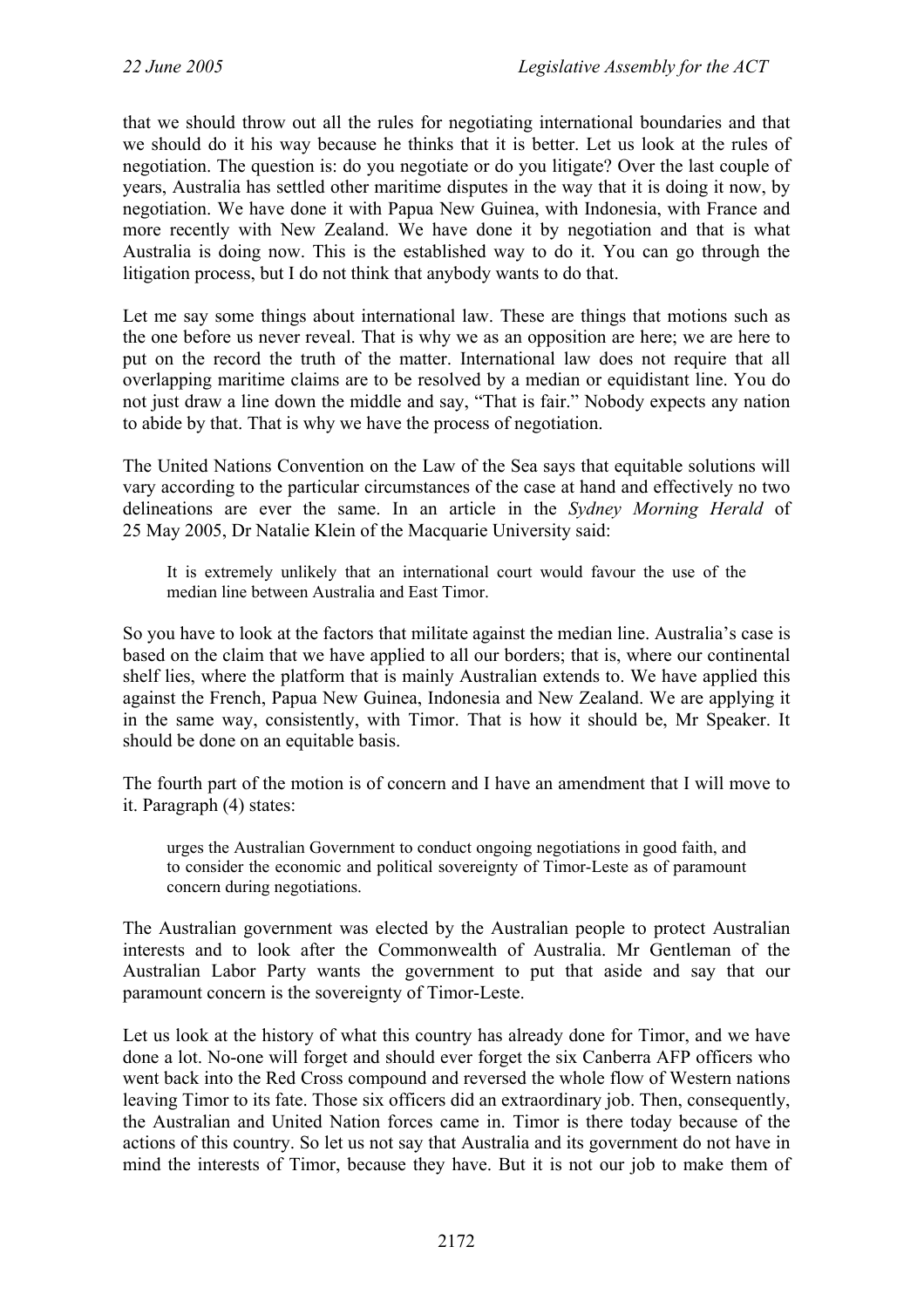that we should throw out all the rules for negotiating international boundaries and that we should do it his way because he thinks that it is better. Let us look at the rules of negotiation. The question is: do you negotiate or do you litigate? Over the last couple of years, Australia has settled other maritime disputes in the way that it is doing it now, by negotiation. We have done it with Papua New Guinea, with Indonesia, with France and more recently with New Zealand. We have done it by negotiation and that is what Australia is doing now. This is the established way to do it. You can go through the litigation process, but I do not think that anybody wants to do that.

Let me say some things about international law. These are things that motions such as the one before us never reveal. That is why we as an opposition are here; we are here to put on the record the truth of the matter. International law does not require that all overlapping maritime claims are to be resolved by a median or equidistant line. You do not just draw a line down the middle and say, "That is fair." Nobody expects any nation to abide by that. That is why we have the process of negotiation.

The United Nations Convention on the Law of the Sea says that equitable solutions will vary according to the particular circumstances of the case at hand and effectively no two delineations are ever the same. In an article in the *Sydney Morning Herald* of 25 May 2005, Dr Natalie Klein of the Macquarie University said:

> It is extremely unlikely that an international court would favour the use of the median line between Australia and East Timor.

So you have to look at the factors that militate against the median line. Australia's case is based on the claim that we have applied to all our borders; that is, where our continental shelf lies, where the platform that is mainly Australian extends to. We have applied this against the French, Papua New Guinea, Indonesia and New Zealand. We are applying it in the same way, consistently, with Timor. That is how it should be, Mr Speaker. It should be done on an equitable basis.

The fourth part of the motion is of concern and I have an amendment that I will move to it. Paragraph (4) states:

> urges the Australian Government to conduct ongoing negotiations in good faith, and to consider the economic and political sovereignty of Timor-Leste as of paramount concern during negotiations.

The Australian government was elected by the Australian people to protect Australian interests and to look after the Commonwealth of Australia. Mr Gentleman of the Australian Labor Party wants the government to put that aside and say that our paramount concern is the sovereignty of Timor-Leste.

Let us look at the history of what this country has already done for Timor, and we have done a lot. No-one will forget and should ever forget the six Canberra AFP officers who went back into the Red Cross compound and reversed the whole flow of Western nations leaving Timor to its fate. Those six officers did an extraordinary job. Then, consequently, the Australian and United Nation forces came in. Timor is there today because of the actions of this country. So let us not say that Australia and its government do not have in mind the interests of Timor, because they have. But it is not our job to make them of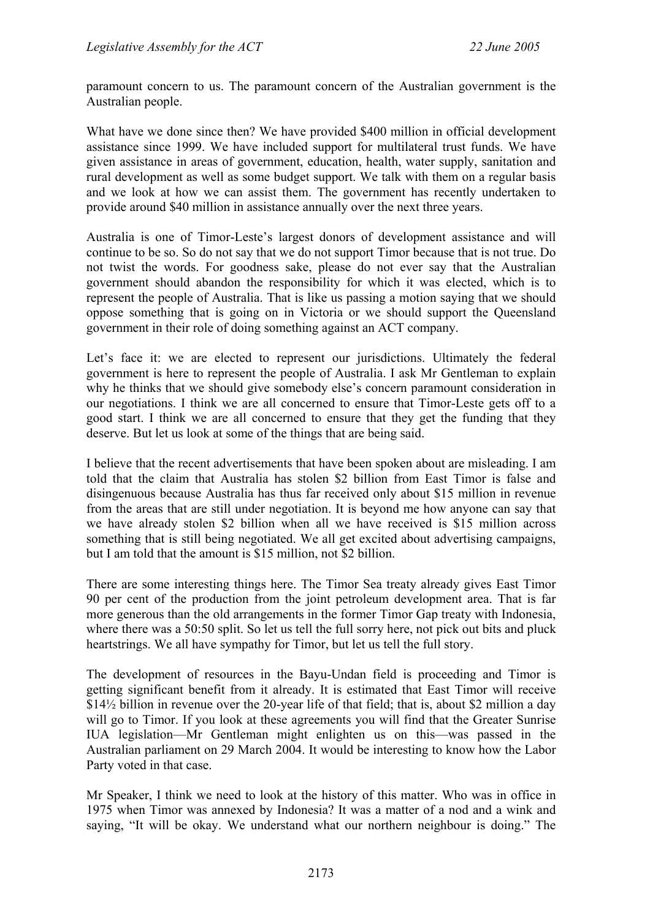paramount concern to us. The paramount concern of the Australian government is the Australian people.

What have we done since then? We have provided $400 million in official development assistance since 1999. We have included support for multilateral trust funds. We have given assistance in areas of government, education, health, water supply, sanitation and rural development as well as some budget support. We talk with them on a regular basis and we look at how we can assist them. The government has recently undertaken to provide around $40 million in assistance annually over the next three years.

Australia is one of Timor-Leste's largest donors of development assistance and will continue to be so. So do not say that we do not support Timor because that is not true. Do not twist the words. For goodness sake, please do not ever say that the Australian government should abandon the responsibility for which it was elected, which is to represent the people of Australia. That is like us passing a motion saying that we should oppose something that is going on in Victoria or we should support the Queensland government in their role of doing something against an ACT company.

Let's face it: we are elected to represent our jurisdictions. Ultimately the federal government is here to represent the people of Australia. I ask Mr Gentleman to explain why he thinks that we should give somebody else's concern paramount consideration in our negotiations. I think we are all concerned to ensure that Timor-Leste gets off to a good start. I think we are all concerned to ensure that they get the funding that they deserve. But let us look at some of the things that are being said.

I believe that the recent advertisements that have been spoken about are misleading. I am told that the claim that Australia has stolen $2 billion from East Timor is false and disingenuous because Australia has thus far received only about $15 million in revenue from the areas that are still under negotiation. It is beyond me how anyone can say that we have already stolen $2 billion when all we have received is $15 million across something that is still being negotiated. We all get excited about advertising campaigns, but I am told that the amount is $15 million, not $2 billion.

There are some interesting things here. The Timor Sea treaty already gives East Timor 90 per cent of the production from the joint petroleum development area. That is far more generous than the old arrangements in the former Timor Gap treaty with Indonesia, where there was a 50:50 split. So let us tell the full sorry here, not pick out bits and pluck heartstrings. We all have sympathy for Timor, but let us tell the full story.

The development of resources in the Bayu-Undan field is proceeding and Timor is getting significant benefit from it already. It is estimated that East Timor will receive $14½ billion in revenue over the 20-year life of that field; that is, about $2 million a day will go to Timor. If you look at these agreements you will find that the Greater Sunrise IUA legislation—Mr Gentleman might enlighten us on this—was passed in the Australian parliament on 29 March 2004. It would be interesting to know how the Labor Party voted in that case.

Mr Speaker, I think we need to look at the history of this matter. Who was in office in 1975 when Timor was annexed by Indonesia? It was a matter of a nod and a wink and saying, "It will be okay. We understand what our northern neighbour is doing." The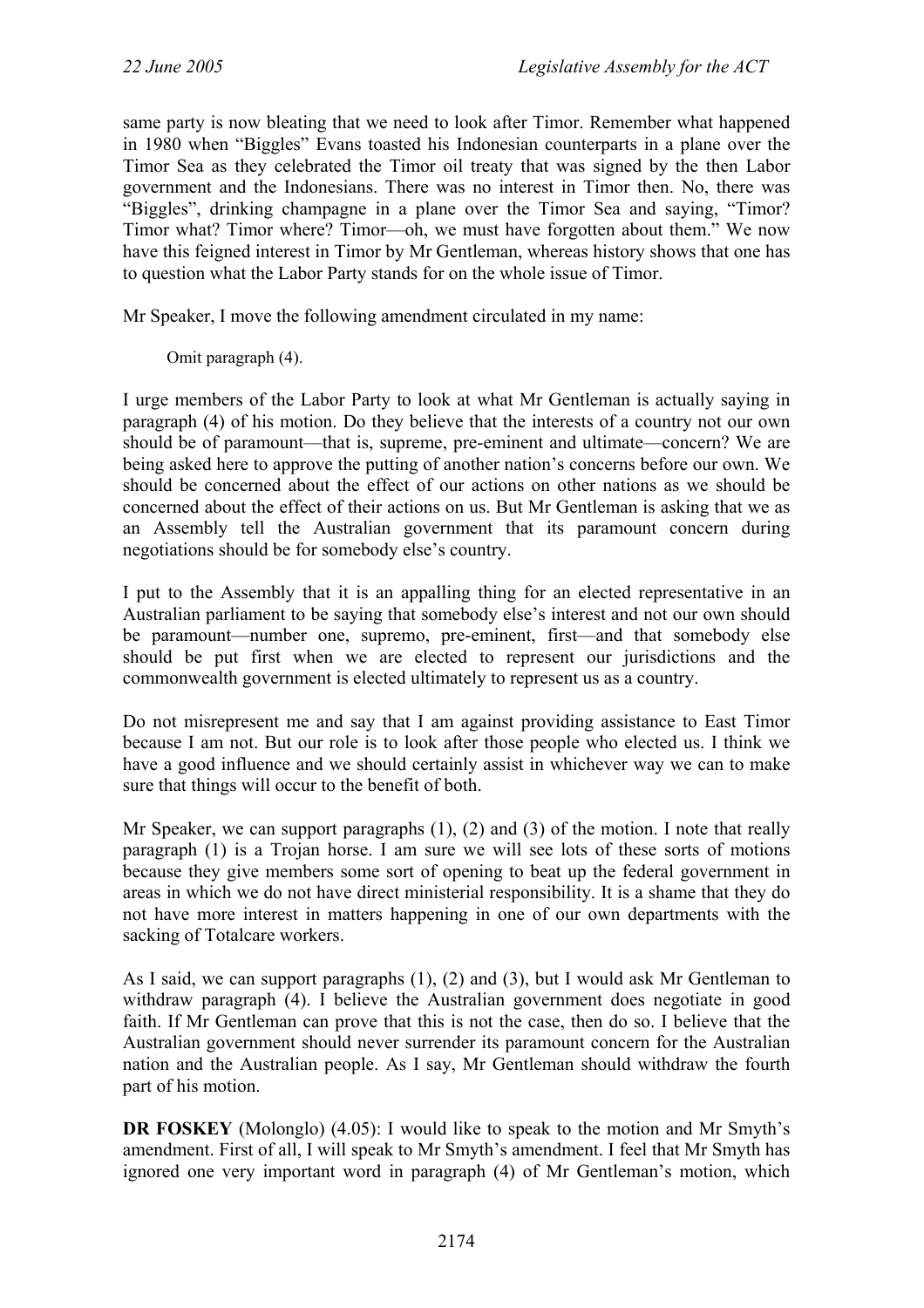same party is now bleating that we need to look after Timor. Remember what happened in 1980 when "Biggles" Evans toasted his Indonesian counterparts in a plane over the Timor Sea as they celebrated the Timor oil treaty that was signed by the then Labor government and the Indonesians. There was no interest in Timor then. No, there was "Biggles", drinking champagne in a plane over the Timor Sea and saying, "Timor? Timor what? Timor where? Timor—oh, we must have forgotten about them." We now have this feigned interest in Timor by Mr Gentleman, whereas history shows that one has to question what the Labor Party stands for on the whole issue of Timor.

Mr Speaker, I move the following amendment circulated in my name:

> Omit paragraph (4).

I urge members of the Labor Party to look at what Mr Gentleman is actually saying in paragraph (4) of his motion. Do they believe that the interests of a country not our own should be of paramount—that is, supreme, pre-eminent and ultimate—concern? We are being asked here to approve the putting of another nation's concerns before our own. We should be concerned about the effect of our actions on other nations as we should be concerned about the effect of their actions on us. But Mr Gentleman is asking that we as an Assembly tell the Australian government that its paramount concern during negotiations should be for somebody else's country.

I put to the Assembly that it is an appalling thing for an elected representative in an Australian parliament to be saying that somebody else's interest and not our own should be paramount—number one, supremo, pre-eminent, first—and that somebody else should be put first when we are elected to represent our jurisdictions and the commonwealth government is elected ultimately to represent us as a country.

Do not misrepresent me and say that I am against providing assistance to East Timor because I am not. But our role is to look after those people who elected us. I think we have a good influence and we should certainly assist in whichever way we can to make sure that things will occur to the benefit of both.

Mr Speaker, we can support paragraphs (1), (2) and (3) of the motion. I note that really paragraph (1) is a Trojan horse. I am sure we will see lots of these sorts of motions because they give members some sort of opening to beat up the federal government in areas in which we do not have direct ministerial responsibility. It is a shame that they do not have more interest in matters happening in one of our own departments with the sacking of Totalcare workers.

As I said, we can support paragraphs (1), (2) and (3), but I would ask Mr Gentleman to withdraw paragraph (4). I believe the Australian government does negotiate in good faith. If Mr Gentleman can prove that this is not the case, then do so. I believe that the Australian government should never surrender its paramount concern for the Australian nation and the Australian people. As I say, Mr Gentleman should withdraw the fourth part of his motion.

**DR FOSKEY** (Molonglo) (4.05): I would like to speak to the motion and Mr Smyth's amendment. First of all, I will speak to Mr Smyth's amendment. I feel that Mr Smyth has ignored one very important word in paragraph (4) of Mr Gentleman's motion, which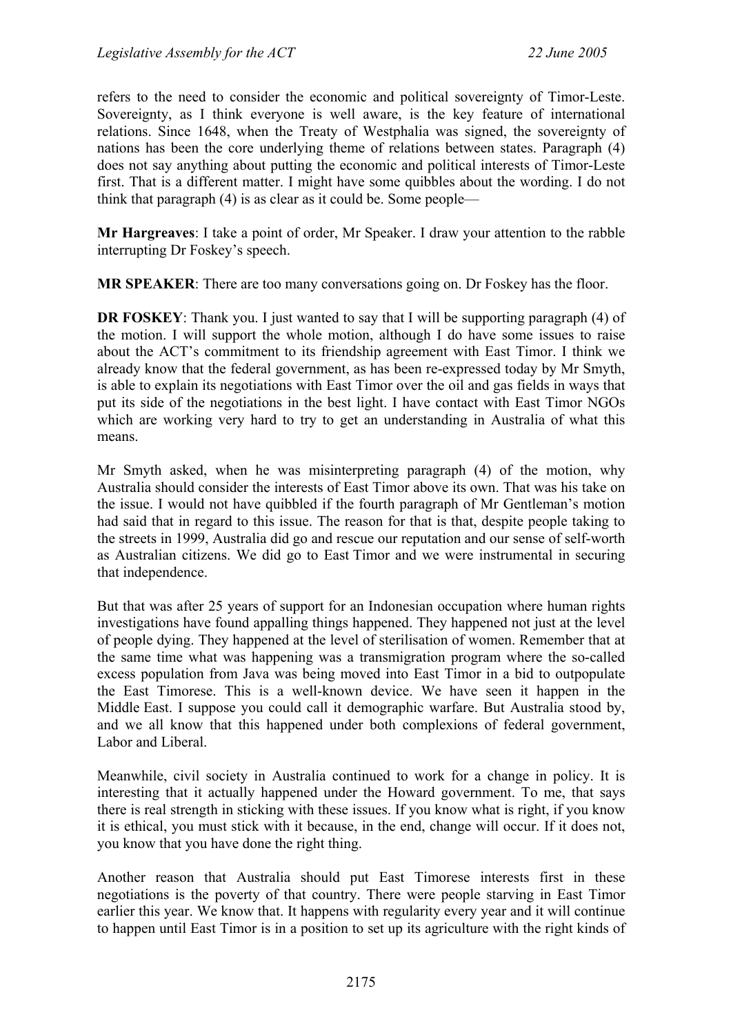refers to the need to consider the economic and political sovereignty of Timor-Leste. Sovereignty, as I think everyone is well aware, is the key feature of international relations. Since 1648, when the Treaty of Westphalia was signed, the sovereignty of nations has been the core underlying theme of relations between states. Paragraph (4) does not say anything about putting the economic and political interests of Timor-Leste first. That is a different matter. I might have some quibbles about the wording. I do not think that paragraph (4) is as clear as it could be. Some people—

**Mr Hargreaves**: I take a point of order, Mr Speaker. I draw your attention to the rabble interrupting Dr Foskey's speech.

**MR SPEAKER**: There are too many conversations going on. Dr Foskey has the floor.

**DR FOSKEY**: Thank you. I just wanted to say that I will be supporting paragraph (4) of the motion. I will support the whole motion, although I do have some issues to raise about the ACT's commitment to its friendship agreement with East Timor. I think we already know that the federal government, as has been re-expressed today by Mr Smyth, is able to explain its negotiations with East Timor over the oil and gas fields in ways that put its side of the negotiations in the best light. I have contact with East Timor NGOs which are working very hard to try to get an understanding in Australia of what this means.

Mr Smyth asked, when he was misinterpreting paragraph (4) of the motion, why Australia should consider the interests of East Timor above its own. That was his take on the issue. I would not have quibbled if the fourth paragraph of Mr Gentleman's motion had said that in regard to this issue. The reason for that is that, despite people taking to the streets in 1999, Australia did go and rescue our reputation and our sense of self-worth as Australian citizens. We did go to East Timor and we were instrumental in securing that independence.

But that was after 25 years of support for an Indonesian occupation where human rights investigations have found appalling things happened. They happened not just at the level of people dying. They happened at the level of sterilisation of women. Remember that at the same time what was happening was a transmigration program where the so-called excess population from Java was being moved into East Timor in a bid to outpopulate the East Timorese. This is a well-known device. We have seen it happen in the Middle East. I suppose you could call it demographic warfare. But Australia stood by, and we all know that this happened under both complexions of federal government, Labor and Liberal.

Meanwhile, civil society in Australia continued to work for a change in policy. It is interesting that it actually happened under the Howard government. To me, that says there is real strength in sticking with these issues. If you know what is right, if you know it is ethical, you must stick with it because, in the end, change will occur. If it does not, you know that you have done the right thing.

Another reason that Australia should put East Timorese interests first in these negotiations is the poverty of that country. There were people starving in East Timor earlier this year. We know that. It happens with regularity every year and it will continue to happen until East Timor is in a position to set up its agriculture with the right kinds of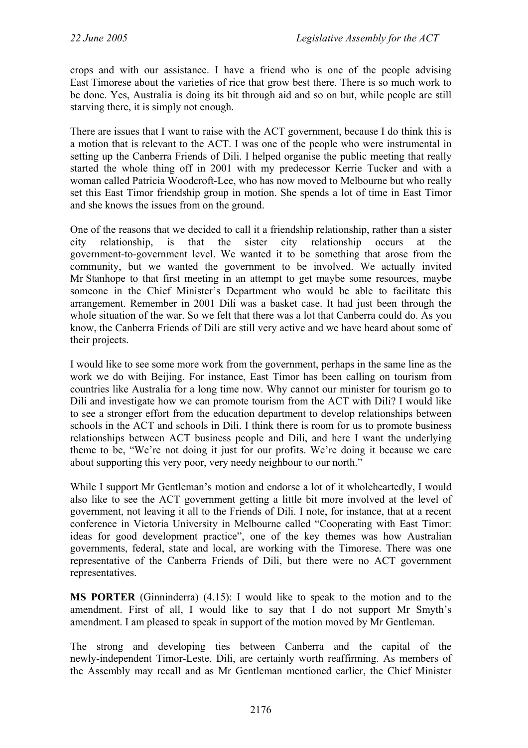crops and with our assistance. I have a friend who is one of the people advising East Timorese about the varieties of rice that grow best there. There is so much work to be done. Yes, Australia is doing its bit through aid and so on but, while people are still starving there, it is simply not enough.

There are issues that I want to raise with the ACT government, because I do think this is a motion that is relevant to the ACT. I was one of the people who were instrumental in setting up the Canberra Friends of Dili. I helped organise the public meeting that really started the whole thing off in 2001 with my predecessor Kerrie Tucker and with a woman called Patricia Woodcroft-Lee, who has now moved to Melbourne but who really set this East Timor friendship group in motion. She spends a lot of time in East Timor and she knows the issues from on the ground.

One of the reasons that we decided to call it a friendship relationship, rather than a sister city relationship, is that the sister city relationship occurs at the government-to-government level. We wanted it to be something that arose from the community, but we wanted the government to be involved. We actually invited Mr Stanhope to that first meeting in an attempt to get maybe some resources, maybe someone in the Chief Minister's Department who would be able to facilitate this arrangement. Remember in 2001 Dili was a basket case. It had just been through the whole situation of the war. So we felt that there was a lot that Canberra could do. As you know, the Canberra Friends of Dili are still very active and we have heard about some of their projects.

I would like to see some more work from the government, perhaps in the same line as the work we do with Beijing. For instance, East Timor has been calling on tourism from countries like Australia for a long time now. Why cannot our minister for tourism go to Dili and investigate how we can promote tourism from the ACT with Dili? I would like to see a stronger effort from the education department to develop relationships between schools in the ACT and schools in Dili. I think there is room for us to promote business relationships between ACT business people and Dili, and here I want the underlying theme to be, "We're not doing it just for our profits. We're doing it because we care about supporting this very poor, very needy neighbour to our north."

While I support Mr Gentleman's motion and endorse a lot of it wholeheartedly, I would also like to see the ACT government getting a little bit more involved at the level of government, not leaving it all to the Friends of Dili. I note, for instance, that at a recent conference in Victoria University in Melbourne called "Cooperating with East Timor: ideas for good development practice", one of the key themes was how Australian governments, federal, state and local, are working with the Timorese. There was one representative of the Canberra Friends of Dili, but there were no ACT government representatives.

**MS PORTER** (Ginninderra) (4.15): I would like to speak to the motion and to the amendment. First of all, I would like to say that I do not support Mr Smyth's amendment. I am pleased to speak in support of the motion moved by Mr Gentleman.

The strong and developing ties between Canberra and the capital of the newly-independent Timor-Leste, Dili, are certainly worth reaffirming. As members of the Assembly may recall and as Mr Gentleman mentioned earlier, the Chief Minister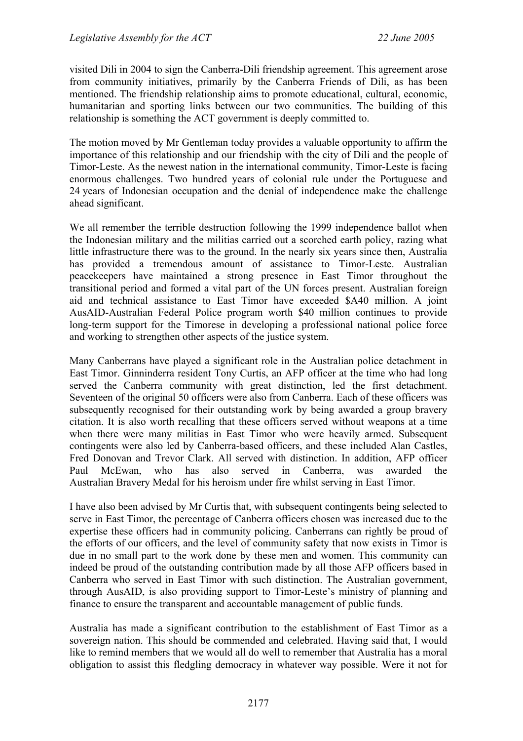visited Dili in 2004 to sign the Canberra-Dili friendship agreement. This agreement arose from community initiatives, primarily by the Canberra Friends of Dili, as has been mentioned. The friendship relationship aims to promote educational, cultural, economic, humanitarian and sporting links between our two communities. The building of this relationship is something the ACT government is deeply committed to.

The motion moved by Mr Gentleman today provides a valuable opportunity to affirm the importance of this relationship and our friendship with the city of Dili and the people of Timor-Leste. As the newest nation in the international community, Timor-Leste is facing enormous challenges. Two hundred years of colonial rule under the Portuguese and 24 years of Indonesian occupation and the denial of independence make the challenge ahead significant.

We all remember the terrible destruction following the 1999 independence ballot when the Indonesian military and the militias carried out a scorched earth policy, razing what little infrastructure there was to the ground. In the nearly six years since then, Australia has provided a tremendous amount of assistance to Timor-Leste. Australian peacekeepers have maintained a strong presence in East Timor throughout the transitional period and formed a vital part of the UN forces present. Australian foreign aid and technical assistance to East Timor have exceeded $A40 million. A joint AusAID-Australian Federal Police program worth $40 million continues to provide long-term support for the Timorese in developing a professional national police force and working to strengthen other aspects of the justice system.

Many Canberrans have played a significant role in the Australian police detachment in East Timor. Ginninderra resident Tony Curtis, an AFP officer at the time who had long served the Canberra community with great distinction, led the first detachment. Seventeen of the original 50 officers were also from Canberra. Each of these officers was subsequently recognised for their outstanding work by being awarded a group bravery citation. It is also worth recalling that these officers served without weapons at a time when there were many militias in East Timor who were heavily armed. Subsequent contingents were also led by Canberra-based officers, and these included Alan Castles, Fred Donovan and Trevor Clark. All served with distinction. In addition, AFP officer Paul McEwan, who has also served in Canberra, was awarded the Australian Bravery Medal for his heroism under fire whilst serving in East Timor.

I have also been advised by Mr Curtis that, with subsequent contingents being selected to serve in East Timor, the percentage of Canberra officers chosen was increased due to the expertise these officers had in community policing. Canberrans can rightly be proud of the efforts of our officers, and the level of community safety that now exists in Timor is due in no small part to the work done by these men and women. This community can indeed be proud of the outstanding contribution made by all those AFP officers based in Canberra who served in East Timor with such distinction. The Australian government, through AusAID, is also providing support to Timor-Leste's ministry of planning and finance to ensure the transparent and accountable management of public funds.

Australia has made a significant contribution to the establishment of East Timor as a sovereign nation. This should be commended and celebrated. Having said that, I would like to remind members that we would all do well to remember that Australia has a moral obligation to assist this fledgling democracy in whatever way possible. Were it not for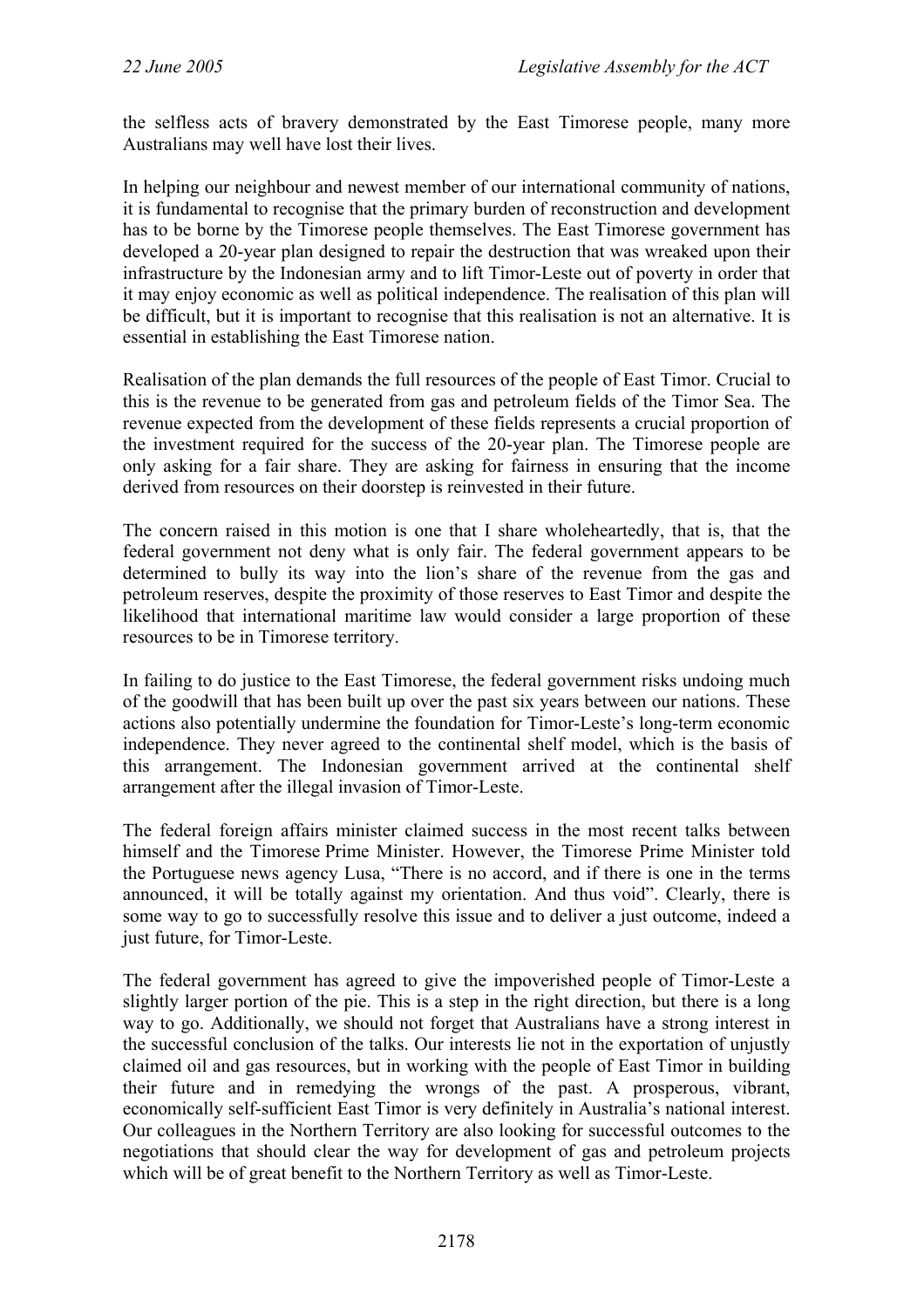the selfless acts of bravery demonstrated by the East Timorese people, many more Australians may well have lost their lives.

In helping our neighbour and newest member of our international community of nations, it is fundamental to recognise that the primary burden of reconstruction and development has to be borne by the Timorese people themselves. The East Timorese government has developed a 20-year plan designed to repair the destruction that was wreaked upon their infrastructure by the Indonesian army and to lift Timor-Leste out of poverty in order that it may enjoy economic as well as political independence. The realisation of this plan will be difficult, but it is important to recognise that this realisation is not an alternative. It is essential in establishing the East Timorese nation.

Realisation of the plan demands the full resources of the people of East Timor. Crucial to this is the revenue to be generated from gas and petroleum fields of the Timor Sea. The revenue expected from the development of these fields represents a crucial proportion of the investment required for the success of the 20-year plan. The Timorese people are only asking for a fair share. They are asking for fairness in ensuring that the income derived from resources on their doorstep is reinvested in their future.

The concern raised in this motion is one that I share wholeheartedly, that is, that the federal government not deny what is only fair. The federal government appears to be determined to bully its way into the lion's share of the revenue from the gas and petroleum reserves, despite the proximity of those reserves to East Timor and despite the likelihood that international maritime law would consider a large proportion of these resources to be in Timorese territory.

In failing to do justice to the East Timorese, the federal government risks undoing much of the goodwill that has been built up over the past six years between our nations. These actions also potentially undermine the foundation for Timor-Leste's long-term economic independence. They never agreed to the continental shelf model, which is the basis of this arrangement. The Indonesian government arrived at the continental shelf arrangement after the illegal invasion of Timor-Leste.

The federal foreign affairs minister claimed success in the most recent talks between himself and the Timorese Prime Minister. However, the Timorese Prime Minister told the Portuguese news agency Lusa, "There is no accord, and if there is one in the terms announced, it will be totally against my orientation. And thus void". Clearly, there is some way to go to successfully resolve this issue and to deliver a just outcome, indeed a just future, for Timor-Leste.

The federal government has agreed to give the impoverished people of Timor-Leste a slightly larger portion of the pie. This is a step in the right direction, but there is a long way to go. Additionally, we should not forget that Australians have a strong interest in the successful conclusion of the talks. Our interests lie not in the exportation of unjustly claimed oil and gas resources, but in working with the people of East Timor in building their future and in remedying the wrongs of the past. A prosperous, vibrant, economically self-sufficient East Timor is very definitely in Australia's national interest. Our colleagues in the Northern Territory are also looking for successful outcomes to the negotiations that should clear the way for development of gas and petroleum projects which will be of great benefit to the Northern Territory as well as Timor-Leste.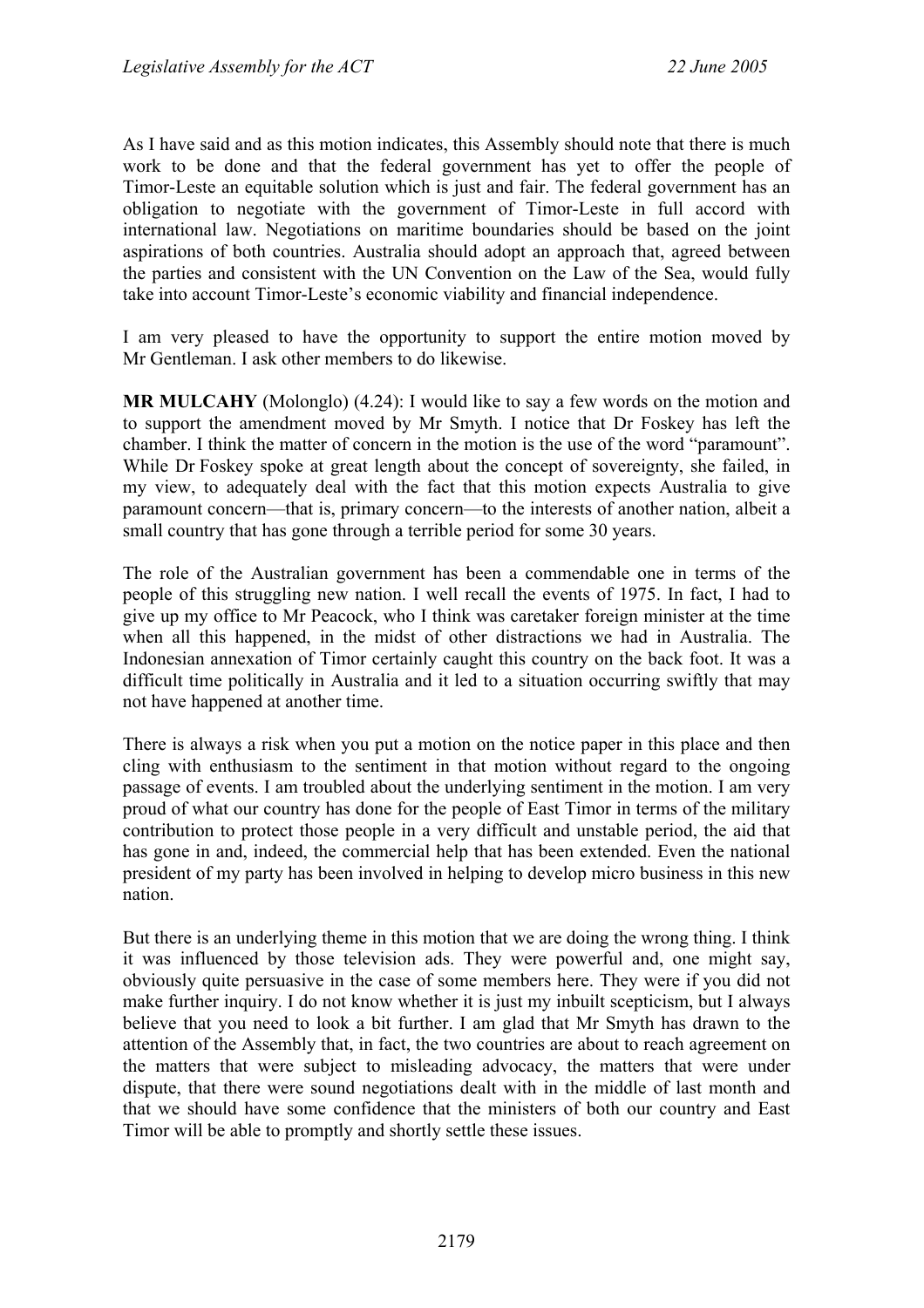As I have said and as this motion indicates, this Assembly should note that there is much work to be done and that the federal government has yet to offer the people of Timor-Leste an equitable solution which is just and fair. The federal government has an obligation to negotiate with the government of Timor-Leste in full accord with international law. Negotiations on maritime boundaries should be based on the joint aspirations of both countries. Australia should adopt an approach that, agreed between the parties and consistent with the UN Convention on the Law of the Sea, would fully take into account Timor-Leste's economic viability and financial independence.

I am very pleased to have the opportunity to support the entire motion moved by Mr Gentleman. I ask other members to do likewise.

**MR MULCAHY** (Molonglo) (4.24): I would like to say a few words on the motion and to support the amendment moved by Mr Smyth. I notice that Dr Foskey has left the chamber. I think the matter of concern in the motion is the use of the word "paramount". While Dr Foskey spoke at great length about the concept of sovereignty, she failed, in my view, to adequately deal with the fact that this motion expects Australia to give paramount concern—that is, primary concern—to the interests of another nation, albeit a small country that has gone through a terrible period for some 30 years.

The role of the Australian government has been a commendable one in terms of the people of this struggling new nation. I well recall the events of 1975. In fact, I had to give up my office to Mr Peacock, who I think was caretaker foreign minister at the time when all this happened, in the midst of other distractions we had in Australia. The Indonesian annexation of Timor certainly caught this country on the back foot. It was a difficult time politically in Australia and it led to a situation occurring swiftly that may not have happened at another time.

There is always a risk when you put a motion on the notice paper in this place and then cling with enthusiasm to the sentiment in that motion without regard to the ongoing passage of events. I am troubled about the underlying sentiment in the motion. I am very proud of what our country has done for the people of East Timor in terms of the military contribution to protect those people in a very difficult and unstable period, the aid that has gone in and, indeed, the commercial help that has been extended. Even the national president of my party has been involved in helping to develop micro business in this new nation.

But there is an underlying theme in this motion that we are doing the wrong thing. I think it was influenced by those television ads. They were powerful and, one might say, obviously quite persuasive in the case of some members here. They were if you did not make further inquiry. I do not know whether it is just my inbuilt scepticism, but I always believe that you need to look a bit further. I am glad that Mr Smyth has drawn to the attention of the Assembly that, in fact, the two countries are about to reach agreement on the matters that were subject to misleading advocacy, the matters that were under dispute, that there were sound negotiations dealt with in the middle of last month and that we should have some confidence that the ministers of both our country and East Timor will be able to promptly and shortly settle these issues.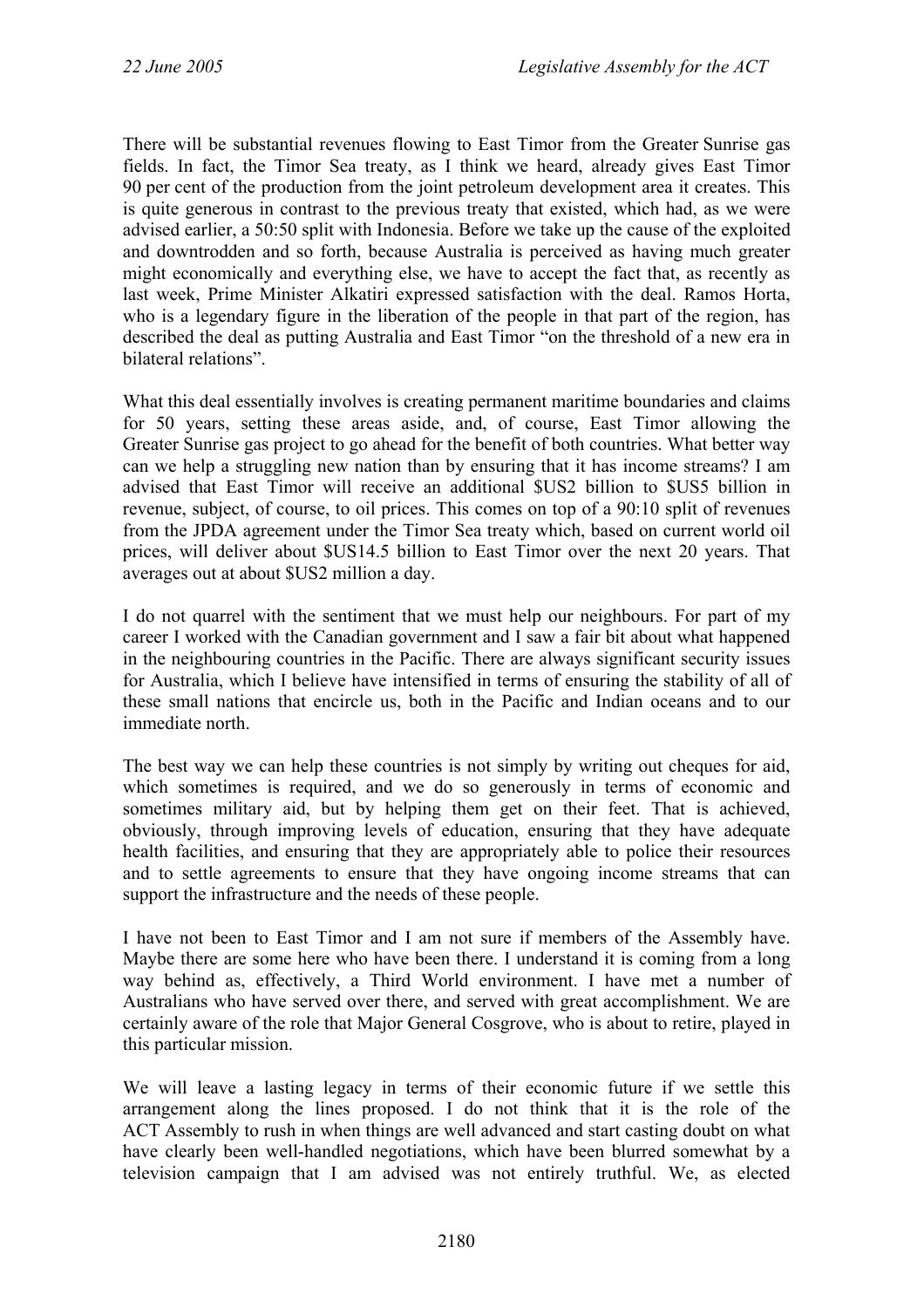There will be substantial revenues flowing to East Timor from the Greater Sunrise gas fields. In fact, the Timor Sea treaty, as I think we heard, already gives East Timor 90 per cent of the production from the joint petroleum development area it creates. This is quite generous in contrast to the previous treaty that existed, which had, as we were advised earlier, a 50:50 split with Indonesia. Before we take up the cause of the exploited and downtrodden and so forth, because Australia is perceived as having much greater might economically and everything else, we have to accept the fact that, as recently as last week, Prime Minister Alkatiri expressed satisfaction with the deal. Ramos Horta, who is a legendary figure in the liberation of the people in that part of the region, has described the deal as putting Australia and East Timor "on the threshold of a new era in bilateral relations".

What this deal essentially involves is creating permanent maritime boundaries and claims for 50 years, setting these areas aside, and, of course, East Timor allowing the Greater Sunrise gas project to go ahead for the benefit of both countries. What better way can we help a struggling new nation than by ensuring that it has income streams? I am advised that East Timor will receive an additional $US2 billion to $US5 billion in revenue, subject, of course, to oil prices. This comes on top of a 90:10 split of revenues from the JPDA agreement under the Timor Sea treaty which, based on current world oil prices, will deliver about $US14.5 billion to East Timor over the next 20 years. That averages out at about $US2 million a day.

I do not quarrel with the sentiment that we must help our neighbours. For part of my career I worked with the Canadian government and I saw a fair bit about what happened in the neighbouring countries in the Pacific. There are always significant security issues for Australia, which I believe have intensified in terms of ensuring the stability of all of these small nations that encircle us, both in the Pacific and Indian oceans and to our immediate north.

The best way we can help these countries is not simply by writing out cheques for aid, which sometimes is required, and we do so generously in terms of economic and sometimes military aid, but by helping them get on their feet. That is achieved, obviously, through improving levels of education, ensuring that they have adequate health facilities, and ensuring that they are appropriately able to police their resources and to settle agreements to ensure that they have ongoing income streams that can support the infrastructure and the needs of these people.

I have not been to East Timor and I am not sure if members of the Assembly have. Maybe there are some here who have been there. I understand it is coming from a long way behind as, effectively, a Third World environment. I have met a number of Australians who have served over there, and served with great accomplishment. We are certainly aware of the role that Major General Cosgrove, who is about to retire, played in this particular mission.

We will leave a lasting legacy in terms of their economic future if we settle this arrangement along the lines proposed. I do not think that it is the role of the ACT Assembly to rush in when things are well advanced and start casting doubt on what have clearly been well-handled negotiations, which have been blurred somewhat by a television campaign that I am advised was not entirely truthful. We, as elected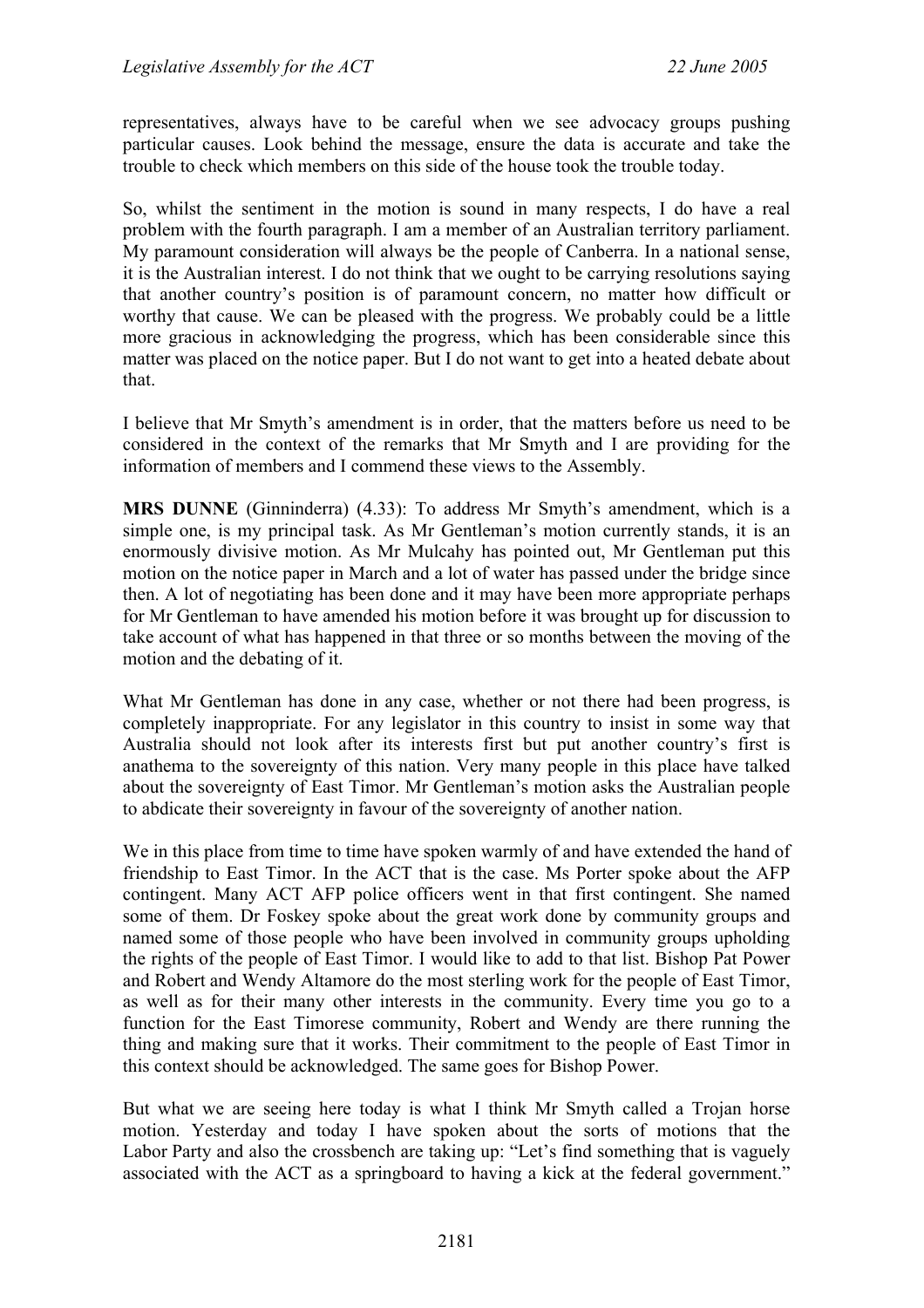representatives, always have to be careful when we see advocacy groups pushing particular causes. Look behind the message, ensure the data is accurate and take the trouble to check which members on this side of the house took the trouble today.

So, whilst the sentiment in the motion is sound in many respects, I do have a real problem with the fourth paragraph. I am a member of an Australian territory parliament. My paramount consideration will always be the people of Canberra. In a national sense, it is the Australian interest. I do not think that we ought to be carrying resolutions saying that another country's position is of paramount concern, no matter how difficult or worthy that cause. We can be pleased with the progress. We probably could be a little more gracious in acknowledging the progress, which has been considerable since this matter was placed on the notice paper. But I do not want to get into a heated debate about that.

I believe that Mr Smyth's amendment is in order, that the matters before us need to be considered in the context of the remarks that Mr Smyth and I are providing for the information of members and I commend these views to the Assembly.

**MRS DUNNE** (Ginninderra) (4.33): To address Mr Smyth's amendment, which is a simple one, is my principal task. As Mr Gentleman's motion currently stands, it is an enormously divisive motion. As Mr Mulcahy has pointed out, Mr Gentleman put this motion on the notice paper in March and a lot of water has passed under the bridge since then. A lot of negotiating has been done and it may have been more appropriate perhaps for Mr Gentleman to have amended his motion before it was brought up for discussion to take account of what has happened in that three or so months between the moving of the motion and the debating of it.

What Mr Gentleman has done in any case, whether or not there had been progress, is completely inappropriate. For any legislator in this country to insist in some way that Australia should not look after its interests first but put another country's first is anathema to the sovereignty of this nation. Very many people in this place have talked about the sovereignty of East Timor. Mr Gentleman's motion asks the Australian people to abdicate their sovereignty in favour of the sovereignty of another nation.

We in this place from time to time have spoken warmly of and have extended the hand of friendship to East Timor. In the ACT that is the case. Ms Porter spoke about the AFP contingent. Many ACT AFP police officers went in that first contingent. She named some of them. Dr Foskey spoke about the great work done by community groups and named some of those people who have been involved in community groups upholding the rights of the people of East Timor. I would like to add to that list. Bishop Pat Power and Robert and Wendy Altamore do the most sterling work for the people of East Timor, as well as for their many other interests in the community. Every time you go to a function for the East Timorese community, Robert and Wendy are there running the thing and making sure that it works. Their commitment to the people of East Timor in this context should be acknowledged. The same goes for Bishop Power.

But what we are seeing here today is what I think Mr Smyth called a Trojan horse motion. Yesterday and today I have spoken about the sorts of motions that the Labor Party and also the crossbench are taking up: "Let's find something that is vaguely associated with the ACT as a springboard to having a kick at the federal government."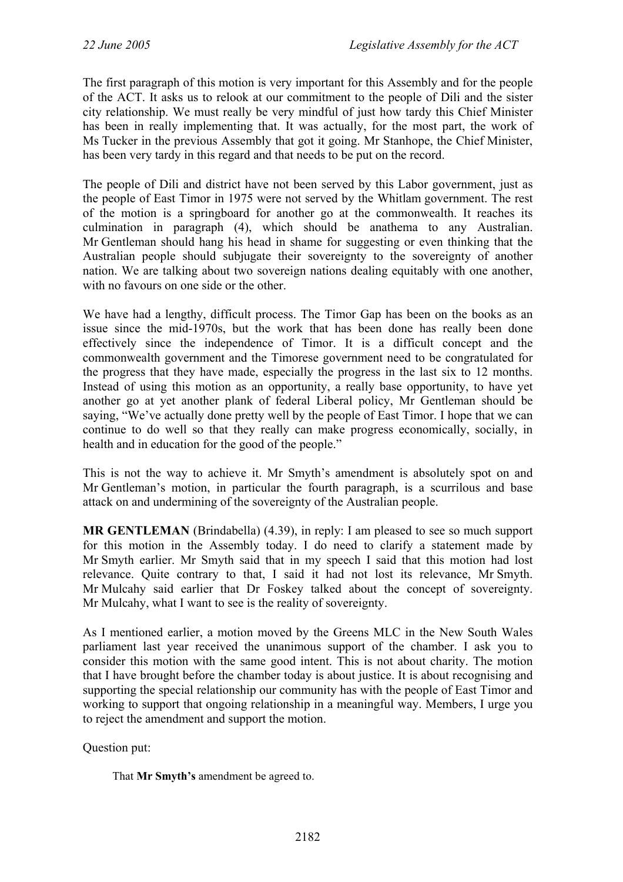The first paragraph of this motion is very important for this Assembly and for the people of the ACT. It asks us to relook at our commitment to the people of Dili and the sister city relationship. We must really be very mindful of just how tardy this Chief Minister has been in really implementing that. It was actually, for the most part, the work of Ms Tucker in the previous Assembly that got it going. Mr Stanhope, the Chief Minister, has been very tardy in this regard and that needs to be put on the record.

The people of Dili and district have not been served by this Labor government, just as the people of East Timor in 1975 were not served by the Whitlam government. The rest of the motion is a springboard for another go at the commonwealth. It reaches its culmination in paragraph (4), which should be anathema to any Australian. Mr Gentleman should hang his head in shame for suggesting or even thinking that the Australian people should subjugate their sovereignty to the sovereignty of another nation. We are talking about two sovereign nations dealing equitably with one another, with no favours on one side or the other.

We have had a lengthy, difficult process. The Timor Gap has been on the books as an issue since the mid-1970s, but the work that has been done has really been done effectively since the independence of Timor. It is a difficult concept and the commonwealth government and the Timorese government need to be congratulated for the progress that they have made, especially the progress in the last six to 12 months. Instead of using this motion as an opportunity, a really base opportunity, to have yet another go at yet another plank of federal Liberal policy, Mr Gentleman should be saying, "We've actually done pretty well by the people of East Timor. I hope that we can continue to do well so that they really can make progress economically, socially, in health and in education for the good of the people."

This is not the way to achieve it. Mr Smyth's amendment is absolutely spot on and Mr Gentleman's motion, in particular the fourth paragraph, is a scurrilous and base attack on and undermining of the sovereignty of the Australian people.

**MR GENTLEMAN** (Brindabella) (4.39), in reply: I am pleased to see so much support for this motion in the Assembly today. I do need to clarify a statement made by Mr Smyth earlier. Mr Smyth said that in my speech I said that this motion had lost relevance. Quite contrary to that, I said it had not lost its relevance, Mr Smyth. Mr Mulcahy said earlier that Dr Foskey talked about the concept of sovereignty. Mr Mulcahy, what I want to see is the reality of sovereignty.

As I mentioned earlier, a motion moved by the Greens MLC in the New South Wales parliament last year received the unanimous support of the chamber. I ask you to consider this motion with the same good intent. This is not about charity. The motion that I have brought before the chamber today is about justice. It is about recognising and supporting the special relationship our community has with the people of East Timor and working to support that ongoing relationship in a meaningful way. Members, I urge you to reject the amendment and support the motion.

Question put:

> That **Mr Smyth's** amendment be agreed to.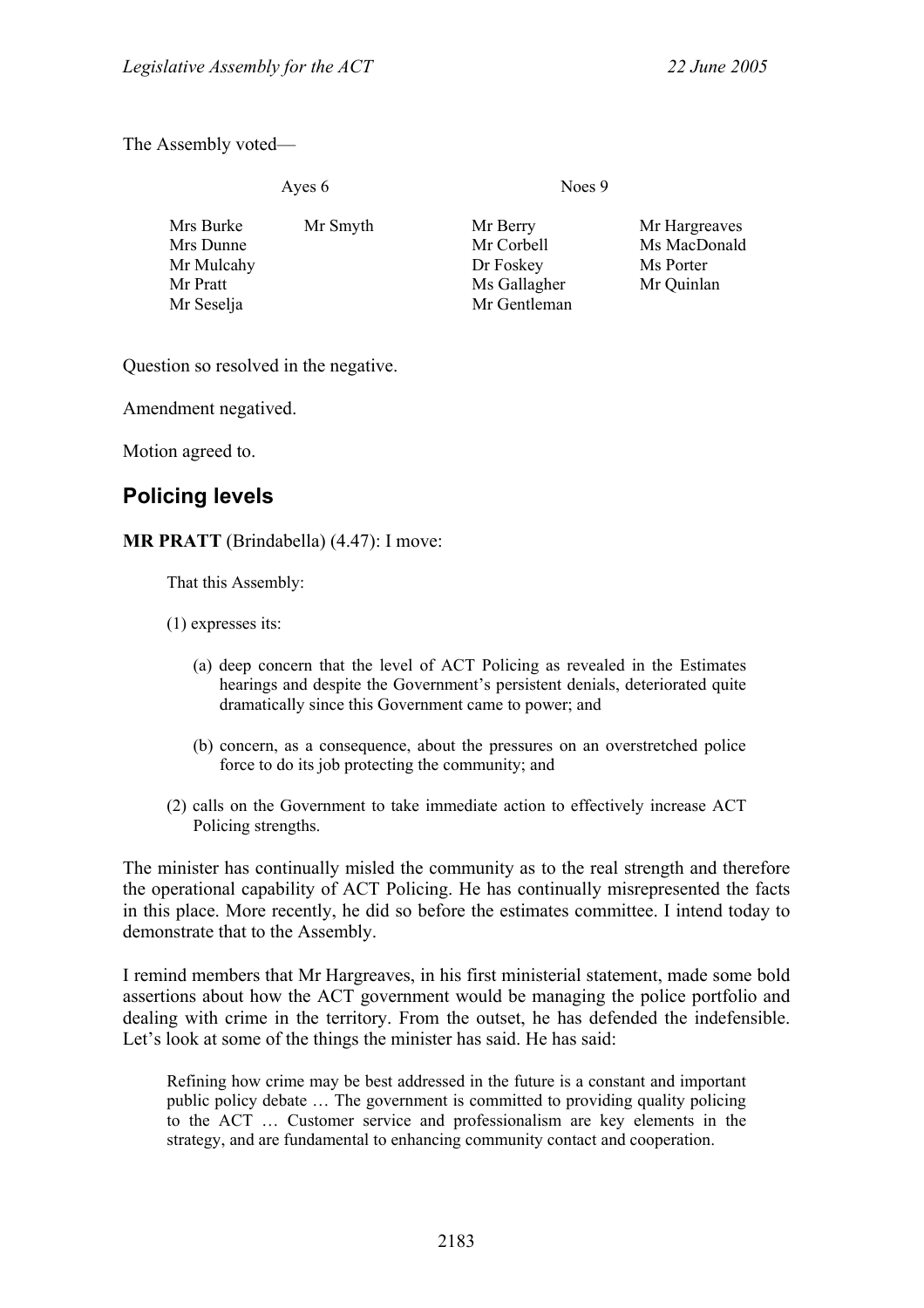The Assembly voted—

| Ayes 6 | | Noes 9 | |
|---|---|---|---|
| Mrs Burke | Mr Smyth | Mr Berry | Mr Hargreaves |
| Mrs Dunne | | Mr Corbell | Ms MacDonald |
| Mr Mulcahy | | Dr Foskey | Ms Porter |
| Mr Pratt | | Ms Gallagher | Mr Quinlan |
| Mr Seselja | | Mr Gentleman | |

Question so resolved in the negative.

Amendment negatived.

Motion agreed to.

## Policing levels

**MR PRATT** (Brindabella) (4.47): I move:

> That this Assembly:
>
> (1) expresses its:
>
> > (a) deep concern that the level of ACT Policing as revealed in the Estimates hearings and despite the Government's persistent denials, deteriorated quite dramatically since this Government came to power; and
> >
> > (b) concern, as a consequence, about the pressures on an overstretched police force to do its job protecting the community; and
>
> (2) calls on the Government to take immediate action to effectively increase ACT Policing strengths.

The minister has continually misled the community as to the real strength and therefore the operational capability of ACT Policing. He has continually misrepresented the facts in this place. More recently, he did so before the estimates committee. I intend today to demonstrate that to the Assembly.

I remind members that Mr Hargreaves, in his first ministerial statement, made some bold assertions about how the ACT government would be managing the police portfolio and dealing with crime in the territory. From the outset, he has defended the indefensible. Let's look at some of the things the minister has said. He has said:

> Refining how crime may be best addressed in the future is a constant and important public policy debate … The government is committed to providing quality policing to the ACT … Customer service and professionalism are key elements in the strategy, and are fundamental to enhancing community contact and cooperation.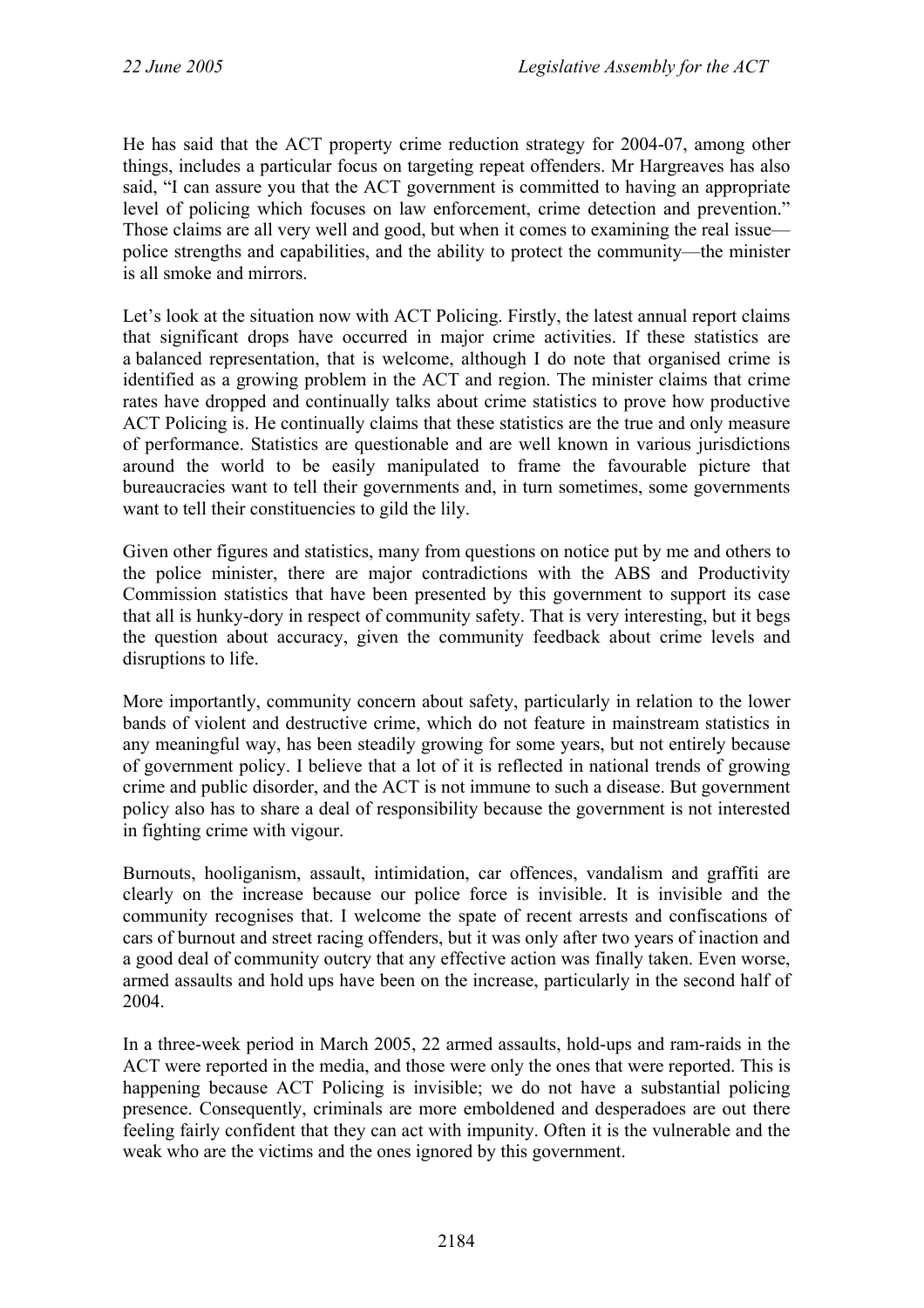He has said that the ACT property crime reduction strategy for 2004-07, among other things, includes a particular focus on targeting repeat offenders. Mr Hargreaves has also said, "I can assure you that the ACT government is committed to having an appropriate level of policing which focuses on law enforcement, crime detection and prevention." Those claims are all very well and good, but when it comes to examining the real issue—police strengths and capabilities, and the ability to protect the community—the minister is all smoke and mirrors.

Let's look at the situation now with ACT Policing. Firstly, the latest annual report claims that significant drops have occurred in major crime activities. If these statistics are a balanced representation, that is welcome, although I do note that organised crime is identified as a growing problem in the ACT and region. The minister claims that crime rates have dropped and continually talks about crime statistics to prove how productive ACT Policing is. He continually claims that these statistics are the true and only measure of performance. Statistics are questionable and are well known in various jurisdictions around the world to be easily manipulated to frame the favourable picture that bureaucracies want to tell their governments and, in turn sometimes, some governments want to tell their constituencies to gild the lily.

Given other figures and statistics, many from questions on notice put by me and others to the police minister, there are major contradictions with the ABS and Productivity Commission statistics that have been presented by this government to support its case that all is hunky-dory in respect of community safety. That is very interesting, but it begs the question about accuracy, given the community feedback about crime levels and disruptions to life.

More importantly, community concern about safety, particularly in relation to the lower bands of violent and destructive crime, which do not feature in mainstream statistics in any meaningful way, has been steadily growing for some years, but not entirely because of government policy. I believe that a lot of it is reflected in national trends of growing crime and public disorder, and the ACT is not immune to such a disease. But government policy also has to share a deal of responsibility because the government is not interested in fighting crime with vigour.

Burnouts, hooliganism, assault, intimidation, car offences, vandalism and graffiti are clearly on the increase because our police force is invisible. It is invisible and the community recognises that. I welcome the spate of recent arrests and confiscations of cars of burnout and street racing offenders, but it was only after two years of inaction and a good deal of community outcry that any effective action was finally taken. Even worse, armed assaults and hold ups have been on the increase, particularly in the second half of 2004.

In a three-week period in March 2005, 22 armed assaults, hold-ups and ram-raids in the ACT were reported in the media, and those were only the ones that were reported. This is happening because ACT Policing is invisible; we do not have a substantial policing presence. Consequently, criminals are more emboldened and desperadoes are out there feeling fairly confident that they can act with impunity. Often it is the vulnerable and the weak who are the victims and the ones ignored by this government.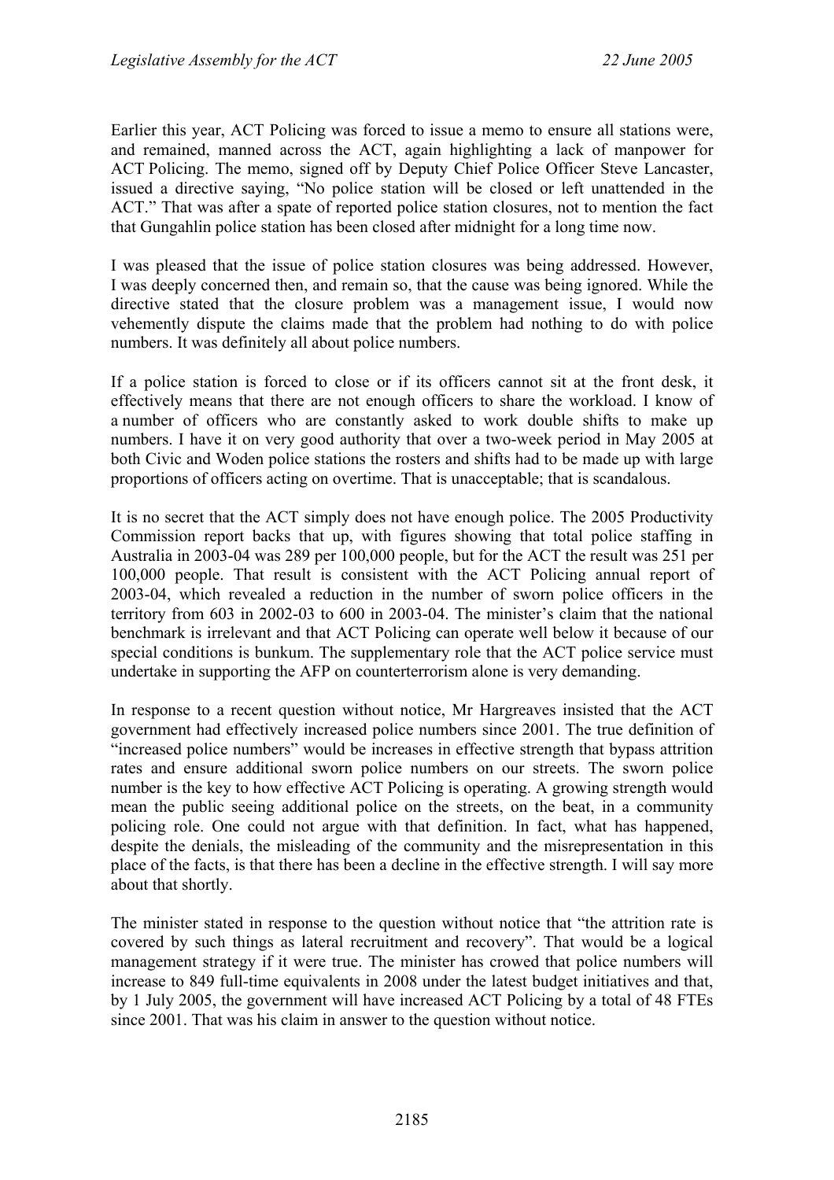Earlier this year, ACT Policing was forced to issue a memo to ensure all stations were, and remained, manned across the ACT, again highlighting a lack of manpower for ACT Policing. The memo, signed off by Deputy Chief Police Officer Steve Lancaster, issued a directive saying, "No police station will be closed or left unattended in the ACT." That was after a spate of reported police station closures, not to mention the fact that Gungahlin police station has been closed after midnight for a long time now.

I was pleased that the issue of police station closures was being addressed. However, I was deeply concerned then, and remain so, that the cause was being ignored. While the directive stated that the closure problem was a management issue, I would now vehemently dispute the claims made that the problem had nothing to do with police numbers. It was definitely all about police numbers.

If a police station is forced to close or if its officers cannot sit at the front desk, it effectively means that there are not enough officers to share the workload. I know of a number of officers who are constantly asked to work double shifts to make up numbers. I have it on very good authority that over a two-week period in May 2005 at both Civic and Woden police stations the rosters and shifts had to be made up with large proportions of officers acting on overtime. That is unacceptable; that is scandalous.

It is no secret that the ACT simply does not have enough police. The 2005 Productivity Commission report backs that up, with figures showing that total police staffing in Australia in 2003-04 was 289 per 100,000 people, but for the ACT the result was 251 per 100,000 people. That result is consistent with the ACT Policing annual report of 2003-04, which revealed a reduction in the number of sworn police officers in the territory from 603 in 2002-03 to 600 in 2003-04. The minister's claim that the national benchmark is irrelevant and that ACT Policing can operate well below it because of our special conditions is bunkum. The supplementary role that the ACT police service must undertake in supporting the AFP on counterterrorism alone is very demanding.

In response to a recent question without notice, Mr Hargreaves insisted that the ACT government had effectively increased police numbers since 2001. The true definition of "increased police numbers" would be increases in effective strength that bypass attrition rates and ensure additional sworn police numbers on our streets. The sworn police number is the key to how effective ACT Policing is operating. A growing strength would mean the public seeing additional police on the streets, on the beat, in a community policing role. One could not argue with that definition. In fact, what has happened, despite the denials, the misleading of the community and the misrepresentation in this place of the facts, is that there has been a decline in the effective strength. I will say more about that shortly.

The minister stated in response to the question without notice that "the attrition rate is covered by such things as lateral recruitment and recovery". That would be a logical management strategy if it were true. The minister has crowed that police numbers will increase to 849 full-time equivalents in 2008 under the latest budget initiatives and that, by 1 July 2005, the government will have increased ACT Policing by a total of 48 FTEs since 2001. That was his claim in answer to the question without notice.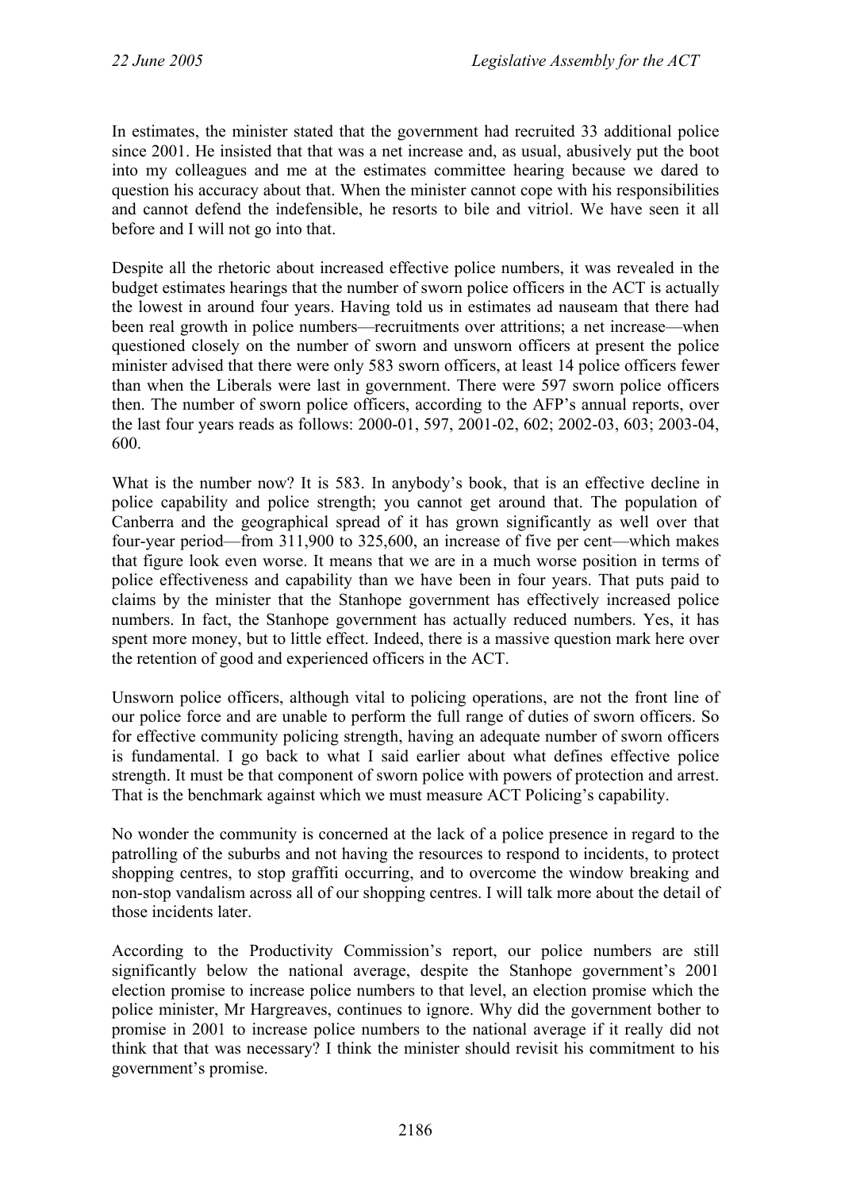In estimates, the minister stated that the government had recruited 33 additional police since 2001. He insisted that that was a net increase and, as usual, abusively put the boot into my colleagues and me at the estimates committee hearing because we dared to question his accuracy about that. When the minister cannot cope with his responsibilities and cannot defend the indefensible, he resorts to bile and vitriol. We have seen it all before and I will not go into that.

Despite all the rhetoric about increased effective police numbers, it was revealed in the budget estimates hearings that the number of sworn police officers in the ACT is actually the lowest in around four years. Having told us in estimates ad nauseam that there had been real growth in police numbers—recruitments over attritions; a net increase—when questioned closely on the number of sworn and unsworn officers at present the police minister advised that there were only 583 sworn officers, at least 14 police officers fewer than when the Liberals were last in government. There were 597 sworn police officers then. The number of sworn police officers, according to the AFP's annual reports, over the last four years reads as follows: 2000-01, 597, 2001-02, 602; 2002-03, 603; 2003-04, 600.

What is the number now? It is 583. In anybody's book, that is an effective decline in police capability and police strength; you cannot get around that. The population of Canberra and the geographical spread of it has grown significantly as well over that four-year period—from 311,900 to 325,600, an increase of five per cent—which makes that figure look even worse. It means that we are in a much worse position in terms of police effectiveness and capability than we have been in four years. That puts paid to claims by the minister that the Stanhope government has effectively increased police numbers. In fact, the Stanhope government has actually reduced numbers. Yes, it has spent more money, but to little effect. Indeed, there is a massive question mark here over the retention of good and experienced officers in the ACT.

Unsworn police officers, although vital to policing operations, are not the front line of our police force and are unable to perform the full range of duties of sworn officers. So for effective community policing strength, having an adequate number of sworn officers is fundamental. I go back to what I said earlier about what defines effective police strength. It must be that component of sworn police with powers of protection and arrest. That is the benchmark against which we must measure ACT Policing's capability.

No wonder the community is concerned at the lack of a police presence in regard to the patrolling of the suburbs and not having the resources to respond to incidents, to protect shopping centres, to stop graffiti occurring, and to overcome the window breaking and non-stop vandalism across all of our shopping centres. I will talk more about the detail of those incidents later.

According to the Productivity Commission's report, our police numbers are still significantly below the national average, despite the Stanhope government's 2001 election promise to increase police numbers to that level, an election promise which the police minister, Mr Hargreaves, continues to ignore. Why did the government bother to promise in 2001 to increase police numbers to the national average if it really did not think that that was necessary? I think the minister should revisit his commitment to his government's promise.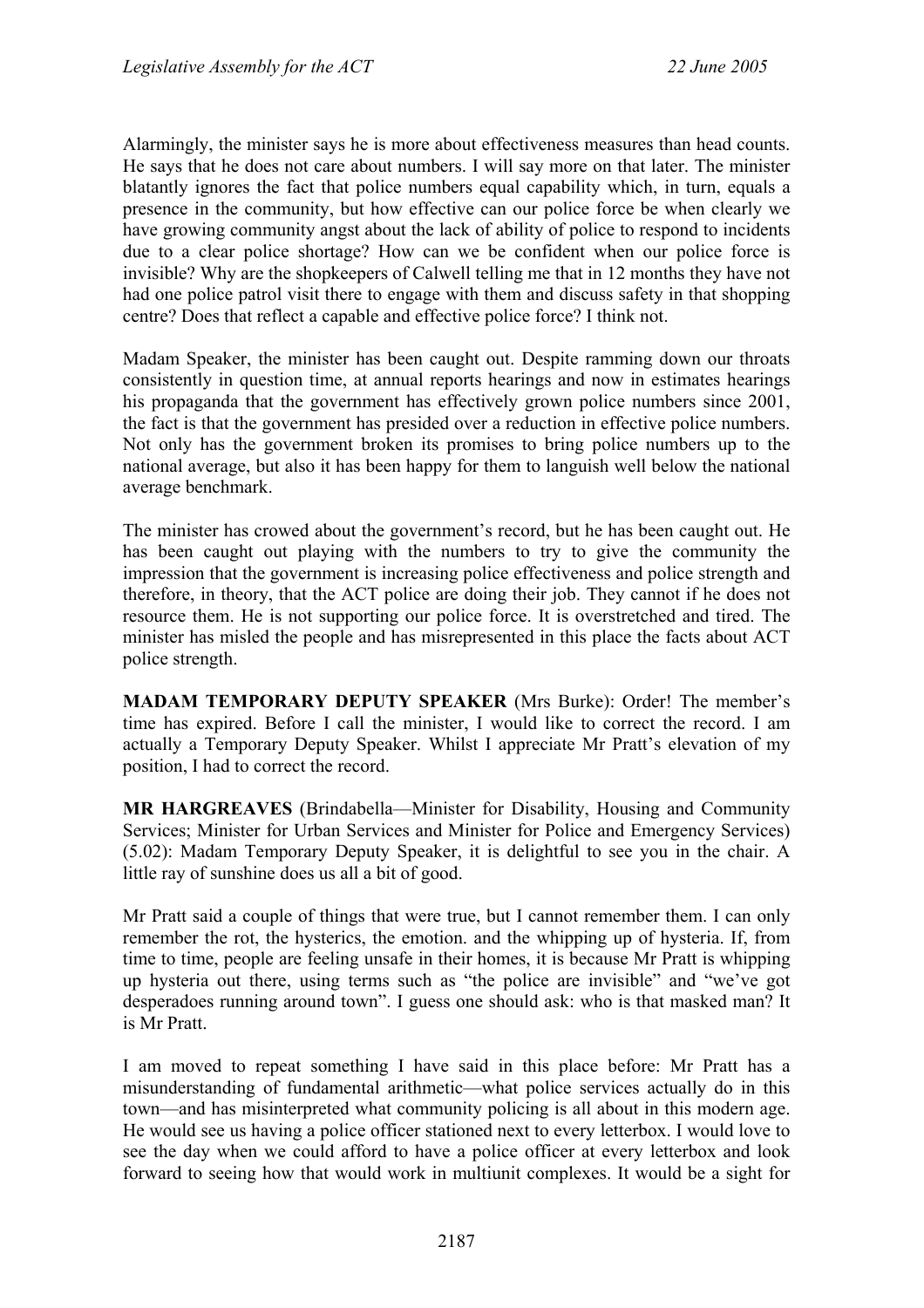Alarmingly, the minister says he is more about effectiveness measures than head counts. He says that he does not care about numbers. I will say more on that later. The minister blatantly ignores the fact that police numbers equal capability which, in turn, equals a presence in the community, but how effective can our police force be when clearly we have growing community angst about the lack of ability of police to respond to incidents due to a clear police shortage? How can we be confident when our police force is invisible? Why are the shopkeepers of Calwell telling me that in 12 months they have not had one police patrol visit there to engage with them and discuss safety in that shopping centre? Does that reflect a capable and effective police force? I think not.

Madam Speaker, the minister has been caught out. Despite ramming down our throats consistently in question time, at annual reports hearings and now in estimates hearings his propaganda that the government has effectively grown police numbers since 2001, the fact is that the government has presided over a reduction in effective police numbers. Not only has the government broken its promises to bring police numbers up to the national average, but also it has been happy for them to languish well below the national average benchmark.

The minister has crowed about the government's record, but he has been caught out. He has been caught out playing with the numbers to try to give the community the impression that the government is increasing police effectiveness and police strength and therefore, in theory, that the ACT police are doing their job. They cannot if he does not resource them. He is not supporting our police force. It is overstretched and tired. The minister has misled the people and has misrepresented in this place the facts about ACT police strength.

**MADAM TEMPORARY DEPUTY SPEAKER** (Mrs Burke): Order! The member's time has expired. Before I call the minister, I would like to correct the record. I am actually a Temporary Deputy Speaker. Whilst I appreciate Mr Pratt's elevation of my position, I had to correct the record.

**MR HARGREAVES** (Brindabella—Minister for Disability, Housing and Community Services; Minister for Urban Services and Minister for Police and Emergency Services) (5.02): Madam Temporary Deputy Speaker, it is delightful to see you in the chair. A little ray of sunshine does us all a bit of good.

Mr Pratt said a couple of things that were true, but I cannot remember them. I can only remember the rot, the hysterics, the emotion. and the whipping up of hysteria. If, from time to time, people are feeling unsafe in their homes, it is because Mr Pratt is whipping up hysteria out there, using terms such as "the police are invisible" and "we've got desperadoes running around town". I guess one should ask: who is that masked man? It is Mr Pratt.

I am moved to repeat something I have said in this place before: Mr Pratt has a misunderstanding of fundamental arithmetic—what police services actually do in this town—and has misinterpreted what community policing is all about in this modern age. He would see us having a police officer stationed next to every letterbox. I would love to see the day when we could afford to have a police officer at every letterbox and look forward to seeing how that would work in multiunit complexes. It would be a sight for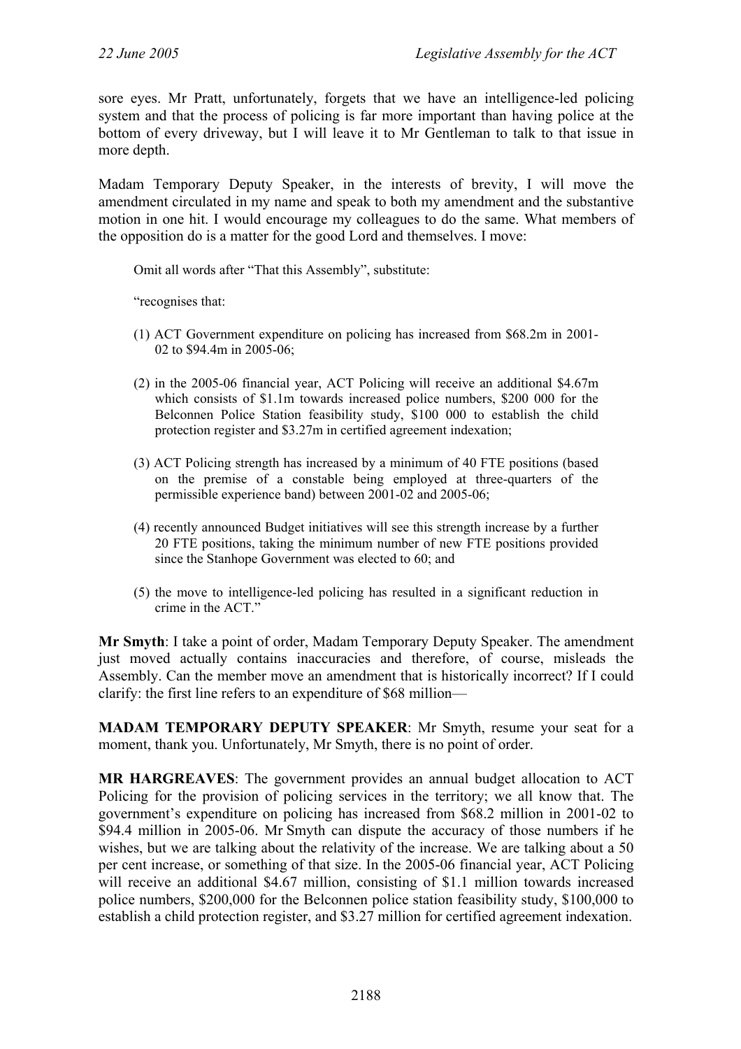sore eyes. Mr Pratt, unfortunately, forgets that we have an intelligence-led policing system and that the process of policing is far more important than having police at the bottom of every driveway, but I will leave it to Mr Gentleman to talk to that issue in more depth.

Madam Temporary Deputy Speaker, in the interests of brevity, I will move the amendment circulated in my name and speak to both my amendment and the substantive motion in one hit. I would encourage my colleagues to do the same. What members of the opposition do is a matter for the good Lord and themselves. I move:

> Omit all words after "That this Assembly", substitute:
>
> "recognises that:
>
> (1) ACT Government expenditure on policing has increased from $68.2m in 2001-02 to $94.4m in 2005-06;
>
> (2) in the 2005-06 financial year, ACT Policing will receive an additional $4.67m which consists of $1.1m towards increased police numbers, $200 000 for the Belconnen Police Station feasibility study, $100 000 to establish the child protection register and $3.27m in certified agreement indexation;
>
> (3) ACT Policing strength has increased by a minimum of 40 FTE positions (based on the premise of a constable being employed at three-quarters of the permissible experience band) between 2001-02 and 2005-06;
>
> (4) recently announced Budget initiatives will see this strength increase by a further 20 FTE positions, taking the minimum number of new FTE positions provided since the Stanhope Government was elected to 60; and
>
> (5) the move to intelligence-led policing has resulted in a significant reduction in crime in the ACT."

**Mr Smyth**: I take a point of order, Madam Temporary Deputy Speaker. The amendment just moved actually contains inaccuracies and therefore, of course, misleads the Assembly. Can the member move an amendment that is historically incorrect? If I could clarify: the first line refers to an expenditure of $68 million—

**MADAM TEMPORARY DEPUTY SPEAKER**: Mr Smyth, resume your seat for a moment, thank you. Unfortunately, Mr Smyth, there is no point of order.

**MR HARGREAVES**: The government provides an annual budget allocation to ACT Policing for the provision of policing services in the territory; we all know that. The government's expenditure on policing has increased from $68.2 million in 2001-02 to $94.4 million in 2005-06. Mr Smyth can dispute the accuracy of those numbers if he wishes, but we are talking about the relativity of the increase. We are talking about a 50 per cent increase, or something of that size. In the 2005-06 financial year, ACT Policing will receive an additional $4.67 million, consisting of $1.1 million towards increased police numbers, $200,000 for the Belconnen police station feasibility study, $100,000 to establish a child protection register, and $3.27 million for certified agreement indexation.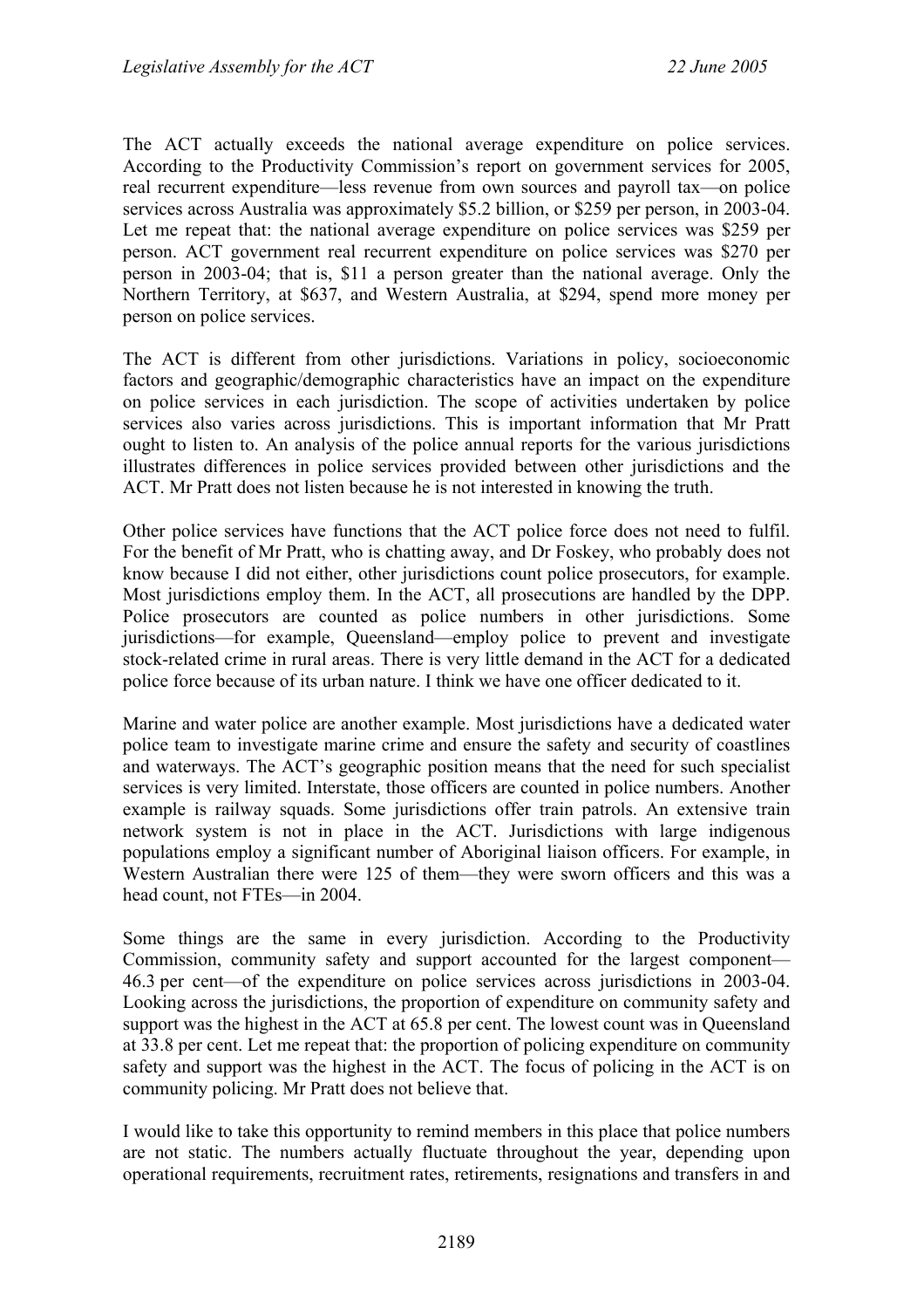The ACT actually exceeds the national average expenditure on police services. According to the Productivity Commission's report on government services for 2005, real recurrent expenditure—less revenue from own sources and payroll tax—on police services across Australia was approximately $5.2 billion, or $259 per person, in 2003-04. Let me repeat that: the national average expenditure on police services was $259 per person. ACT government real recurrent expenditure on police services was $270 per person in 2003-04; that is, $11 a person greater than the national average. Only the Northern Territory, at $637, and Western Australia, at $294, spend more money per person on police services.

The ACT is different from other jurisdictions. Variations in policy, socioeconomic factors and geographic/demographic characteristics have an impact on the expenditure on police services in each jurisdiction. The scope of activities undertaken by police services also varies across jurisdictions. This is important information that Mr Pratt ought to listen to. An analysis of the police annual reports for the various jurisdictions illustrates differences in police services provided between other jurisdictions and the ACT. Mr Pratt does not listen because he is not interested in knowing the truth.

Other police services have functions that the ACT police force does not need to fulfil. For the benefit of Mr Pratt, who is chatting away, and Dr Foskey, who probably does not know because I did not either, other jurisdictions count police prosecutors, for example. Most jurisdictions employ them. In the ACT, all prosecutions are handled by the DPP. Police prosecutors are counted as police numbers in other jurisdictions. Some jurisdictions—for example, Queensland—employ police to prevent and investigate stock-related crime in rural areas. There is very little demand in the ACT for a dedicated police force because of its urban nature. I think we have one officer dedicated to it.

Marine and water police are another example. Most jurisdictions have a dedicated water police team to investigate marine crime and ensure the safety and security of coastlines and waterways. The ACT's geographic position means that the need for such specialist services is very limited. Interstate, those officers are counted in police numbers. Another example is railway squads. Some jurisdictions offer train patrols. An extensive train network system is not in place in the ACT. Jurisdictions with large indigenous populations employ a significant number of Aboriginal liaison officers. For example, in Western Australian there were 125 of them—they were sworn officers and this was a head count, not FTEs—in 2004.

Some things are the same in every jurisdiction. According to the Productivity Commission, community safety and support accounted for the largest component—46.3 per cent—of the expenditure on police services across jurisdictions in 2003-04. Looking across the jurisdictions, the proportion of expenditure on community safety and support was the highest in the ACT at 65.8 per cent. The lowest count was in Queensland at 33.8 per cent. Let me repeat that: the proportion of policing expenditure on community safety and support was the highest in the ACT. The focus of policing in the ACT is on community policing. Mr Pratt does not believe that.

I would like to take this opportunity to remind members in this place that police numbers are not static. The numbers actually fluctuate throughout the year, depending upon operational requirements, recruitment rates, retirements, resignations and transfers in and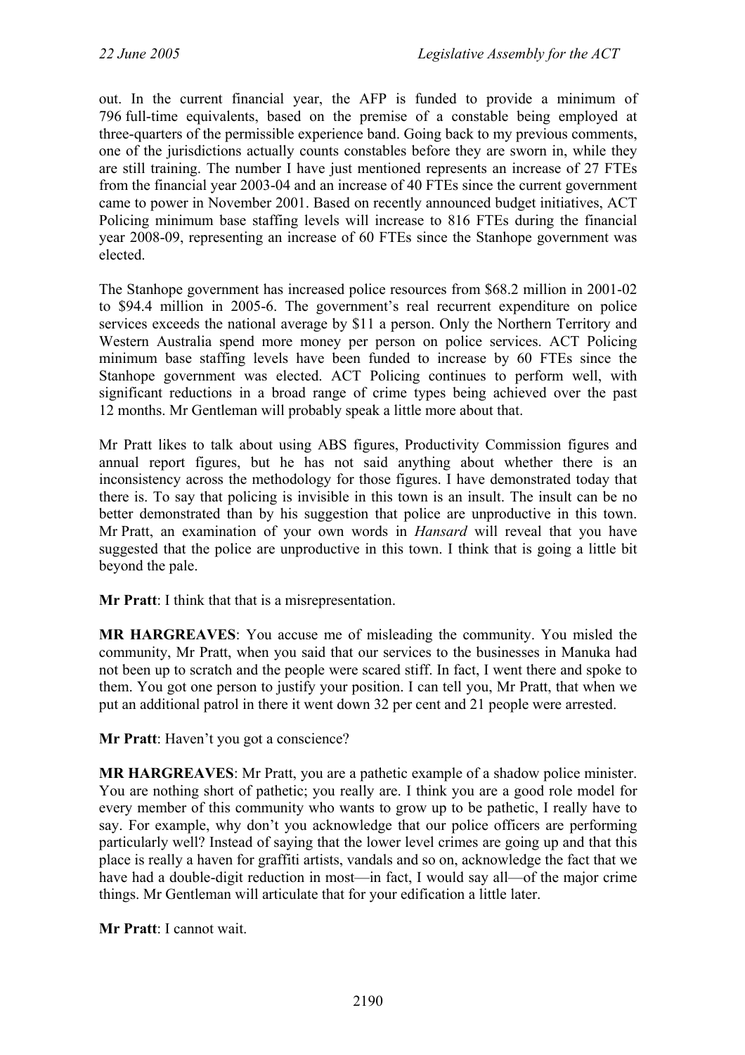out. In the current financial year, the AFP is funded to provide a minimum of 796 full-time equivalents, based on the premise of a constable being employed at three-quarters of the permissible experience band. Going back to my previous comments, one of the jurisdictions actually counts constables before they are sworn in, while they are still training. The number I have just mentioned represents an increase of 27 FTEs from the financial year 2003-04 and an increase of 40 FTEs since the current government came to power in November 2001. Based on recently announced budget initiatives, ACT Policing minimum base staffing levels will increase to 816 FTEs during the financial year 2008-09, representing an increase of 60 FTEs since the Stanhope government was elected.

The Stanhope government has increased police resources from $68.2 million in 2001-02 to $94.4 million in 2005-6. The government's real recurrent expenditure on police services exceeds the national average by $11 a person. Only the Northern Territory and Western Australia spend more money per person on police services. ACT Policing minimum base staffing levels have been funded to increase by 60 FTEs since the Stanhope government was elected. ACT Policing continues to perform well, with significant reductions in a broad range of crime types being achieved over the past 12 months. Mr Gentleman will probably speak a little more about that.

Mr Pratt likes to talk about using ABS figures, Productivity Commission figures and annual report figures, but he has not said anything about whether there is an inconsistency across the methodology for those figures. I have demonstrated today that there is. To say that policing is invisible in this town is an insult. The insult can be no better demonstrated than by his suggestion that police are unproductive in this town. Mr Pratt, an examination of your own words in *Hansard* will reveal that you have suggested that the police are unproductive in this town. I think that is going a little bit beyond the pale.

**Mr Pratt**: I think that that is a misrepresentation.

**MR HARGREAVES**: You accuse me of misleading the community. You misled the community, Mr Pratt, when you said that our services to the businesses in Manuka had not been up to scratch and the people were scared stiff. In fact, I went there and spoke to them. You got one person to justify your position. I can tell you, Mr Pratt, that when we put an additional patrol in there it went down 32 per cent and 21 people were arrested.

**Mr Pratt**: Haven't you got a conscience?

**MR HARGREAVES**: Mr Pratt, you are a pathetic example of a shadow police minister. You are nothing short of pathetic; you really are. I think you are a good role model for every member of this community who wants to grow up to be pathetic, I really have to say. For example, why don't you acknowledge that our police officers are performing particularly well? Instead of saying that the lower level crimes are going up and that this place is really a haven for graffiti artists, vandals and so on, acknowledge the fact that we have had a double-digit reduction in most—in fact, I would say all—of the major crime things. Mr Gentleman will articulate that for your edification a little later.

**Mr Pratt**: I cannot wait.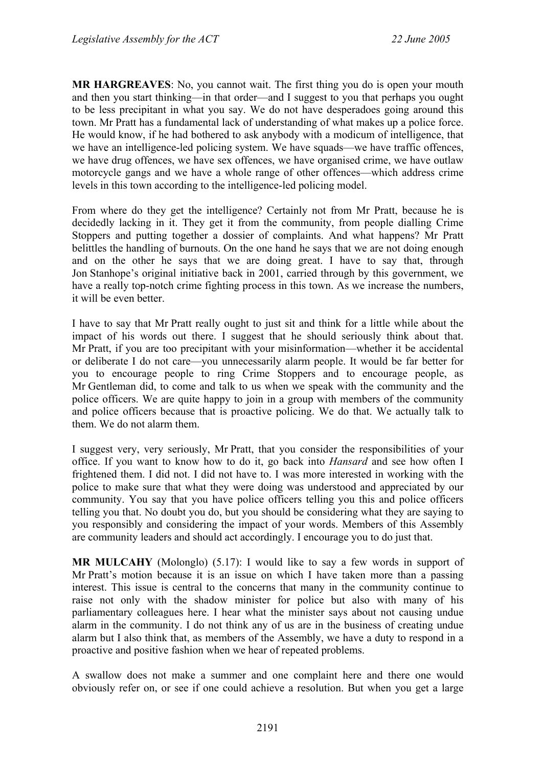**MR HARGREAVES**: No, you cannot wait. The first thing you do is open your mouth and then you start thinking—in that order—and I suggest to you that perhaps you ought to be less precipitant in what you say. We do not have desperadoes going around this town. Mr Pratt has a fundamental lack of understanding of what makes up a police force. He would know, if he had bothered to ask anybody with a modicum of intelligence, that we have an intelligence-led policing system. We have squads—we have traffic offences, we have drug offences, we have sex offences, we have organised crime, we have outlaw motorcycle gangs and we have a whole range of other offences—which address crime levels in this town according to the intelligence-led policing model.

From where do they get the intelligence? Certainly not from Mr Pratt, because he is decidedly lacking in it. They get it from the community, from people dialling Crime Stoppers and putting together a dossier of complaints. And what happens? Mr Pratt belittles the handling of burnouts. On the one hand he says that we are not doing enough and on the other he says that we are doing great. I have to say that, through Jon Stanhope's original initiative back in 2001, carried through by this government, we have a really top-notch crime fighting process in this town. As we increase the numbers, it will be even better.

I have to say that Mr Pratt really ought to just sit and think for a little while about the impact of his words out there. I suggest that he should seriously think about that. Mr Pratt, if you are too precipitant with your misinformation—whether it be accidental or deliberate I do not care—you unnecessarily alarm people. It would be far better for you to encourage people to ring Crime Stoppers and to encourage people, as Mr Gentleman did, to come and talk to us when we speak with the community and the police officers. We are quite happy to join in a group with members of the community and police officers because that is proactive policing. We do that. We actually talk to them. We do not alarm them.

I suggest very, very seriously, Mr Pratt, that you consider the responsibilities of your office. If you want to know how to do it, go back into *Hansard* and see how often I frightened them. I did not. I did not have to. I was more interested in working with the police to make sure that what they were doing was understood and appreciated by our community. You say that you have police officers telling you this and police officers telling you that. No doubt you do, but you should be considering what they are saying to you responsibly and considering the impact of your words. Members of this Assembly are community leaders and should act accordingly. I encourage you to do just that.

**MR MULCAHY** (Molonglo) (5.17): I would like to say a few words in support of Mr Pratt's motion because it is an issue on which I have taken more than a passing interest. This issue is central to the concerns that many in the community continue to raise not only with the shadow minister for police but also with many of his parliamentary colleagues here. I hear what the minister says about not causing undue alarm in the community. I do not think any of us are in the business of creating undue alarm but I also think that, as members of the Assembly, we have a duty to respond in a proactive and positive fashion when we hear of repeated problems.

A swallow does not make a summer and one complaint here and there one would obviously refer on, or see if one could achieve a resolution. But when you get a large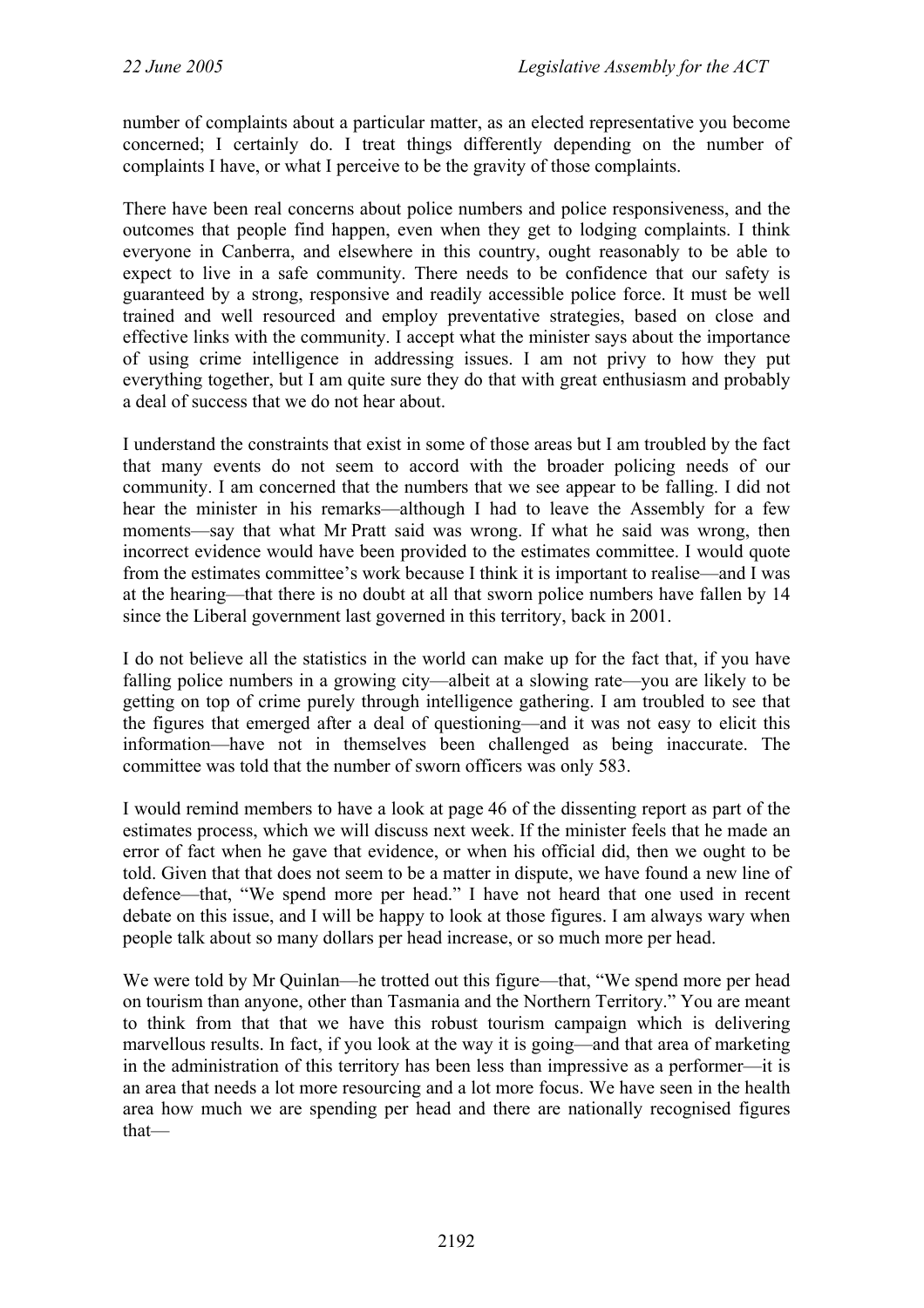number of complaints about a particular matter, as an elected representative you become concerned; I certainly do. I treat things differently depending on the number of complaints I have, or what I perceive to be the gravity of those complaints.

There have been real concerns about police numbers and police responsiveness, and the outcomes that people find happen, even when they get to lodging complaints. I think everyone in Canberra, and elsewhere in this country, ought reasonably to be able to expect to live in a safe community. There needs to be confidence that our safety is guaranteed by a strong, responsive and readily accessible police force. It must be well trained and well resourced and employ preventative strategies, based on close and effective links with the community. I accept what the minister says about the importance of using crime intelligence in addressing issues. I am not privy to how they put everything together, but I am quite sure they do that with great enthusiasm and probably a deal of success that we do not hear about.

I understand the constraints that exist in some of those areas but I am troubled by the fact that many events do not seem to accord with the broader policing needs of our community. I am concerned that the numbers that we see appear to be falling. I did not hear the minister in his remarks—although I had to leave the Assembly for a few moments—say that what Mr Pratt said was wrong. If what he said was wrong, then incorrect evidence would have been provided to the estimates committee. I would quote from the estimates committee's work because I think it is important to realise—and I was at the hearing—that there is no doubt at all that sworn police numbers have fallen by 14 since the Liberal government last governed in this territory, back in 2001.

I do not believe all the statistics in the world can make up for the fact that, if you have falling police numbers in a growing city—albeit at a slowing rate—you are likely to be getting on top of crime purely through intelligence gathering. I am troubled to see that the figures that emerged after a deal of questioning—and it was not easy to elicit this information—have not in themselves been challenged as being inaccurate. The committee was told that the number of sworn officers was only 583.

I would remind members to have a look at page 46 of the dissenting report as part of the estimates process, which we will discuss next week. If the minister feels that he made an error of fact when he gave that evidence, or when his official did, then we ought to be told. Given that that does not seem to be a matter in dispute, we have found a new line of defence—that, "We spend more per head." I have not heard that one used in recent debate on this issue, and I will be happy to look at those figures. I am always wary when people talk about so many dollars per head increase, or so much more per head.

We were told by Mr Quinlan—he trotted out this figure—that, "We spend more per head on tourism than anyone, other than Tasmania and the Northern Territory." You are meant to think from that that we have this robust tourism campaign which is delivering marvellous results. In fact, if you look at the way it is going—and that area of marketing in the administration of this territory has been less than impressive as a performer—it is an area that needs a lot more resourcing and a lot more focus. We have seen in the health area how much we are spending per head and there are nationally recognised figures that—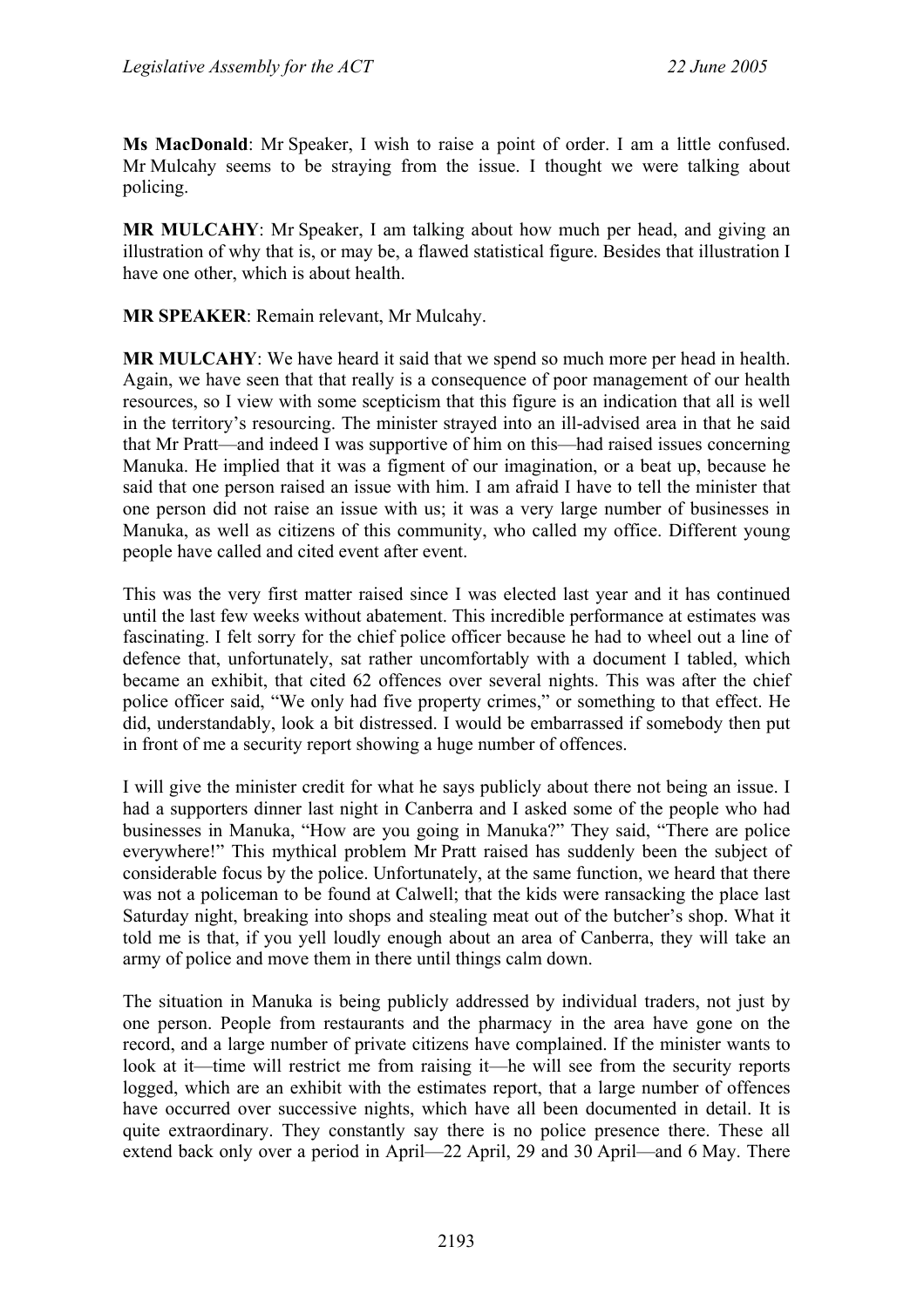**Ms MacDonald**: Mr Speaker, I wish to raise a point of order. I am a little confused. Mr Mulcahy seems to be straying from the issue. I thought we were talking about policing.

**MR MULCAHY**: Mr Speaker, I am talking about how much per head, and giving an illustration of why that is, or may be, a flawed statistical figure. Besides that illustration I have one other, which is about health.

**MR SPEAKER**: Remain relevant, Mr Mulcahy.

**MR MULCAHY**: We have heard it said that we spend so much more per head in health. Again, we have seen that that really is a consequence of poor management of our health resources, so I view with some scepticism that this figure is an indication that all is well in the territory's resourcing. The minister strayed into an ill-advised area in that he said that Mr Pratt—and indeed I was supportive of him on this—had raised issues concerning Manuka. He implied that it was a figment of our imagination, or a beat up, because he said that one person raised an issue with him. I am afraid I have to tell the minister that one person did not raise an issue with us; it was a very large number of businesses in Manuka, as well as citizens of this community, who called my office. Different young people have called and cited event after event.

This was the very first matter raised since I was elected last year and it has continued until the last few weeks without abatement. This incredible performance at estimates was fascinating. I felt sorry for the chief police officer because he had to wheel out a line of defence that, unfortunately, sat rather uncomfortably with a document I tabled, which became an exhibit, that cited 62 offences over several nights. This was after the chief police officer said, "We only had five property crimes," or something to that effect. He did, understandably, look a bit distressed. I would be embarrassed if somebody then put in front of me a security report showing a huge number of offences.

I will give the minister credit for what he says publicly about there not being an issue. I had a supporters dinner last night in Canberra and I asked some of the people who had businesses in Manuka, "How are you going in Manuka?" They said, "There are police everywhere!" This mythical problem Mr Pratt raised has suddenly been the subject of considerable focus by the police. Unfortunately, at the same function, we heard that there was not a policeman to be found at Calwell; that the kids were ransacking the place last Saturday night, breaking into shops and stealing meat out of the butcher's shop. What it told me is that, if you yell loudly enough about an area of Canberra, they will take an army of police and move them in there until things calm down.

The situation in Manuka is being publicly addressed by individual traders, not just by one person. People from restaurants and the pharmacy in the area have gone on the record, and a large number of private citizens have complained. If the minister wants to look at it—time will restrict me from raising it—he will see from the security reports logged, which are an exhibit with the estimates report, that a large number of offences have occurred over successive nights, which have all been documented in detail. It is quite extraordinary. They constantly say there is no police presence there. These all extend back only over a period in April—22 April, 29 and 30 April—and 6 May. There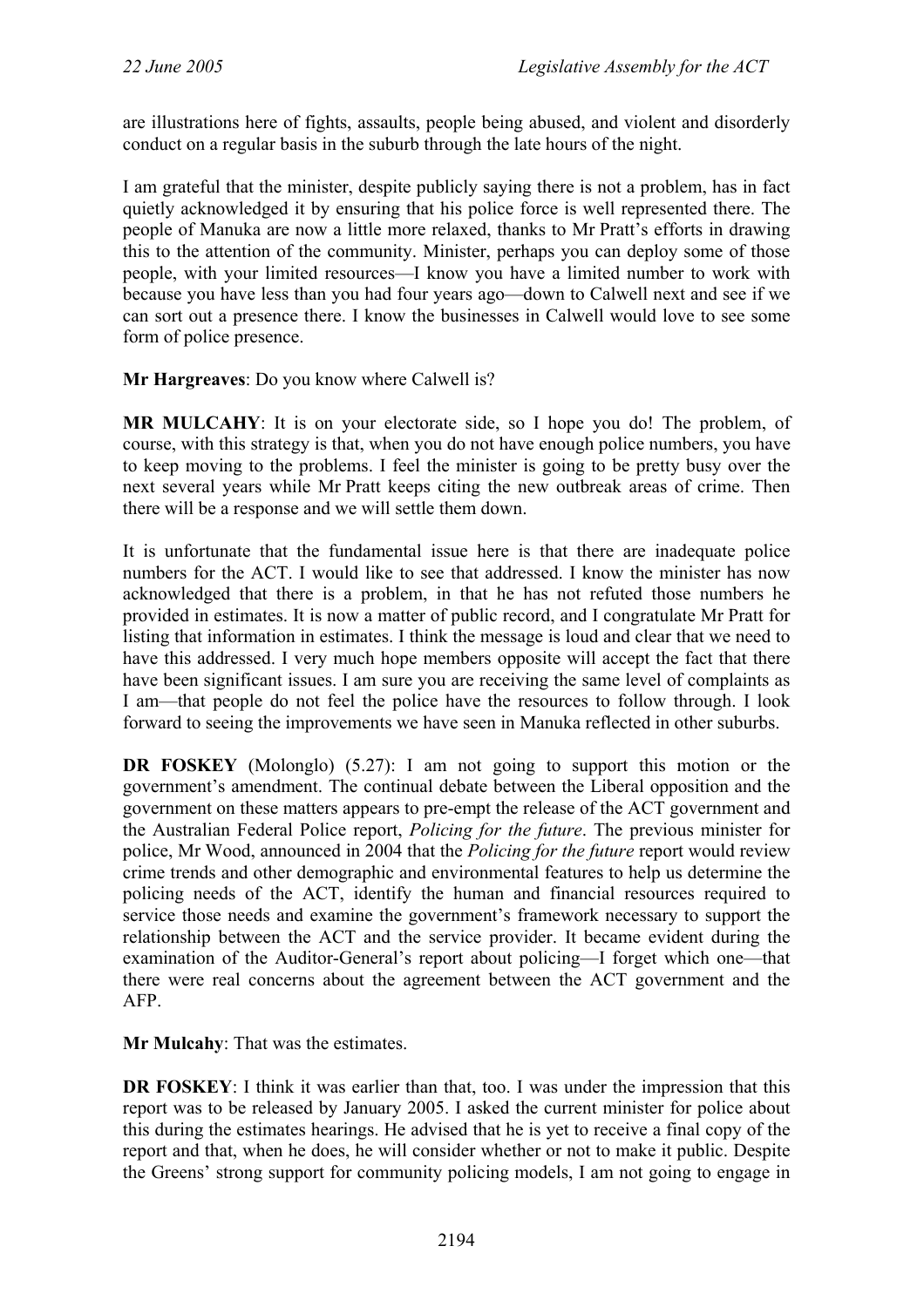are illustrations here of fights, assaults, people being abused, and violent and disorderly conduct on a regular basis in the suburb through the late hours of the night.

I am grateful that the minister, despite publicly saying there is not a problem, has in fact quietly acknowledged it by ensuring that his police force is well represented there. The people of Manuka are now a little more relaxed, thanks to Mr Pratt's efforts in drawing this to the attention of the community. Minister, perhaps you can deploy some of those people, with your limited resources—I know you have a limited number to work with because you have less than you had four years ago—down to Calwell next and see if we can sort out a presence there. I know the businesses in Calwell would love to see some form of police presence.

**Mr Hargreaves**: Do you know where Calwell is?

**MR MULCAHY**: It is on your electorate side, so I hope you do! The problem, of course, with this strategy is that, when you do not have enough police numbers, you have to keep moving to the problems. I feel the minister is going to be pretty busy over the next several years while Mr Pratt keeps citing the new outbreak areas of crime. Then there will be a response and we will settle them down.

It is unfortunate that the fundamental issue here is that there are inadequate police numbers for the ACT. I would like to see that addressed. I know the minister has now acknowledged that there is a problem, in that he has not refuted those numbers he provided in estimates. It is now a matter of public record, and I congratulate Mr Pratt for listing that information in estimates. I think the message is loud and clear that we need to have this addressed. I very much hope members opposite will accept the fact that there have been significant issues. I am sure you are receiving the same level of complaints as I am—that people do not feel the police have the resources to follow through. I look forward to seeing the improvements we have seen in Manuka reflected in other suburbs.

**DR FOSKEY** (Molonglo) (5.27): I am not going to support this motion or the government's amendment. The continual debate between the Liberal opposition and the government on these matters appears to pre-empt the release of the ACT government and the Australian Federal Police report, *Policing for the future*. The previous minister for police, Mr Wood, announced in 2004 that the *Policing for the future* report would review crime trends and other demographic and environmental features to help us determine the policing needs of the ACT, identify the human and financial resources required to service those needs and examine the government's framework necessary to support the relationship between the ACT and the service provider. It became evident during the examination of the Auditor-General's report about policing—I forget which one—that there were real concerns about the agreement between the ACT government and the AFP.

**Mr Mulcahy**: That was the estimates.

**DR FOSKEY**: I think it was earlier than that, too. I was under the impression that this report was to be released by January 2005. I asked the current minister for police about this during the estimates hearings. He advised that he is yet to receive a final copy of the report and that, when he does, he will consider whether or not to make it public. Despite the Greens' strong support for community policing models, I am not going to engage in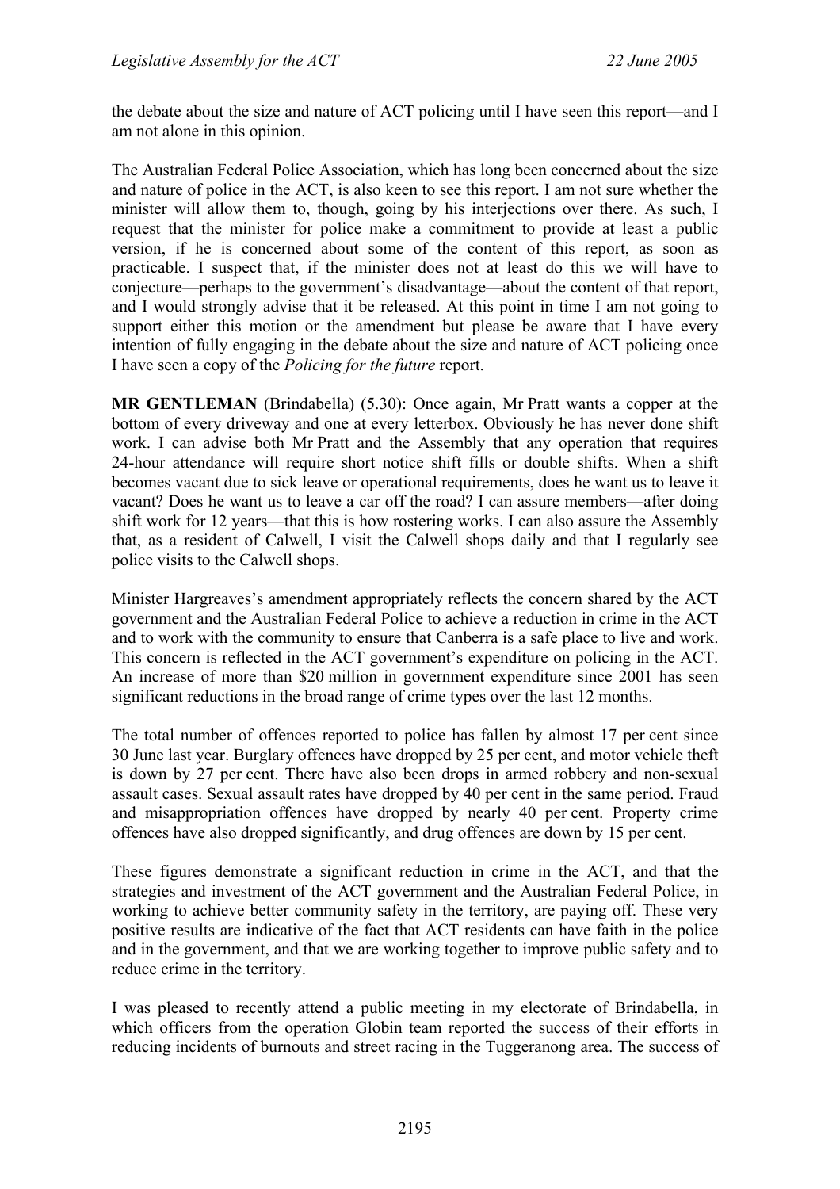the debate about the size and nature of ACT policing until I have seen this report—and I am not alone in this opinion.

The Australian Federal Police Association, which has long been concerned about the size and nature of police in the ACT, is also keen to see this report. I am not sure whether the minister will allow them to, though, going by his interjections over there. As such, I request that the minister for police make a commitment to provide at least a public version, if he is concerned about some of the content of this report, as soon as practicable. I suspect that, if the minister does not at least do this we will have to conjecture—perhaps to the government's disadvantage—about the content of that report, and I would strongly advise that it be released. At this point in time I am not going to support either this motion or the amendment but please be aware that I have every intention of fully engaging in the debate about the size and nature of ACT policing once I have seen a copy of the *Policing for the future* report.

**MR GENTLEMAN** (Brindabella) (5.30): Once again, Mr Pratt wants a copper at the bottom of every driveway and one at every letterbox. Obviously he has never done shift work. I can advise both Mr Pratt and the Assembly that any operation that requires 24-hour attendance will require short notice shift fills or double shifts. When a shift becomes vacant due to sick leave or operational requirements, does he want us to leave it vacant? Does he want us to leave a car off the road? I can assure members—after doing shift work for 12 years—that this is how rostering works. I can also assure the Assembly that, as a resident of Calwell, I visit the Calwell shops daily and that I regularly see police visits to the Calwell shops.

Minister Hargreaves's amendment appropriately reflects the concern shared by the ACT government and the Australian Federal Police to achieve a reduction in crime in the ACT and to work with the community to ensure that Canberra is a safe place to live and work. This concern is reflected in the ACT government's expenditure on policing in the ACT. An increase of more than $20 million in government expenditure since 2001 has seen significant reductions in the broad range of crime types over the last 12 months.

The total number of offences reported to police has fallen by almost 17 per cent since 30 June last year. Burglary offences have dropped by 25 per cent, and motor vehicle theft is down by 27 per cent. There have also been drops in armed robbery and non-sexual assault cases. Sexual assault rates have dropped by 40 per cent in the same period. Fraud and misappropriation offences have dropped by nearly 40 per cent. Property crime offences have also dropped significantly, and drug offences are down by 15 per cent.

These figures demonstrate a significant reduction in crime in the ACT, and that the strategies and investment of the ACT government and the Australian Federal Police, in working to achieve better community safety in the territory, are paying off. These very positive results are indicative of the fact that ACT residents can have faith in the police and in the government, and that we are working together to improve public safety and to reduce crime in the territory.

I was pleased to recently attend a public meeting in my electorate of Brindabella, in which officers from the operation Globin team reported the success of their efforts in reducing incidents of burnouts and street racing in the Tuggeranong area. The success of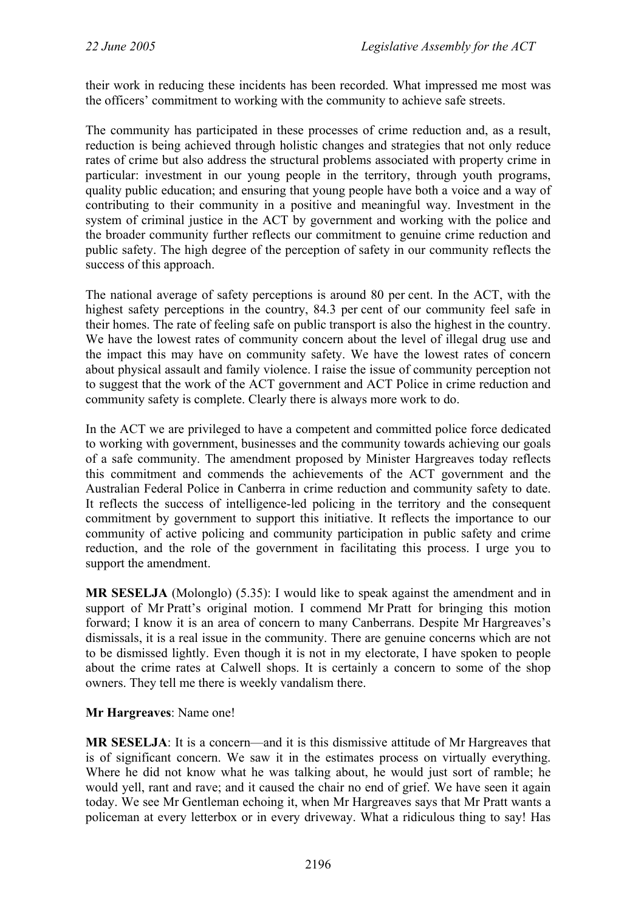their work in reducing these incidents has been recorded. What impressed me most was the officers' commitment to working with the community to achieve safe streets.

The community has participated in these processes of crime reduction and, as a result, reduction is being achieved through holistic changes and strategies that not only reduce rates of crime but also address the structural problems associated with property crime in particular: investment in our young people in the territory, through youth programs, quality public education; and ensuring that young people have both a voice and a way of contributing to their community in a positive and meaningful way. Investment in the system of criminal justice in the ACT by government and working with the police and the broader community further reflects our commitment to genuine crime reduction and public safety. The high degree of the perception of safety in our community reflects the success of this approach.

The national average of safety perceptions is around 80 per cent. In the ACT, with the highest safety perceptions in the country, 84.3 per cent of our community feel safe in their homes. The rate of feeling safe on public transport is also the highest in the country. We have the lowest rates of community concern about the level of illegal drug use and the impact this may have on community safety. We have the lowest rates of concern about physical assault and family violence. I raise the issue of community perception not to suggest that the work of the ACT government and ACT Police in crime reduction and community safety is complete. Clearly there is always more work to do.

In the ACT we are privileged to have a competent and committed police force dedicated to working with government, businesses and the community towards achieving our goals of a safe community. The amendment proposed by Minister Hargreaves today reflects this commitment and commends the achievements of the ACT government and the Australian Federal Police in Canberra in crime reduction and community safety to date. It reflects the success of intelligence-led policing in the territory and the consequent commitment by government to support this initiative. It reflects the importance to our community of active policing and community participation in public safety and crime reduction, and the role of the government in facilitating this process. I urge you to support the amendment.

**MR SESELJA** (Molonglo) (5.35): I would like to speak against the amendment and in support of Mr Pratt's original motion. I commend Mr Pratt for bringing this motion forward; I know it is an area of concern to many Canberrans. Despite Mr Hargreaves's dismissals, it is a real issue in the community. There are genuine concerns which are not to be dismissed lightly. Even though it is not in my electorate, I have spoken to people about the crime rates at Calwell shops. It is certainly a concern to some of the shop owners. They tell me there is weekly vandalism there.

**Mr Hargreaves**: Name one!

**MR SESELJA**: It is a concern—and it is this dismissive attitude of Mr Hargreaves that is of significant concern. We saw it in the estimates process on virtually everything. Where he did not know what he was talking about, he would just sort of ramble; he would yell, rant and rave; and it caused the chair no end of grief. We have seen it again today. We see Mr Gentleman echoing it, when Mr Hargreaves says that Mr Pratt wants a policeman at every letterbox or in every driveway. What a ridiculous thing to say! Has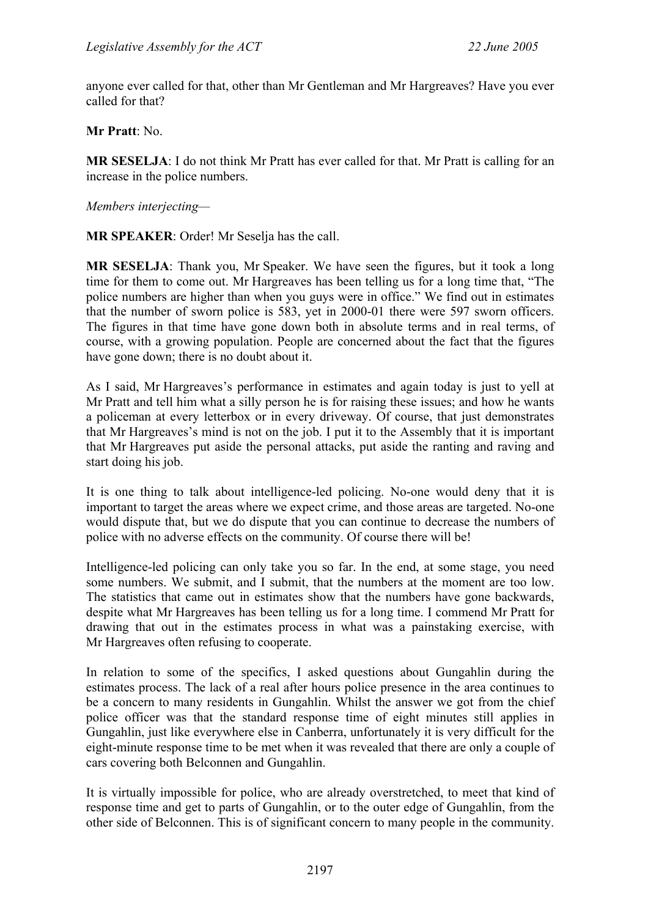anyone ever called for that, other than Mr Gentleman and Mr Hargreaves? Have you ever called for that?

**Mr Pratt**: No.

**MR SESELJA**: I do not think Mr Pratt has ever called for that. Mr Pratt is calling for an increase in the police numbers.

*Members interjecting—*

**MR SPEAKER**: Order! Mr Seselja has the call.

**MR SESELJA**: Thank you, Mr Speaker. We have seen the figures, but it took a long time for them to come out. Mr Hargreaves has been telling us for a long time that, "The police numbers are higher than when you guys were in office." We find out in estimates that the number of sworn police is 583, yet in 2000-01 there were 597 sworn officers. The figures in that time have gone down both in absolute terms and in real terms, of course, with a growing population. People are concerned about the fact that the figures have gone down; there is no doubt about it.

As I said, Mr Hargreaves's performance in estimates and again today is just to yell at Mr Pratt and tell him what a silly person he is for raising these issues; and how he wants a policeman at every letterbox or in every driveway. Of course, that just demonstrates that Mr Hargreaves's mind is not on the job. I put it to the Assembly that it is important that Mr Hargreaves put aside the personal attacks, put aside the ranting and raving and start doing his job.

It is one thing to talk about intelligence-led policing. No-one would deny that it is important to target the areas where we expect crime, and those areas are targeted. No-one would dispute that, but we do dispute that you can continue to decrease the numbers of police with no adverse effects on the community. Of course there will be!

Intelligence-led policing can only take you so far. In the end, at some stage, you need some numbers. We submit, and I submit, that the numbers at the moment are too low. The statistics that came out in estimates show that the numbers have gone backwards, despite what Mr Hargreaves has been telling us for a long time. I commend Mr Pratt for drawing that out in the estimates process in what was a painstaking exercise, with Mr Hargreaves often refusing to cooperate.

In relation to some of the specifics, I asked questions about Gungahlin during the estimates process. The lack of a real after hours police presence in the area continues to be a concern to many residents in Gungahlin. Whilst the answer we got from the chief police officer was that the standard response time of eight minutes still applies in Gungahlin, just like everywhere else in Canberra, unfortunately it is very difficult for the eight-minute response time to be met when it was revealed that there are only a couple of cars covering both Belconnen and Gungahlin.

It is virtually impossible for police, who are already overstretched, to meet that kind of response time and get to parts of Gungahlin, or to the outer edge of Gungahlin, from the other side of Belconnen. This is of significant concern to many people in the community.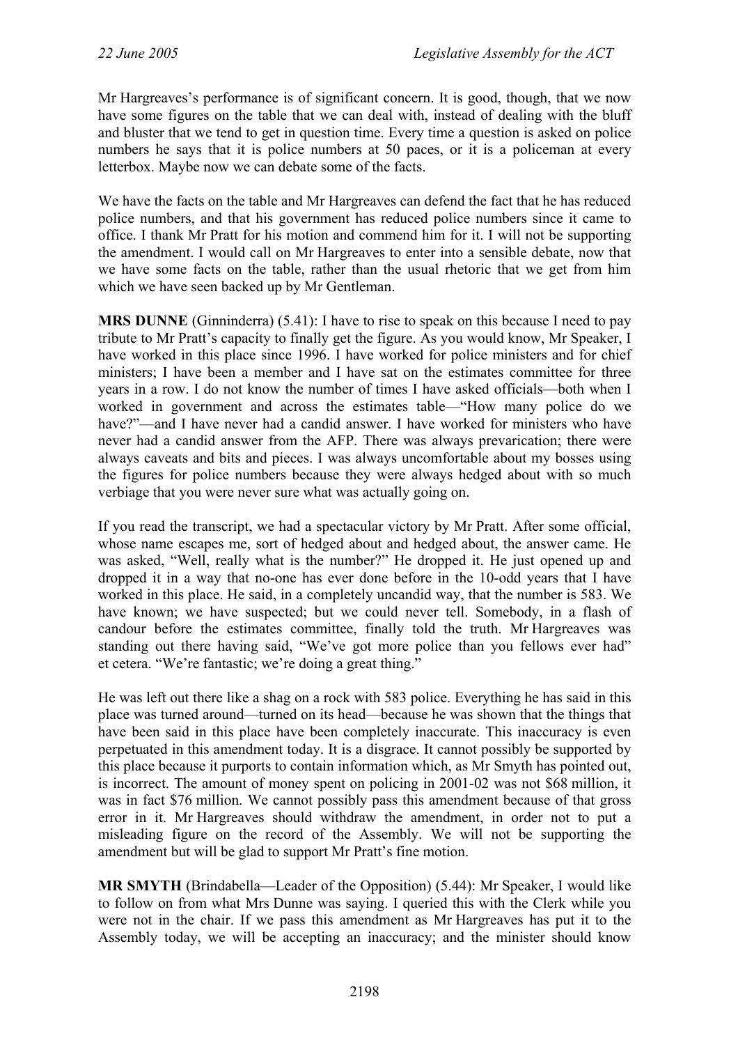Mr Hargreaves's performance is of significant concern. It is good, though, that we now have some figures on the table that we can deal with, instead of dealing with the bluff and bluster that we tend to get in question time. Every time a question is asked on police numbers he says that it is police numbers at 50 paces, or it is a policeman at every letterbox. Maybe now we can debate some of the facts.

We have the facts on the table and Mr Hargreaves can defend the fact that he has reduced police numbers, and that his government has reduced police numbers since it came to office. I thank Mr Pratt for his motion and commend him for it. I will not be supporting the amendment. I would call on Mr Hargreaves to enter into a sensible debate, now that we have some facts on the table, rather than the usual rhetoric that we get from him which we have seen backed up by Mr Gentleman.

**MRS DUNNE** (Ginninderra) (5.41): I have to rise to speak on this because I need to pay tribute to Mr Pratt's capacity to finally get the figure. As you would know, Mr Speaker, I have worked in this place since 1996. I have worked for police ministers and for chief ministers; I have been a member and I have sat on the estimates committee for three years in a row. I do not know the number of times I have asked officials—both when I worked in government and across the estimates table—"How many police do we have?"—and I have never had a candid answer. I have worked for ministers who have never had a candid answer from the AFP. There was always prevarication; there were always caveats and bits and pieces. I was always uncomfortable about my bosses using the figures for police numbers because they were always hedged about with so much verbiage that you were never sure what was actually going on.

If you read the transcript, we had a spectacular victory by Mr Pratt. After some official, whose name escapes me, sort of hedged about and hedged about, the answer came. He was asked, "Well, really what is the number?" He dropped it. He just opened up and dropped it in a way that no-one has ever done before in the 10-odd years that I have worked in this place. He said, in a completely uncandid way, that the number is 583. We have known; we have suspected; but we could never tell. Somebody, in a flash of candour before the estimates committee, finally told the truth. Mr Hargreaves was standing out there having said, "We've got more police than you fellows ever had" et cetera. "We're fantastic; we're doing a great thing."

He was left out there like a shag on a rock with 583 police. Everything he has said in this place was turned around—turned on its head—because he was shown that the things that have been said in this place have been completely inaccurate. This inaccuracy is even perpetuated in this amendment today. It is a disgrace. It cannot possibly be supported by this place because it purports to contain information which, as Mr Smyth has pointed out, is incorrect. The amount of money spent on policing in 2001-02 was not $68 million, it was in fact $76 million. We cannot possibly pass this amendment because of that gross error in it. Mr Hargreaves should withdraw the amendment, in order not to put a misleading figure on the record of the Assembly. We will not be supporting the amendment but will be glad to support Mr Pratt's fine motion.

**MR SMYTH** (Brindabella—Leader of the Opposition) (5.44): Mr Speaker, I would like to follow on from what Mrs Dunne was saying. I queried this with the Clerk while you were not in the chair. If we pass this amendment as Mr Hargreaves has put it to the Assembly today, we will be accepting an inaccuracy; and the minister should know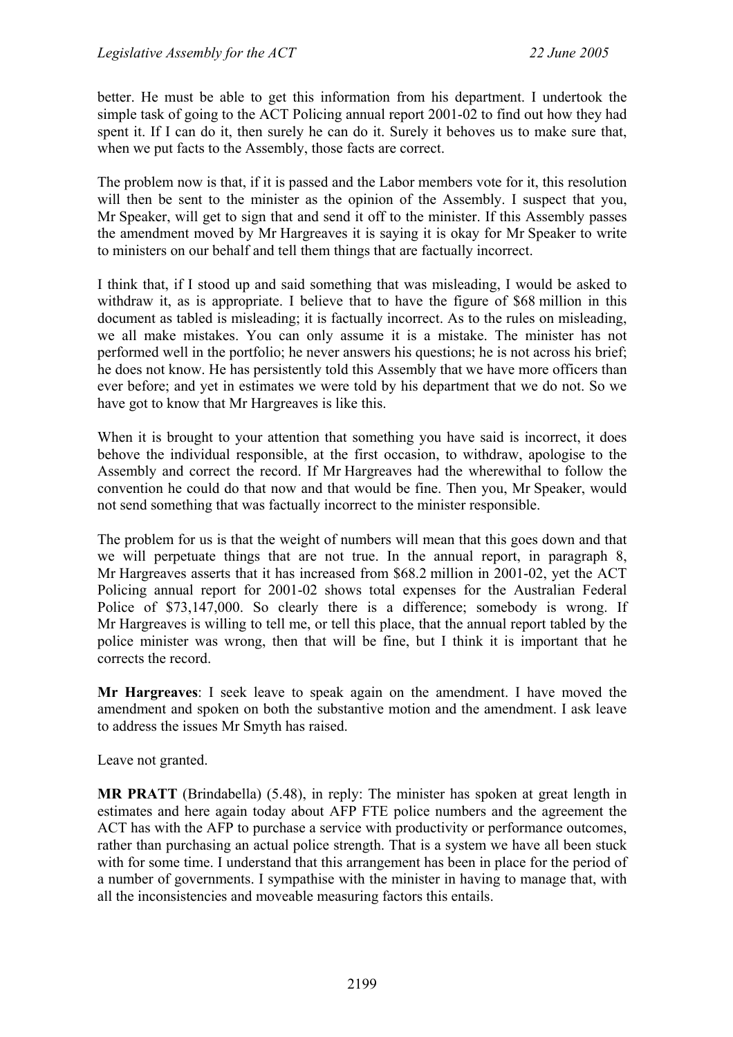better. He must be able to get this information from his department. I undertook the simple task of going to the ACT Policing annual report 2001-02 to find out how they had spent it. If I can do it, then surely he can do it. Surely it behoves us to make sure that, when we put facts to the Assembly, those facts are correct.

The problem now is that, if it is passed and the Labor members vote for it, this resolution will then be sent to the minister as the opinion of the Assembly. I suspect that you, Mr Speaker, will get to sign that and send it off to the minister. If this Assembly passes the amendment moved by Mr Hargreaves it is saying it is okay for Mr Speaker to write to ministers on our behalf and tell them things that are factually incorrect.

I think that, if I stood up and said something that was misleading, I would be asked to withdraw it, as is appropriate. I believe that to have the figure of $68 million in this document as tabled is misleading; it is factually incorrect. As to the rules on misleading, we all make mistakes. You can only assume it is a mistake. The minister has not performed well in the portfolio; he never answers his questions; he is not across his brief; he does not know. He has persistently told this Assembly that we have more officers than ever before; and yet in estimates we were told by his department that we do not. So we have got to know that Mr Hargreaves is like this.

When it is brought to your attention that something you have said is incorrect, it does behove the individual responsible, at the first occasion, to withdraw, apologise to the Assembly and correct the record. If Mr Hargreaves had the wherewithal to follow the convention he could do that now and that would be fine. Then you, Mr Speaker, would not send something that was factually incorrect to the minister responsible.

The problem for us is that the weight of numbers will mean that this goes down and that we will perpetuate things that are not true. In the annual report, in paragraph 8, Mr Hargreaves asserts that it has increased from $68.2 million in 2001-02, yet the ACT Policing annual report for 2001-02 shows total expenses for the Australian Federal Police of $73,147,000. So clearly there is a difference; somebody is wrong. If Mr Hargreaves is willing to tell me, or tell this place, that the annual report tabled by the police minister was wrong, then that will be fine, but I think it is important that he corrects the record.

**Mr Hargreaves**: I seek leave to speak again on the amendment. I have moved the amendment and spoken on both the substantive motion and the amendment. I ask leave to address the issues Mr Smyth has raised.

Leave not granted.

**MR PRATT** (Brindabella) (5.48), in reply: The minister has spoken at great length in estimates and here again today about AFP FTE police numbers and the agreement the ACT has with the AFP to purchase a service with productivity or performance outcomes, rather than purchasing an actual police strength. That is a system we have all been stuck with for some time. I understand that this arrangement has been in place for the period of a number of governments. I sympathise with the minister in having to manage that, with all the inconsistencies and moveable measuring factors this entails.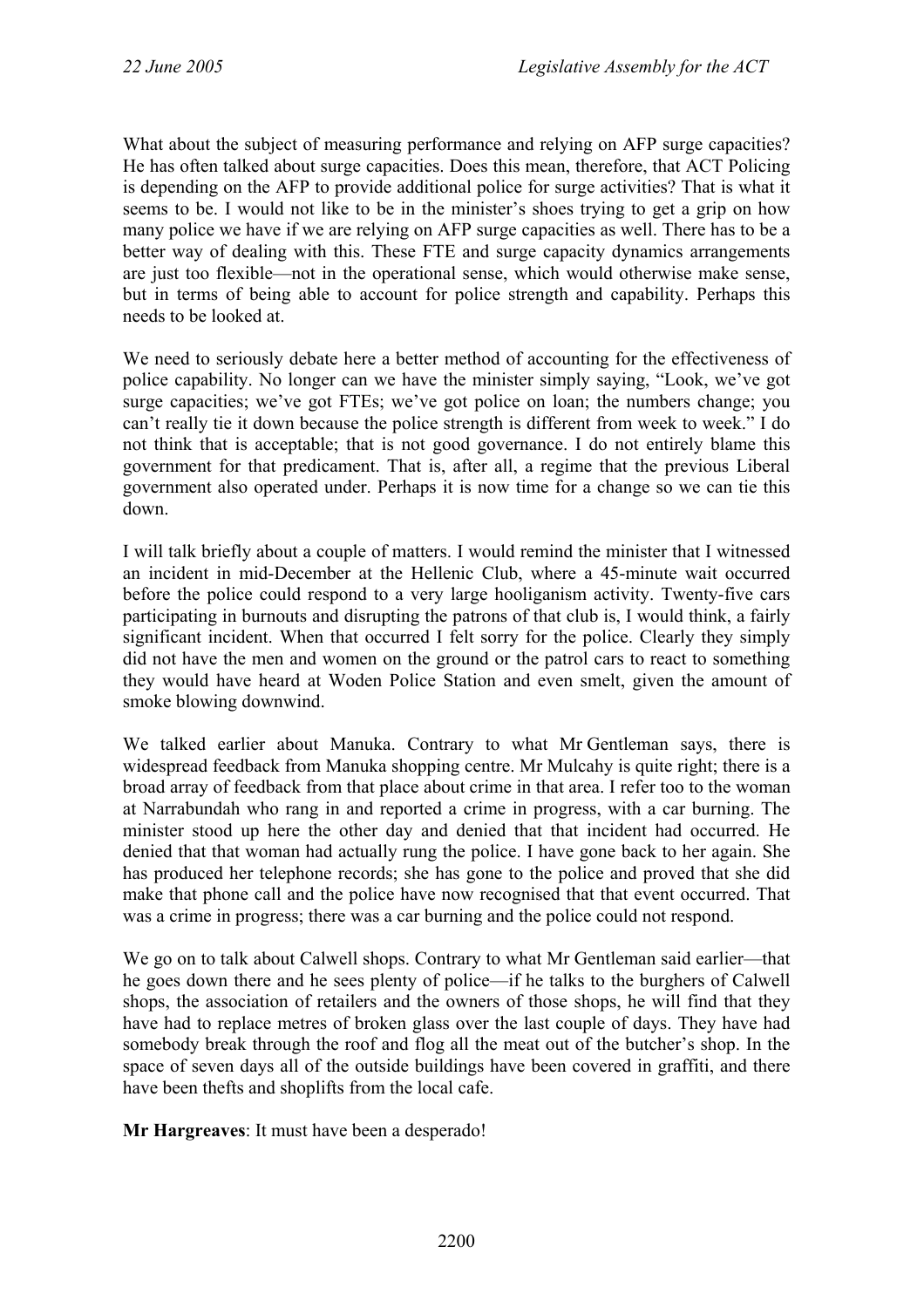What about the subject of measuring performance and relying on AFP surge capacities? He has often talked about surge capacities. Does this mean, therefore, that ACT Policing is depending on the AFP to provide additional police for surge activities? That is what it seems to be. I would not like to be in the minister's shoes trying to get a grip on how many police we have if we are relying on AFP surge capacities as well. There has to be a better way of dealing with this. These FTE and surge capacity dynamics arrangements are just too flexible—not in the operational sense, which would otherwise make sense, but in terms of being able to account for police strength and capability. Perhaps this needs to be looked at.

We need to seriously debate here a better method of accounting for the effectiveness of police capability. No longer can we have the minister simply saying, "Look, we've got surge capacities; we've got FTEs; we've got police on loan; the numbers change; you can't really tie it down because the police strength is different from week to week." I do not think that is acceptable; that is not good governance. I do not entirely blame this government for that predicament. That is, after all, a regime that the previous Liberal government also operated under. Perhaps it is now time for a change so we can tie this down.

I will talk briefly about a couple of matters. I would remind the minister that I witnessed an incident in mid-December at the Hellenic Club, where a 45-minute wait occurred before the police could respond to a very large hooliganism activity. Twenty-five cars participating in burnouts and disrupting the patrons of that club is, I would think, a fairly significant incident. When that occurred I felt sorry for the police. Clearly they simply did not have the men and women on the ground or the patrol cars to react to something they would have heard at Woden Police Station and even smelt, given the amount of smoke blowing downwind.

We talked earlier about Manuka. Contrary to what Mr Gentleman says, there is widespread feedback from Manuka shopping centre. Mr Mulcahy is quite right; there is a broad array of feedback from that place about crime in that area. I refer too to the woman at Narrabundah who rang in and reported a crime in progress, with a car burning. The minister stood up here the other day and denied that that incident had occurred. He denied that that woman had actually rung the police. I have gone back to her again. She has produced her telephone records; she has gone to the police and proved that she did make that phone call and the police have now recognised that that event occurred. That was a crime in progress; there was a car burning and the police could not respond.

We go on to talk about Calwell shops. Contrary to what Mr Gentleman said earlier—that he goes down there and he sees plenty of police—if he talks to the burghers of Calwell shops, the association of retailers and the owners of those shops, he will find that they have had to replace metres of broken glass over the last couple of days. They have had somebody break through the roof and flog all the meat out of the butcher's shop. In the space of seven days all of the outside buildings have been covered in graffiti, and there have been thefts and shoplifts from the local cafe.

**Mr Hargreaves**: It must have been a desperado!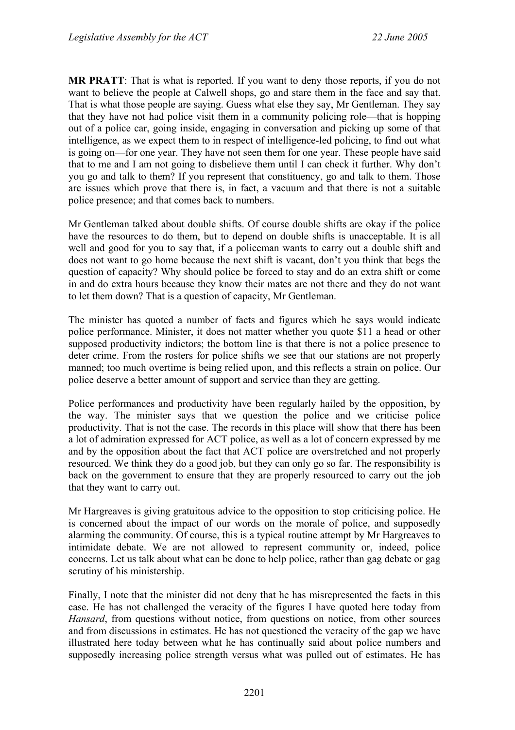**MR PRATT**: That is what is reported. If you want to deny those reports, if you do not want to believe the people at Calwell shops, go and stare them in the face and say that. That is what those people are saying. Guess what else they say, Mr Gentleman. They say that they have not had police visit them in a community policing role—that is hopping out of a police car, going inside, engaging in conversation and picking up some of that intelligence, as we expect them to in respect of intelligence-led policing, to find out what is going on—for one year. They have not seen them for one year. These people have said that to me and I am not going to disbelieve them until I can check it further. Why don't you go and talk to them? If you represent that constituency, go and talk to them. Those are issues which prove that there is, in fact, a vacuum and that there is not a suitable police presence; and that comes back to numbers.

Mr Gentleman talked about double shifts. Of course double shifts are okay if the police have the resources to do them, but to depend on double shifts is unacceptable. It is all well and good for you to say that, if a policeman wants to carry out a double shift and does not want to go home because the next shift is vacant, don't you think that begs the question of capacity? Why should police be forced to stay and do an extra shift or come in and do extra hours because they know their mates are not there and they do not want to let them down? That is a question of capacity, Mr Gentleman.

The minister has quoted a number of facts and figures which he says would indicate police performance. Minister, it does not matter whether you quote $11 a head or other supposed productivity indictors; the bottom line is that there is not a police presence to deter crime. From the rosters for police shifts we see that our stations are not properly manned; too much overtime is being relied upon, and this reflects a strain on police. Our police deserve a better amount of support and service than they are getting.

Police performances and productivity have been regularly hailed by the opposition, by the way. The minister says that we question the police and we criticise police productivity. That is not the case. The records in this place will show that there has been a lot of admiration expressed for ACT police, as well as a lot of concern expressed by me and by the opposition about the fact that ACT police are overstretched and not properly resourced. We think they do a good job, but they can only go so far. The responsibility is back on the government to ensure that they are properly resourced to carry out the job that they want to carry out.

Mr Hargreaves is giving gratuitous advice to the opposition to stop criticising police. He is concerned about the impact of our words on the morale of police, and supposedly alarming the community. Of course, this is a typical routine attempt by Mr Hargreaves to intimidate debate. We are not allowed to represent community or, indeed, police concerns. Let us talk about what can be done to help police, rather than gag debate or gag scrutiny of his ministership.

Finally, I note that the minister did not deny that he has misrepresented the facts in this case. He has not challenged the veracity of the figures I have quoted here today from *Hansard*, from questions without notice, from questions on notice, from other sources and from discussions in estimates. He has not questioned the veracity of the gap we have illustrated here today between what he has continually said about police numbers and supposedly increasing police strength versus what was pulled out of estimates. He has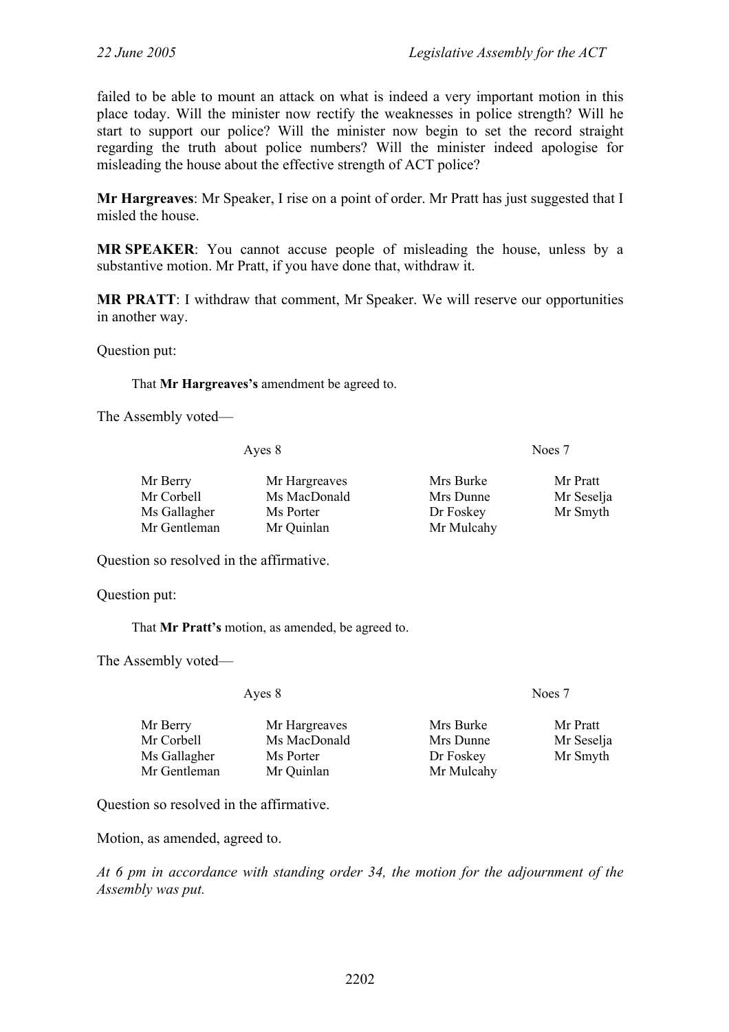failed to be able to mount an attack on what is indeed a very important motion in this place today. Will the minister now rectify the weaknesses in police strength? Will he start to support our police? Will the minister now begin to set the record straight regarding the truth about police numbers? Will the minister indeed apologise for misleading the house about the effective strength of ACT police?

**Mr Hargreaves**: Mr Speaker, I rise on a point of order. Mr Pratt has just suggested that I misled the house.

**MR SPEAKER**: You cannot accuse people of misleading the house, unless by a substantive motion. Mr Pratt, if you have done that, withdraw it.

**MR PRATT**: I withdraw that comment, Mr Speaker. We will reserve our opportunities in another way.

Question put:

> That **Mr Hargreaves's** amendment be agreed to.

The Assembly voted—

| Ayes 8 | | Noes 7 | |
|---|---|---|---|
| Mr Berry | Mr Hargreaves | Mrs Burke | Mr Pratt |
| Mr Corbell | Ms MacDonald | Mrs Dunne | Mr Seselja |
| Ms Gallagher | Ms Porter | Dr Foskey | Mr Smyth |
| Mr Gentleman | Mr Quinlan | Mr Mulcahy | |

Question so resolved in the affirmative.

Question put:

> That **Mr Pratt's** motion, as amended, be agreed to.

The Assembly voted—

| Ayes 8 | | Noes 7 | |
|---|---|---|---|
| Mr Berry | Mr Hargreaves | Mrs Burke | Mr Pratt |
| Mr Corbell | Ms MacDonald | Mrs Dunne | Mr Seselja |
| Ms Gallagher | Ms Porter | Dr Foskey | Mr Smyth |
| Mr Gentleman | Mr Quinlan | Mr Mulcahy | |

Question so resolved in the affirmative.

Motion, as amended, agreed to.

*At 6 pm in accordance with standing order 34, the motion for the adjournment of the Assembly was put.*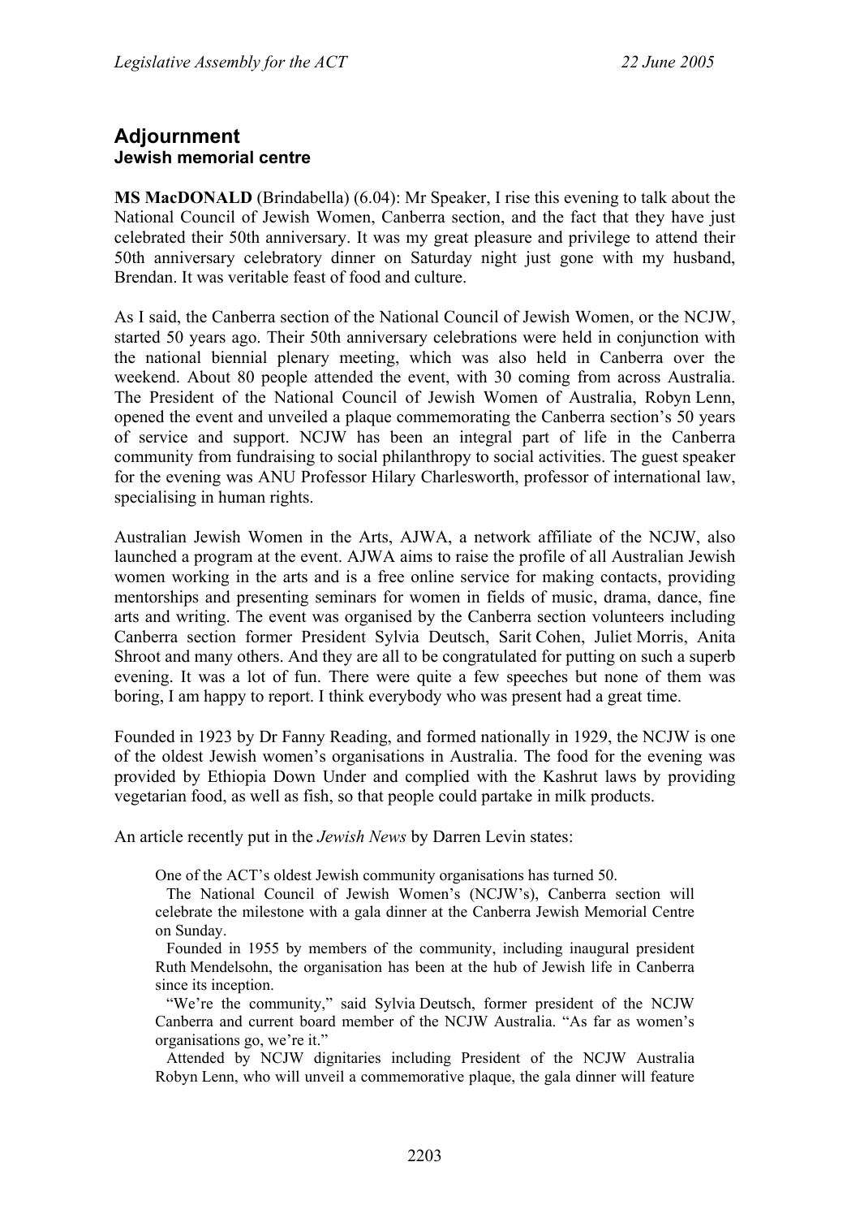## Adjournment

### Jewish memorial centre

**MS MacDONALD** (Brindabella) (6.04): Mr Speaker, I rise this evening to talk about the National Council of Jewish Women, Canberra section, and the fact that they have just celebrated their 50th anniversary. It was my great pleasure and privilege to attend their 50th anniversary celebratory dinner on Saturday night just gone with my husband, Brendan. It was veritable feast of food and culture.

As I said, the Canberra section of the National Council of Jewish Women, or the NCJW, started 50 years ago. Their 50th anniversary celebrations were held in conjunction with the national biennial plenary meeting, which was also held in Canberra over the weekend. About 80 people attended the event, with 30 coming from across Australia. The President of the National Council of Jewish Women of Australia, Robyn Lenn, opened the event and unveiled a plaque commemorating the Canberra section's 50 years of service and support. NCJW has been an integral part of life in the Canberra community from fundraising to social philanthropy to social activities. The guest speaker for the evening was ANU Professor Hilary Charlesworth, professor of international law, specialising in human rights.

Australian Jewish Women in the Arts, AJWA, a network affiliate of the NCJW, also launched a program at the event. AJWA aims to raise the profile of all Australian Jewish women working in the arts and is a free online service for making contacts, providing mentorships and presenting seminars for women in fields of music, drama, dance, fine arts and writing. The event was organised by the Canberra section volunteers including Canberra section former President Sylvia Deutsch, Sarit Cohen, Juliet Morris, Anita Shroot and many others. And they are all to be congratulated for putting on such a superb evening. It was a lot of fun. There were quite a few speeches but none of them was boring, I am happy to report. I think everybody who was present had a great time.

Founded in 1923 by Dr Fanny Reading, and formed nationally in 1929, the NCJW is one of the oldest Jewish women's organisations in Australia. The food for the evening was provided by Ethiopia Down Under and complied with the Kashrut laws by providing vegetarian food, as well as fish, so that people could partake in milk products.

An article recently put in the *Jewish News* by Darren Levin states:

> One of the ACT's oldest Jewish community organisations has turned 50.
>
> The National Council of Jewish Women's (NCJW's), Canberra section will celebrate the milestone with a gala dinner at the Canberra Jewish Memorial Centre on Sunday.
>
> Founded in 1955 by members of the community, including inaugural president Ruth Mendelsohn, the organisation has been at the hub of Jewish life in Canberra since its inception.
>
> "We're the community," said Sylvia Deutsch, former president of the NCJW Canberra and current board member of the NCJW Australia. "As far as women's organisations go, we're it."
>
> Attended by NCJW dignitaries including President of the NCJW Australia Robyn Lenn, who will unveil a commemorative plaque, the gala dinner will feature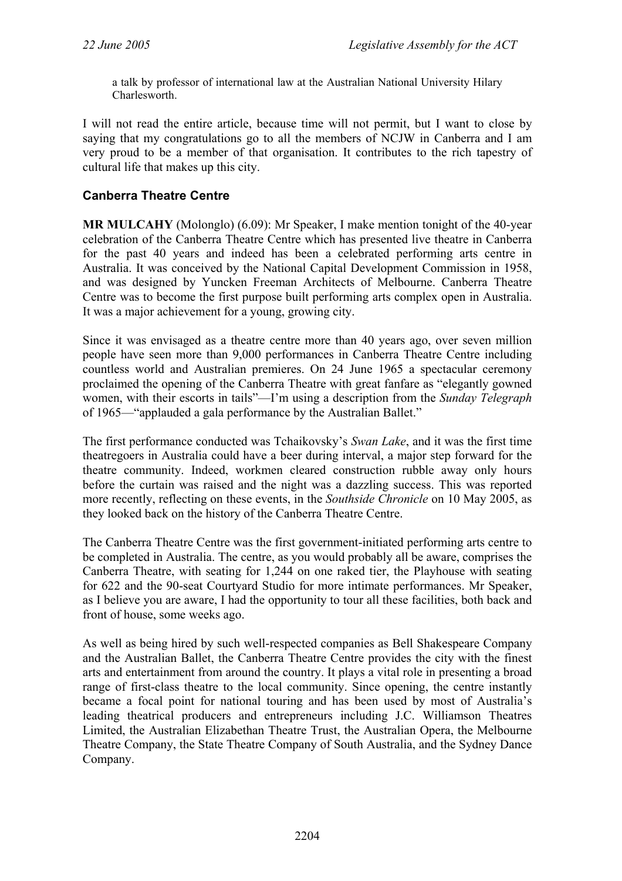a talk by professor of international law at the Australian National University Hilary Charlesworth.

I will not read the entire article, because time will not permit, but I want to close by saying that my congratulations go to all the members of NCJW in Canberra and I am very proud to be a member of that organisation. It contributes to the rich tapestry of cultural life that makes up this city.

## Canberra Theatre Centre

**MR MULCAHY** (Molonglo) (6.09): Mr Speaker, I make mention tonight of the 40-year celebration of the Canberra Theatre Centre which has presented live theatre in Canberra for the past 40 years and indeed has been a celebrated performing arts centre in Australia. It was conceived by the National Capital Development Commission in 1958, and was designed by Yuncken Freeman Architects of Melbourne. Canberra Theatre Centre was to become the first purpose built performing arts complex open in Australia. It was a major achievement for a young, growing city.

Since it was envisaged as a theatre centre more than 40 years ago, over seven million people have seen more than 9,000 performances in Canberra Theatre Centre including countless world and Australian premieres. On 24 June 1965 a spectacular ceremony proclaimed the opening of the Canberra Theatre with great fanfare as "elegantly gowned women, with their escorts in tails"—I'm using a description from the *Sunday Telegraph* of 1965—"applauded a gala performance by the Australian Ballet."

The first performance conducted was Tchaikovsky's *Swan Lake*, and it was the first time theatregoers in Australia could have a beer during interval, a major step forward for the theatre community. Indeed, workmen cleared construction rubble away only hours before the curtain was raised and the night was a dazzling success. This was reported more recently, reflecting on these events, in the *Southside Chronicle* on 10 May 2005, as they looked back on the history of the Canberra Theatre Centre.

The Canberra Theatre Centre was the first government-initiated performing arts centre to be completed in Australia. The centre, as you would probably all be aware, comprises the Canberra Theatre, with seating for 1,244 on one raked tier, the Playhouse with seating for 622 and the 90-seat Courtyard Studio for more intimate performances. Mr Speaker, as I believe you are aware, I had the opportunity to tour all these facilities, both back and front of house, some weeks ago.

As well as being hired by such well-respected companies as Bell Shakespeare Company and the Australian Ballet, the Canberra Theatre Centre provides the city with the finest arts and entertainment from around the country. It plays a vital role in presenting a broad range of first-class theatre to the local community. Since opening, the centre instantly became a focal point for national touring and has been used by most of Australia's leading theatrical producers and entrepreneurs including J.C. Williamson Theatres Limited, the Australian Elizabethan Theatre Trust, the Australian Opera, the Melbourne Theatre Company, the State Theatre Company of South Australia, and the Sydney Dance Company.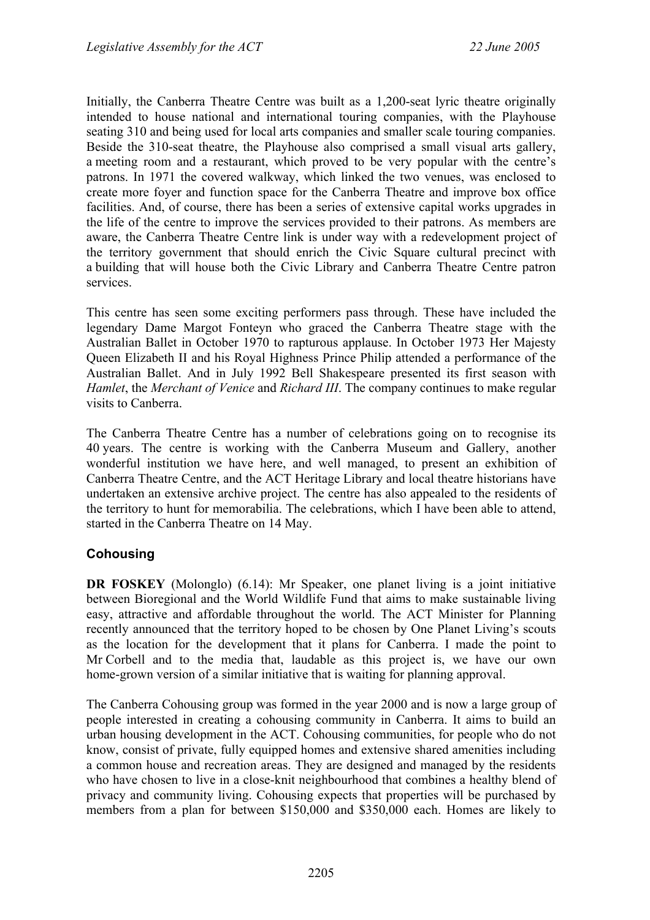Initially, the Canberra Theatre Centre was built as a 1,200-seat lyric theatre originally intended to house national and international touring companies, with the Playhouse seating 310 and being used for local arts companies and smaller scale touring companies. Beside the 310-seat theatre, the Playhouse also comprised a small visual arts gallery, a meeting room and a restaurant, which proved to be very popular with the centre's patrons. In 1971 the covered walkway, which linked the two venues, was enclosed to create more foyer and function space for the Canberra Theatre and improve box office facilities. And, of course, there has been a series of extensive capital works upgrades in the life of the centre to improve the services provided to their patrons. As members are aware, the Canberra Theatre Centre link is under way with a redevelopment project of the territory government that should enrich the Civic Square cultural precinct with a building that will house both the Civic Library and Canberra Theatre Centre patron services.

This centre has seen some exciting performers pass through. These have included the legendary Dame Margot Fonteyn who graced the Canberra Theatre stage with the Australian Ballet in October 1970 to rapturous applause. In October 1973 Her Majesty Queen Elizabeth II and his Royal Highness Prince Philip attended a performance of the Australian Ballet. And in July 1992 Bell Shakespeare presented its first season with *Hamlet*, the *Merchant of Venice* and *Richard III*. The company continues to make regular visits to Canberra.

The Canberra Theatre Centre has a number of celebrations going on to recognise its 40 years. The centre is working with the Canberra Museum and Gallery, another wonderful institution we have here, and well managed, to present an exhibition of Canberra Theatre Centre, and the ACT Heritage Library and local theatre historians have undertaken an extensive archive project. The centre has also appealed to the residents of the territory to hunt for memorabilia. The celebrations, which I have been able to attend, started in the Canberra Theatre on 14 May.

## Cohousing

**DR FOSKEY** (Molonglo) (6.14): Mr Speaker, one planet living is a joint initiative between Bioregional and the World Wildlife Fund that aims to make sustainable living easy, attractive and affordable throughout the world. The ACT Minister for Planning recently announced that the territory hoped to be chosen by One Planet Living's scouts as the location for the development that it plans for Canberra. I made the point to Mr Corbell and to the media that, laudable as this project is, we have our own home-grown version of a similar initiative that is waiting for planning approval.

The Canberra Cohousing group was formed in the year 2000 and is now a large group of people interested in creating a cohousing community in Canberra. It aims to build an urban housing development in the ACT. Cohousing communities, for people who do not know, consist of private, fully equipped homes and extensive shared amenities including a common house and recreation areas. They are designed and managed by the residents who have chosen to live in a close-knit neighbourhood that combines a healthy blend of privacy and community living. Cohousing expects that properties will be purchased by members from a plan for between $150,000 and $350,000 each. Homes are likely to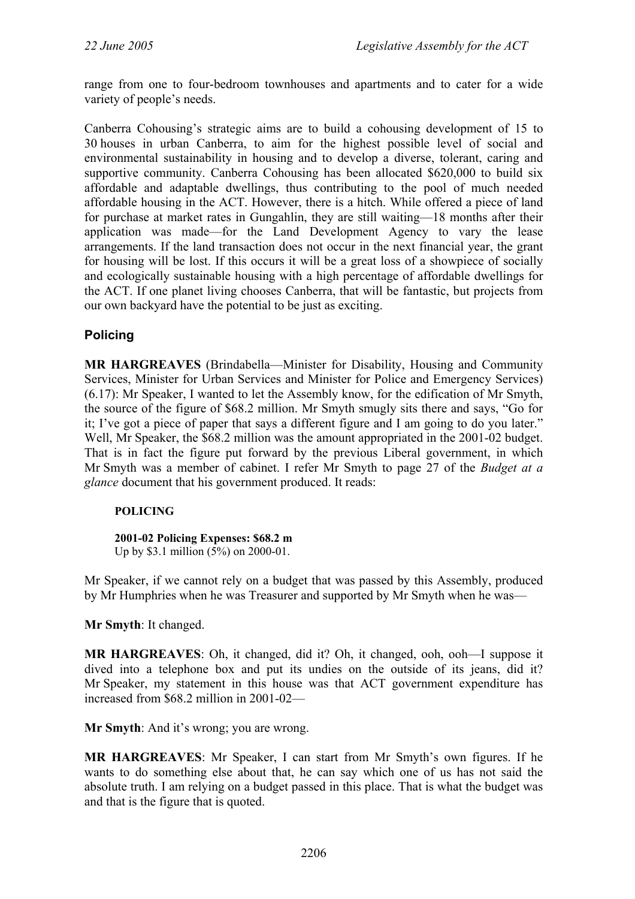range from one to four-bedroom townhouses and apartments and to cater for a wide variety of people's needs.

Canberra Cohousing's strategic aims are to build a cohousing development of 15 to 30 houses in urban Canberra, to aim for the highest possible level of social and environmental sustainability in housing and to develop a diverse, tolerant, caring and supportive community. Canberra Cohousing has been allocated $620,000 to build six affordable and adaptable dwellings, thus contributing to the pool of much needed affordable housing in the ACT. However, there is a hitch. While offered a piece of land for purchase at market rates in Gungahlin, they are still waiting—18 months after their application was made—for the Land Development Agency to vary the lease arrangements. If the land transaction does not occur in the next financial year, the grant for housing will be lost. If this occurs it will be a great loss of a showpiece of socially and ecologically sustainable housing with a high percentage of affordable dwellings for the ACT. If one planet living chooses Canberra, that will be fantastic, but projects from our own backyard have the potential to be just as exciting.

## Policing

**MR HARGREAVES** (Brindabella—Minister for Disability, Housing and Community Services, Minister for Urban Services and Minister for Police and Emergency Services) (6.17): Mr Speaker, I wanted to let the Assembly know, for the edification of Mr Smyth, the source of the figure of $68.2 million. Mr Smyth smugly sits there and says, "Go for it; I've got a piece of paper that says a different figure and I am going to do you later." Well, Mr Speaker, the $68.2 million was the amount appropriated in the 2001-02 budget. That is in fact the figure put forward by the previous Liberal government, in which Mr Smyth was a member of cabinet. I refer Mr Smyth to page 27 of the *Budget at a glance* document that his government produced. It reads:

> **POLICING**
>
> **2001-02 Policing Expenses: $68.2 m**
> Up by $3.1 million (5%) on 2000-01.

Mr Speaker, if we cannot rely on a budget that was passed by this Assembly, produced by Mr Humphries when he was Treasurer and supported by Mr Smyth when he was—

**Mr Smyth**: It changed.

**MR HARGREAVES**: Oh, it changed, did it? Oh, it changed, ooh, ooh—I suppose it dived into a telephone box and put its undies on the outside of its jeans, did it? Mr Speaker, my statement in this house was that ACT government expenditure has increased from $68.2 million in 2001-02—

**Mr Smyth**: And it's wrong; you are wrong.

**MR HARGREAVES**: Mr Speaker, I can start from Mr Smyth's own figures. If he wants to do something else about that, he can say which one of us has not said the absolute truth. I am relying on a budget passed in this place. That is what the budget was and that is the figure that is quoted.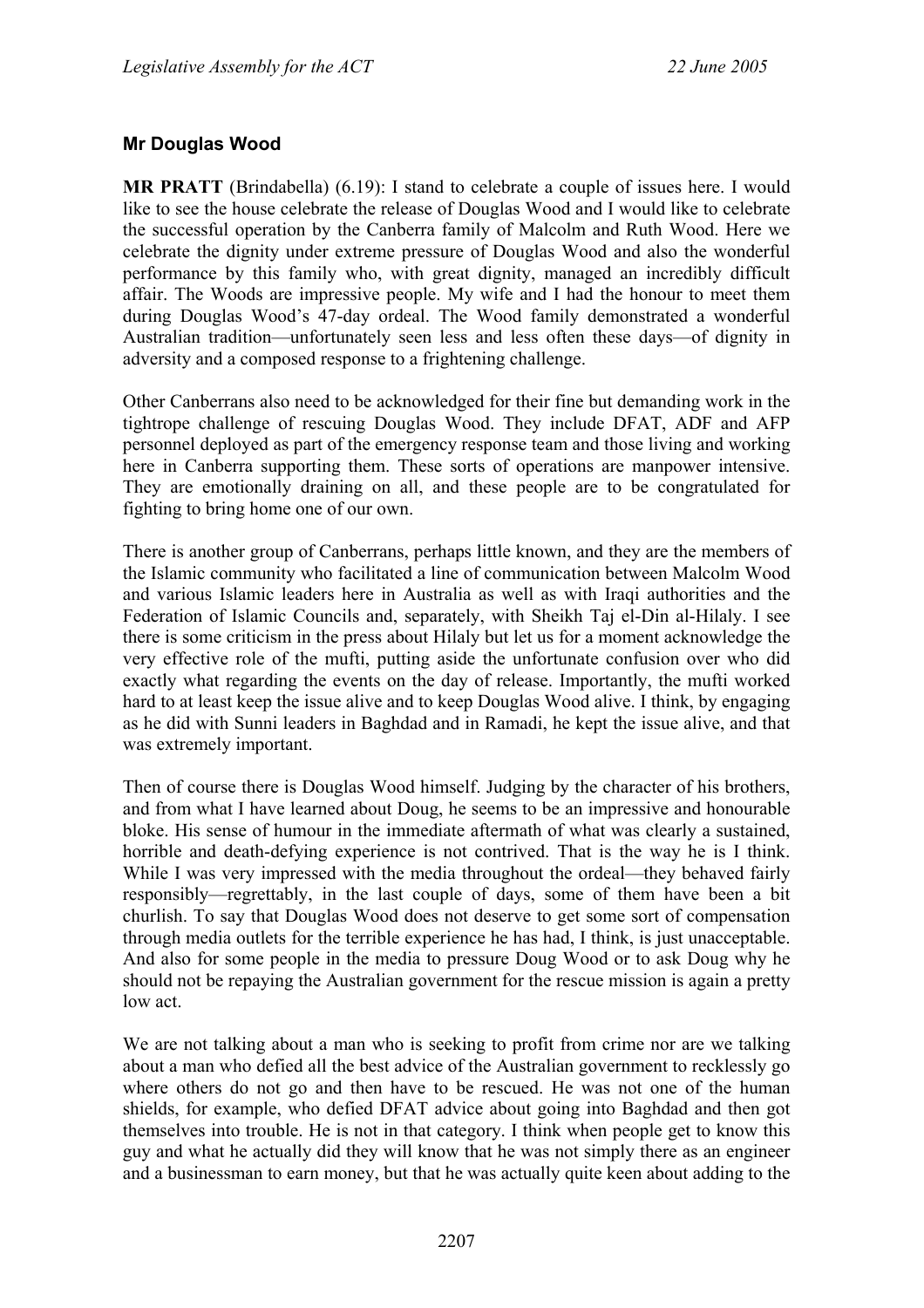### Mr Douglas Wood

**MR PRATT** (Brindabella) (6.19): I stand to celebrate a couple of issues here. I would like to see the house celebrate the release of Douglas Wood and I would like to celebrate the successful operation by the Canberra family of Malcolm and Ruth Wood. Here we celebrate the dignity under extreme pressure of Douglas Wood and also the wonderful performance by this family who, with great dignity, managed an incredibly difficult affair. The Woods are impressive people. My wife and I had the honour to meet them during Douglas Wood's 47-day ordeal. The Wood family demonstrated a wonderful Australian tradition—unfortunately seen less and less often these days—of dignity in adversity and a composed response to a frightening challenge.

Other Canberrans also need to be acknowledged for their fine but demanding work in the tightrope challenge of rescuing Douglas Wood. They include DFAT, ADF and AFP personnel deployed as part of the emergency response team and those living and working here in Canberra supporting them. These sorts of operations are manpower intensive. They are emotionally draining on all, and these people are to be congratulated for fighting to bring home one of our own.

There is another group of Canberrans, perhaps little known, and they are the members of the Islamic community who facilitated a line of communication between Malcolm Wood and various Islamic leaders here in Australia as well as with Iraqi authorities and the Federation of Islamic Councils and, separately, with Sheikh Taj el-Din al-Hilaly. I see there is some criticism in the press about Hilaly but let us for a moment acknowledge the very effective role of the mufti, putting aside the unfortunate confusion over who did exactly what regarding the events on the day of release. Importantly, the mufti worked hard to at least keep the issue alive and to keep Douglas Wood alive. I think, by engaging as he did with Sunni leaders in Baghdad and in Ramadi, he kept the issue alive, and that was extremely important.

Then of course there is Douglas Wood himself. Judging by the character of his brothers, and from what I have learned about Doug, he seems to be an impressive and honourable bloke. His sense of humour in the immediate aftermath of what was clearly a sustained, horrible and death-defying experience is not contrived. That is the way he is I think. While I was very impressed with the media throughout the ordeal—they behaved fairly responsibly—regrettably, in the last couple of days, some of them have been a bit churlish. To say that Douglas Wood does not deserve to get some sort of compensation through media outlets for the terrible experience he has had, I think, is just unacceptable. And also for some people in the media to pressure Doug Wood or to ask Doug why he should not be repaying the Australian government for the rescue mission is again a pretty low act.

We are not talking about a man who is seeking to profit from crime nor are we talking about a man who defied all the best advice of the Australian government to recklessly go where others do not go and then have to be rescued. He was not one of the human shields, for example, who defied DFAT advice about going into Baghdad and then got themselves into trouble. He is not in that category. I think when people get to know this guy and what he actually did they will know that he was not simply there as an engineer and a businessman to earn money, but that he was actually quite keen about adding to the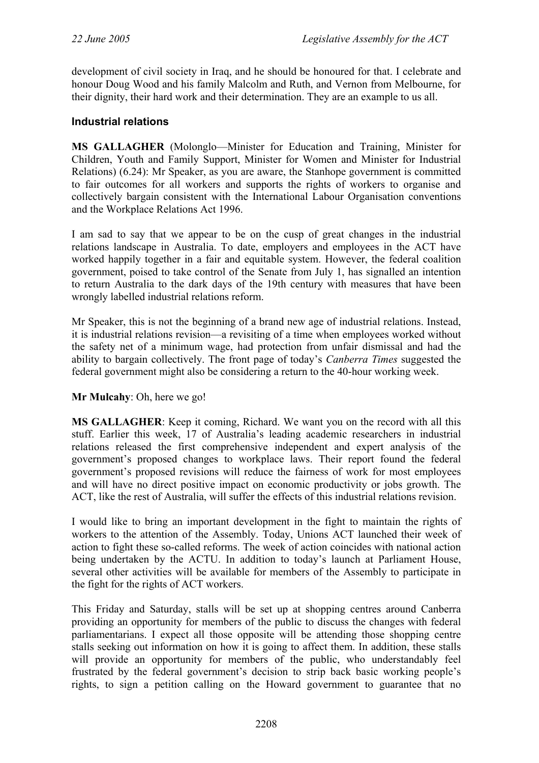development of civil society in Iraq, and he should be honoured for that. I celebrate and honour Doug Wood and his family Malcolm and Ruth, and Vernon from Melbourne, for their dignity, their hard work and their determination. They are an example to us all.

### Industrial relations

**MS GALLAGHER** (Molonglo—Minister for Education and Training, Minister for Children, Youth and Family Support, Minister for Women and Minister for Industrial Relations) (6.24): Mr Speaker, as you are aware, the Stanhope government is committed to fair outcomes for all workers and supports the rights of workers to organise and collectively bargain consistent with the International Labour Organisation conventions and the Workplace Relations Act 1996.

I am sad to say that we appear to be on the cusp of great changes in the industrial relations landscape in Australia. To date, employers and employees in the ACT have worked happily together in a fair and equitable system. However, the federal coalition government, poised to take control of the Senate from July 1, has signalled an intention to return Australia to the dark days of the 19th century with measures that have been wrongly labelled industrial relations reform.

Mr Speaker, this is not the beginning of a brand new age of industrial relations. Instead, it is industrial relations revision—a revisiting of a time when employees worked without the safety net of a minimum wage, had protection from unfair dismissal and had the ability to bargain collectively. The front page of today's *Canberra Times* suggested the federal government might also be considering a return to the 40-hour working week.

**Mr Mulcahy**: Oh, here we go!

**MS GALLAGHER**: Keep it coming, Richard. We want you on the record with all this stuff. Earlier this week, 17 of Australia's leading academic researchers in industrial relations released the first comprehensive independent and expert analysis of the government's proposed changes to workplace laws. Their report found the federal government's proposed revisions will reduce the fairness of work for most employees and will have no direct positive impact on economic productivity or jobs growth. The ACT, like the rest of Australia, will suffer the effects of this industrial relations revision.

I would like to bring an important development in the fight to maintain the rights of workers to the attention of the Assembly. Today, Unions ACT launched their week of action to fight these so-called reforms. The week of action coincides with national action being undertaken by the ACTU. In addition to today's launch at Parliament House, several other activities will be available for members of the Assembly to participate in the fight for the rights of ACT workers.

This Friday and Saturday, stalls will be set up at shopping centres around Canberra providing an opportunity for members of the public to discuss the changes with federal parliamentarians. I expect all those opposite will be attending those shopping centre stalls seeking out information on how it is going to affect them. In addition, these stalls will provide an opportunity for members of the public, who understandably feel frustrated by the federal government's decision to strip back basic working people's rights, to sign a petition calling on the Howard government to guarantee that no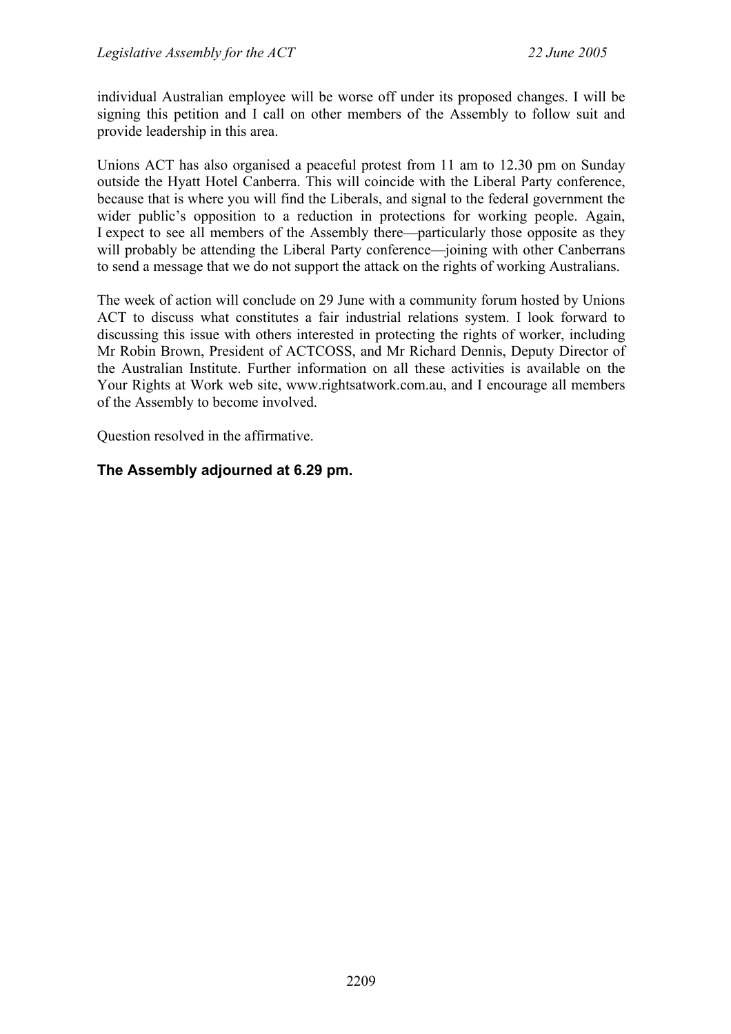individual Australian employee will be worse off under its proposed changes. I will be signing this petition and I call on other members of the Assembly to follow suit and provide leadership in this area.

Unions ACT has also organised a peaceful protest from 11 am to 12.30 pm on Sunday outside the Hyatt Hotel Canberra. This will coincide with the Liberal Party conference, because that is where you will find the Liberals, and signal to the federal government the wider public's opposition to a reduction in protections for working people. Again, I expect to see all members of the Assembly there—particularly those opposite as they will probably be attending the Liberal Party conference—joining with other Canberrans to send a message that we do not support the attack on the rights of working Australians.

The week of action will conclude on 29 June with a community forum hosted by Unions ACT to discuss what constitutes a fair industrial relations system. I look forward to discussing this issue with others interested in protecting the rights of worker, including Mr Robin Brown, President of ACTCOSS, and Mr Richard Dennis, Deputy Director of the Australian Institute. Further information on all these activities is available on the Your Rights at Work web site, www.rightsatwork.com.au, and I encourage all members of the Assembly to become involved.

Question resolved in the affirmative.

**The Assembly adjourned at 6.29 pm.**